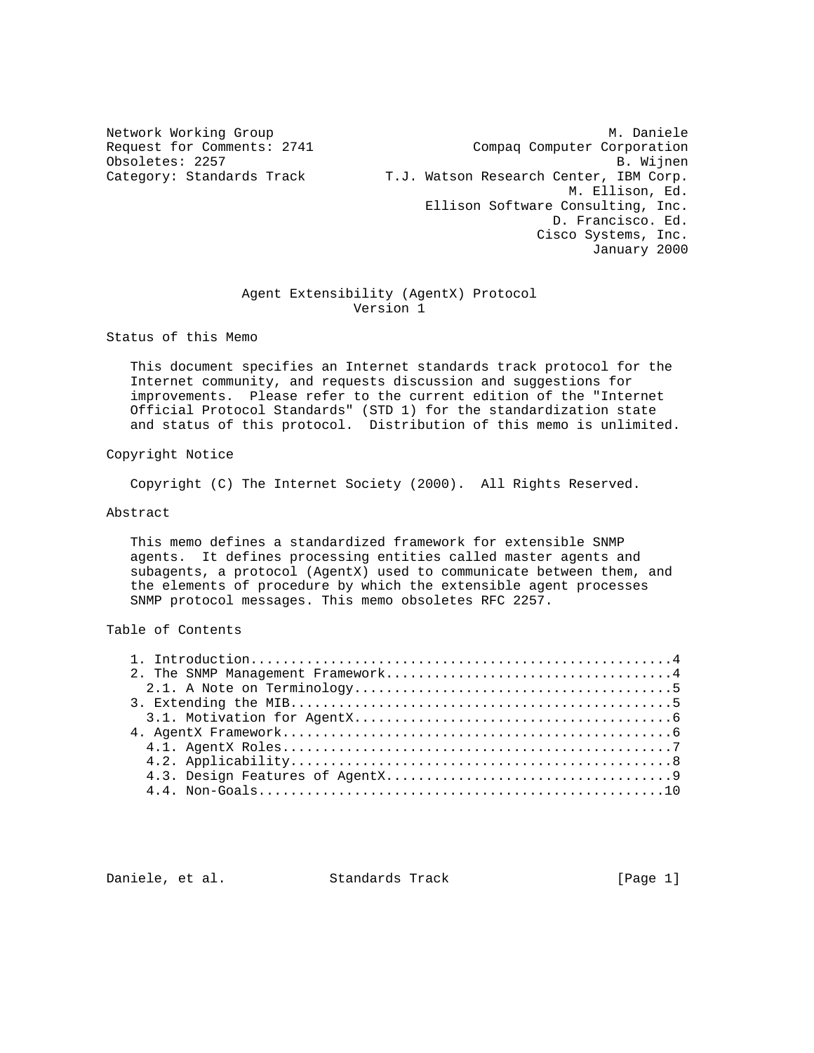Network Working Group M. Daniele
Request for Comments: 2741 Compaq Computer Corporation
Obsoletes: 2257 B. Wijnen
Category: Standards Track T.J. Watson Research Center, IBM Corp.
M. Ellison, Ed.
Ellison Software Consulting, Inc.
D. Francisco. Ed.
Cisco Systems, Inc.
January 2000

# Agent Extensibility (AgentX) Protocol Version 1

## Status of this Memo

This document specifies an Internet standards track protocol for the Internet community, and requests discussion and suggestions for improvements. Please refer to the current edition of the "Internet Official Protocol Standards" (STD 1) for the standardization state and status of this protocol. Distribution of this memo is unlimited.

## Copyright Notice

Copyright (C) The Internet Society (2000). All Rights Reserved.

## Abstract

This memo defines a standardized framework for extensible SNMP agents. It defines processing entities called master agents and subagents, a protocol (AgentX) used to communicate between them, and the elements of procedure by which the extensible agent processes SNMP protocol messages. This memo obsoletes RFC 2257.

## Table of Contents

```
1. Introduction....................................................4
2. The SNMP Management Framework...................................4
  2.1. A Note on Terminology......................................5
3. Extending the MIB...............................................5
  3.1. Motivation for AgentX......................................6
4. AgentX Framework................................................6
  4.1. AgentX Roles...............................................7
  4.2. Applicability..............................................8
  4.3. Design Features of AgentX..................................9
  4.4. Non-Goals.................................................10
```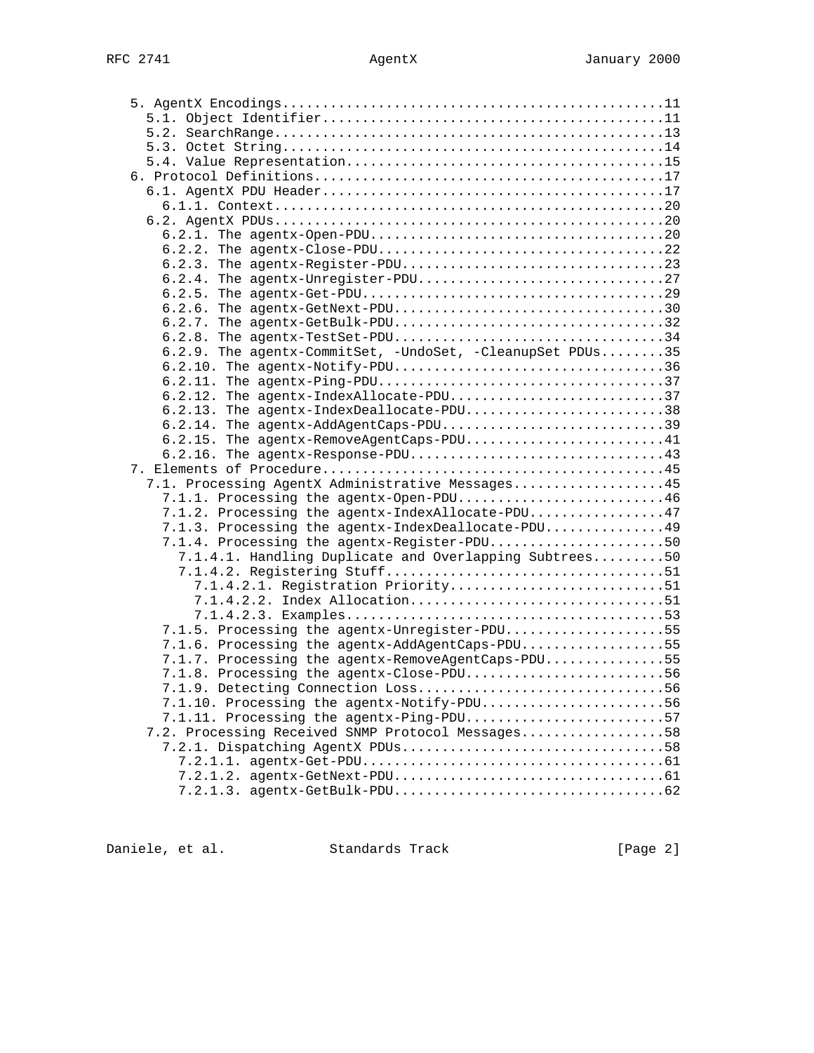```
   5. AgentX Encodings..............................................11
     5.1. Object Identifier.........................................11
     5.2. SearchRange...............................................13
     5.3. Octet String..............................................14
     5.4. Value Representation......................................15
   6. Protocol Definitions..........................................17
     6.1. AgentX PDU Header.........................................17
       6.1.1. Context...............................................20
     6.2. AgentX PDUs...............................................20
       6.2.1. The agentx-Open-PDU...................................20
       6.2.2. The agentx-Close-PDU..................................22
       6.2.3. The agentx-Register-PDU...............................23
       6.2.4. The agentx-Unregister-PDU.............................27
       6.2.5. The agentx-Get-PDU....................................29
       6.2.6. The agentx-GetNext-PDU................................30
       6.2.7. The agentx-GetBulk-PDU................................32
       6.2.8. The agentx-TestSet-PDU................................34
       6.2.9. The agentx-CommitSet, -UndoSet, -CleanupSet PDUs........35
       6.2.10. The agentx-Notify-PDU................................36
       6.2.11. The agentx-Ping-PDU..................................37
       6.2.12. The agentx-IndexAllocate-PDU.........................37
       6.2.13. The agentx-IndexDeallocate-PDU.......................38
       6.2.14. The agentx-AddAgentCaps-PDU..........................39
       6.2.15. The agentx-RemoveAgentCaps-PDU.......................41
       6.2.16. The agentx-Response-PDU..............................43
   7. Elements of Procedure.........................................45
     7.1. Processing AgentX Administrative Messages.................45
       7.1.1. Processing the agentx-Open-PDU........................46
       7.1.2. Processing the agentx-IndexAllocate-PDU...............47
       7.1.3. Processing the agentx-IndexDeallocate-PDU.............49
       7.1.4. Processing the agentx-Register-PDU....................50
         7.1.4.1. Handling Duplicate and Overlapping Subtrees.........50
         7.1.4.2. Registering Stuff.................................51
           7.1.4.2.1. Registration Priority.........................51
           7.1.4.2.2. Index Allocation..............................51
           7.1.4.2.3. Examples......................................53
       7.1.5. Processing the agentx-Unregister-PDU..................55
       7.1.6. Processing the agentx-AddAgentCaps-PDU................55
       7.1.7. Processing the agentx-RemoveAgentCaps-PDU.............55
       7.1.8. Processing the agentx-Close-PDU.......................56
       7.1.9. Detecting Connection Loss.............................56
       7.1.10. Processing the agentx-Notify-PDU.....................56
       7.1.11. Processing the agentx-Ping-PDU.......................57
     7.2. Processing Received SNMP Protocol Messages................58
       7.2.1. Dispatching AgentX PDUs...............................58
         7.2.1.1. agentx-Get-PDU....................................61
         7.2.1.2. agentx-GetNext-PDU................................61
         7.2.1.3. agentx-GetBulk-PDU................................62
```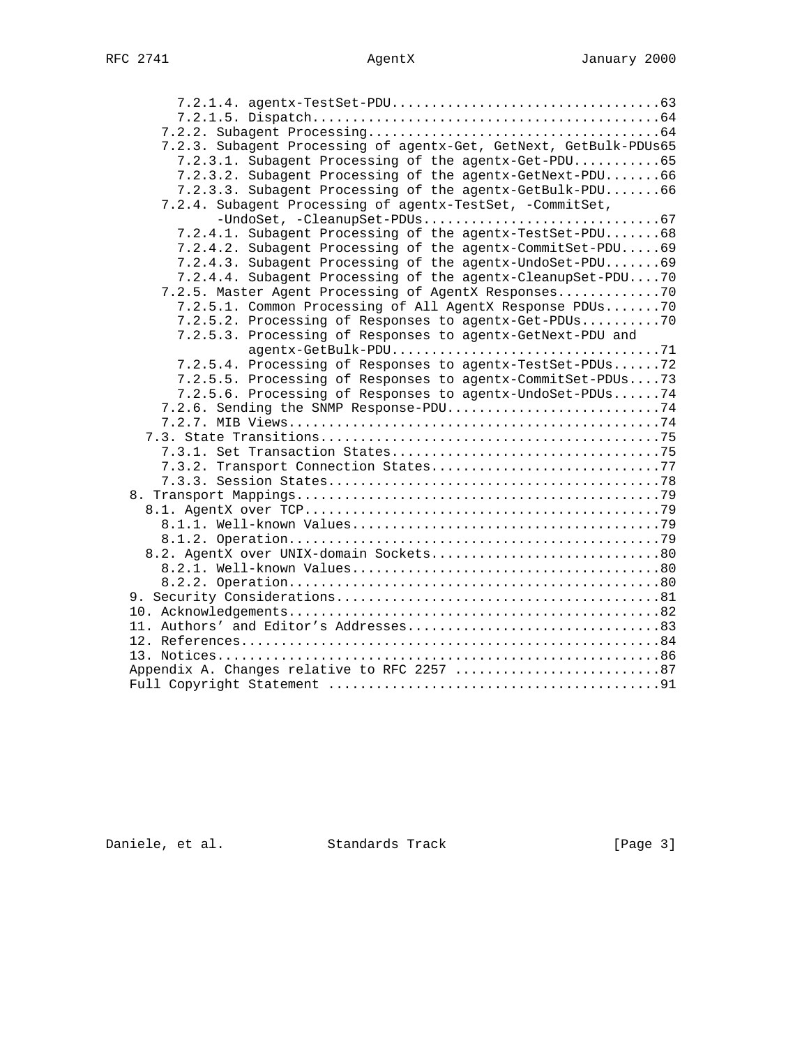```
         7.2.1.4. agentx-TestSet-PDU.................................63
         7.2.1.5. Dispatch...........................................64
       7.2.2. Subagent Processing....................................64
       7.2.3. Subagent Processing of agentx-Get, GetNext, GetBulk-PDUs65
         7.2.3.1. Subagent Processing of the agentx-Get-PDU..........65
         7.2.3.2. Subagent Processing of the agentx-GetNext-PDU.......66
         7.2.3.3. Subagent Processing of the agentx-GetBulk-PDU.......66
       7.2.4. Subagent Processing of agentx-TestSet, -CommitSet,
              -UndoSet, -CleanupSet-PDUs.............................67
         7.2.4.1. Subagent Processing of the agentx-TestSet-PDU.......68
         7.2.4.2. Subagent Processing of the agentx-CommitSet-PDU.....69
         7.2.4.3. Subagent Processing of the agentx-UndoSet-PDU.......69
         7.2.4.4. Subagent Processing of the agentx-CleanupSet-PDU....70
       7.2.5. Master Agent Processing of AgentX Responses............70
         7.2.5.1. Common Processing of All AgentX Response PDUs.......70
         7.2.5.2. Processing of Responses to agentx-Get-PDUs..........70
         7.2.5.3. Processing of Responses to agentx-GetNext-PDU and
                  agentx-GetBulk-PDU.................................71
         7.2.5.4. Processing of Responses to agentx-TestSet-PDUs......72
         7.2.5.5. Processing of Responses to agentx-CommitSet-PDUs....73
         7.2.5.6. Processing of Responses to agentx-UndoSet-PDUs......74
       7.2.6. Sending the SNMP Response-PDU..........................74
       7.2.7. MIB Views..............................................74
     7.3. State Transitions..........................................75
       7.3.1. Set Transaction States.................................75
       7.3.2. Transport Connection States............................77
       7.3.3. Session States.........................................78
   8. Transport Mappings.............................................79
     8.1. AgentX over TCP............................................79
       8.1.1. Well-known Values......................................79
       8.1.2. Operation..............................................79
     8.2. AgentX over UNIX-domain Sockets............................80
       8.2.1. Well-known Values......................................80
       8.2.2. Operation..............................................80
   9. Security Considerations........................................81
   10. Acknowledgements..............................................82
   11. Authors' and Editor's Addresses...............................83
   12. References....................................................84
   13. Notices.......................................................86
   Appendix A. Changes relative to RFC 2257 .........................87
   Full Copyright Statement .........................................91
```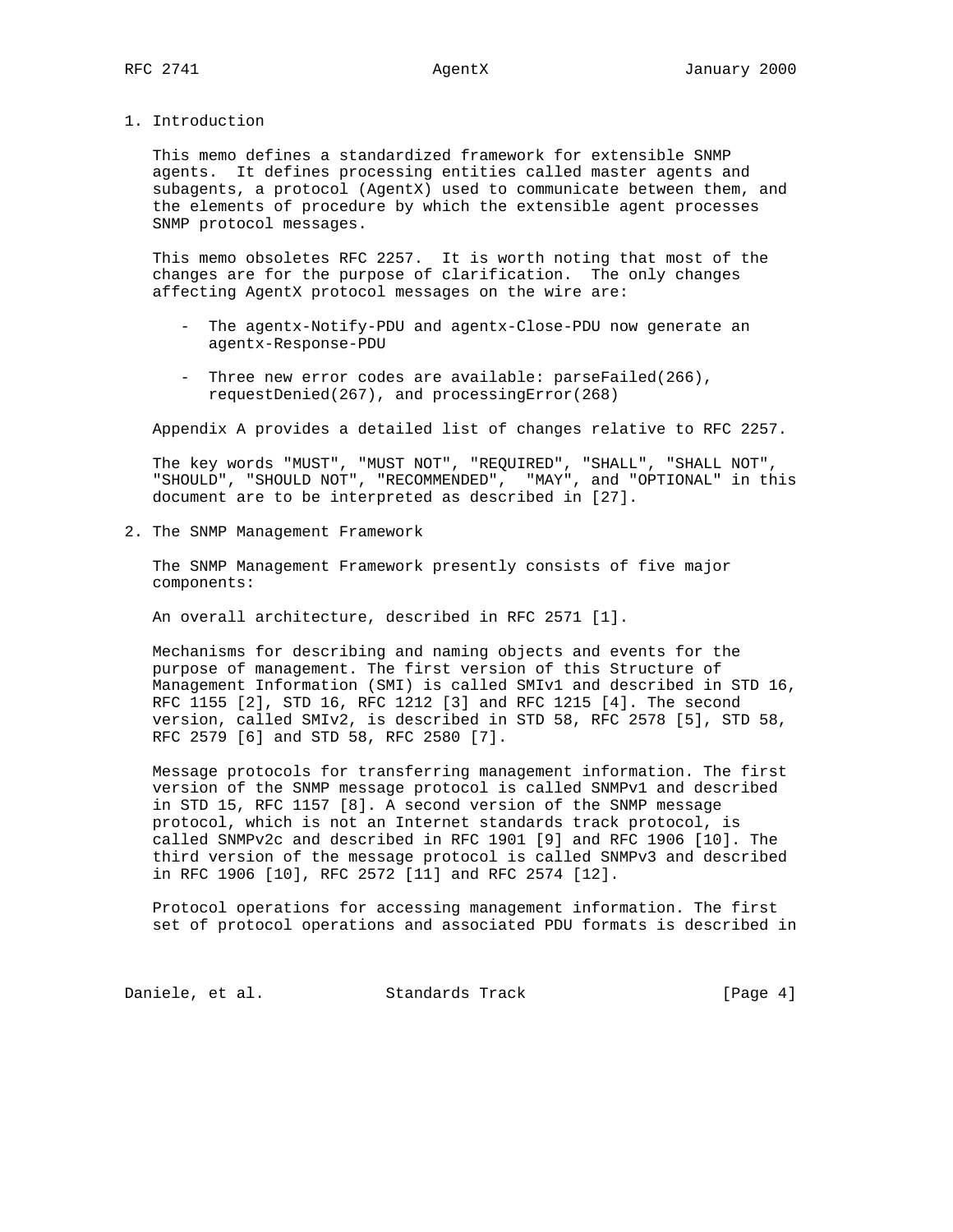# 1. Introduction

This memo defines a standardized framework for extensible SNMP agents. It defines processing entities called master agents and subagents, a protocol (AgentX) used to communicate between them, and the elements of procedure by which the extensible agent processes SNMP protocol messages.

This memo obsoletes RFC 2257. It is worth noting that most of the changes are for the purpose of clarification. The only changes affecting AgentX protocol messages on the wire are:

- The agentx-Notify-PDU and agentx-Close-PDU now generate an agentx-Response-PDU
- Three new error codes are available: parseFailed(266), requestDenied(267), and processingError(268)

Appendix A provides a detailed list of changes relative to RFC 2257.

The key words "MUST", "MUST NOT", "REQUIRED", "SHALL", "SHALL NOT", "SHOULD", "SHOULD NOT", "RECOMMENDED", "MAY", and "OPTIONAL" in this document are to be interpreted as described in [27].

# 2. The SNMP Management Framework

The SNMP Management Framework presently consists of five major components:

An overall architecture, described in RFC 2571 [1].

Mechanisms for describing and naming objects and events for the purpose of management. The first version of this Structure of Management Information (SMI) is called SMIv1 and described in STD 16, RFC 1155 [2], STD 16, RFC 1212 [3] and RFC 1215 [4]. The second version, called SMIv2, is described in STD 58, RFC 2578 [5], STD 58, RFC 2579 [6] and STD 58, RFC 2580 [7].

Message protocols for transferring management information. The first version of the SNMP message protocol is called SNMPv1 and described in STD 15, RFC 1157 [8]. A second version of the SNMP message protocol, which is not an Internet standards track protocol, is called SNMPv2c and described in RFC 1901 [9] and RFC 1906 [10]. The third version of the message protocol is called SNMPv3 and described in RFC 1906 [10], RFC 2572 [11] and RFC 2574 [12].

Protocol operations for accessing management information. The first set of protocol operations and associated PDU formats is described in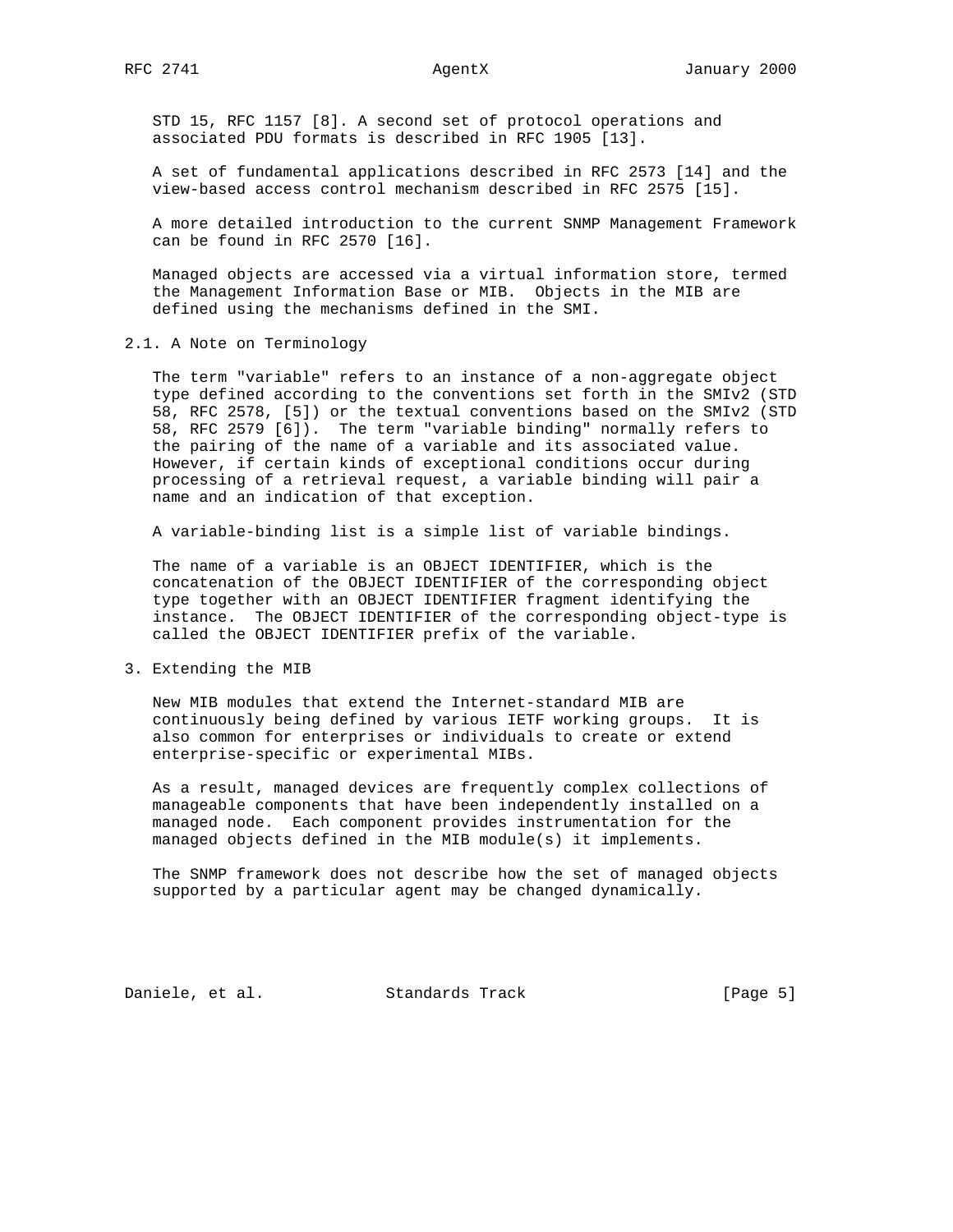STD 15, RFC 1157 [8]. A second set of protocol operations and associated PDU formats is described in RFC 1905 [13].

A set of fundamental applications described in RFC 2573 [14] and the view-based access control mechanism described in RFC 2575 [15].

A more detailed introduction to the current SNMP Management Framework can be found in RFC 2570 [16].

Managed objects are accessed via a virtual information store, termed the Management Information Base or MIB. Objects in the MIB are defined using the mechanisms defined in the SMI.

## 2.1. A Note on Terminology

The term "variable" refers to an instance of a non-aggregate object type defined according to the conventions set forth in the SMIv2 (STD 58, RFC 2578, [5]) or the textual conventions based on the SMIv2 (STD 58, RFC 2579 [6]). The term "variable binding" normally refers to the pairing of the name of a variable and its associated value. However, if certain kinds of exceptional conditions occur during processing of a retrieval request, a variable binding will pair a name and an indication of that exception.

A variable-binding list is a simple list of variable bindings.

The name of a variable is an OBJECT IDENTIFIER, which is the concatenation of the OBJECT IDENTIFIER of the corresponding object type together with an OBJECT IDENTIFIER fragment identifying the instance. The OBJECT IDENTIFIER of the corresponding object-type is called the OBJECT IDENTIFIER prefix of the variable.

# 3. Extending the MIB

New MIB modules that extend the Internet-standard MIB are continuously being defined by various IETF working groups. It is also common for enterprises or individuals to create or extend enterprise-specific or experimental MIBs.

As a result, managed devices are frequently complex collections of manageable components that have been independently installed on a managed node. Each component provides instrumentation for the managed objects defined in the MIB module(s) it implements.

The SNMP framework does not describe how the set of managed objects supported by a particular agent may be changed dynamically.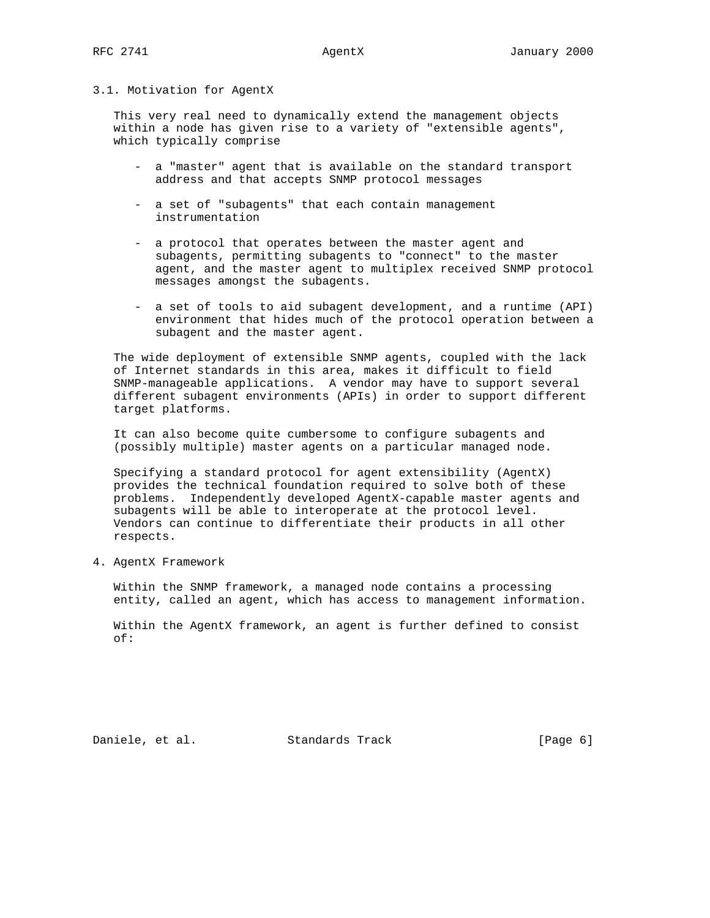### 3.1. Motivation for AgentX

This very real need to dynamically extend the management objects within a node has given rise to a variety of "extensible agents", which typically comprise

- a "master" agent that is available on the standard transport address and that accepts SNMP protocol messages
- a set of "subagents" that each contain management instrumentation
- a protocol that operates between the master agent and subagents, permitting subagents to "connect" to the master agent, and the master agent to multiplex received SNMP protocol messages amongst the subagents.
- a set of tools to aid subagent development, and a runtime (API) environment that hides much of the protocol operation between a subagent and the master agent.

The wide deployment of extensible SNMP agents, coupled with the lack of Internet standards in this area, makes it difficult to field SNMP-manageable applications. A vendor may have to support several different subagent environments (APIs) in order to support different target platforms.

It can also become quite cumbersome to configure subagents and (possibly multiple) master agents on a particular managed node.

Specifying a standard protocol for agent extensibility (AgentX) provides the technical foundation required to solve both of these problems. Independently developed AgentX-capable master agents and subagents will be able to interoperate at the protocol level. Vendors can continue to differentiate their products in all other respects.

## 4. AgentX Framework

Within the SNMP framework, a managed node contains a processing entity, called an agent, which has access to management information.

Within the AgentX framework, an agent is further defined to consist of: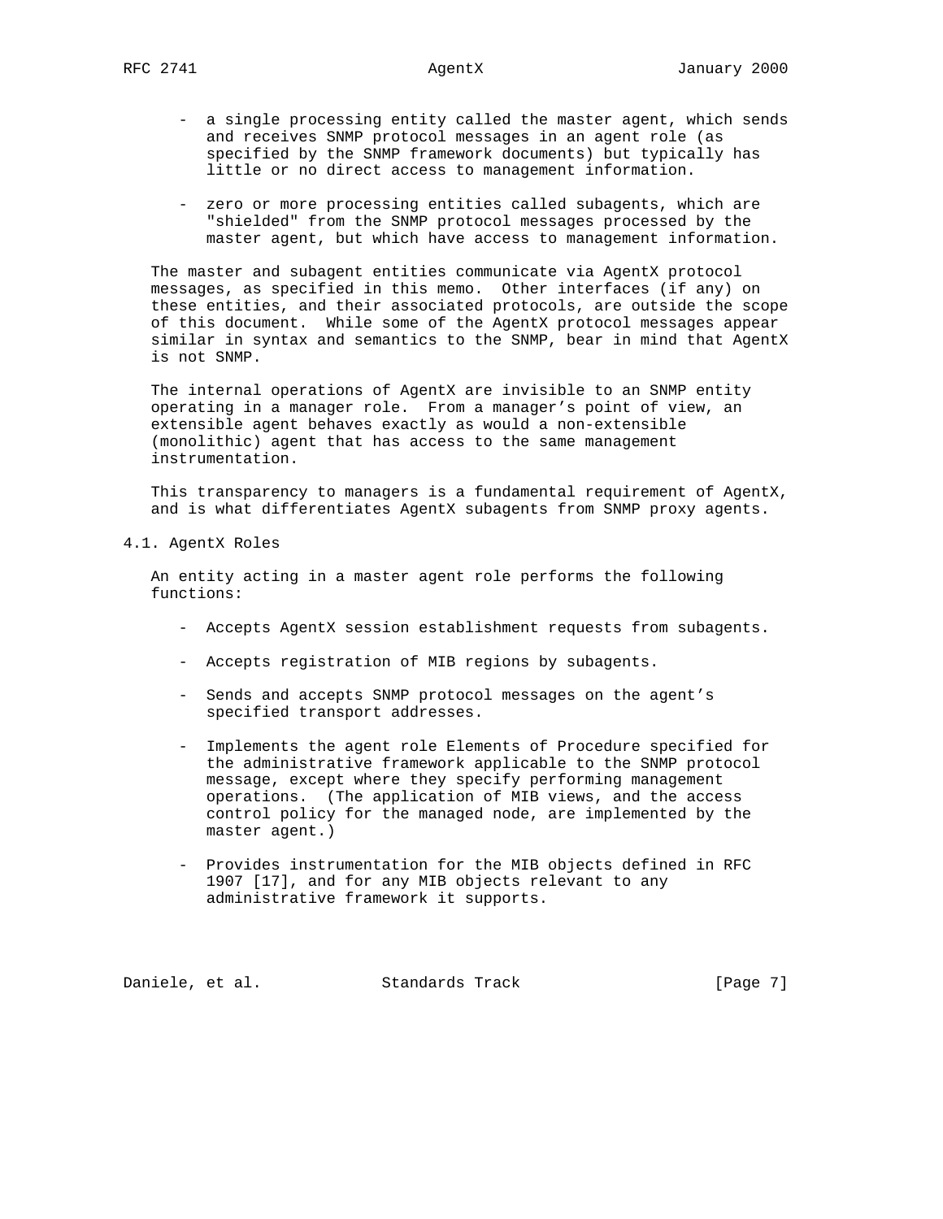- a single processing entity called the master agent, which sends and receives SNMP protocol messages in an agent role (as specified by the SNMP framework documents) but typically has little or no direct access to management information.

- zero or more processing entities called subagents, which are "shielded" from the SNMP protocol messages processed by the master agent, but which have access to management information.

The master and subagent entities communicate via AgentX protocol messages, as specified in this memo. Other interfaces (if any) on these entities, and their associated protocols, are outside the scope of this document. While some of the AgentX protocol messages appear similar in syntax and semantics to the SNMP, bear in mind that AgentX is not SNMP.

The internal operations of AgentX are invisible to an SNMP entity operating in a manager role. From a manager's point of view, an extensible agent behaves exactly as would a non-extensible (monolithic) agent that has access to the same management instrumentation.

This transparency to managers is a fundamental requirement of AgentX, and is what differentiates AgentX subagents from SNMP proxy agents.

## 4.1. AgentX Roles

An entity acting in a master agent role performs the following functions:

- Accepts AgentX session establishment requests from subagents.

- Accepts registration of MIB regions by subagents.

- Sends and accepts SNMP protocol messages on the agent's specified transport addresses.

- Implements the agent role Elements of Procedure specified for the administrative framework applicable to the SNMP protocol message, except where they specify performing management operations. (The application of MIB views, and the access control policy for the managed node, are implemented by the master agent.)

- Provides instrumentation for the MIB objects defined in RFC 1907 [17], and for any MIB objects relevant to any administrative framework it supports.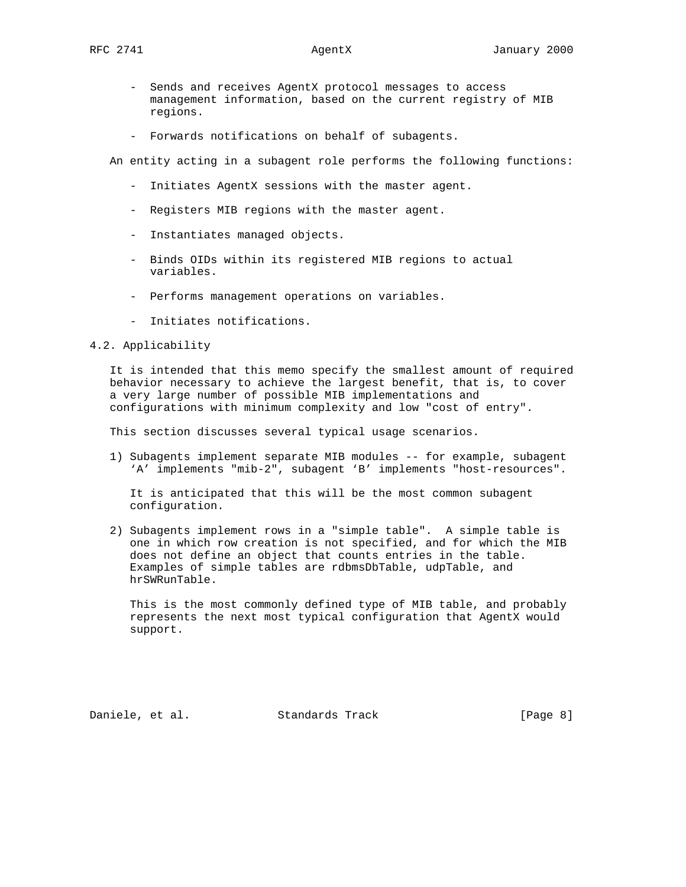- Sends and receives AgentX protocol messages to access management information, based on the current registry of MIB regions.

- Forwards notifications on behalf of subagents.

An entity acting in a subagent role performs the following functions:

- Initiates AgentX sessions with the master agent.

- Registers MIB regions with the master agent.

- Instantiates managed objects.

- Binds OIDs within its registered MIB regions to actual variables.

- Performs management operations on variables.

- Initiates notifications.

## 4.2. Applicability

It is intended that this memo specify the smallest amount of required behavior necessary to achieve the largest benefit, that is, to cover a very large number of possible MIB implementations and configurations with minimum complexity and low "cost of entry".

This section discusses several typical usage scenarios.

1) Subagents implement separate MIB modules -- for example, subagent 'A' implements "mib-2", subagent 'B' implements "host-resources".

   It is anticipated that this will be the most common subagent configuration.

2) Subagents implement rows in a "simple table". A simple table is one in which row creation is not specified, and for which the MIB does not define an object that counts entries in the table. Examples of simple tables are rdbmsDbTable, udpTable, and hrSWRunTable.

   This is the most commonly defined type of MIB table, and probably represents the next most typical configuration that AgentX would support.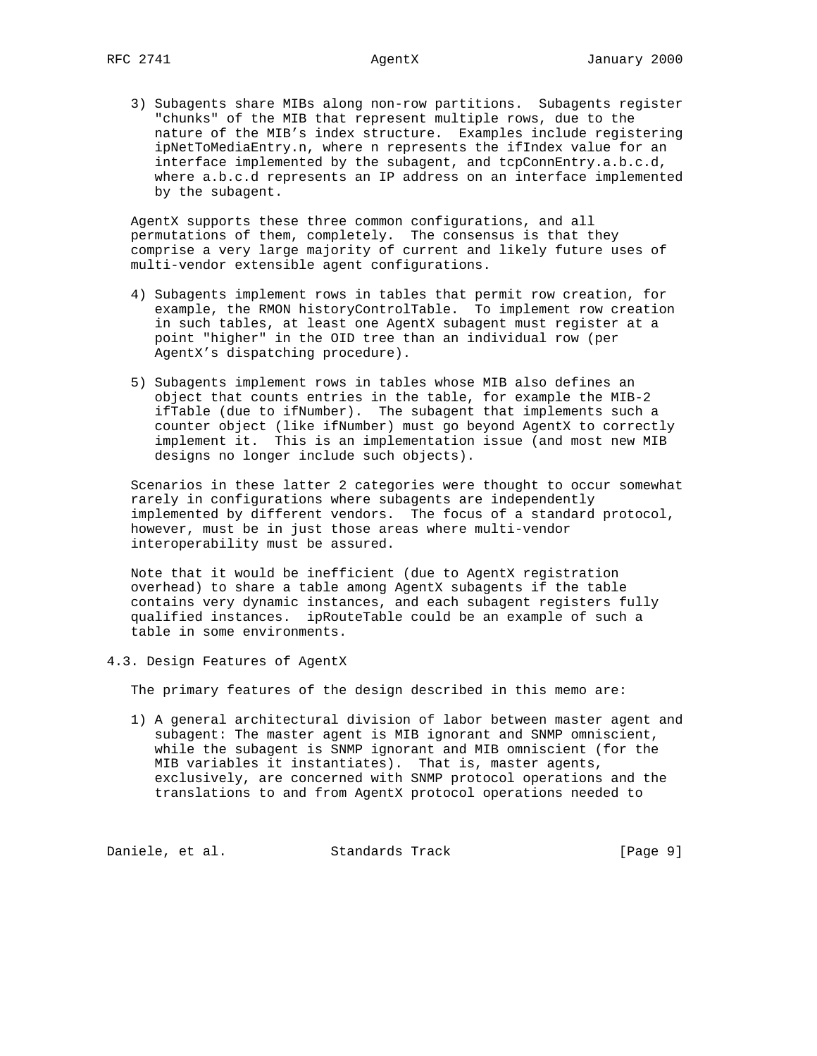3) Subagents share MIBs along non-row partitions. Subagents register "chunks" of the MIB that represent multiple rows, due to the nature of the MIB's index structure. Examples include registering ipNetToMediaEntry.n, where n represents the ifIndex value for an interface implemented by the subagent, and tcpConnEntry.a.b.c.d, where a.b.c.d represents an IP address on an interface implemented by the subagent.

AgentX supports these three common configurations, and all permutations of them, completely. The consensus is that they comprise a very large majority of current and likely future uses of multi-vendor extensible agent configurations.

4) Subagents implement rows in tables that permit row creation, for example, the RMON historyControlTable. To implement row creation in such tables, at least one AgentX subagent must register at a point "higher" in the OID tree than an individual row (per AgentX's dispatching procedure).

5) Subagents implement rows in tables whose MIB also defines an object that counts entries in the table, for example the MIB-2 ifTable (due to ifNumber). The subagent that implements such a counter object (like ifNumber) must go beyond AgentX to correctly implement it. This is an implementation issue (and most new MIB designs no longer include such objects).

Scenarios in these latter 2 categories were thought to occur somewhat rarely in configurations where subagents are independently implemented by different vendors. The focus of a standard protocol, however, must be in just those areas where multi-vendor interoperability must be assured.

Note that it would be inefficient (due to AgentX registration overhead) to share a table among AgentX subagents if the table contains very dynamic instances, and each subagent registers fully qualified instances. ipRouteTable could be an example of such a table in some environments.

## 4.3. Design Features of AgentX

The primary features of the design described in this memo are:

1) A general architectural division of labor between master agent and subagent: The master agent is MIB ignorant and SNMP omniscient, while the subagent is SNMP ignorant and MIB omniscient (for the MIB variables it instantiates). That is, master agents, exclusively, are concerned with SNMP protocol operations and the translations to and from AgentX protocol operations needed to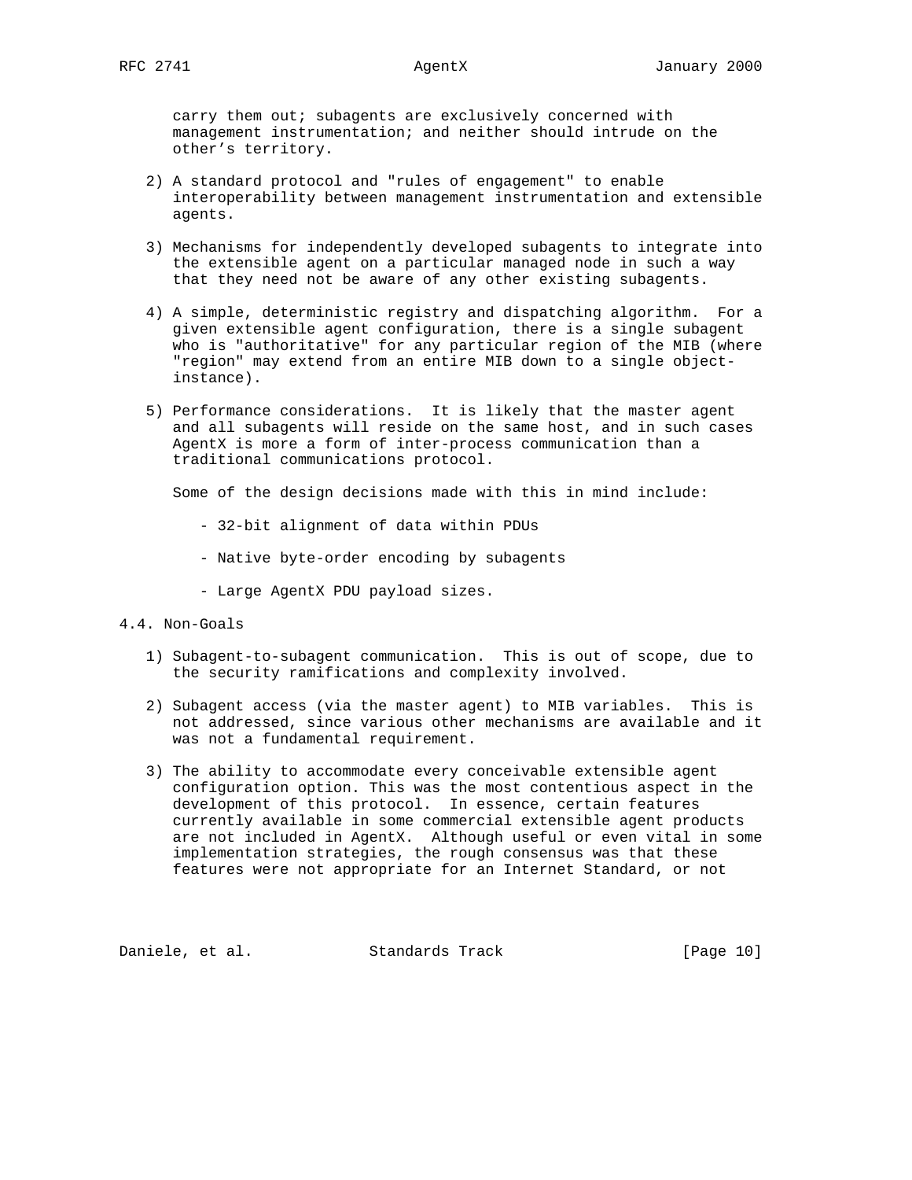carry them out; subagents are exclusively concerned with management instrumentation; and neither should intrude on the other's territory.

2) A standard protocol and "rules of engagement" to enable interoperability between management instrumentation and extensible agents.

3) Mechanisms for independently developed subagents to integrate into the extensible agent on a particular managed node in such a way that they need not be aware of any other existing subagents.

4) A simple, deterministic registry and dispatching algorithm. For a given extensible agent configuration, there is a single subagent who is "authoritative" for any particular region of the MIB (where "region" may extend from an entire MIB down to a single object-instance).

5) Performance considerations. It is likely that the master agent and all subagents will reside on the same host, and in such cases AgentX is more a form of inter-process communication than a traditional communications protocol.

   Some of the design decisions made with this in mind include:

   - 32-bit alignment of data within PDUs
   - Native byte-order encoding by subagents
   - Large AgentX PDU payload sizes.

## 4.4. Non-Goals

1) Subagent-to-subagent communication. This is out of scope, due to the security ramifications and complexity involved.

2) Subagent access (via the master agent) to MIB variables. This is not addressed, since various other mechanisms are available and it was not a fundamental requirement.

3) The ability to accommodate every conceivable extensible agent configuration option. This was the most contentious aspect in the development of this protocol. In essence, certain features currently available in some commercial extensible agent products are not included in AgentX. Although useful or even vital in some implementation strategies, the rough consensus was that these features were not appropriate for an Internet Standard, or not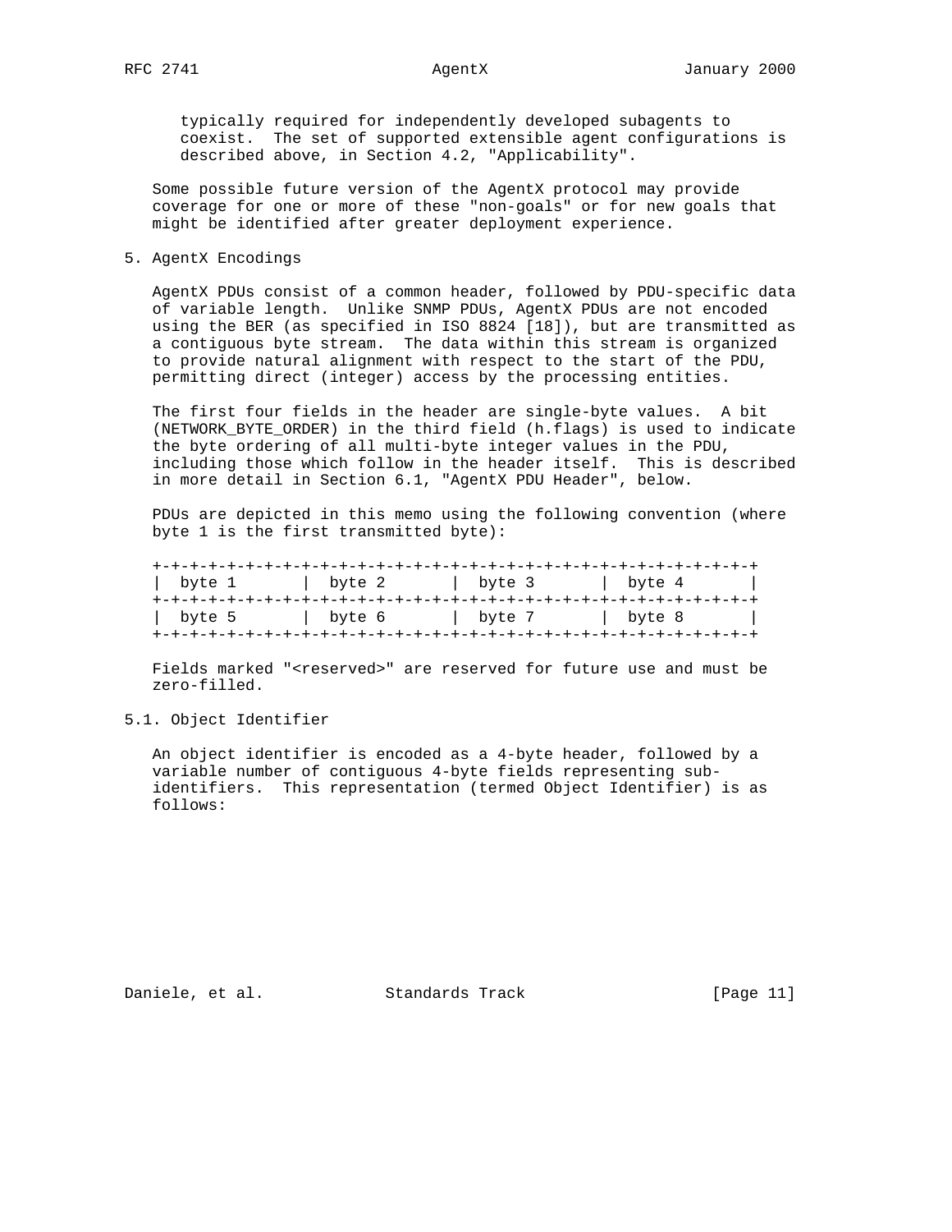typically required for independently developed subagents to coexist. The set of supported extensible agent configurations is described above, in Section 4.2, "Applicability".

Some possible future version of the AgentX protocol may provide coverage for one or more of these "non-goals" or for new goals that might be identified after greater deployment experience.

## 5. AgentX Encodings

AgentX PDUs consist of a common header, followed by PDU-specific data of variable length. Unlike SNMP PDUs, AgentX PDUs are not encoded using the BER (as specified in ISO 8824 [18]), but are transmitted as a contiguous byte stream. The data within this stream is organized to provide natural alignment with respect to the start of the PDU, permitting direct (integer) access by the processing entities.

The first four fields in the header are single-byte values. A bit (NETWORK_BYTE_ORDER) in the third field (h.flags) is used to indicate the byte ordering of all multi-byte integer values in the PDU, including those which follow in the header itself. This is described in more detail in Section 6.1, "AgentX PDU Header", below.

PDUs are depicted in this memo using the following convention (where byte 1 is the first transmitted byte):

```
+-+-+-+-+-+-+-+-+-+-+-+-+-+-+-+-+-+-+-+-+-+-+-+-+-+-+-+-+-+-+-+-+
|  byte 1       |  byte 2       |  byte 3       |  byte 4       |
+-+-+-+-+-+-+-+-+-+-+-+-+-+-+-+-+-+-+-+-+-+-+-+-+-+-+-+-+-+-+-+-+
|  byte 5       |  byte 6       |  byte 7       |  byte 8       |
+-+-+-+-+-+-+-+-+-+-+-+-+-+-+-+-+-+-+-+-+-+-+-+-+-+-+-+-+-+-+-+-+
```

Fields marked "<reserved>" are reserved for future use and must be zero-filled.

### 5.1. Object Identifier

An object identifier is encoded as a 4-byte header, followed by a variable number of contiguous 4-byte fields representing sub-identifiers. This representation (termed Object Identifier) is as follows: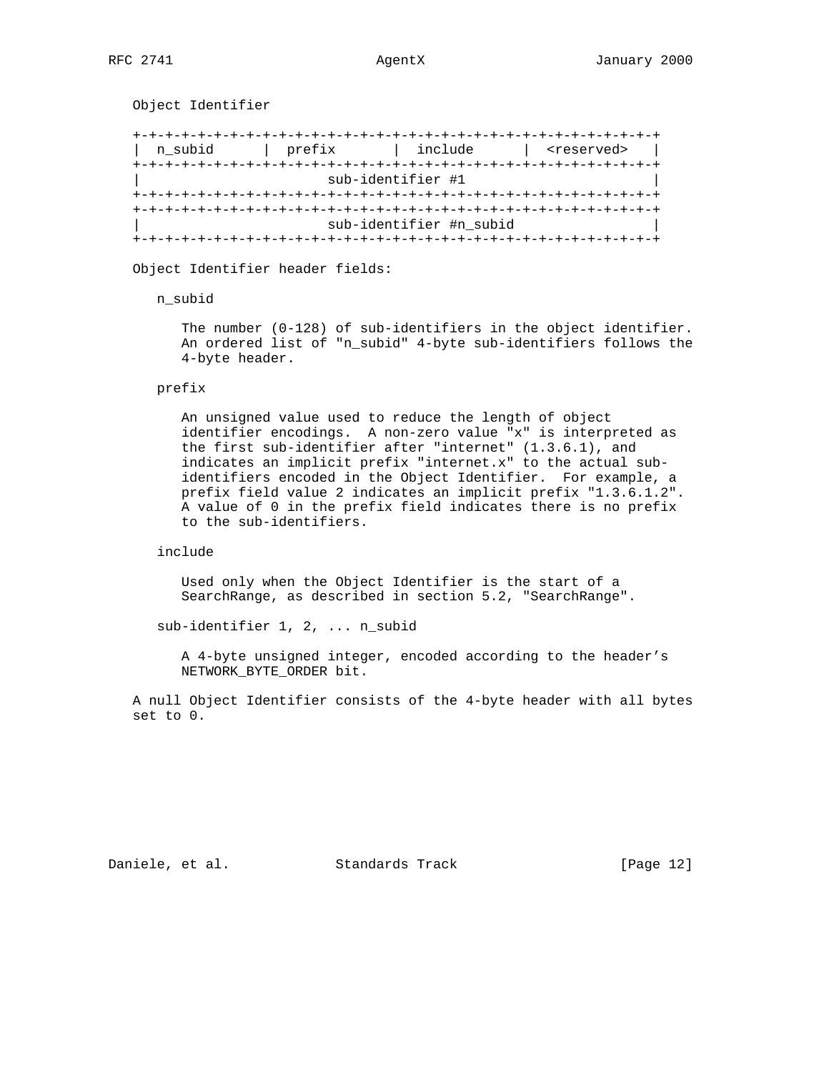Object Identifier

```
+-+-+-+-+-+-+-+-+-+-+-+-+-+-+-+-+-+-+-+-+-+-+-+-+-+-+-+-+-+-+-+-+
|  n_subid      |  prefix       |  include      |  <reserved>   |
+-+-+-+-+-+-+-+-+-+-+-+-+-+-+-+-+-+-+-+-+-+-+-+-+-+-+-+-+-+-+-+-+
|                       sub-identifier #1                       |
+-+-+-+-+-+-+-+-+-+-+-+-+-+-+-+-+-+-+-+-+-+-+-+-+-+-+-+-+-+-+-+-+
+-+-+-+-+-+-+-+-+-+-+-+-+-+-+-+-+-+-+-+-+-+-+-+-+-+-+-+-+-+-+-+-+
|                       sub-identifier #n_subid                 |
+-+-+-+-+-+-+-+-+-+-+-+-+-+-+-+-+-+-+-+-+-+-+-+-+-+-+-+-+-+-+-+-+
```

Object Identifier header fields:

n_subid

The number (0-128) of sub-identifiers in the object identifier. An ordered list of "n_subid" 4-byte sub-identifiers follows the 4-byte header.

prefix

An unsigned value used to reduce the length of object identifier encodings. A non-zero value "x" is interpreted as the first sub-identifier after "internet" (1.3.6.1), and indicates an implicit prefix "internet.x" to the actual sub-identifiers encoded in the Object Identifier. For example, a prefix field value 2 indicates an implicit prefix "1.3.6.1.2". A value of 0 in the prefix field indicates there is no prefix to the sub-identifiers.

include

Used only when the Object Identifier is the start of a SearchRange, as described in section 5.2, "SearchRange".

sub-identifier 1, 2, ... n_subid

A 4-byte unsigned integer, encoded according to the header's NETWORK_BYTE_ORDER bit.

A null Object Identifier consists of the 4-byte header with all bytes set to 0.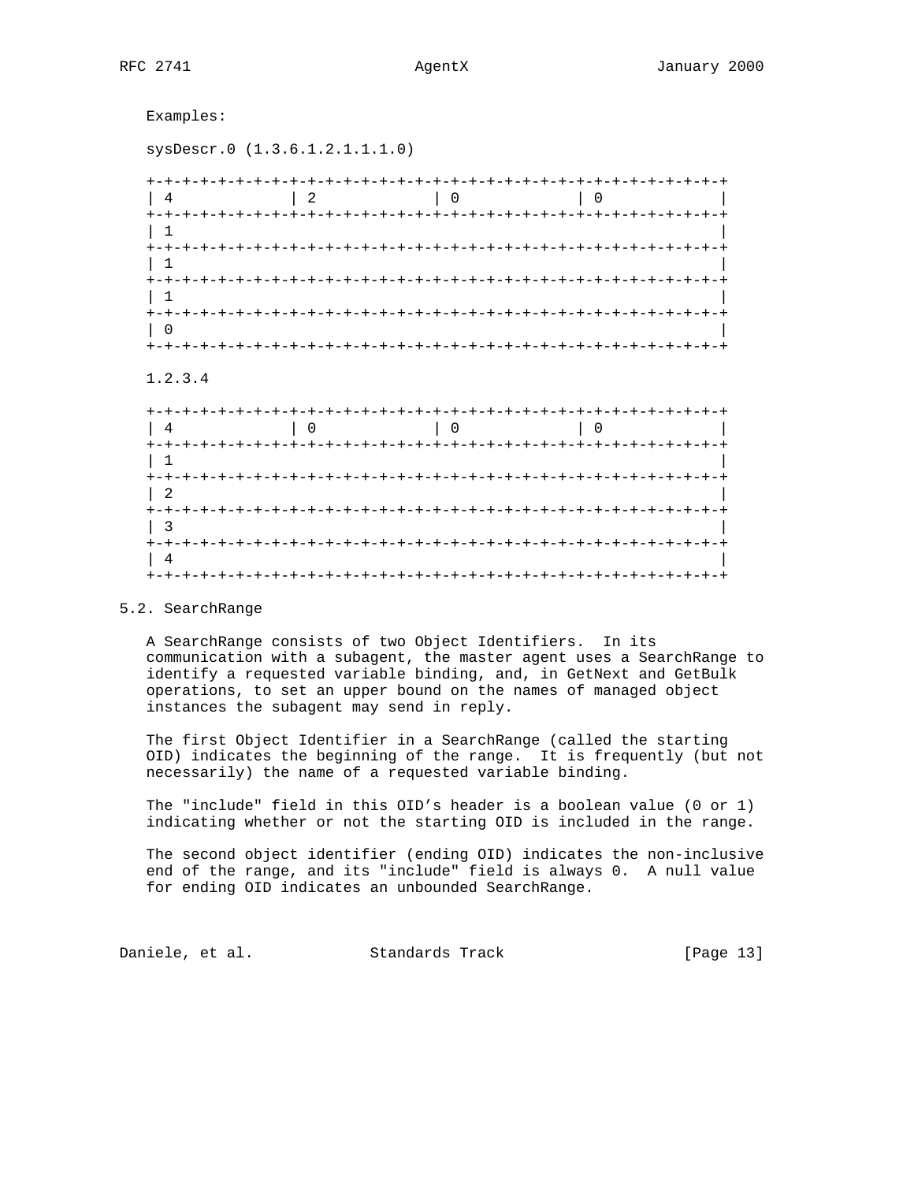Examples:

sysDescr.0 (1.3.6.1.2.1.1.1.0)

```
+-+-+-+-+-+-+-+-+-+-+-+-+-+-+-+-+-+-+-+-+-+-+-+-+-+-+-+-+-+-+-+-+
| 4             | 2             | 0             | 0             |
+-+-+-+-+-+-+-+-+-+-+-+-+-+-+-+-+-+-+-+-+-+-+-+-+-+-+-+-+-+-+-+-+
| 1                                                             |
+-+-+-+-+-+-+-+-+-+-+-+-+-+-+-+-+-+-+-+-+-+-+-+-+-+-+-+-+-+-+-+-+
| 1                                                             |
+-+-+-+-+-+-+-+-+-+-+-+-+-+-+-+-+-+-+-+-+-+-+-+-+-+-+-+-+-+-+-+-+
| 1                                                             |
+-+-+-+-+-+-+-+-+-+-+-+-+-+-+-+-+-+-+-+-+-+-+-+-+-+-+-+-+-+-+-+-+
| 0                                                             |
+-+-+-+-+-+-+-+-+-+-+-+-+-+-+-+-+-+-+-+-+-+-+-+-+-+-+-+-+-+-+-+-+
```

1.2.3.4

```
+-+-+-+-+-+-+-+-+-+-+-+-+-+-+-+-+-+-+-+-+-+-+-+-+-+-+-+-+-+-+-+-+
| 4             | 0             | 0             | 0             |
+-+-+-+-+-+-+-+-+-+-+-+-+-+-+-+-+-+-+-+-+-+-+-+-+-+-+-+-+-+-+-+-+
| 1                                                             |
+-+-+-+-+-+-+-+-+-+-+-+-+-+-+-+-+-+-+-+-+-+-+-+-+-+-+-+-+-+-+-+-+
| 2                                                             |
+-+-+-+-+-+-+-+-+-+-+-+-+-+-+-+-+-+-+-+-+-+-+-+-+-+-+-+-+-+-+-+-+
| 3                                                             |
+-+-+-+-+-+-+-+-+-+-+-+-+-+-+-+-+-+-+-+-+-+-+-+-+-+-+-+-+-+-+-+-+
| 4                                                             |
+-+-+-+-+-+-+-+-+-+-+-+-+-+-+-+-+-+-+-+-+-+-+-+-+-+-+-+-+-+-+-+-+
```

## 5.2. SearchRange

A SearchRange consists of two Object Identifiers. In its communication with a subagent, the master agent uses a SearchRange to identify a requested variable binding, and, in GetNext and GetBulk operations, to set an upper bound on the names of managed object instances the subagent may send in reply.

The first Object Identifier in a SearchRange (called the starting OID) indicates the beginning of the range. It is frequently (but not necessarily) the name of a requested variable binding.

The "include" field in this OID's header is a boolean value (0 or 1) indicating whether or not the starting OID is included in the range.

The second object identifier (ending OID) indicates the non-inclusive end of the range, and its "include" field is always 0. A null value for ending OID indicates an unbounded SearchRange.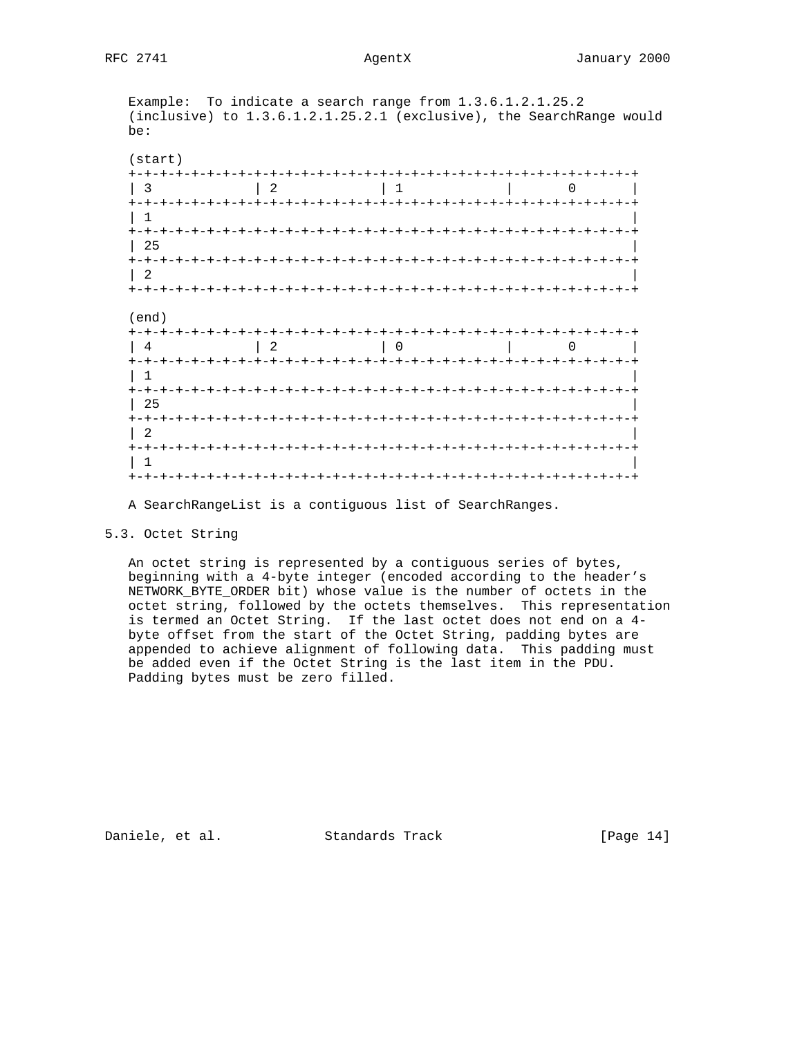Example: To indicate a search range from 1.3.6.1.2.1.25.2 (inclusive) to 1.3.6.1.2.1.25.2.1 (exclusive), the SearchRange would be:

```
(start)
+-+-+-+-+-+-+-+-+-+-+-+-+-+-+-+-+-+-+-+-+-+-+-+-+-+-+-+-+-+-+-+-+
| 3             | 2             | 1             |       0       |
+-+-+-+-+-+-+-+-+-+-+-+-+-+-+-+-+-+-+-+-+-+-+-+-+-+-+-+-+-+-+-+-+
| 1                                                             |
+-+-+-+-+-+-+-+-+-+-+-+-+-+-+-+-+-+-+-+-+-+-+-+-+-+-+-+-+-+-+-+-+
| 25                                                            |
+-+-+-+-+-+-+-+-+-+-+-+-+-+-+-+-+-+-+-+-+-+-+-+-+-+-+-+-+-+-+-+-+
| 2                                                             |
+-+-+-+-+-+-+-+-+-+-+-+-+-+-+-+-+-+-+-+-+-+-+-+-+-+-+-+-+-+-+-+-+

(end)
+-+-+-+-+-+-+-+-+-+-+-+-+-+-+-+-+-+-+-+-+-+-+-+-+-+-+-+-+-+-+-+-+
| 4             | 2             | 0             |       0       |
+-+-+-+-+-+-+-+-+-+-+-+-+-+-+-+-+-+-+-+-+-+-+-+-+-+-+-+-+-+-+-+-+
| 1                                                             |
+-+-+-+-+-+-+-+-+-+-+-+-+-+-+-+-+-+-+-+-+-+-+-+-+-+-+-+-+-+-+-+-+
| 25                                                            |
+-+-+-+-+-+-+-+-+-+-+-+-+-+-+-+-+-+-+-+-+-+-+-+-+-+-+-+-+-+-+-+-+
| 2                                                             |
+-+-+-+-+-+-+-+-+-+-+-+-+-+-+-+-+-+-+-+-+-+-+-+-+-+-+-+-+-+-+-+-+
| 1                                                             |
+-+-+-+-+-+-+-+-+-+-+-+-+-+-+-+-+-+-+-+-+-+-+-+-+-+-+-+-+-+-+-+-+
```

A SearchRangeList is a contiguous list of SearchRanges.

## 5.3. Octet String

An octet string is represented by a contiguous series of bytes, beginning with a 4-byte integer (encoded according to the header's NETWORK_BYTE_ORDER bit) whose value is the number of octets in the octet string, followed by the octets themselves. This representation is termed an Octet String. If the last octet does not end on a 4-byte offset from the start of the Octet String, padding bytes are appended to achieve alignment of following data. This padding must be added even if the Octet String is the last item in the PDU. Padding bytes must be zero filled.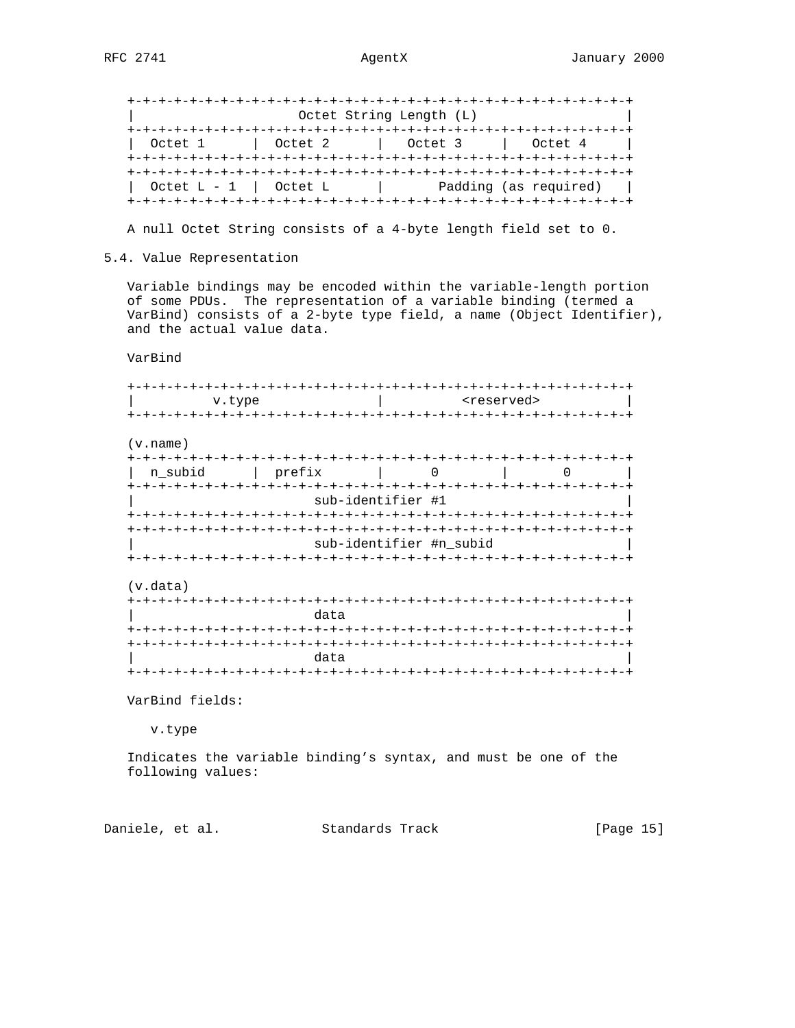```
+-+-+-+-+-+-+-+-+-+-+-+-+-+-+-+-+-+-+-+-+-+-+-+-+-+-+-+-+-+-+-+-+
|                    Octet String Length (L)                    |
+-+-+-+-+-+-+-+-+-+-+-+-+-+-+-+-+-+-+-+-+-+-+-+-+-+-+-+-+-+-+-+-+
|  Octet 1      |  Octet 2      |   Octet 3     |   Octet 4     |
+-+-+-+-+-+-+-+-+-+-+-+-+-+-+-+-+-+-+-+-+-+-+-+-+-+-+-+-+-+-+-+-+
+-+-+-+-+-+-+-+-+-+-+-+-+-+-+-+-+-+-+-+-+-+-+-+-+-+-+-+-+-+-+-+-+
|  Octet L - 1  |  Octet L      |       Padding (as required)   |
+-+-+-+-+-+-+-+-+-+-+-+-+-+-+-+-+-+-+-+-+-+-+-+-+-+-+-+-+-+-+-+-+
```

A null Octet String consists of a 4-byte length field set to 0.

## 5.4. Value Representation

Variable bindings may be encoded within the variable-length portion of some PDUs. The representation of a variable binding (termed a VarBind) consists of a 2-byte type field, a name (Object Identifier), and the actual value data.

VarBind

```
+-+-+-+-+-+-+-+-+-+-+-+-+-+-+-+-+-+-+-+-+-+-+-+-+-+-+-+-+-+-+-+-+
|          v.type               |          <reserved>           |
+-+-+-+-+-+-+-+-+-+-+-+-+-+-+-+-+-+-+-+-+-+-+-+-+-+-+-+-+-+-+-+-+

(v.name)
+-+-+-+-+-+-+-+-+-+-+-+-+-+-+-+-+-+-+-+-+-+-+-+-+-+-+-+-+-+-+-+-+
|  n_subid      |  prefix       |      0        |       0       |
+-+-+-+-+-+-+-+-+-+-+-+-+-+-+-+-+-+-+-+-+-+-+-+-+-+-+-+-+-+-+-+-+
|                       sub-identifier #1                       |
+-+-+-+-+-+-+-+-+-+-+-+-+-+-+-+-+-+-+-+-+-+-+-+-+-+-+-+-+-+-+-+-+
+-+-+-+-+-+-+-+-+-+-+-+-+-+-+-+-+-+-+-+-+-+-+-+-+-+-+-+-+-+-+-+-+
|                       sub-identifier #n_subid                 |
+-+-+-+-+-+-+-+-+-+-+-+-+-+-+-+-+-+-+-+-+-+-+-+-+-+-+-+-+-+-+-+-+

(v.data)
+-+-+-+-+-+-+-+-+-+-+-+-+-+-+-+-+-+-+-+-+-+-+-+-+-+-+-+-+-+-+-+-+
|                       data                                    |
+-+-+-+-+-+-+-+-+-+-+-+-+-+-+-+-+-+-+-+-+-+-+-+-+-+-+-+-+-+-+-+-+
+-+-+-+-+-+-+-+-+-+-+-+-+-+-+-+-+-+-+-+-+-+-+-+-+-+-+-+-+-+-+-+-+
|                       data                                    |
+-+-+-+-+-+-+-+-+-+-+-+-+-+-+-+-+-+-+-+-+-+-+-+-+-+-+-+-+-+-+-+-+
```

VarBind fields:

v.type

Indicates the variable binding's syntax, and must be one of the following values: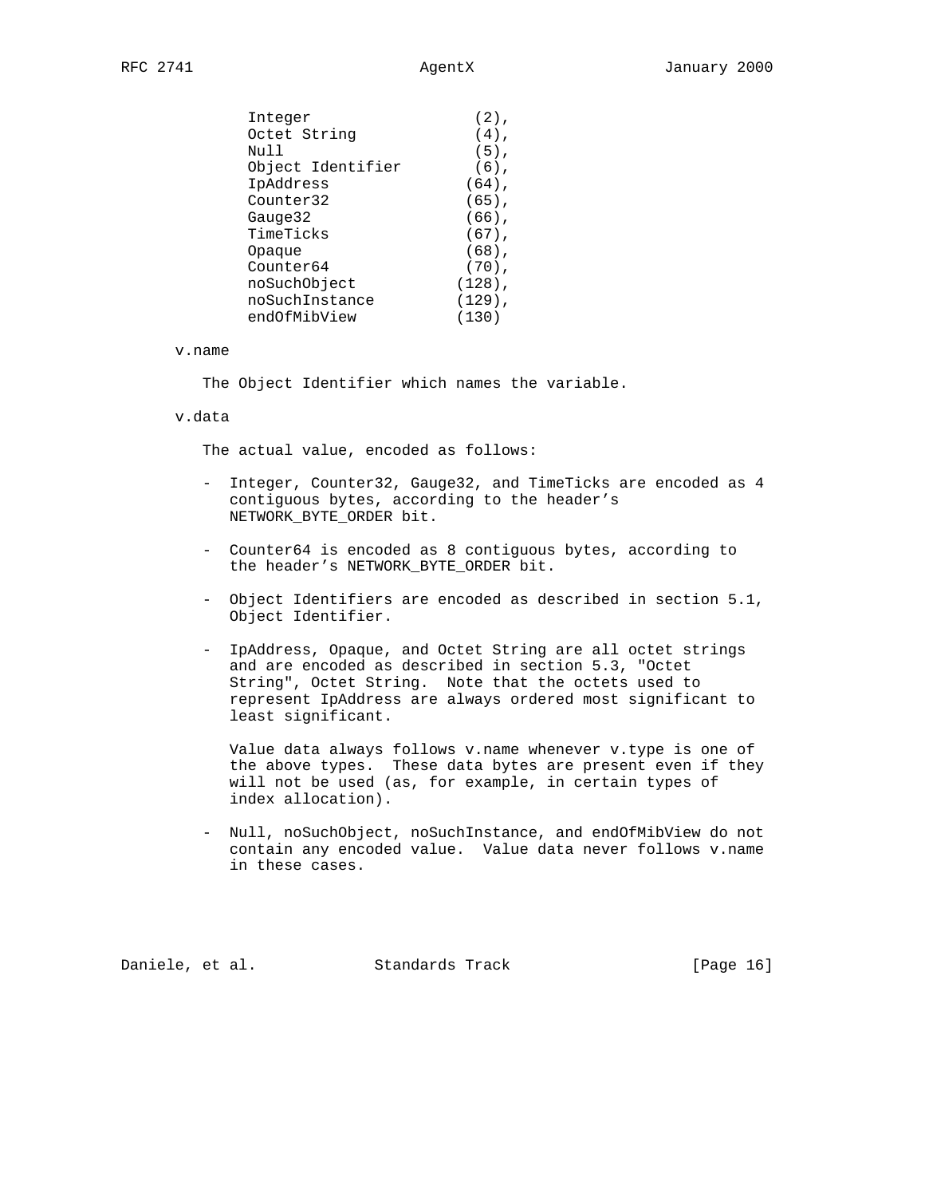```
Integer                (2),
Octet String           (4),
Null                   (5),
Object Identifier      (6),
IpAddress             (64),
Counter32             (65),
Gauge32               (66),
TimeTicks             (67),
Opaque                (68),
Counter64             (70),
noSuchObject         (128),
noSuchInstance       (129),
endOfMibView         (130)
```

v.name

The Object Identifier which names the variable.

v.data

The actual value, encoded as follows:

- Integer, Counter32, Gauge32, and TimeTicks are encoded as 4 contiguous bytes, according to the header's NETWORK_BYTE_ORDER bit.

- Counter64 is encoded as 8 contiguous bytes, according to the header's NETWORK_BYTE_ORDER bit.

- Object Identifiers are encoded as described in section 5.1, Object Identifier.

- IpAddress, Opaque, and Octet String are all octet strings and are encoded as described in section 5.3, "Octet String", Octet String. Note that the octets used to represent IpAddress are always ordered most significant to least significant.

  Value data always follows v.name whenever v.type is one of the above types. These data bytes are present even if they will not be used (as, for example, in certain types of index allocation).

- Null, noSuchObject, noSuchInstance, and endOfMibView do not contain any encoded value. Value data never follows v.name in these cases.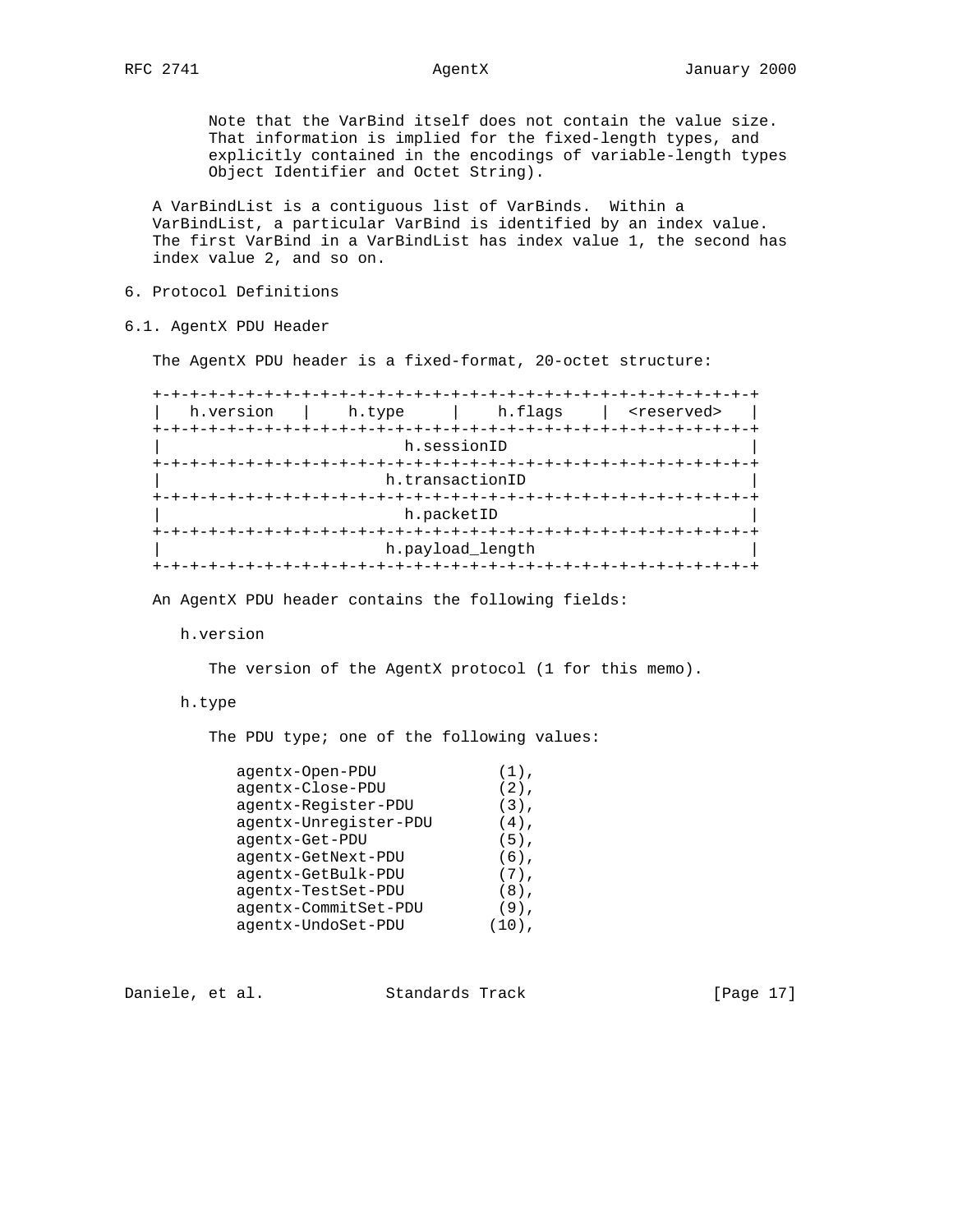Note that the VarBind itself does not contain the value size. That information is implied for the fixed-length types, and explicitly contained in the encodings of variable-length types Object Identifier and Octet String).

A VarBindList is a contiguous list of VarBinds. Within a VarBindList, a particular VarBind is identified by an index value. The first VarBind in a VarBindList has index value 1, the second has index value 2, and so on.

# 6. Protocol Definitions

## 6.1. AgentX PDU Header

The AgentX PDU header is a fixed-format, 20-octet structure:

```
+-+-+-+-+-+-+-+-+-+-+-+-+-+-+-+-+-+-+-+-+-+-+-+-+-+-+-+-+-+-+-+-+
|   h.version   |    h.type     |    h.flags    |  <reserved>   |
+-+-+-+-+-+-+-+-+-+-+-+-+-+-+-+-+-+-+-+-+-+-+-+-+-+-+-+-+-+-+-+-+
|                          h.sessionID                          |
+-+-+-+-+-+-+-+-+-+-+-+-+-+-+-+-+-+-+-+-+-+-+-+-+-+-+-+-+-+-+-+-+
|                        h.transactionID                        |
+-+-+-+-+-+-+-+-+-+-+-+-+-+-+-+-+-+-+-+-+-+-+-+-+-+-+-+-+-+-+-+-+
|                          h.packetID                           |
+-+-+-+-+-+-+-+-+-+-+-+-+-+-+-+-+-+-+-+-+-+-+-+-+-+-+-+-+-+-+-+-+
|                        h.payload_length                       |
+-+-+-+-+-+-+-+-+-+-+-+-+-+-+-+-+-+-+-+-+-+-+-+-+-+-+-+-+-+-+-+-+
```

An AgentX PDU header contains the following fields:

h.version

The version of the AgentX protocol (1 for this memo).

h.type

The PDU type; one of the following values:

```
agentx-Open-PDU             (1),
agentx-Close-PDU            (2),
agentx-Register-PDU         (3),
agentx-Unregister-PDU       (4),
agentx-Get-PDU              (5),
agentx-GetNext-PDU          (6),
agentx-GetBulk-PDU          (7),
agentx-TestSet-PDU          (8),
agentx-CommitSet-PDU        (9),
agentx-UndoSet-PDU         (10),
```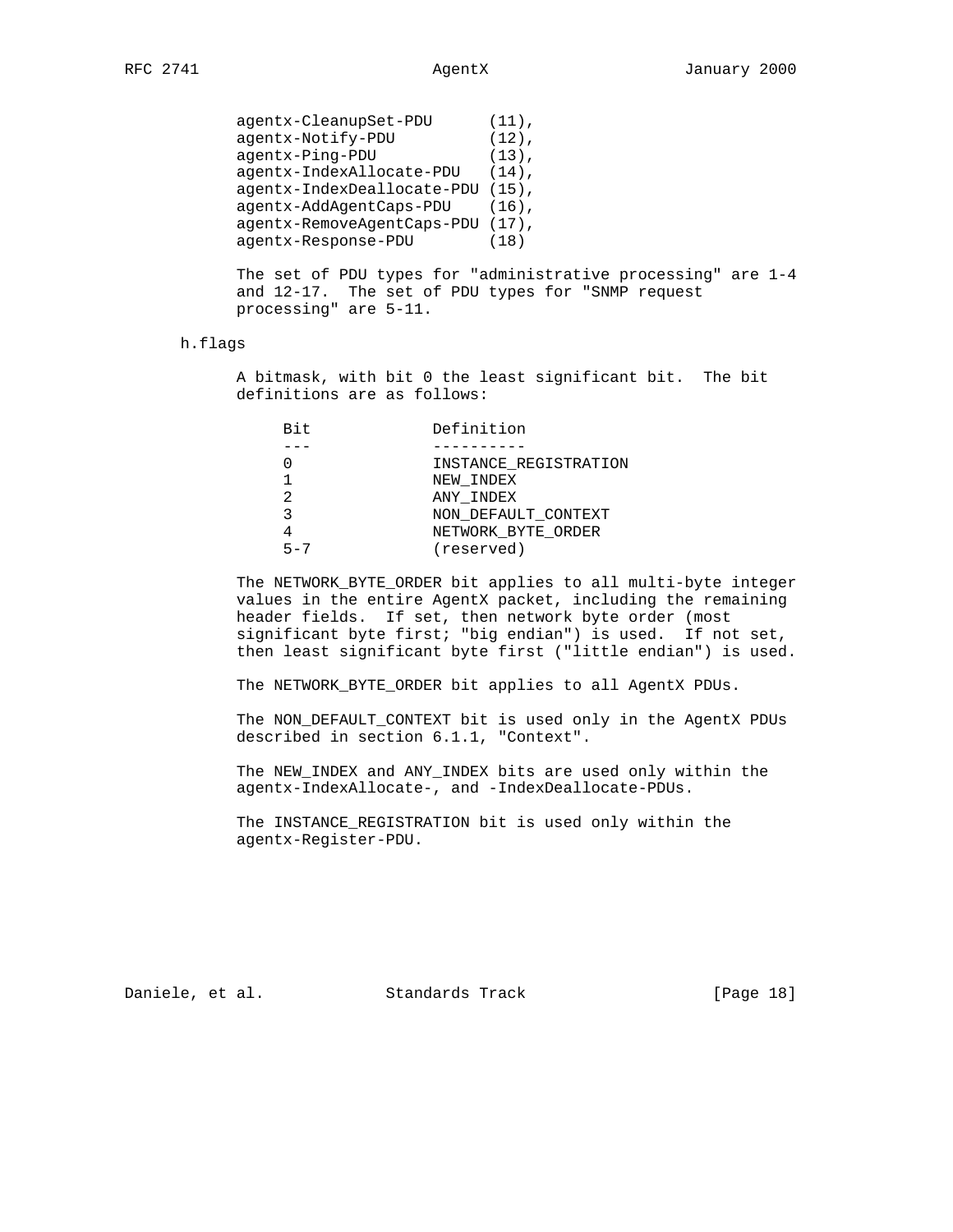```
agentx-CleanupSet-PDU      (11),
agentx-Notify-PDU          (12),
agentx-Ping-PDU            (13),
agentx-IndexAllocate-PDU   (14),
agentx-IndexDeallocate-PDU (15),
agentx-AddAgentCaps-PDU    (16),
agentx-RemoveAgentCaps-PDU (17),
agentx-Response-PDU        (18)
```

The set of PDU types for "administrative processing" are 1-4 and 12-17. The set of PDU types for "SNMP request processing" are 5-11.

h.flags

A bitmask, with bit 0 the least significant bit. The bit definitions are as follows:

| Bit | Definition |
|---|---|
| 0 | INSTANCE_REGISTRATION |
| 1 | NEW_INDEX |
| 2 | ANY_INDEX |
| 3 | NON_DEFAULT_CONTEXT |
| 4 | NETWORK_BYTE_ORDER |
| 5-7 | (reserved) |

The NETWORK_BYTE_ORDER bit applies to all multi-byte integer values in the entire AgentX packet, including the remaining header fields. If set, then network byte order (most significant byte first; "big endian") is used. If not set, then least significant byte first ("little endian") is used.

The NETWORK_BYTE_ORDER bit applies to all AgentX PDUs.

The NON_DEFAULT_CONTEXT bit is used only in the AgentX PDUs described in section 6.1.1, "Context".

The NEW_INDEX and ANY_INDEX bits are used only within the agentx-IndexAllocate-, and -IndexDeallocate-PDUs.

The INSTANCE_REGISTRATION bit is used only within the agentx-Register-PDU.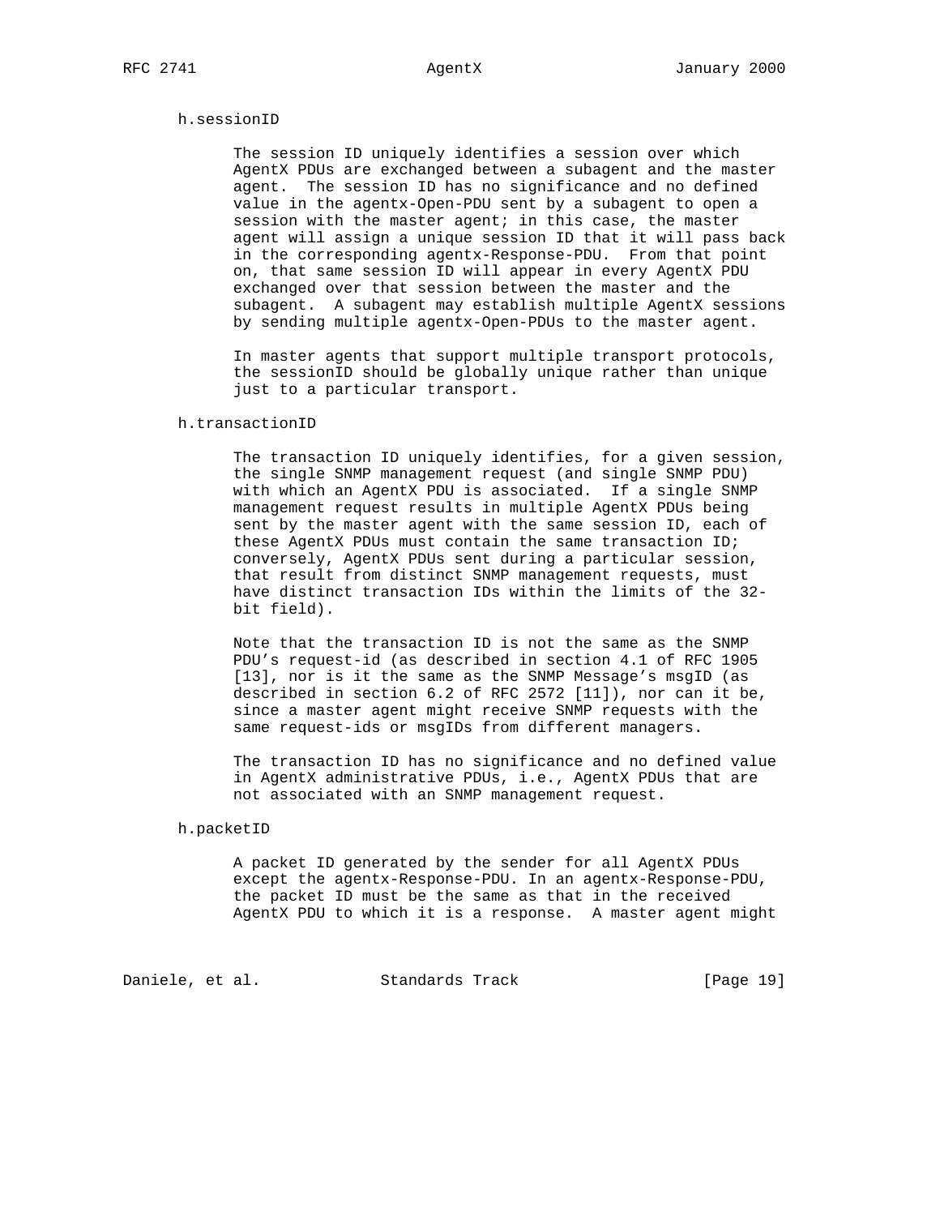h.sessionID

The session ID uniquely identifies a session over which AgentX PDUs are exchanged between a subagent and the master agent. The session ID has no significance and no defined value in the agentx-Open-PDU sent by a subagent to open a session with the master agent; in this case, the master agent will assign a unique session ID that it will pass back in the corresponding agentx-Response-PDU. From that point on, that same session ID will appear in every AgentX PDU exchanged over that session between the master and the subagent. A subagent may establish multiple AgentX sessions by sending multiple agentx-Open-PDUs to the master agent.

In master agents that support multiple transport protocols, the sessionID should be globally unique rather than unique just to a particular transport.

h.transactionID

The transaction ID uniquely identifies, for a given session, the single SNMP management request (and single SNMP PDU) with which an AgentX PDU is associated. If a single SNMP management request results in multiple AgentX PDUs being sent by the master agent with the same session ID, each of these AgentX PDUs must contain the same transaction ID; conversely, AgentX PDUs sent during a particular session, that result from distinct SNMP management requests, must have distinct transaction IDs within the limits of the 32-bit field).

Note that the transaction ID is not the same as the SNMP PDU's request-id (as described in section 4.1 of RFC 1905 [13], nor is it the same as the SNMP Message's msgID (as described in section 6.2 of RFC 2572 [11]), nor can it be, since a master agent might receive SNMP requests with the same request-ids or msgIDs from different managers.

The transaction ID has no significance and no defined value in AgentX administrative PDUs, i.e., AgentX PDUs that are not associated with an SNMP management request.

h.packetID

A packet ID generated by the sender for all AgentX PDUs except the agentx-Response-PDU. In an agentx-Response-PDU, the packet ID must be the same as that in the received AgentX PDU to which it is a response. A master agent might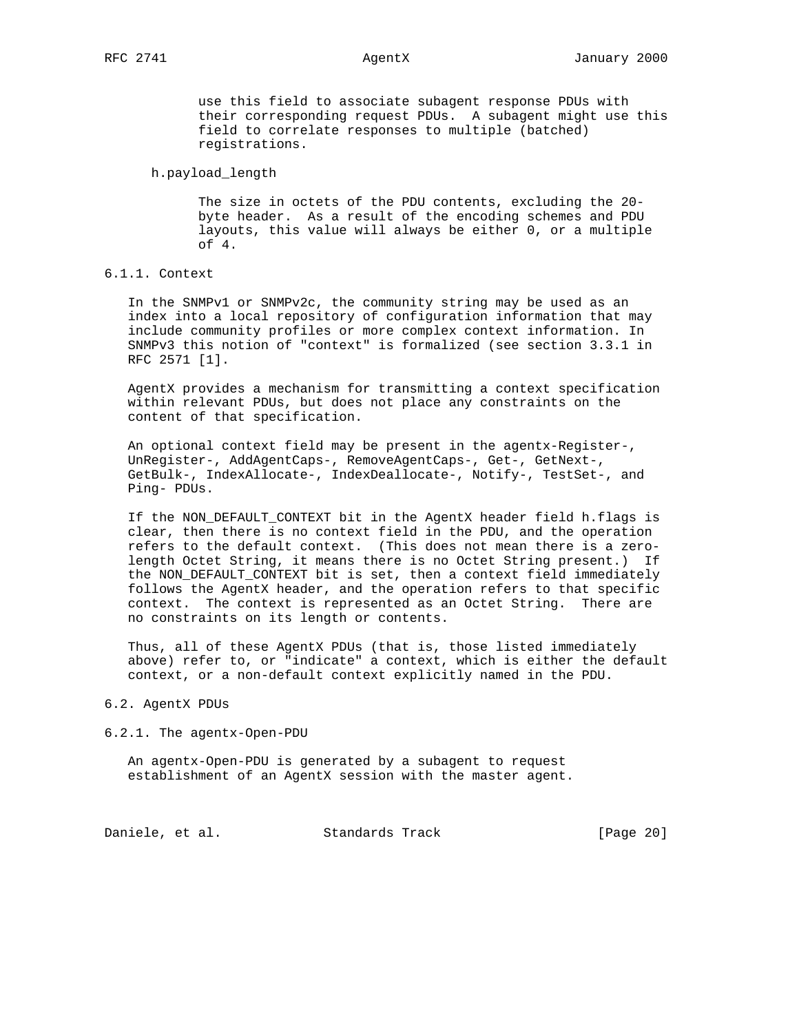use this field to associate subagent response PDUs with their corresponding request PDUs. A subagent might use this field to correlate responses to multiple (batched) registrations.

h.payload_length

The size in octets of the PDU contents, excluding the 20-byte header. As a result of the encoding schemes and PDU layouts, this value will always be either 0, or a multiple of 4.

### 6.1.1. Context

In the SNMPv1 or SNMPv2c, the community string may be used as an index into a local repository of configuration information that may include community profiles or more complex context information. In SNMPv3 this notion of "context" is formalized (see section 3.3.1 in RFC 2571 [1].

AgentX provides a mechanism for transmitting a context specification within relevant PDUs, but does not place any constraints on the content of that specification.

An optional context field may be present in the agentx-Register-, UnRegister-, AddAgentCaps-, RemoveAgentCaps-, Get-, GetNext-, GetBulk-, IndexAllocate-, IndexDeallocate-, Notify-, TestSet-, and Ping- PDUs.

If the NON_DEFAULT_CONTEXT bit in the AgentX header field h.flags is clear, then there is no context field in the PDU, and the operation refers to the default context. (This does not mean there is a zero-length Octet String, it means there is no Octet String present.) If the NON_DEFAULT_CONTEXT bit is set, then a context field immediately follows the AgentX header, and the operation refers to that specific context. The context is represented as an Octet String. There are no constraints on its length or contents.

Thus, all of these AgentX PDUs (that is, those listed immediately above) refer to, or "indicate" a context, which is either the default context, or a non-default context explicitly named in the PDU.

## 6.2. AgentX PDUs

### 6.2.1. The agentx-Open-PDU

An agentx-Open-PDU is generated by a subagent to request establishment of an AgentX session with the master agent.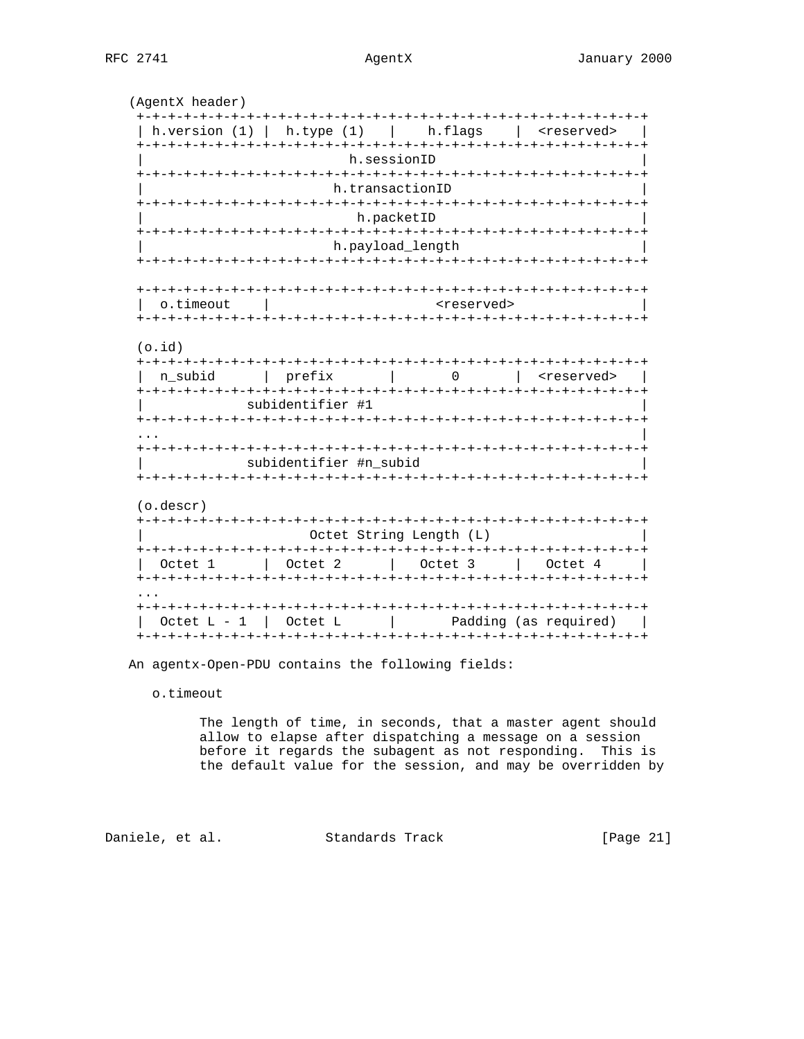```
(AgentX header)
+-+-+-+-+-+-+-+-+-+-+-+-+-+-+-+-+-+-+-+-+-+-+-+-+-+-+-+-+-+-+-+-+
| h.version (1) |  h.type (1)   |    h.flags    |  <reserved>   |
+-+-+-+-+-+-+-+-+-+-+-+-+-+-+-+-+-+-+-+-+-+-+-+-+-+-+-+-+-+-+-+-+
|                          h.sessionID                          |
+-+-+-+-+-+-+-+-+-+-+-+-+-+-+-+-+-+-+-+-+-+-+-+-+-+-+-+-+-+-+-+-+
|                        h.transactionID                        |
+-+-+-+-+-+-+-+-+-+-+-+-+-+-+-+-+-+-+-+-+-+-+-+-+-+-+-+-+-+-+-+-+
|                          h.packetID                           |
+-+-+-+-+-+-+-+-+-+-+-+-+-+-+-+-+-+-+-+-+-+-+-+-+-+-+-+-+-+-+-+-+
|                        h.payload_length                       |
+-+-+-+-+-+-+-+-+-+-+-+-+-+-+-+-+-+-+-+-+-+-+-+-+-+-+-+-+-+-+-+-+

+-+-+-+-+-+-+-+-+-+-+-+-+-+-+-+-+-+-+-+-+-+-+-+-+-+-+-+-+-+-+-+-+
|  o.timeout    |                     <reserved>                |
+-+-+-+-+-+-+-+-+-+-+-+-+-+-+-+-+-+-+-+-+-+-+-+-+-+-+-+-+-+-+-+-+

(o.id)
+-+-+-+-+-+-+-+-+-+-+-+-+-+-+-+-+-+-+-+-+-+-+-+-+-+-+-+-+-+-+-+-+
|  n_subid      |  prefix       |       0       |  <reserved>   |
+-+-+-+-+-+-+-+-+-+-+-+-+-+-+-+-+-+-+-+-+-+-+-+-+-+-+-+-+-+-+-+-+
|             subidentifier #1                                  |
+-+-+-+-+-+-+-+-+-+-+-+-+-+-+-+-+-+-+-+-+-+-+-+-+-+-+-+-+-+-+-+-+
...                                                             |
+-+-+-+-+-+-+-+-+-+-+-+-+-+-+-+-+-+-+-+-+-+-+-+-+-+-+-+-+-+-+-+-+
|             subidentifier #n_subid                            |
+-+-+-+-+-+-+-+-+-+-+-+-+-+-+-+-+-+-+-+-+-+-+-+-+-+-+-+-+-+-+-+-+

(o.descr)
+-+-+-+-+-+-+-+-+-+-+-+-+-+-+-+-+-+-+-+-+-+-+-+-+-+-+-+-+-+-+-+-+
|                     Octet String Length (L)                   |
+-+-+-+-+-+-+-+-+-+-+-+-+-+-+-+-+-+-+-+-+-+-+-+-+-+-+-+-+-+-+-+-+
|  Octet 1      |  Octet 2      |   Octet 3     |   Octet 4     |
+-+-+-+-+-+-+-+-+-+-+-+-+-+-+-+-+-+-+-+-+-+-+-+-+-+-+-+-+-+-+-+-+
...
+-+-+-+-+-+-+-+-+-+-+-+-+-+-+-+-+-+-+-+-+-+-+-+-+-+-+-+-+-+-+-+-+
|  Octet L - 1  |  Octet L      |       Padding (as required)   |
+-+-+-+-+-+-+-+-+-+-+-+-+-+-+-+-+-+-+-+-+-+-+-+-+-+-+-+-+-+-+-+-+
```

An agentx-Open-PDU contains the following fields:

o.timeout

The length of time, in seconds, that a master agent should allow to elapse after dispatching a message on a session before it regards the subagent as not responding. This is the default value for the session, and may be overridden by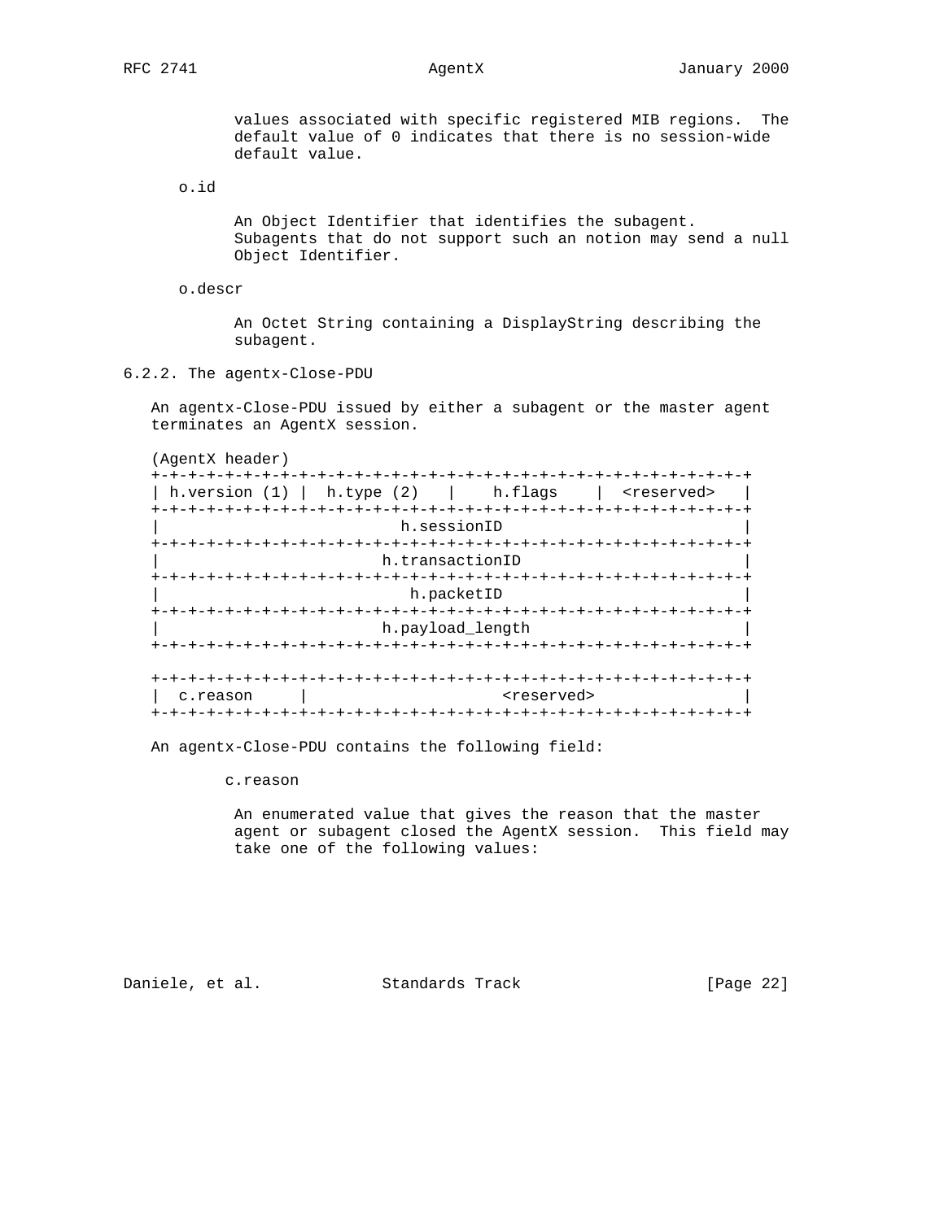values associated with specific registered MIB regions. The default value of 0 indicates that there is no session-wide default value.

o.id

An Object Identifier that identifies the subagent. Subagents that do not support such an notion may send a null Object Identifier.

o.descr

An Octet String containing a DisplayString describing the subagent.

### 6.2.2. The agentx-Close-PDU

An agentx-Close-PDU issued by either a subagent or the master agent terminates an AgentX session.

```
(AgentX header)
+-+-+-+-+-+-+-+-+-+-+-+-+-+-+-+-+-+-+-+-+-+-+-+-+-+-+-+-+-+-+-+-+
| h.version (1) |  h.type (2)   |    h.flags    |  <reserved>   |
+-+-+-+-+-+-+-+-+-+-+-+-+-+-+-+-+-+-+-+-+-+-+-+-+-+-+-+-+-+-+-+-+
|                          h.sessionID                          |
+-+-+-+-+-+-+-+-+-+-+-+-+-+-+-+-+-+-+-+-+-+-+-+-+-+-+-+-+-+-+-+-+
|                        h.transactionID                        |
+-+-+-+-+-+-+-+-+-+-+-+-+-+-+-+-+-+-+-+-+-+-+-+-+-+-+-+-+-+-+-+-+
|                          h.packetID                           |
+-+-+-+-+-+-+-+-+-+-+-+-+-+-+-+-+-+-+-+-+-+-+-+-+-+-+-+-+-+-+-+-+
|                        h.payload_length                       |
+-+-+-+-+-+-+-+-+-+-+-+-+-+-+-+-+-+-+-+-+-+-+-+-+-+-+-+-+-+-+-+-+

+-+-+-+-+-+-+-+-+-+-+-+-+-+-+-+-+-+-+-+-+-+-+-+-+-+-+-+-+-+-+-+-+
|  c.reason     |                    <reserved>                 |
+-+-+-+-+-+-+-+-+-+-+-+-+-+-+-+-+-+-+-+-+-+-+-+-+-+-+-+-+-+-+-+-+
```

An agentx-Close-PDU contains the following field:

c.reason

An enumerated value that gives the reason that the master agent or subagent closed the AgentX session. This field may take one of the following values: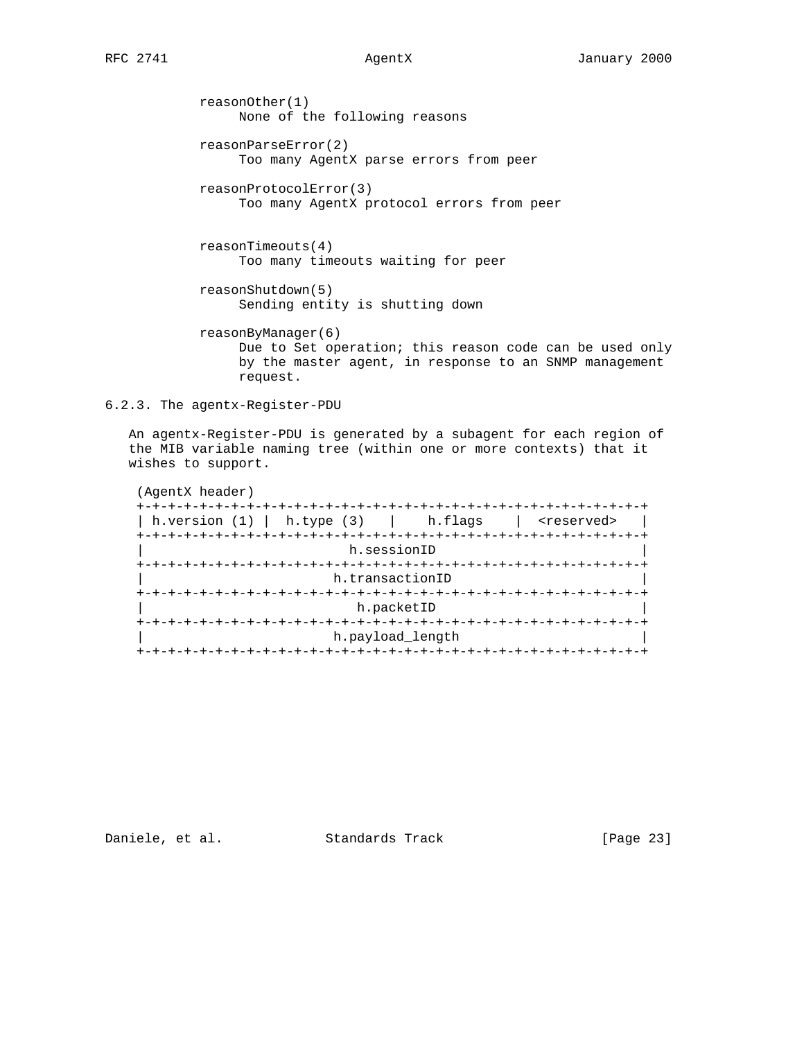reasonOther(1)
    None of the following reasons

reasonParseError(2)
    Too many AgentX parse errors from peer

reasonProtocolError(3)
    Too many AgentX protocol errors from peer

reasonTimeouts(4)
    Too many timeouts waiting for peer

reasonShutdown(5)
    Sending entity is shutting down

reasonByManager(6)
    Due to Set operation; this reason code can be used only by the master agent, in response to an SNMP management request.

### 6.2.3. The agentx-Register-PDU

An agentx-Register-PDU is generated by a subagent for each region of the MIB variable naming tree (within one or more contexts) that it wishes to support.

```
(AgentX header)
+-+-+-+-+-+-+-+-+-+-+-+-+-+-+-+-+-+-+-+-+-+-+-+-+-+-+-+-+-+-+-+-+
| h.version (1) |  h.type (3)   |    h.flags    |  <reserved>   |
+-+-+-+-+-+-+-+-+-+-+-+-+-+-+-+-+-+-+-+-+-+-+-+-+-+-+-+-+-+-+-+-+
|                          h.sessionID                          |
+-+-+-+-+-+-+-+-+-+-+-+-+-+-+-+-+-+-+-+-+-+-+-+-+-+-+-+-+-+-+-+-+
|                        h.transactionID                        |
+-+-+-+-+-+-+-+-+-+-+-+-+-+-+-+-+-+-+-+-+-+-+-+-+-+-+-+-+-+-+-+-+
|                          h.packetID                           |
+-+-+-+-+-+-+-+-+-+-+-+-+-+-+-+-+-+-+-+-+-+-+-+-+-+-+-+-+-+-+-+-+
|                        h.payload_length                       |
+-+-+-+-+-+-+-+-+-+-+-+-+-+-+-+-+-+-+-+-+-+-+-+-+-+-+-+-+-+-+-+-+
```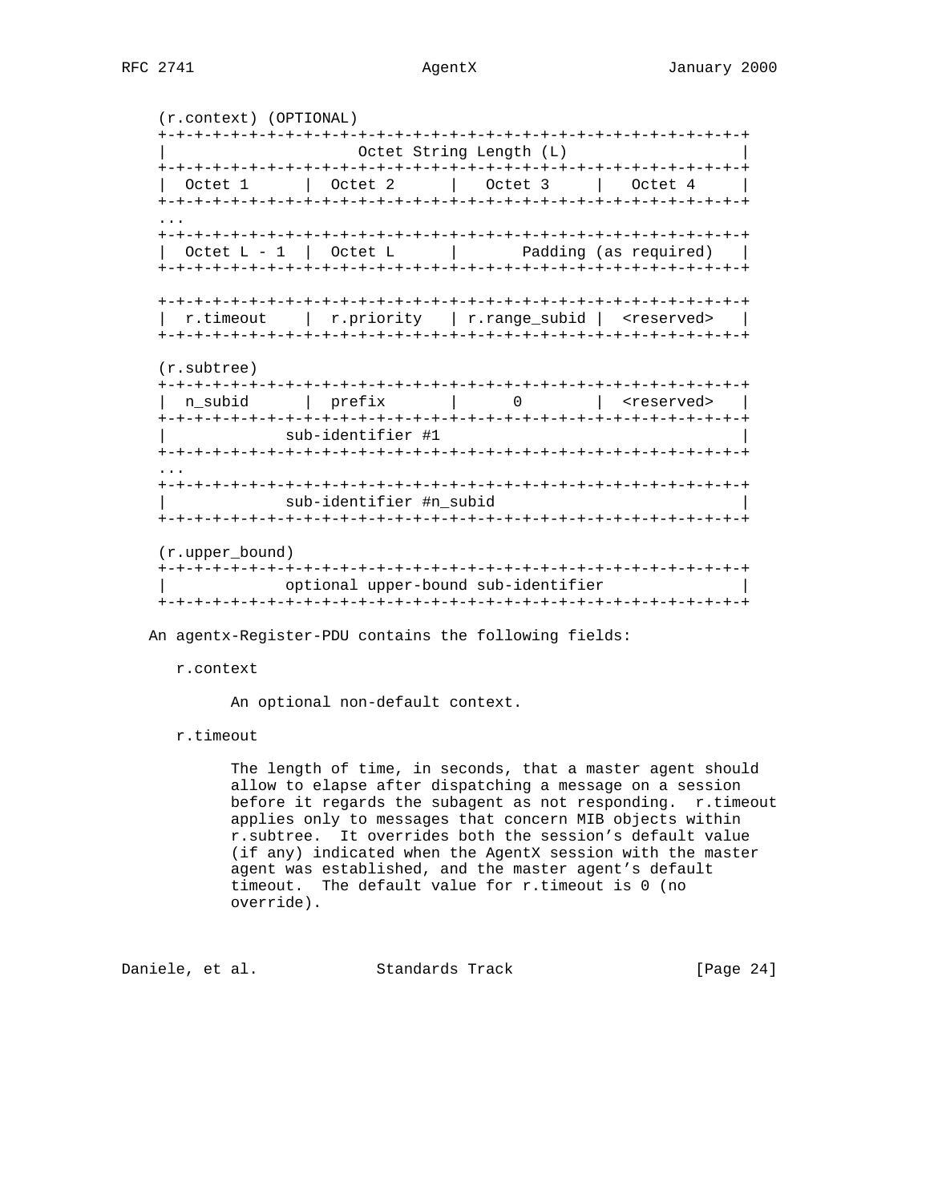```
(r.context) (OPTIONAL)
+-+-+-+-+-+-+-+-+-+-+-+-+-+-+-+-+-+-+-+-+-+-+-+-+-+-+-+-+-+-+-+-+
|                     Octet String Length (L)                   |
+-+-+-+-+-+-+-+-+-+-+-+-+-+-+-+-+-+-+-+-+-+-+-+-+-+-+-+-+-+-+-+-+
|  Octet 1      |  Octet 2      |   Octet 3     |   Octet 4     |
+-+-+-+-+-+-+-+-+-+-+-+-+-+-+-+-+-+-+-+-+-+-+-+-+-+-+-+-+-+-+-+-+
...
+-+-+-+-+-+-+-+-+-+-+-+-+-+-+-+-+-+-+-+-+-+-+-+-+-+-+-+-+-+-+-+-+
|  Octet L - 1  |  Octet L      |       Padding (as required)   |
+-+-+-+-+-+-+-+-+-+-+-+-+-+-+-+-+-+-+-+-+-+-+-+-+-+-+-+-+-+-+-+-+

+-+-+-+-+-+-+-+-+-+-+-+-+-+-+-+-+-+-+-+-+-+-+-+-+-+-+-+-+-+-+-+-+
|  r.timeout    |  r.priority   | r.range_subid |  <reserved>   |
+-+-+-+-+-+-+-+-+-+-+-+-+-+-+-+-+-+-+-+-+-+-+-+-+-+-+-+-+-+-+-+-+

(r.subtree)
+-+-+-+-+-+-+-+-+-+-+-+-+-+-+-+-+-+-+-+-+-+-+-+-+-+-+-+-+-+-+-+-+
|  n_subid      |  prefix       |      0        |  <reserved>   |
+-+-+-+-+-+-+-+-+-+-+-+-+-+-+-+-+-+-+-+-+-+-+-+-+-+-+-+-+-+-+-+-+
|             sub-identifier #1                                 |
+-+-+-+-+-+-+-+-+-+-+-+-+-+-+-+-+-+-+-+-+-+-+-+-+-+-+-+-+-+-+-+-+
...
+-+-+-+-+-+-+-+-+-+-+-+-+-+-+-+-+-+-+-+-+-+-+-+-+-+-+-+-+-+-+-+-+
|             sub-identifier #n_subid                           |
+-+-+-+-+-+-+-+-+-+-+-+-+-+-+-+-+-+-+-+-+-+-+-+-+-+-+-+-+-+-+-+-+

(r.upper_bound)
+-+-+-+-+-+-+-+-+-+-+-+-+-+-+-+-+-+-+-+-+-+-+-+-+-+-+-+-+-+-+-+-+
|             optional upper-bound sub-identifier               |
+-+-+-+-+-+-+-+-+-+-+-+-+-+-+-+-+-+-+-+-+-+-+-+-+-+-+-+-+-+-+-+-+
```

An agentx-Register-PDU contains the following fields:

r.context

An optional non-default context.

r.timeout

The length of time, in seconds, that a master agent should allow to elapse after dispatching a message on a session before it regards the subagent as not responding. r.timeout applies only to messages that concern MIB objects within r.subtree. It overrides both the session's default value (if any) indicated when the AgentX session with the master agent was established, and the master agent's default timeout. The default value for r.timeout is 0 (no override).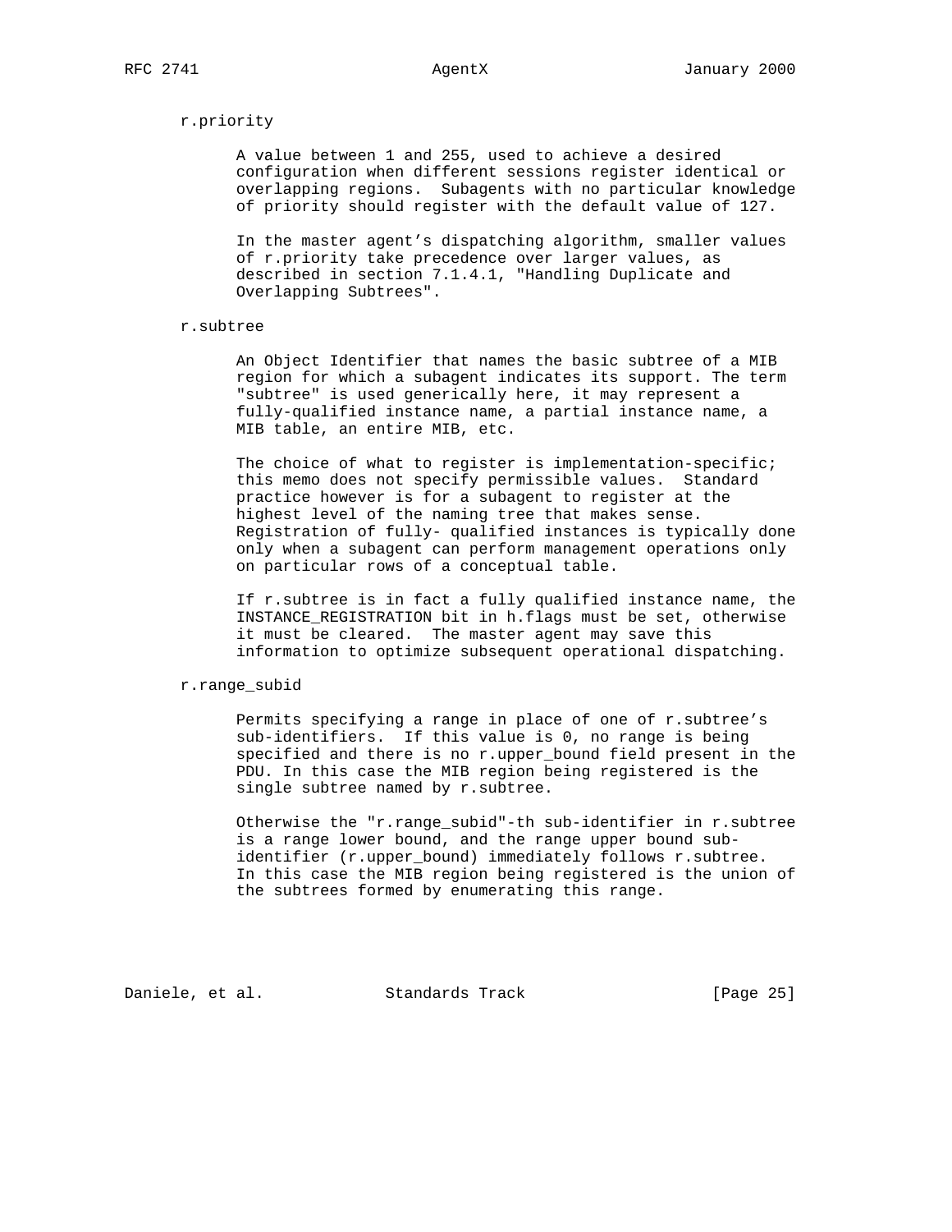r.priority

A value between 1 and 255, used to achieve a desired configuration when different sessions register identical or overlapping regions. Subagents with no particular knowledge of priority should register with the default value of 127.

In the master agent's dispatching algorithm, smaller values of r.priority take precedence over larger values, as described in section 7.1.4.1, "Handling Duplicate and Overlapping Subtrees".

r.subtree

An Object Identifier that names the basic subtree of a MIB region for which a subagent indicates its support. The term "subtree" is used generically here, it may represent a fully-qualified instance name, a partial instance name, a MIB table, an entire MIB, etc.

The choice of what to register is implementation-specific; this memo does not specify permissible values. Standard practice however is for a subagent to register at the highest level of the naming tree that makes sense. Registration of fully- qualified instances is typically done only when a subagent can perform management operations only on particular rows of a conceptual table.

If r.subtree is in fact a fully qualified instance name, the INSTANCE_REGISTRATION bit in h.flags must be set, otherwise it must be cleared. The master agent may save this information to optimize subsequent operational dispatching.

r.range_subid

Permits specifying a range in place of one of r.subtree's sub-identifiers. If this value is 0, no range is being specified and there is no r.upper_bound field present in the PDU. In this case the MIB region being registered is the single subtree named by r.subtree.

Otherwise the "r.range_subid"-th sub-identifier in r.subtree is a range lower bound, and the range upper bound sub-identifier (r.upper_bound) immediately follows r.subtree. In this case the MIB region being registered is the union of the subtrees formed by enumerating this range.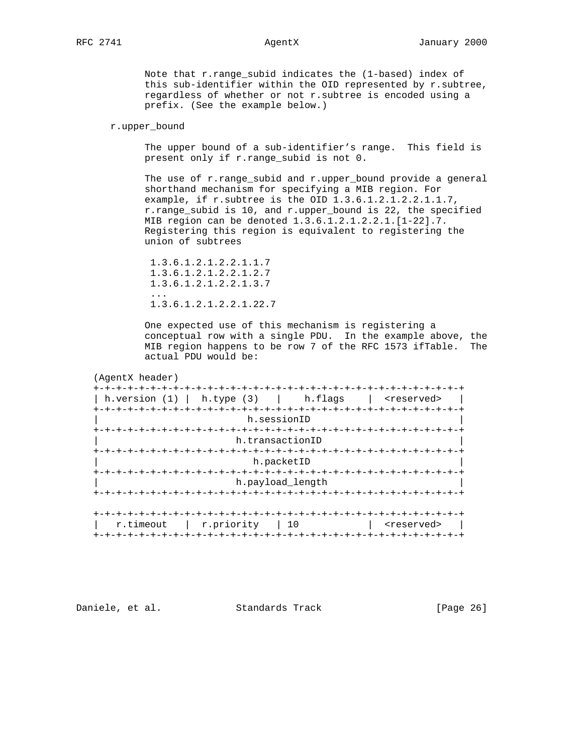Note that r.range_subid indicates the (1-based) index of this sub-identifier within the OID represented by r.subtree, regardless of whether or not r.subtree is encoded using a prefix. (See the example below.)

r.upper_bound

The upper bound of a sub-identifier's range. This field is present only if r.range_subid is not 0.

The use of r.range_subid and r.upper_bound provide a general shorthand mechanism for specifying a MIB region. For example, if r.subtree is the OID 1.3.6.1.2.1.2.2.1.1.7, r.range_subid is 10, and r.upper_bound is 22, the specified MIB region can be denoted 1.3.6.1.2.1.2.2.1.[1-22].7. Registering this region is equivalent to registering the union of subtrees

```
 1.3.6.1.2.1.2.2.1.1.7
 1.3.6.1.2.1.2.2.1.2.7
 1.3.6.1.2.1.2.2.1.3.7
 ...
 1.3.6.1.2.1.2.2.1.22.7
```

One expected use of this mechanism is registering a conceptual row with a single PDU. In the example above, the MIB region happens to be row 7 of the RFC 1573 ifTable. The actual PDU would be:

```
(AgentX header)
+-+-+-+-+-+-+-+-+-+-+-+-+-+-+-+-+-+-+-+-+-+-+-+-+-+-+-+-+-+-+-+-+
| h.version (1) |  h.type (3)   |    h.flags    |  <reserved>   |
+-+-+-+-+-+-+-+-+-+-+-+-+-+-+-+-+-+-+-+-+-+-+-+-+-+-+-+-+-+-+-+-+
|                          h.sessionID                          |
+-+-+-+-+-+-+-+-+-+-+-+-+-+-+-+-+-+-+-+-+-+-+-+-+-+-+-+-+-+-+-+-+
|                        h.transactionID                        |
+-+-+-+-+-+-+-+-+-+-+-+-+-+-+-+-+-+-+-+-+-+-+-+-+-+-+-+-+-+-+-+-+
|                          h.packetID                           |
+-+-+-+-+-+-+-+-+-+-+-+-+-+-+-+-+-+-+-+-+-+-+-+-+-+-+-+-+-+-+-+-+
|                        h.payload_length                       |
+-+-+-+-+-+-+-+-+-+-+-+-+-+-+-+-+-+-+-+-+-+-+-+-+-+-+-+-+-+-+-+-+

+-+-+-+-+-+-+-+-+-+-+-+-+-+-+-+-+-+-+-+-+-+-+-+-+-+-+-+-+-+-+-+-+
|   r.timeout   |  r.priority   | 10            |  <reserved>   |
+-+-+-+-+-+-+-+-+-+-+-+-+-+-+-+-+-+-+-+-+-+-+-+-+-+-+-+-+-+-+-+-+
```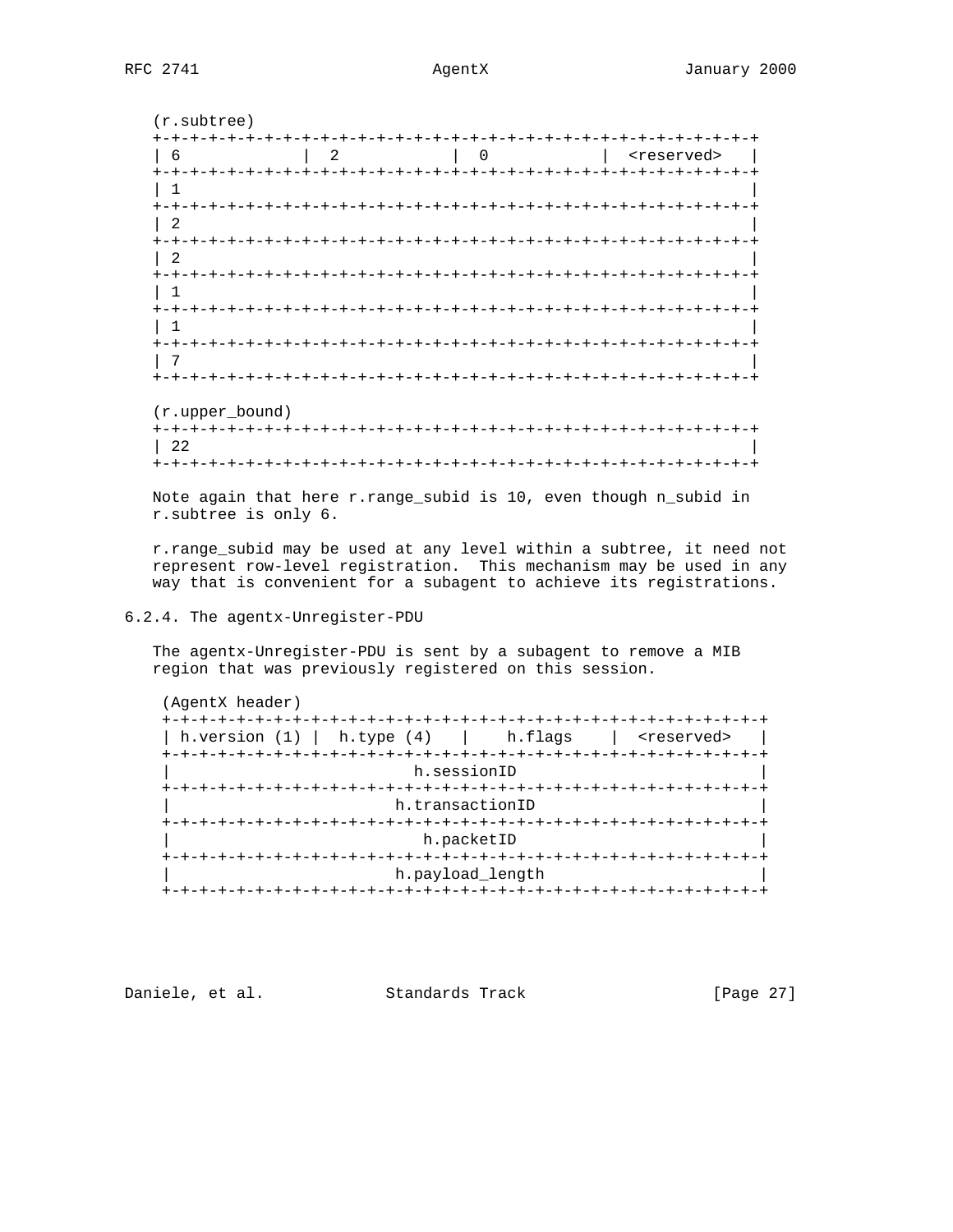```
(r.subtree)
+-+-+-+-+-+-+-+-+-+-+-+-+-+-+-+-+-+-+-+-+-+-+-+-+-+-+-+-+-+-+-+-+
| 6             |  2            |  0            |  <reserved>   |
+-+-+-+-+-+-+-+-+-+-+-+-+-+-+-+-+-+-+-+-+-+-+-+-+-+-+-+-+-+-+-+-+
| 1                                                             |
+-+-+-+-+-+-+-+-+-+-+-+-+-+-+-+-+-+-+-+-+-+-+-+-+-+-+-+-+-+-+-+-+
| 2                                                             |
+-+-+-+-+-+-+-+-+-+-+-+-+-+-+-+-+-+-+-+-+-+-+-+-+-+-+-+-+-+-+-+-+
| 2                                                             |
+-+-+-+-+-+-+-+-+-+-+-+-+-+-+-+-+-+-+-+-+-+-+-+-+-+-+-+-+-+-+-+-+
| 1                                                             |
+-+-+-+-+-+-+-+-+-+-+-+-+-+-+-+-+-+-+-+-+-+-+-+-+-+-+-+-+-+-+-+-+
| 1                                                             |
+-+-+-+-+-+-+-+-+-+-+-+-+-+-+-+-+-+-+-+-+-+-+-+-+-+-+-+-+-+-+-+-+
| 7                                                             |
+-+-+-+-+-+-+-+-+-+-+-+-+-+-+-+-+-+-+-+-+-+-+-+-+-+-+-+-+-+-+-+-+

(r.upper_bound)
+-+-+-+-+-+-+-+-+-+-+-+-+-+-+-+-+-+-+-+-+-+-+-+-+-+-+-+-+-+-+-+-+
| 22                                                            |
+-+-+-+-+-+-+-+-+-+-+-+-+-+-+-+-+-+-+-+-+-+-+-+-+-+-+-+-+-+-+-+-+
```

Note again that here r.range_subid is 10, even though n_subid in r.subtree is only 6.

r.range_subid may be used at any level within a subtree, it need not represent row-level registration. This mechanism may be used in any way that is convenient for a subagent to achieve its registrations.

### 6.2.4. The agentx-Unregister-PDU

The agentx-Unregister-PDU is sent by a subagent to remove a MIB region that was previously registered on this session.

```
(AgentX header)
+-+-+-+-+-+-+-+-+-+-+-+-+-+-+-+-+-+-+-+-+-+-+-+-+-+-+-+-+-+-+-+-+
| h.version (1) |  h.type (4)   |    h.flags    |  <reserved>   |
+-+-+-+-+-+-+-+-+-+-+-+-+-+-+-+-+-+-+-+-+-+-+-+-+-+-+-+-+-+-+-+-+
|                          h.sessionID                          |
+-+-+-+-+-+-+-+-+-+-+-+-+-+-+-+-+-+-+-+-+-+-+-+-+-+-+-+-+-+-+-+-+
|                        h.transactionID                        |
+-+-+-+-+-+-+-+-+-+-+-+-+-+-+-+-+-+-+-+-+-+-+-+-+-+-+-+-+-+-+-+-+
|                          h.packetID                           |
+-+-+-+-+-+-+-+-+-+-+-+-+-+-+-+-+-+-+-+-+-+-+-+-+-+-+-+-+-+-+-+-+
|                        h.payload_length                       |
+-+-+-+-+-+-+-+-+-+-+-+-+-+-+-+-+-+-+-+-+-+-+-+-+-+-+-+-+-+-+-+-+
```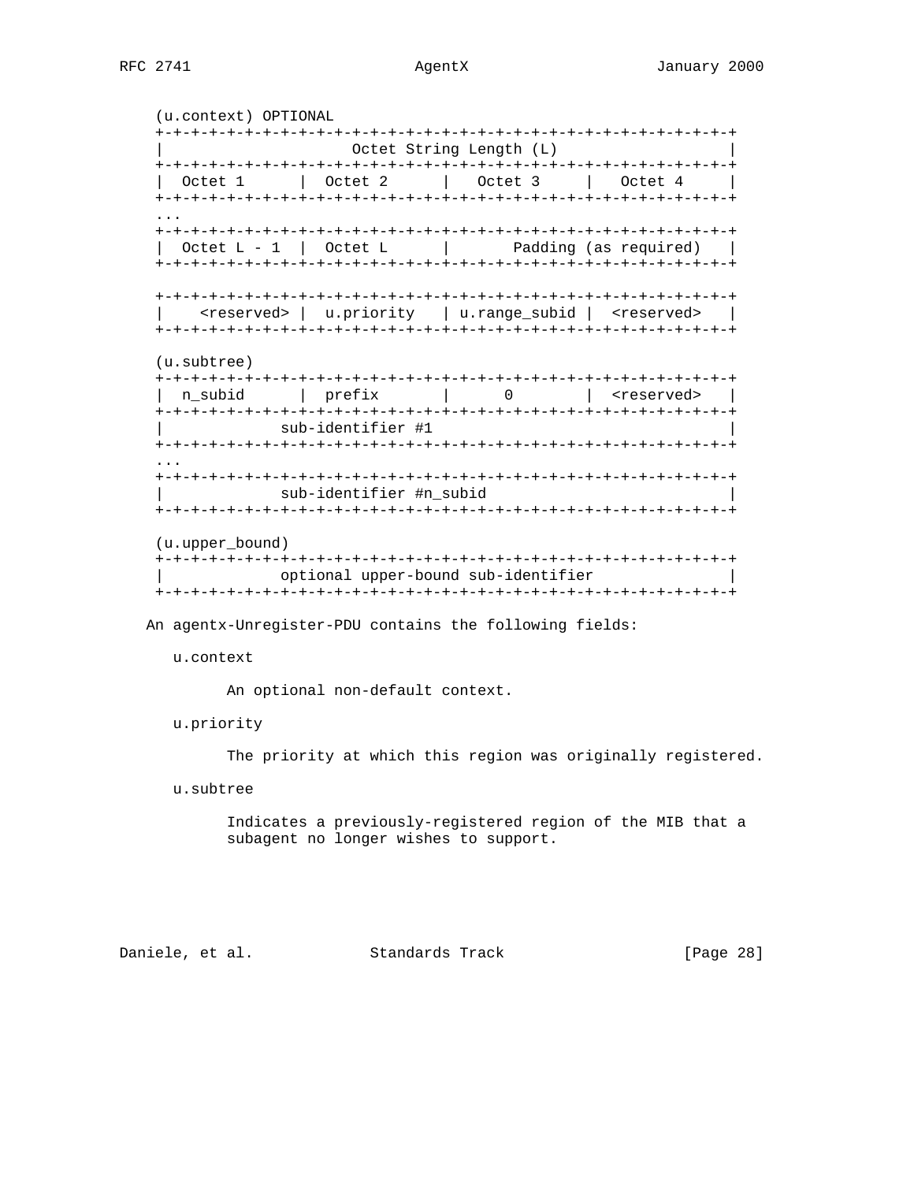```
(u.context) OPTIONAL
+-+-+-+-+-+-+-+-+-+-+-+-+-+-+-+-+-+-+-+-+-+-+-+-+-+-+-+-+-+-+-+-+
|                     Octet String Length (L)                   |
+-+-+-+-+-+-+-+-+-+-+-+-+-+-+-+-+-+-+-+-+-+-+-+-+-+-+-+-+-+-+-+-+
|  Octet 1      |  Octet 2      |   Octet 3     |   Octet 4     |
+-+-+-+-+-+-+-+-+-+-+-+-+-+-+-+-+-+-+-+-+-+-+-+-+-+-+-+-+-+-+-+-+
...
+-+-+-+-+-+-+-+-+-+-+-+-+-+-+-+-+-+-+-+-+-+-+-+-+-+-+-+-+-+-+-+-+
|  Octet L - 1  |  Octet L      |       Padding (as required)   |
+-+-+-+-+-+-+-+-+-+-+-+-+-+-+-+-+-+-+-+-+-+-+-+-+-+-+-+-+-+-+-+-+

+-+-+-+-+-+-+-+-+-+-+-+-+-+-+-+-+-+-+-+-+-+-+-+-+-+-+-+-+-+-+-+-+
|    <reserved> |  u.priority   | u.range_subid |  <reserved>   |
+-+-+-+-+-+-+-+-+-+-+-+-+-+-+-+-+-+-+-+-+-+-+-+-+-+-+-+-+-+-+-+-+

(u.subtree)
+-+-+-+-+-+-+-+-+-+-+-+-+-+-+-+-+-+-+-+-+-+-+-+-+-+-+-+-+-+-+-+-+
|  n_subid      |  prefix       |      0        |  <reserved>   |
+-+-+-+-+-+-+-+-+-+-+-+-+-+-+-+-+-+-+-+-+-+-+-+-+-+-+-+-+-+-+-+-+
|             sub-identifier #1                                 |
+-+-+-+-+-+-+-+-+-+-+-+-+-+-+-+-+-+-+-+-+-+-+-+-+-+-+-+-+-+-+-+-+
...
+-+-+-+-+-+-+-+-+-+-+-+-+-+-+-+-+-+-+-+-+-+-+-+-+-+-+-+-+-+-+-+-+
|             sub-identifier #n_subid                           |
+-+-+-+-+-+-+-+-+-+-+-+-+-+-+-+-+-+-+-+-+-+-+-+-+-+-+-+-+-+-+-+-+

(u.upper_bound)
+-+-+-+-+-+-+-+-+-+-+-+-+-+-+-+-+-+-+-+-+-+-+-+-+-+-+-+-+-+-+-+-+
|             optional upper-bound sub-identifier               |
+-+-+-+-+-+-+-+-+-+-+-+-+-+-+-+-+-+-+-+-+-+-+-+-+-+-+-+-+-+-+-+-+
```

An agentx-Unregister-PDU contains the following fields:

u.context

An optional non-default context.

u.priority

The priority at which this region was originally registered.

u.subtree

Indicates a previously-registered region of the MIB that a subagent no longer wishes to support.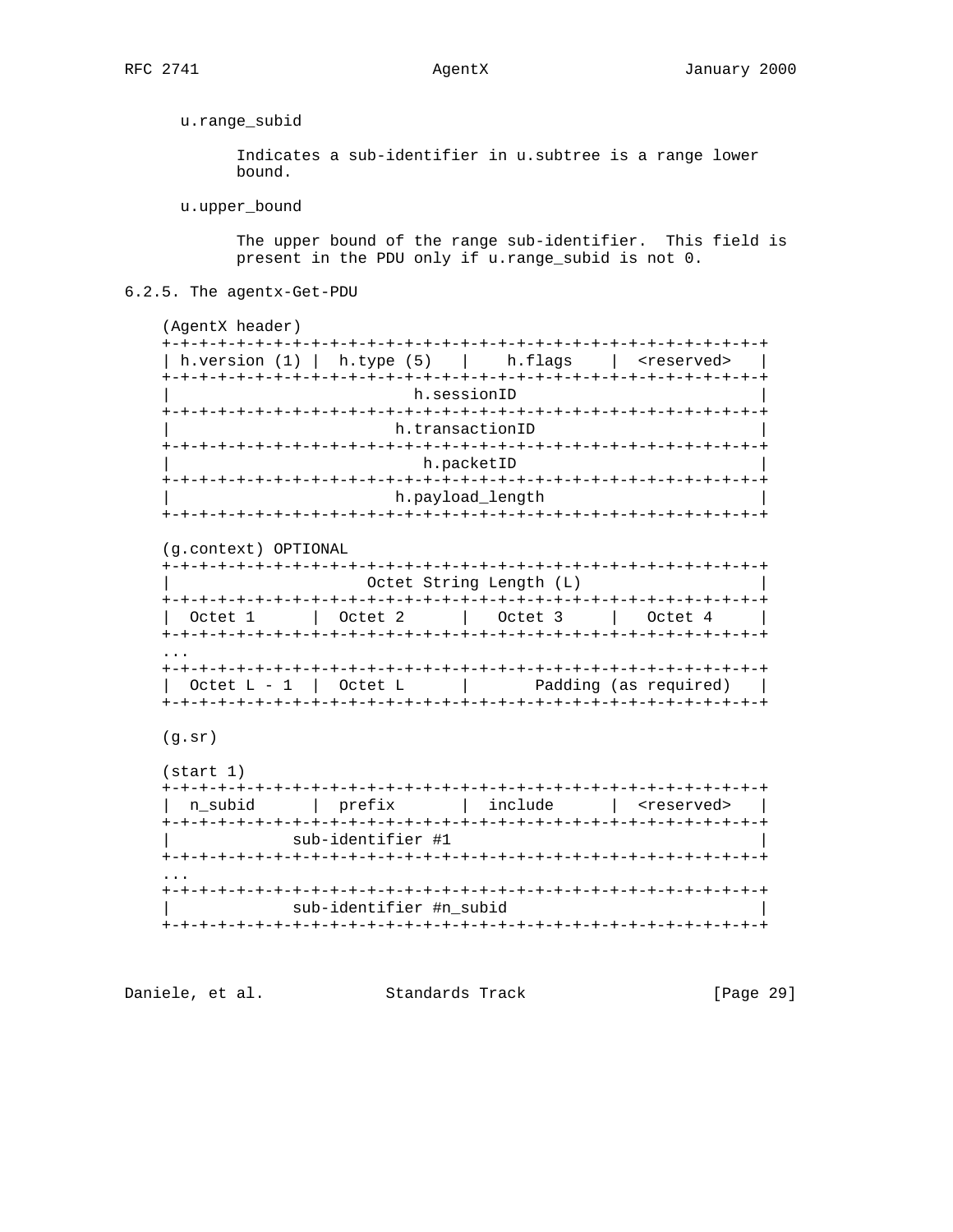u.range_subid

Indicates a sub-identifier in u.subtree is a range lower bound.

u.upper_bound

The upper bound of the range sub-identifier.  This field is present in the PDU only if u.range_subid is not 0.

### 6.2.5. The agentx-Get-PDU

```
(AgentX header)
+-+-+-+-+-+-+-+-+-+-+-+-+-+-+-+-+-+-+-+-+-+-+-+-+-+-+-+-+-+-+-+-+
| h.version (1) |  h.type (5)   |    h.flags    |  <reserved>   |
+-+-+-+-+-+-+-+-+-+-+-+-+-+-+-+-+-+-+-+-+-+-+-+-+-+-+-+-+-+-+-+-+
|                          h.sessionID                          |
+-+-+-+-+-+-+-+-+-+-+-+-+-+-+-+-+-+-+-+-+-+-+-+-+-+-+-+-+-+-+-+-+
|                         h.transactionID                       |
+-+-+-+-+-+-+-+-+-+-+-+-+-+-+-+-+-+-+-+-+-+-+-+-+-+-+-+-+-+-+-+-+
|                          h.packetID                           |
+-+-+-+-+-+-+-+-+-+-+-+-+-+-+-+-+-+-+-+-+-+-+-+-+-+-+-+-+-+-+-+-+
|                        h.payload_length                       |
+-+-+-+-+-+-+-+-+-+-+-+-+-+-+-+-+-+-+-+-+-+-+-+-+-+-+-+-+-+-+-+-+

(g.context) OPTIONAL
+-+-+-+-+-+-+-+-+-+-+-+-+-+-+-+-+-+-+-+-+-+-+-+-+-+-+-+-+-+-+-+-+
|                     Octet String Length (L)                   |
+-+-+-+-+-+-+-+-+-+-+-+-+-+-+-+-+-+-+-+-+-+-+-+-+-+-+-+-+-+-+-+-+
|  Octet 1      |  Octet 2      |   Octet 3     |   Octet 4     |
+-+-+-+-+-+-+-+-+-+-+-+-+-+-+-+-+-+-+-+-+-+-+-+-+-+-+-+-+-+-+-+-+
...
+-+-+-+-+-+-+-+-+-+-+-+-+-+-+-+-+-+-+-+-+-+-+-+-+-+-+-+-+-+-+-+-+
|  Octet L - 1  |  Octet L      |       Padding (as required)   |
+-+-+-+-+-+-+-+-+-+-+-+-+-+-+-+-+-+-+-+-+-+-+-+-+-+-+-+-+-+-+-+-+

(g.sr)

(start 1)
+-+-+-+-+-+-+-+-+-+-+-+-+-+-+-+-+-+-+-+-+-+-+-+-+-+-+-+-+-+-+-+-+
|  n_subid      |  prefix       |  include      |  <reserved>   |
+-+-+-+-+-+-+-+-+-+-+-+-+-+-+-+-+-+-+-+-+-+-+-+-+-+-+-+-+-+-+-+-+
|             sub-identifier #1                                 |
+-+-+-+-+-+-+-+-+-+-+-+-+-+-+-+-+-+-+-+-+-+-+-+-+-+-+-+-+-+-+-+-+
...
+-+-+-+-+-+-+-+-+-+-+-+-+-+-+-+-+-+-+-+-+-+-+-+-+-+-+-+-+-+-+-+-+
|             sub-identifier #n_subid                           |
+-+-+-+-+-+-+-+-+-+-+-+-+-+-+-+-+-+-+-+-+-+-+-+-+-+-+-+-+-+-+-+-+
```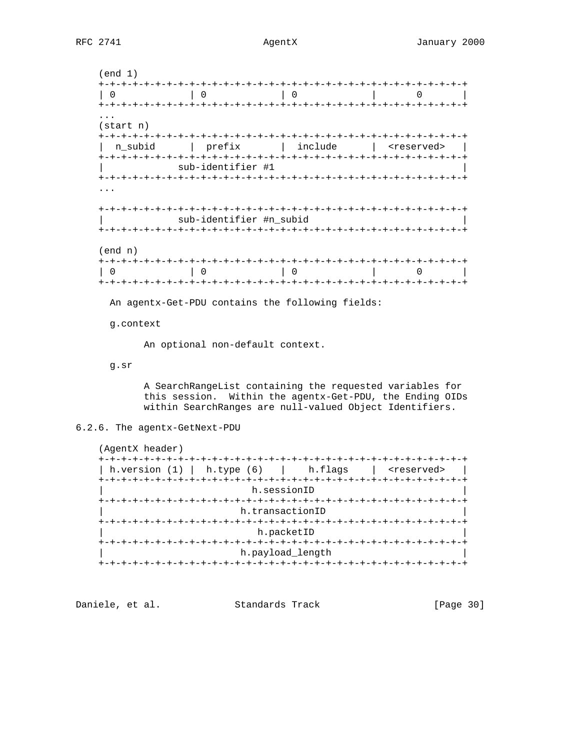```
(end 1)
+-+-+-+-+-+-+-+-+-+-+-+-+-+-+-+-+-+-+-+-+-+-+-+-+-+-+-+-+-+-+-+-+
| 0             | 0             | 0             |       0       |
+-+-+-+-+-+-+-+-+-+-+-+-+-+-+-+-+-+-+-+-+-+-+-+-+-+-+-+-+-+-+-+-+
...
(start n)
+-+-+-+-+-+-+-+-+-+-+-+-+-+-+-+-+-+-+-+-+-+-+-+-+-+-+-+-+-+-+-+-+
|  n_subid      |  prefix       |  include      |  <reserved>   |
+-+-+-+-+-+-+-+-+-+-+-+-+-+-+-+-+-+-+-+-+-+-+-+-+-+-+-+-+-+-+-+-+
|             sub-identifier #1                                 |
+-+-+-+-+-+-+-+-+-+-+-+-+-+-+-+-+-+-+-+-+-+-+-+-+-+-+-+-+-+-+-+-+
...

+-+-+-+-+-+-+-+-+-+-+-+-+-+-+-+-+-+-+-+-+-+-+-+-+-+-+-+-+-+-+-+-+
|             sub-identifier #n_subid                           |
+-+-+-+-+-+-+-+-+-+-+-+-+-+-+-+-+-+-+-+-+-+-+-+-+-+-+-+-+-+-+-+-+

(end n)
+-+-+-+-+-+-+-+-+-+-+-+-+-+-+-+-+-+-+-+-+-+-+-+-+-+-+-+-+-+-+-+-+
| 0             | 0             | 0             |       0       |
+-+-+-+-+-+-+-+-+-+-+-+-+-+-+-+-+-+-+-+-+-+-+-+-+-+-+-+-+-+-+-+-+
```

An agentx-Get-PDU contains the following fields:

g.context

An optional non-default context.

g.sr

A SearchRangeList containing the requested variables for this session. Within the agentx-Get-PDU, the Ending OIDs within SearchRanges are null-valued Object Identifiers.

### 6.2.6. The agentx-GetNext-PDU

```
(AgentX header)
+-+-+-+-+-+-+-+-+-+-+-+-+-+-+-+-+-+-+-+-+-+-+-+-+-+-+-+-+-+-+-+-+
| h.version (1) |  h.type (6)   |    h.flags    |  <reserved>   |
+-+-+-+-+-+-+-+-+-+-+-+-+-+-+-+-+-+-+-+-+-+-+-+-+-+-+-+-+-+-+-+-+
|                          h.sessionID                          |
+-+-+-+-+-+-+-+-+-+-+-+-+-+-+-+-+-+-+-+-+-+-+-+-+-+-+-+-+-+-+-+-+
|                        h.transactionID                        |
+-+-+-+-+-+-+-+-+-+-+-+-+-+-+-+-+-+-+-+-+-+-+-+-+-+-+-+-+-+-+-+-+
|                           h.packetID                          |
+-+-+-+-+-+-+-+-+-+-+-+-+-+-+-+-+-+-+-+-+-+-+-+-+-+-+-+-+-+-+-+-+
|                        h.payload_length                       |
+-+-+-+-+-+-+-+-+-+-+-+-+-+-+-+-+-+-+-+-+-+-+-+-+-+-+-+-+-+-+-+-+
```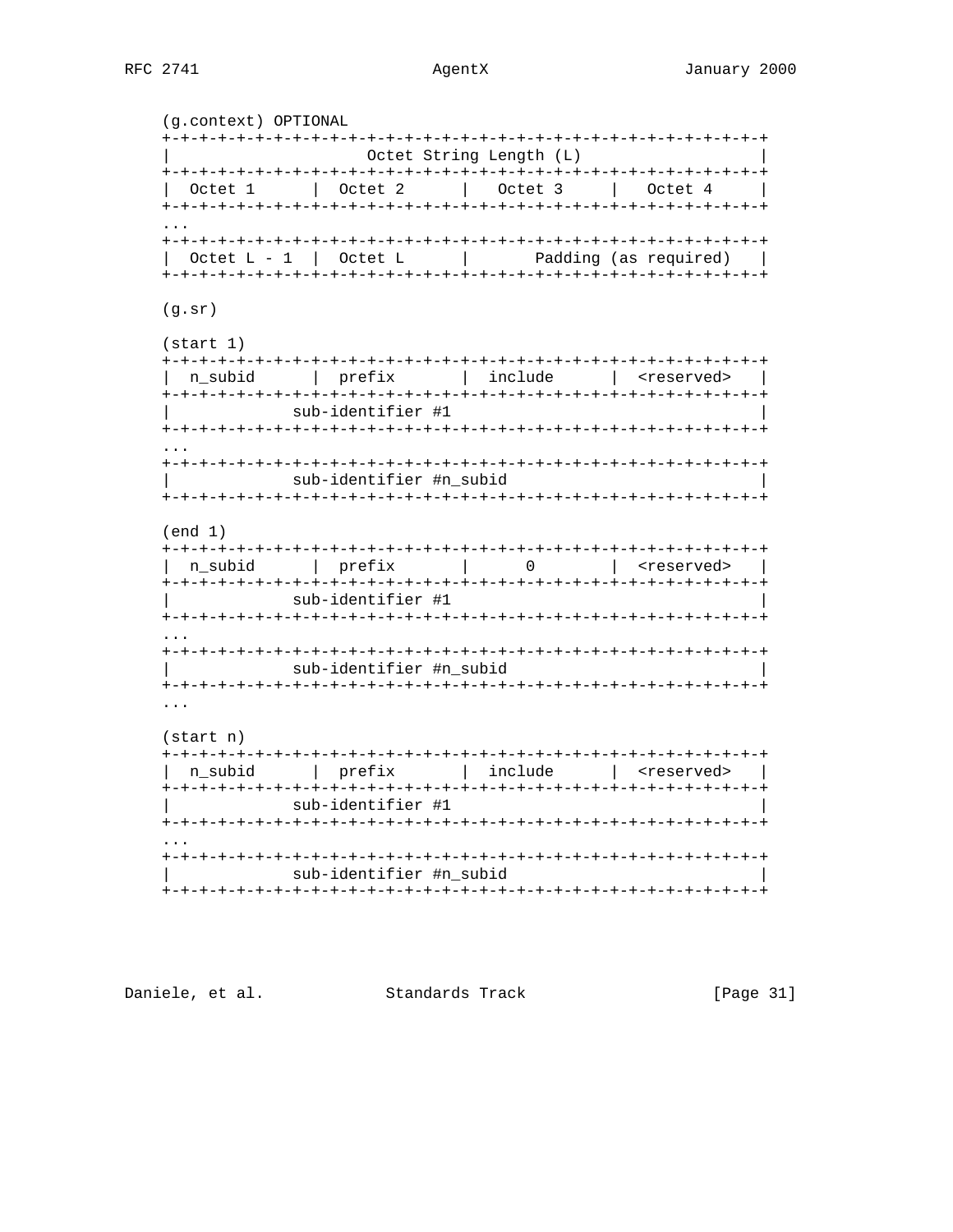```
(g.context) OPTIONAL
+-+-+-+-+-+-+-+-+-+-+-+-+-+-+-+-+-+-+-+-+-+-+-+-+-+-+-+-+-+-+-+-+
|                    Octet String Length (L)                    |
+-+-+-+-+-+-+-+-+-+-+-+-+-+-+-+-+-+-+-+-+-+-+-+-+-+-+-+-+-+-+-+-+
|  Octet 1      |  Octet 2      |  Octet 3      |  Octet 4      |
+-+-+-+-+-+-+-+-+-+-+-+-+-+-+-+-+-+-+-+-+-+-+-+-+-+-+-+-+-+-+-+-+
...
+-+-+-+-+-+-+-+-+-+-+-+-+-+-+-+-+-+-+-+-+-+-+-+-+-+-+-+-+-+-+-+-+
|  Octet L - 1  |  Octet L      |       Padding (as required)   |
+-+-+-+-+-+-+-+-+-+-+-+-+-+-+-+-+-+-+-+-+-+-+-+-+-+-+-+-+-+-+-+-+

(g.sr)

(start 1)
+-+-+-+-+-+-+-+-+-+-+-+-+-+-+-+-+-+-+-+-+-+-+-+-+-+-+-+-+-+-+-+-+
|  n_subid      |  prefix       |  include      |  <reserved>   |
+-+-+-+-+-+-+-+-+-+-+-+-+-+-+-+-+-+-+-+-+-+-+-+-+-+-+-+-+-+-+-+-+
|             sub-identifier #1                                 |
+-+-+-+-+-+-+-+-+-+-+-+-+-+-+-+-+-+-+-+-+-+-+-+-+-+-+-+-+-+-+-+-+
...
+-+-+-+-+-+-+-+-+-+-+-+-+-+-+-+-+-+-+-+-+-+-+-+-+-+-+-+-+-+-+-+-+
|             sub-identifier #n_subid                           |
+-+-+-+-+-+-+-+-+-+-+-+-+-+-+-+-+-+-+-+-+-+-+-+-+-+-+-+-+-+-+-+-+

(end 1)
+-+-+-+-+-+-+-+-+-+-+-+-+-+-+-+-+-+-+-+-+-+-+-+-+-+-+-+-+-+-+-+-+
|  n_subid      |  prefix       |      0        |  <reserved>   |
+-+-+-+-+-+-+-+-+-+-+-+-+-+-+-+-+-+-+-+-+-+-+-+-+-+-+-+-+-+-+-+-+
|             sub-identifier #1                                 |
+-+-+-+-+-+-+-+-+-+-+-+-+-+-+-+-+-+-+-+-+-+-+-+-+-+-+-+-+-+-+-+-+
...
+-+-+-+-+-+-+-+-+-+-+-+-+-+-+-+-+-+-+-+-+-+-+-+-+-+-+-+-+-+-+-+-+
|             sub-identifier #n_subid                           |
+-+-+-+-+-+-+-+-+-+-+-+-+-+-+-+-+-+-+-+-+-+-+-+-+-+-+-+-+-+-+-+-+
...

(start n)
+-+-+-+-+-+-+-+-+-+-+-+-+-+-+-+-+-+-+-+-+-+-+-+-+-+-+-+-+-+-+-+-+
|  n_subid      |  prefix       |  include      |  <reserved>   |
+-+-+-+-+-+-+-+-+-+-+-+-+-+-+-+-+-+-+-+-+-+-+-+-+-+-+-+-+-+-+-+-+
|             sub-identifier #1                                 |
+-+-+-+-+-+-+-+-+-+-+-+-+-+-+-+-+-+-+-+-+-+-+-+-+-+-+-+-+-+-+-+-+
...
+-+-+-+-+-+-+-+-+-+-+-+-+-+-+-+-+-+-+-+-+-+-+-+-+-+-+-+-+-+-+-+-+
|             sub-identifier #n_subid                           |
+-+-+-+-+-+-+-+-+-+-+-+-+-+-+-+-+-+-+-+-+-+-+-+-+-+-+-+-+-+-+-+-+
```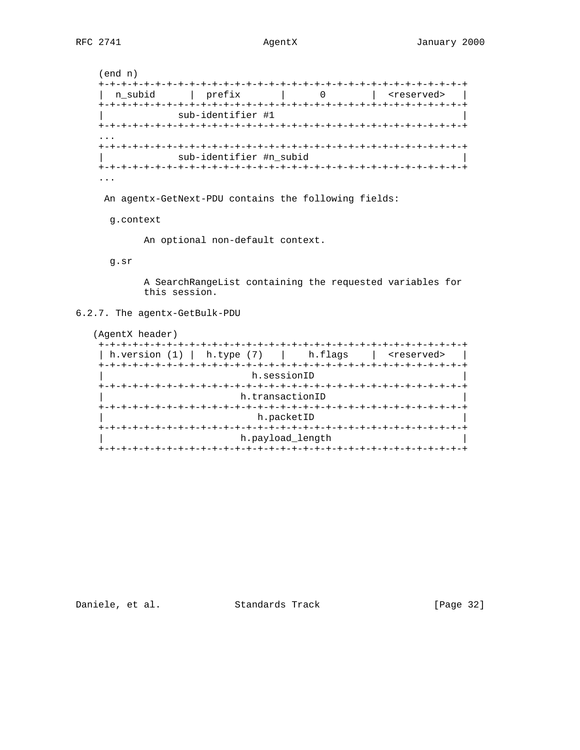```
(end n)
+-+-+-+-+-+-+-+-+-+-+-+-+-+-+-+-+-+-+-+-+-+-+-+-+-+-+-+-+-+-+-+-+
|  n_subid      |  prefix       |      0        |  <reserved>   |
+-+-+-+-+-+-+-+-+-+-+-+-+-+-+-+-+-+-+-+-+-+-+-+-+-+-+-+-+-+-+-+-+
|             sub-identifier #1                                 |
+-+-+-+-+-+-+-+-+-+-+-+-+-+-+-+-+-+-+-+-+-+-+-+-+-+-+-+-+-+-+-+-+
...
+-+-+-+-+-+-+-+-+-+-+-+-+-+-+-+-+-+-+-+-+-+-+-+-+-+-+-+-+-+-+-+-+
|             sub-identifier #n_subid                           |
+-+-+-+-+-+-+-+-+-+-+-+-+-+-+-+-+-+-+-+-+-+-+-+-+-+-+-+-+-+-+-+-+
...
```

An agentx-GetNext-PDU contains the following fields:

g.context

An optional non-default context.

g.sr

A SearchRangeList containing the requested variables for this session.

### 6.2.7. The agentx-GetBulk-PDU

```
(AgentX header)
+-+-+-+-+-+-+-+-+-+-+-+-+-+-+-+-+-+-+-+-+-+-+-+-+-+-+-+-+-+-+-+-+
| h.version (1) |  h.type (7)   |    h.flags    |  <reserved>   |
+-+-+-+-+-+-+-+-+-+-+-+-+-+-+-+-+-+-+-+-+-+-+-+-+-+-+-+-+-+-+-+-+
|                          h.sessionID                          |
+-+-+-+-+-+-+-+-+-+-+-+-+-+-+-+-+-+-+-+-+-+-+-+-+-+-+-+-+-+-+-+-+
|                        h.transactionID                        |
+-+-+-+-+-+-+-+-+-+-+-+-+-+-+-+-+-+-+-+-+-+-+-+-+-+-+-+-+-+-+-+-+
|                           h.packetID                          |
+-+-+-+-+-+-+-+-+-+-+-+-+-+-+-+-+-+-+-+-+-+-+-+-+-+-+-+-+-+-+-+-+
|                        h.payload_length                       |
+-+-+-+-+-+-+-+-+-+-+-+-+-+-+-+-+-+-+-+-+-+-+-+-+-+-+-+-+-+-+-+-+
```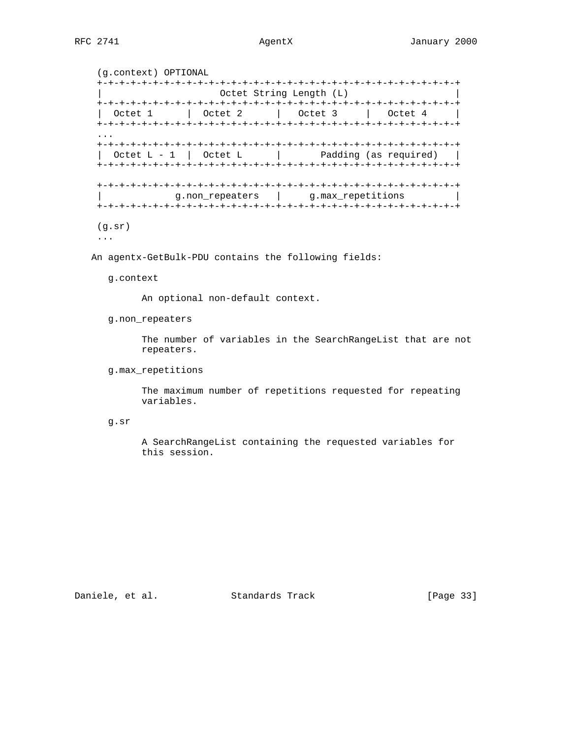```
(g.context) OPTIONAL
+-+-+-+-+-+-+-+-+-+-+-+-+-+-+-+-+-+-+-+-+-+-+-+-+-+-+-+-+-+-+-+-+
|                     Octet String Length (L)                   |
+-+-+-+-+-+-+-+-+-+-+-+-+-+-+-+-+-+-+-+-+-+-+-+-+-+-+-+-+-+-+-+-+
|  Octet 1      |  Octet 2      |   Octet 3     |   Octet 4     |
+-+-+-+-+-+-+-+-+-+-+-+-+-+-+-+-+-+-+-+-+-+-+-+-+-+-+-+-+-+-+-+-+
...
+-+-+-+-+-+-+-+-+-+-+-+-+-+-+-+-+-+-+-+-+-+-+-+-+-+-+-+-+-+-+-+-+
|  Octet L - 1  |  Octet L      |       Padding (as required)   |
+-+-+-+-+-+-+-+-+-+-+-+-+-+-+-+-+-+-+-+-+-+-+-+-+-+-+-+-+-+-+-+-+

+-+-+-+-+-+-+-+-+-+-+-+-+-+-+-+-+-+-+-+-+-+-+-+-+-+-+-+-+-+-+-+-+
|            g.non_repeaters   |     g.max_repetitions          |
+-+-+-+-+-+-+-+-+-+-+-+-+-+-+-+-+-+-+-+-+-+-+-+-+-+-+-+-+-+-+-+-+

(g.sr)
...
```

An agentx-GetBulk-PDU contains the following fields:

g.context

An optional non-default context.

g.non_repeaters

The number of variables in the SearchRangeList that are not repeaters.

g.max_repetitions

The maximum number of repetitions requested for repeating variables.

g.sr

A SearchRangeList containing the requested variables for this session.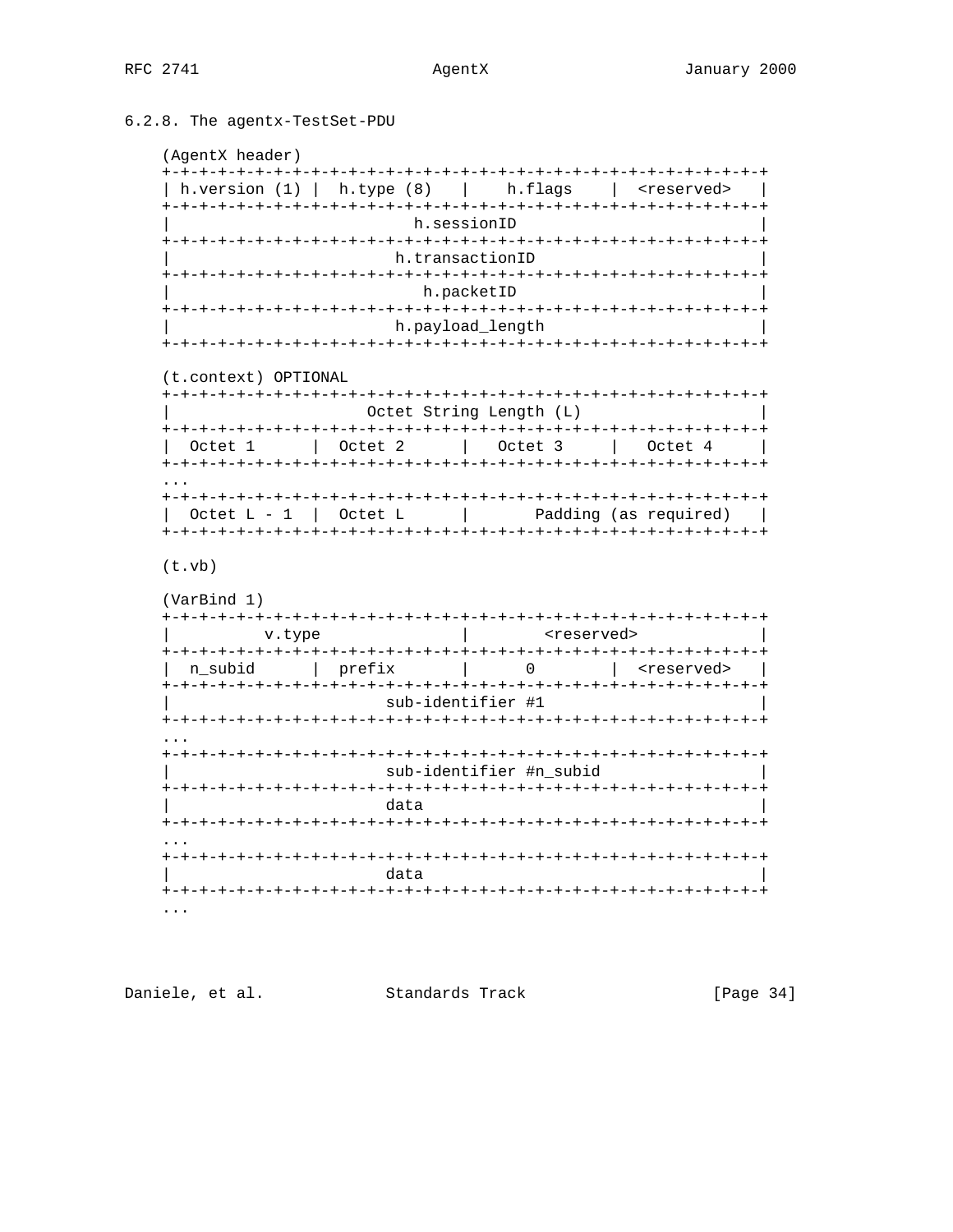### 6.2.8. The agentx-TestSet-PDU

```
(AgentX header)
+-+-+-+-+-+-+-+-+-+-+-+-+-+-+-+-+-+-+-+-+-+-+-+-+-+-+-+-+-+-+-+-+
| h.version (1) |  h.type (8)   |    h.flags    |  <reserved>   |
+-+-+-+-+-+-+-+-+-+-+-+-+-+-+-+-+-+-+-+-+-+-+-+-+-+-+-+-+-+-+-+-+
|                          h.sessionID                          |
+-+-+-+-+-+-+-+-+-+-+-+-+-+-+-+-+-+-+-+-+-+-+-+-+-+-+-+-+-+-+-+-+
|                        h.transactionID                        |
+-+-+-+-+-+-+-+-+-+-+-+-+-+-+-+-+-+-+-+-+-+-+-+-+-+-+-+-+-+-+-+-+
|                           h.packetID                          |
+-+-+-+-+-+-+-+-+-+-+-+-+-+-+-+-+-+-+-+-+-+-+-+-+-+-+-+-+-+-+-+-+
|                        h.payload_length                       |
+-+-+-+-+-+-+-+-+-+-+-+-+-+-+-+-+-+-+-+-+-+-+-+-+-+-+-+-+-+-+-+-+

(t.context) OPTIONAL
+-+-+-+-+-+-+-+-+-+-+-+-+-+-+-+-+-+-+-+-+-+-+-+-+-+-+-+-+-+-+-+-+
|                    Octet String Length (L)                    |
+-+-+-+-+-+-+-+-+-+-+-+-+-+-+-+-+-+-+-+-+-+-+-+-+-+-+-+-+-+-+-+-+
|  Octet 1      |  Octet 2      |   Octet 3     |   Octet 4     |
+-+-+-+-+-+-+-+-+-+-+-+-+-+-+-+-+-+-+-+-+-+-+-+-+-+-+-+-+-+-+-+-+
...
+-+-+-+-+-+-+-+-+-+-+-+-+-+-+-+-+-+-+-+-+-+-+-+-+-+-+-+-+-+-+-+-+
|  Octet L - 1  |  Octet L      |       Padding (as required)   |
+-+-+-+-+-+-+-+-+-+-+-+-+-+-+-+-+-+-+-+-+-+-+-+-+-+-+-+-+-+-+-+-+

(t.vb)

(VarBind 1)
+-+-+-+-+-+-+-+-+-+-+-+-+-+-+-+-+-+-+-+-+-+-+-+-+-+-+-+-+-+-+-+-+
|         v.type                |        <reserved>             |
+-+-+-+-+-+-+-+-+-+-+-+-+-+-+-+-+-+-+-+-+-+-+-+-+-+-+-+-+-+-+-+-+
|  n_subid      |  prefix       |      0        |  <reserved>   |
+-+-+-+-+-+-+-+-+-+-+-+-+-+-+-+-+-+-+-+-+-+-+-+-+-+-+-+-+-+-+-+-+
|                       sub-identifier #1                       |
+-+-+-+-+-+-+-+-+-+-+-+-+-+-+-+-+-+-+-+-+-+-+-+-+-+-+-+-+-+-+-+-+
...
+-+-+-+-+-+-+-+-+-+-+-+-+-+-+-+-+-+-+-+-+-+-+-+-+-+-+-+-+-+-+-+-+
|                       sub-identifier #n_subid                 |
+-+-+-+-+-+-+-+-+-+-+-+-+-+-+-+-+-+-+-+-+-+-+-+-+-+-+-+-+-+-+-+-+
|                       data                                    |
+-+-+-+-+-+-+-+-+-+-+-+-+-+-+-+-+-+-+-+-+-+-+-+-+-+-+-+-+-+-+-+-+
...
+-+-+-+-+-+-+-+-+-+-+-+-+-+-+-+-+-+-+-+-+-+-+-+-+-+-+-+-+-+-+-+-+
|                       data                                    |
+-+-+-+-+-+-+-+-+-+-+-+-+-+-+-+-+-+-+-+-+-+-+-+-+-+-+-+-+-+-+-+-+
...
```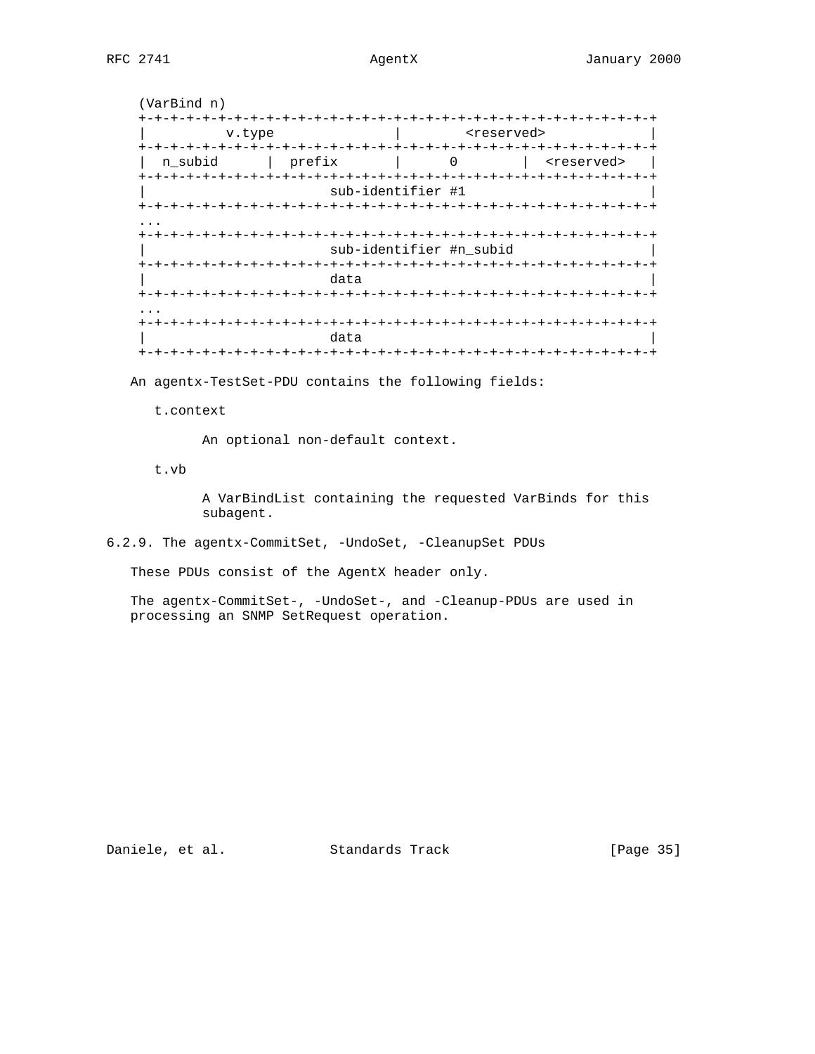```
     (VarBind n)
     +-+-+-+-+-+-+-+-+-+-+-+-+-+-+-+-+-+-+-+-+-+-+-+-+-+-+-+-+-+-+-+-+
     |          v.type               |        <reserved>             |
     +-+-+-+-+-+-+-+-+-+-+-+-+-+-+-+-+-+-+-+-+-+-+-+-+-+-+-+-+-+-+-+-+
     |  n_subid      |  prefix       |      0        |  <reserved>   |
     +-+-+-+-+-+-+-+-+-+-+-+-+-+-+-+-+-+-+-+-+-+-+-+-+-+-+-+-+-+-+-+-+
     |                       sub-identifier #1                       |
     +-+-+-+-+-+-+-+-+-+-+-+-+-+-+-+-+-+-+-+-+-+-+-+-+-+-+-+-+-+-+-+-+
     ...
     +-+-+-+-+-+-+-+-+-+-+-+-+-+-+-+-+-+-+-+-+-+-+-+-+-+-+-+-+-+-+-+-+
     |                       sub-identifier #n_subid                 |
     +-+-+-+-+-+-+-+-+-+-+-+-+-+-+-+-+-+-+-+-+-+-+-+-+-+-+-+-+-+-+-+-+
     |                       data                                    |
     +-+-+-+-+-+-+-+-+-+-+-+-+-+-+-+-+-+-+-+-+-+-+-+-+-+-+-+-+-+-+-+-+
     ...
     +-+-+-+-+-+-+-+-+-+-+-+-+-+-+-+-+-+-+-+-+-+-+-+-+-+-+-+-+-+-+-+-+
     |                       data                                    |
     +-+-+-+-+-+-+-+-+-+-+-+-+-+-+-+-+-+-+-+-+-+-+-+-+-+-+-+-+-+-+-+-+
```

An agentx-TestSet-PDU contains the following fields:

t.context

An optional non-default context.

t.vb

A VarBindList containing the requested VarBinds for this subagent.

### 6.2.9. The agentx-CommitSet, -UndoSet, -CleanupSet PDUs

These PDUs consist of the AgentX header only.

The agentx-CommitSet-, -UndoSet-, and -Cleanup-PDUs are used in processing an SNMP SetRequest operation.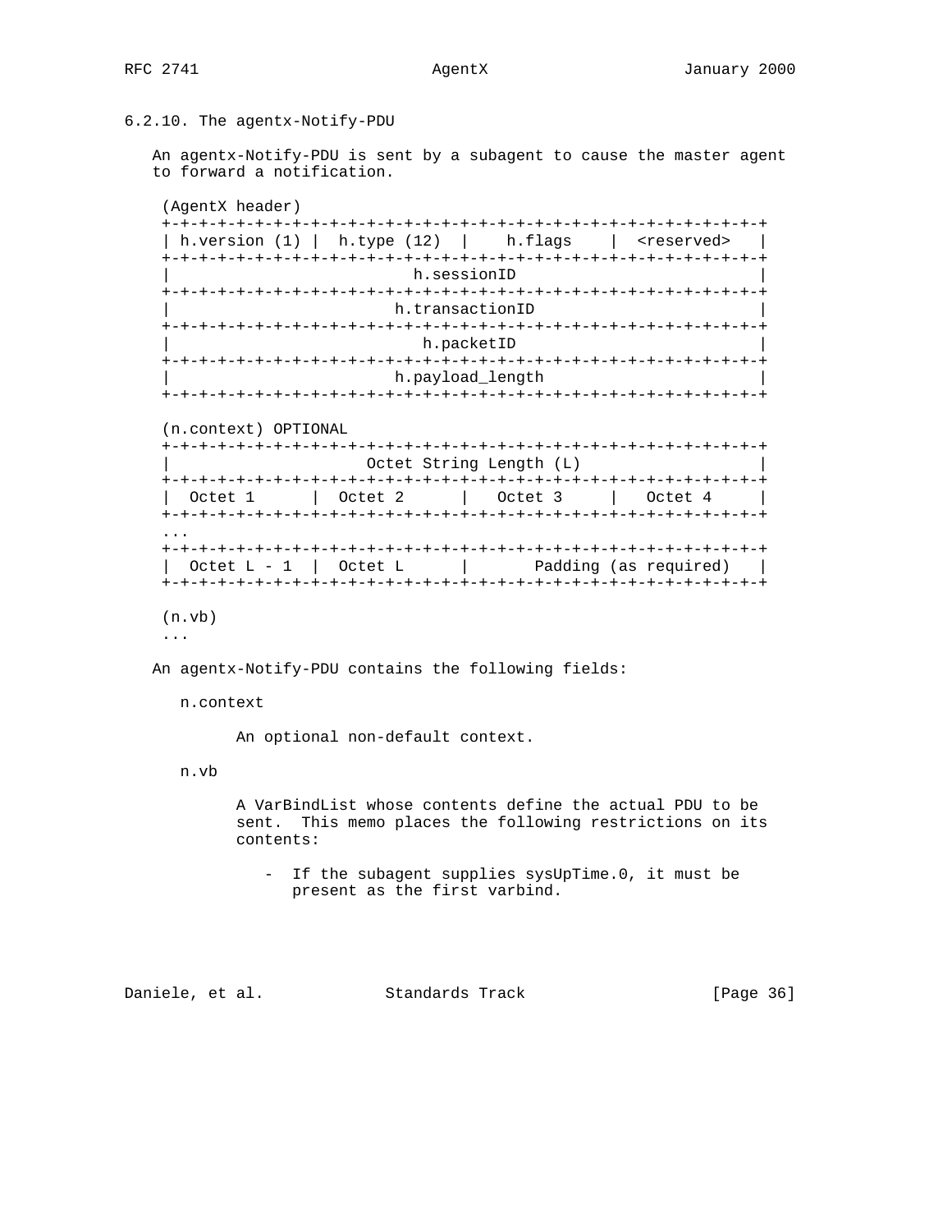### 6.2.10. The agentx-Notify-PDU

An agentx-Notify-PDU is sent by a subagent to cause the master agent to forward a notification.

```
(AgentX header)
+-+-+-+-+-+-+-+-+-+-+-+-+-+-+-+-+-+-+-+-+-+-+-+-+-+-+-+-+-+-+-+-+
| h.version (1) |  h.type (12)  |    h.flags    |  <reserved>   |
+-+-+-+-+-+-+-+-+-+-+-+-+-+-+-+-+-+-+-+-+-+-+-+-+-+-+-+-+-+-+-+-+
|                          h.sessionID                          |
+-+-+-+-+-+-+-+-+-+-+-+-+-+-+-+-+-+-+-+-+-+-+-+-+-+-+-+-+-+-+-+-+
|                        h.transactionID                        |
+-+-+-+-+-+-+-+-+-+-+-+-+-+-+-+-+-+-+-+-+-+-+-+-+-+-+-+-+-+-+-+-+
|                          h.packetID                           |
+-+-+-+-+-+-+-+-+-+-+-+-+-+-+-+-+-+-+-+-+-+-+-+-+-+-+-+-+-+-+-+-+
|                        h.payload_length                       |
+-+-+-+-+-+-+-+-+-+-+-+-+-+-+-+-+-+-+-+-+-+-+-+-+-+-+-+-+-+-+-+-+

(n.context) OPTIONAL
+-+-+-+-+-+-+-+-+-+-+-+-+-+-+-+-+-+-+-+-+-+-+-+-+-+-+-+-+-+-+-+-+
|                     Octet String Length (L)                   |
+-+-+-+-+-+-+-+-+-+-+-+-+-+-+-+-+-+-+-+-+-+-+-+-+-+-+-+-+-+-+-+-+
|  Octet 1      |  Octet 2      |   Octet 3     |   Octet 4     |
+-+-+-+-+-+-+-+-+-+-+-+-+-+-+-+-+-+-+-+-+-+-+-+-+-+-+-+-+-+-+-+-+
...
+-+-+-+-+-+-+-+-+-+-+-+-+-+-+-+-+-+-+-+-+-+-+-+-+-+-+-+-+-+-+-+-+
|  Octet L - 1  |  Octet L      |       Padding (as required)   |
+-+-+-+-+-+-+-+-+-+-+-+-+-+-+-+-+-+-+-+-+-+-+-+-+-+-+-+-+-+-+-+-+

(n.vb)
...
```

An agentx-Notify-PDU contains the following fields:

n.context

An optional non-default context.

n.vb

A VarBindList whose contents define the actual PDU to be sent. This memo places the following restrictions on its contents:

- If the subagent supplies sysUpTime.0, it must be present as the first varbind.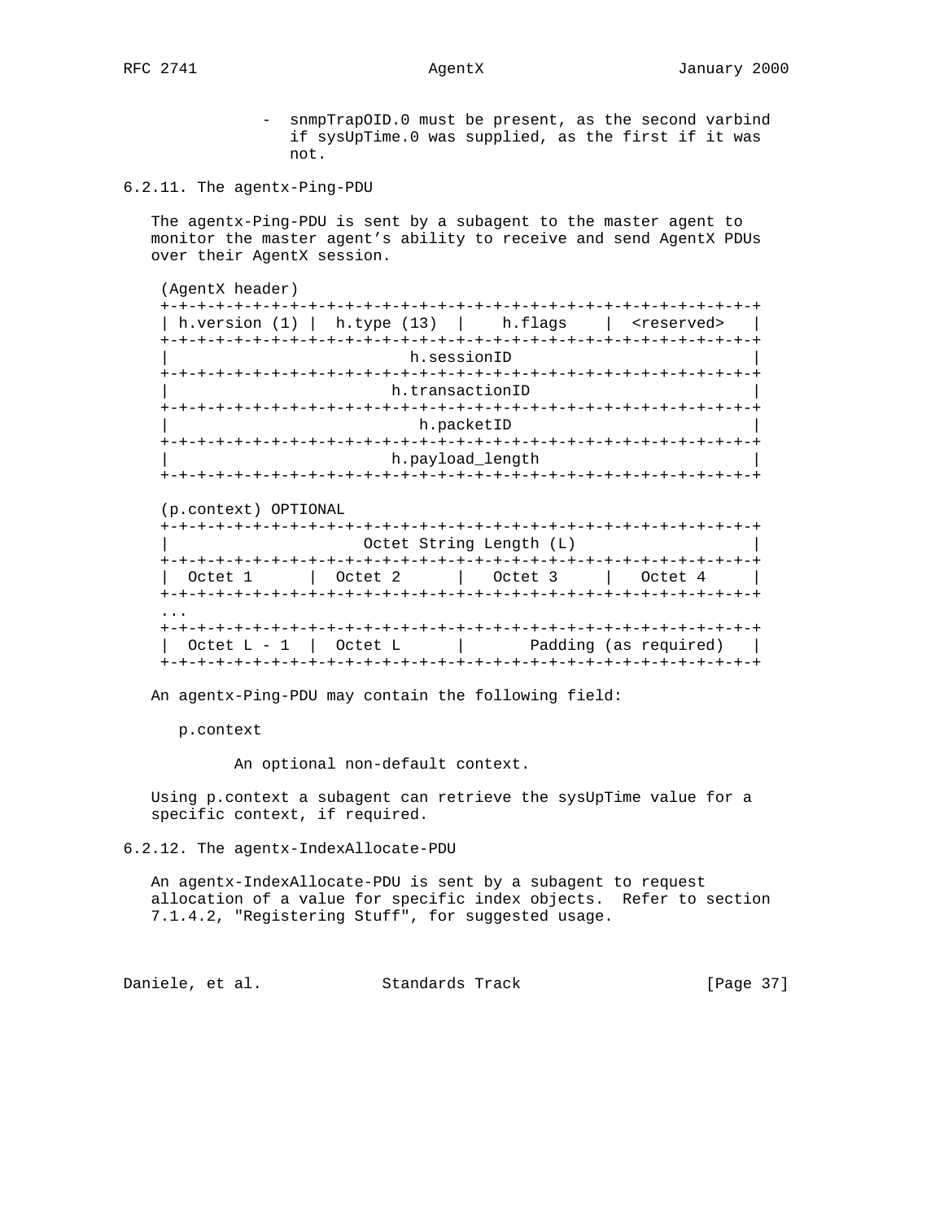- snmpTrapOID.0 must be present, as the second varbind if sysUpTime.0 was supplied, as the first if it was not.

### 6.2.11. The agentx-Ping-PDU

The agentx-Ping-PDU is sent by a subagent to the master agent to monitor the master agent's ability to receive and send AgentX PDUs over their AgentX session.

```
(AgentX header)
+-+-+-+-+-+-+-+-+-+-+-+-+-+-+-+-+-+-+-+-+-+-+-+-+-+-+-+-+-+-+-+-+
| h.version (1) |  h.type (13)  |    h.flags    |  <reserved>   |
+-+-+-+-+-+-+-+-+-+-+-+-+-+-+-+-+-+-+-+-+-+-+-+-+-+-+-+-+-+-+-+-+
|                          h.sessionID                          |
+-+-+-+-+-+-+-+-+-+-+-+-+-+-+-+-+-+-+-+-+-+-+-+-+-+-+-+-+-+-+-+-+
|                        h.transactionID                        |
+-+-+-+-+-+-+-+-+-+-+-+-+-+-+-+-+-+-+-+-+-+-+-+-+-+-+-+-+-+-+-+-+
|                          h.packetID                           |
+-+-+-+-+-+-+-+-+-+-+-+-+-+-+-+-+-+-+-+-+-+-+-+-+-+-+-+-+-+-+-+-+
|                        h.payload_length                       |
+-+-+-+-+-+-+-+-+-+-+-+-+-+-+-+-+-+-+-+-+-+-+-+-+-+-+-+-+-+-+-+-+

(p.context) OPTIONAL
+-+-+-+-+-+-+-+-+-+-+-+-+-+-+-+-+-+-+-+-+-+-+-+-+-+-+-+-+-+-+-+-+
|                     Octet String Length (L)                   |
+-+-+-+-+-+-+-+-+-+-+-+-+-+-+-+-+-+-+-+-+-+-+-+-+-+-+-+-+-+-+-+-+
|  Octet 1      |  Octet 2      |   Octet 3     |   Octet 4     |
+-+-+-+-+-+-+-+-+-+-+-+-+-+-+-+-+-+-+-+-+-+-+-+-+-+-+-+-+-+-+-+-+
...
+-+-+-+-+-+-+-+-+-+-+-+-+-+-+-+-+-+-+-+-+-+-+-+-+-+-+-+-+-+-+-+-+
|  Octet L - 1  |  Octet L      |       Padding (as required)   |
+-+-+-+-+-+-+-+-+-+-+-+-+-+-+-+-+-+-+-+-+-+-+-+-+-+-+-+-+-+-+-+-+
```

An agentx-Ping-PDU may contain the following field:

p.context

An optional non-default context.

Using p.context a subagent can retrieve the sysUpTime value for a specific context, if required.

### 6.2.12. The agentx-IndexAllocate-PDU

An agentx-IndexAllocate-PDU is sent by a subagent to request allocation of a value for specific index objects. Refer to section 7.1.4.2, "Registering Stuff", for suggested usage.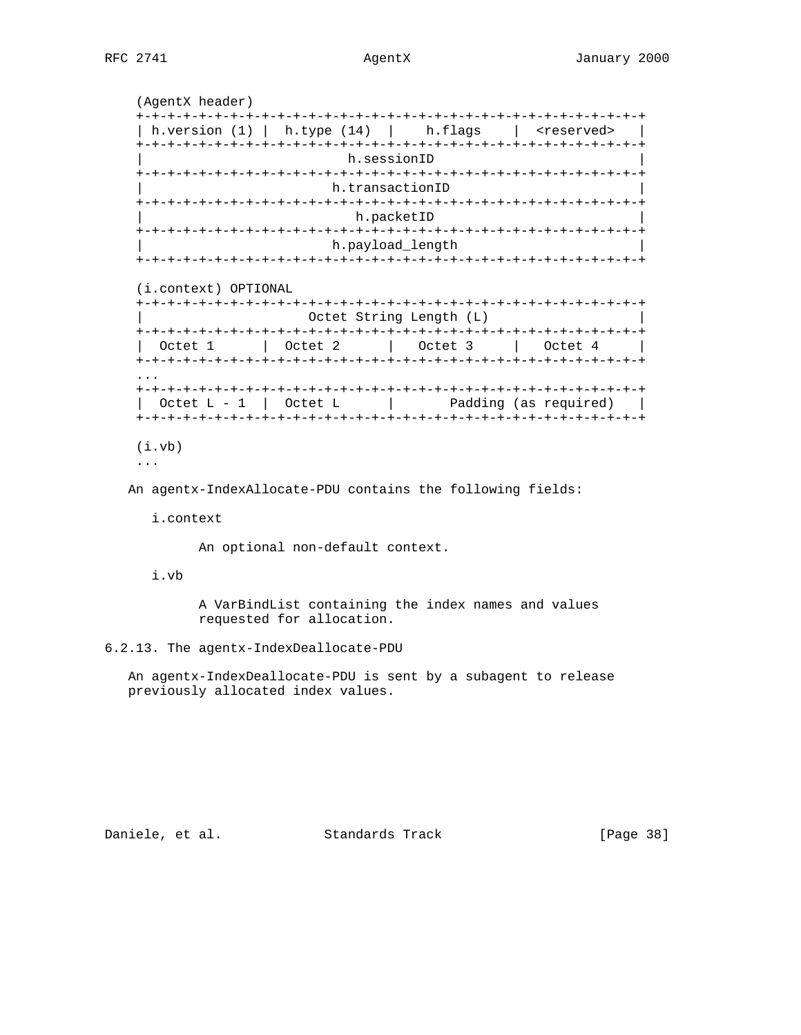```
(AgentX header)
+-+-+-+-+-+-+-+-+-+-+-+-+-+-+-+-+-+-+-+-+-+-+-+-+-+-+-+-+-+-+-+-+
| h.version (1) |  h.type (14)  |    h.flags    |  <reserved>   |
+-+-+-+-+-+-+-+-+-+-+-+-+-+-+-+-+-+-+-+-+-+-+-+-+-+-+-+-+-+-+-+-+
|                          h.sessionID                          |
+-+-+-+-+-+-+-+-+-+-+-+-+-+-+-+-+-+-+-+-+-+-+-+-+-+-+-+-+-+-+-+-+
|                        h.transactionID                        |
+-+-+-+-+-+-+-+-+-+-+-+-+-+-+-+-+-+-+-+-+-+-+-+-+-+-+-+-+-+-+-+-+
|                          h.packetID                           |
+-+-+-+-+-+-+-+-+-+-+-+-+-+-+-+-+-+-+-+-+-+-+-+-+-+-+-+-+-+-+-+-+
|                        h.payload_length                       |
+-+-+-+-+-+-+-+-+-+-+-+-+-+-+-+-+-+-+-+-+-+-+-+-+-+-+-+-+-+-+-+-+

(i.context) OPTIONAL
+-+-+-+-+-+-+-+-+-+-+-+-+-+-+-+-+-+-+-+-+-+-+-+-+-+-+-+-+-+-+-+-+
|                    Octet String Length (L)                    |
+-+-+-+-+-+-+-+-+-+-+-+-+-+-+-+-+-+-+-+-+-+-+-+-+-+-+-+-+-+-+-+-+
|  Octet 1      |  Octet 2      |   Octet 3     |   Octet 4     |
+-+-+-+-+-+-+-+-+-+-+-+-+-+-+-+-+-+-+-+-+-+-+-+-+-+-+-+-+-+-+-+-+
...
+-+-+-+-+-+-+-+-+-+-+-+-+-+-+-+-+-+-+-+-+-+-+-+-+-+-+-+-+-+-+-+-+
|  Octet L - 1  |  Octet L      |       Padding (as required)   |
+-+-+-+-+-+-+-+-+-+-+-+-+-+-+-+-+-+-+-+-+-+-+-+-+-+-+-+-+-+-+-+-+

(i.vb)
...
```

An agentx-IndexAllocate-PDU contains the following fields:

i.context

An optional non-default context.

i.vb

A VarBindList containing the index names and values requested for allocation.

### 6.2.13. The agentx-IndexDeallocate-PDU

An agentx-IndexDeallocate-PDU is sent by a subagent to release previously allocated index values.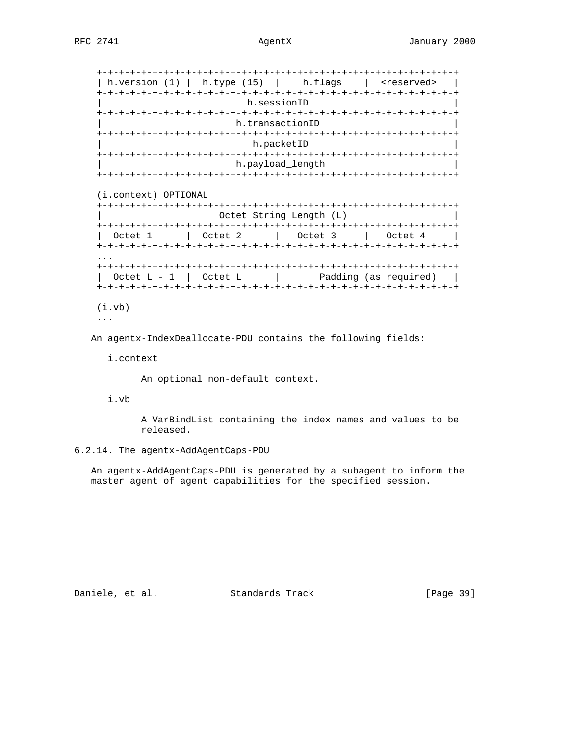```
+-+-+-+-+-+-+-+-+-+-+-+-+-+-+-+-+-+-+-+-+-+-+-+-+-+-+-+-+-+-+-+-+
| h.version (1) |  h.type (15)  |    h.flags    |  <reserved>   |
+-+-+-+-+-+-+-+-+-+-+-+-+-+-+-+-+-+-+-+-+-+-+-+-+-+-+-+-+-+-+-+-+
|                          h.sessionID                          |
+-+-+-+-+-+-+-+-+-+-+-+-+-+-+-+-+-+-+-+-+-+-+-+-+-+-+-+-+-+-+-+-+
|                        h.transactionID                        |
+-+-+-+-+-+-+-+-+-+-+-+-+-+-+-+-+-+-+-+-+-+-+-+-+-+-+-+-+-+-+-+-+
|                          h.packetID                           |
+-+-+-+-+-+-+-+-+-+-+-+-+-+-+-+-+-+-+-+-+-+-+-+-+-+-+-+-+-+-+-+-+
|                        h.payload_length                       |
+-+-+-+-+-+-+-+-+-+-+-+-+-+-+-+-+-+-+-+-+-+-+-+-+-+-+-+-+-+-+-+-+

(i.context) OPTIONAL
+-+-+-+-+-+-+-+-+-+-+-+-+-+-+-+-+-+-+-+-+-+-+-+-+-+-+-+-+-+-+-+-+
|                     Octet String Length (L)                   |
+-+-+-+-+-+-+-+-+-+-+-+-+-+-+-+-+-+-+-+-+-+-+-+-+-+-+-+-+-+-+-+-+
|  Octet 1      |  Octet 2      |   Octet 3     |   Octet 4     |
+-+-+-+-+-+-+-+-+-+-+-+-+-+-+-+-+-+-+-+-+-+-+-+-+-+-+-+-+-+-+-+-+
...
+-+-+-+-+-+-+-+-+-+-+-+-+-+-+-+-+-+-+-+-+-+-+-+-+-+-+-+-+-+-+-+-+
|  Octet L - 1  |  Octet L      |       Padding (as required)   |
+-+-+-+-+-+-+-+-+-+-+-+-+-+-+-+-+-+-+-+-+-+-+-+-+-+-+-+-+-+-+-+-+

(i.vb)
...
```

An agentx-IndexDeallocate-PDU contains the following fields:

i.context

An optional non-default context.

i.vb

A VarBindList containing the index names and values to be released.

### 6.2.14. The agentx-AddAgentCaps-PDU

An agentx-AddAgentCaps-PDU is generated by a subagent to inform the master agent of agent capabilities for the specified session.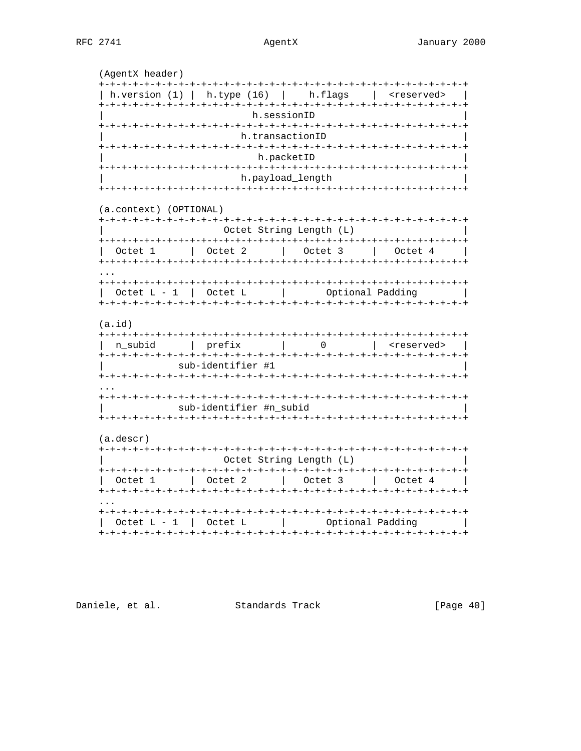```
(AgentX header)
+-+-+-+-+-+-+-+-+-+-+-+-+-+-+-+-+-+-+-+-+-+-+-+-+-+-+-+-+-+-+-+-+
| h.version (1) |  h.type (16)  |    h.flags    |  <reserved>   |
+-+-+-+-+-+-+-+-+-+-+-+-+-+-+-+-+-+-+-+-+-+-+-+-+-+-+-+-+-+-+-+-+
|                          h.sessionID                          |
+-+-+-+-+-+-+-+-+-+-+-+-+-+-+-+-+-+-+-+-+-+-+-+-+-+-+-+-+-+-+-+-+
|                        h.transactionID                        |
+-+-+-+-+-+-+-+-+-+-+-+-+-+-+-+-+-+-+-+-+-+-+-+-+-+-+-+-+-+-+-+-+
|                           h.packetID                          |
+-+-+-+-+-+-+-+-+-+-+-+-+-+-+-+-+-+-+-+-+-+-+-+-+-+-+-+-+-+-+-+-+
|                        h.payload_length                       |
+-+-+-+-+-+-+-+-+-+-+-+-+-+-+-+-+-+-+-+-+-+-+-+-+-+-+-+-+-+-+-+-+

(a.context) (OPTIONAL)
+-+-+-+-+-+-+-+-+-+-+-+-+-+-+-+-+-+-+-+-+-+-+-+-+-+-+-+-+-+-+-+-+
|                     Octet String Length (L)                   |
+-+-+-+-+-+-+-+-+-+-+-+-+-+-+-+-+-+-+-+-+-+-+-+-+-+-+-+-+-+-+-+-+
|  Octet 1      |  Octet 2      |   Octet 3     |   Octet 4     |
+-+-+-+-+-+-+-+-+-+-+-+-+-+-+-+-+-+-+-+-+-+-+-+-+-+-+-+-+-+-+-+-+
...
+-+-+-+-+-+-+-+-+-+-+-+-+-+-+-+-+-+-+-+-+-+-+-+-+-+-+-+-+-+-+-+-+
|  Octet L - 1  |  Octet L      |       Optional Padding        |
+-+-+-+-+-+-+-+-+-+-+-+-+-+-+-+-+-+-+-+-+-+-+-+-+-+-+-+-+-+-+-+-+

(a.id)
+-+-+-+-+-+-+-+-+-+-+-+-+-+-+-+-+-+-+-+-+-+-+-+-+-+-+-+-+-+-+-+-+
|  n_subid      |  prefix       |      0        |  <reserved>   |
+-+-+-+-+-+-+-+-+-+-+-+-+-+-+-+-+-+-+-+-+-+-+-+-+-+-+-+-+-+-+-+-+
|            sub-identifier #1                                  |
+-+-+-+-+-+-+-+-+-+-+-+-+-+-+-+-+-+-+-+-+-+-+-+-+-+-+-+-+-+-+-+-+
...
+-+-+-+-+-+-+-+-+-+-+-+-+-+-+-+-+-+-+-+-+-+-+-+-+-+-+-+-+-+-+-+-+
|            sub-identifier #n_subid                            |
+-+-+-+-+-+-+-+-+-+-+-+-+-+-+-+-+-+-+-+-+-+-+-+-+-+-+-+-+-+-+-+-+

(a.descr)
+-+-+-+-+-+-+-+-+-+-+-+-+-+-+-+-+-+-+-+-+-+-+-+-+-+-+-+-+-+-+-+-+
|                     Octet String Length (L)                   |
+-+-+-+-+-+-+-+-+-+-+-+-+-+-+-+-+-+-+-+-+-+-+-+-+-+-+-+-+-+-+-+-+
|  Octet 1      |  Octet 2      |   Octet 3     |   Octet 4     |
+-+-+-+-+-+-+-+-+-+-+-+-+-+-+-+-+-+-+-+-+-+-+-+-+-+-+-+-+-+-+-+-+
...
+-+-+-+-+-+-+-+-+-+-+-+-+-+-+-+-+-+-+-+-+-+-+-+-+-+-+-+-+-+-+-+-+
|  Octet L - 1  |  Octet L      |       Optional Padding        |
+-+-+-+-+-+-+-+-+-+-+-+-+-+-+-+-+-+-+-+-+-+-+-+-+-+-+-+-+-+-+-+-+
```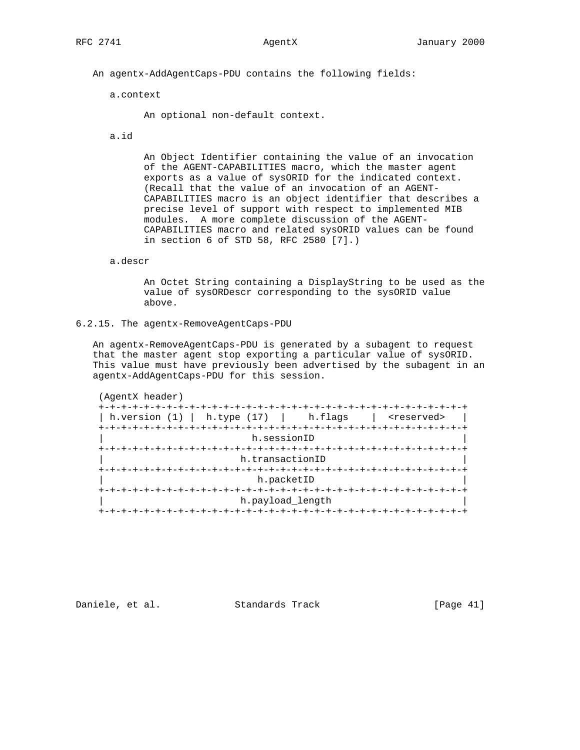An agentx-AddAgentCaps-PDU contains the following fields:

a.context

An optional non-default context.

a.id

An Object Identifier containing the value of an invocation of the AGENT-CAPABILITIES macro, which the master agent exports as a value of sysORID for the indicated context. (Recall that the value of an invocation of an AGENT-CAPABILITIES macro is an object identifier that describes a precise level of support with respect to implemented MIB modules. A more complete discussion of the AGENT-CAPABILITIES macro and related sysORID values can be found in section 6 of STD 58, RFC 2580 [7].)

a.descr

An Octet String containing a DisplayString to be used as the value of sysORDescr corresponding to the sysORID value above.

### 6.2.15. The agentx-RemoveAgentCaps-PDU

An agentx-RemoveAgentCaps-PDU is generated by a subagent to request that the master agent stop exporting a particular value of sysORID. This value must have previously been advertised by the subagent in an agentx-AddAgentCaps-PDU for this session.

```
(AgentX header)
+-+-+-+-+-+-+-+-+-+-+-+-+-+-+-+-+-+-+-+-+-+-+-+-+-+-+-+-+-+-+-+-+
| h.version (1) |  h.type (17)  |    h.flags    |  <reserved>   |
+-+-+-+-+-+-+-+-+-+-+-+-+-+-+-+-+-+-+-+-+-+-+-+-+-+-+-+-+-+-+-+-+
|                          h.sessionID                          |
+-+-+-+-+-+-+-+-+-+-+-+-+-+-+-+-+-+-+-+-+-+-+-+-+-+-+-+-+-+-+-+-+
|                        h.transactionID                        |
+-+-+-+-+-+-+-+-+-+-+-+-+-+-+-+-+-+-+-+-+-+-+-+-+-+-+-+-+-+-+-+-+
|                          h.packetID                           |
+-+-+-+-+-+-+-+-+-+-+-+-+-+-+-+-+-+-+-+-+-+-+-+-+-+-+-+-+-+-+-+-+
|                        h.payload_length                       |
+-+-+-+-+-+-+-+-+-+-+-+-+-+-+-+-+-+-+-+-+-+-+-+-+-+-+-+-+-+-+-+-+
```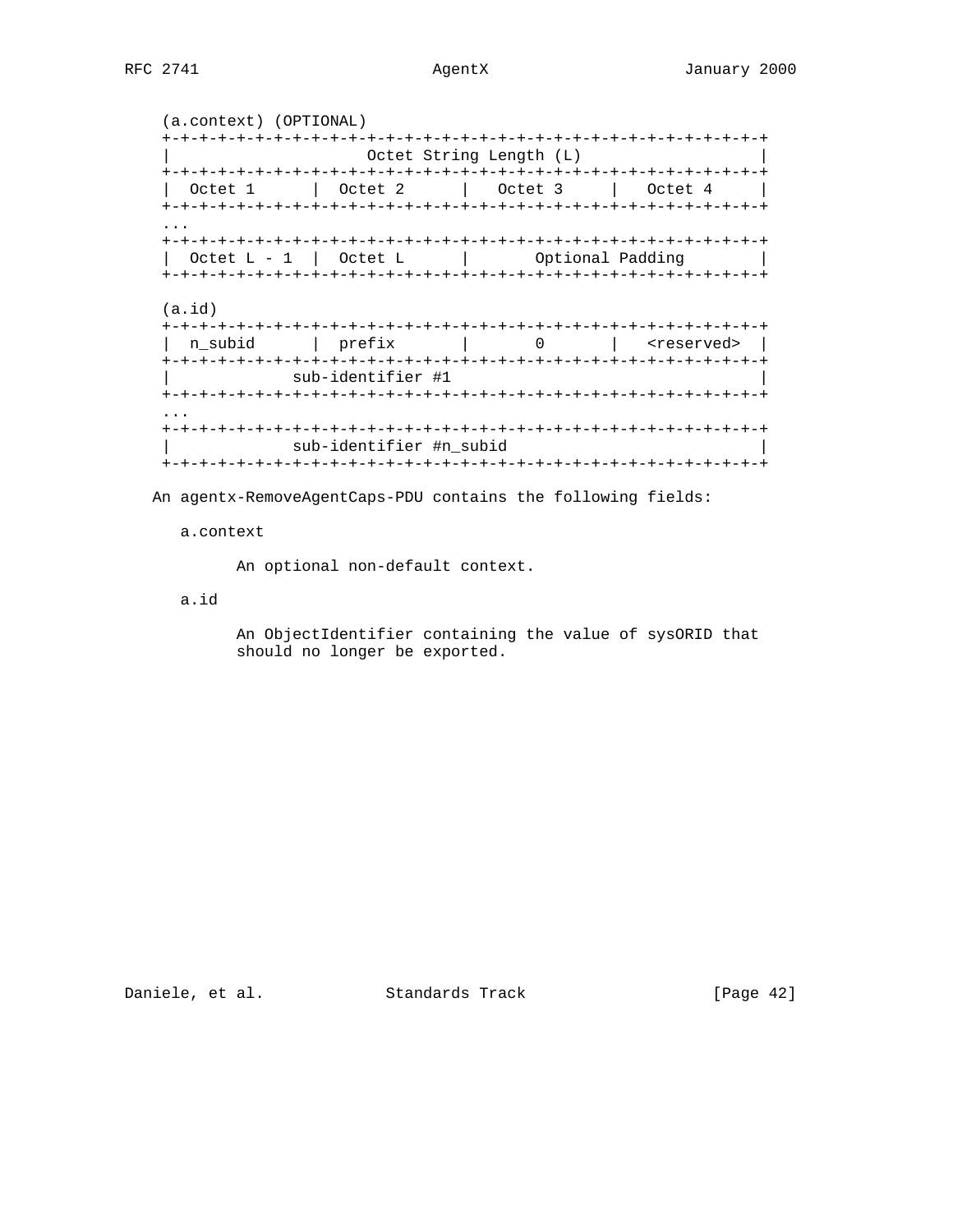```
(a.context) (OPTIONAL)
+-+-+-+-+-+-+-+-+-+-+-+-+-+-+-+-+-+-+-+-+-+-+-+-+-+-+-+-+-+-+-+-+
|                     Octet String Length (L)                   |
+-+-+-+-+-+-+-+-+-+-+-+-+-+-+-+-+-+-+-+-+-+-+-+-+-+-+-+-+-+-+-+-+
|  Octet 1      |  Octet 2      |   Octet 3     |   Octet 4     |
+-+-+-+-+-+-+-+-+-+-+-+-+-+-+-+-+-+-+-+-+-+-+-+-+-+-+-+-+-+-+-+-+
...
+-+-+-+-+-+-+-+-+-+-+-+-+-+-+-+-+-+-+-+-+-+-+-+-+-+-+-+-+-+-+-+-+
|  Octet L - 1  |  Octet L      |       Optional Padding        |
+-+-+-+-+-+-+-+-+-+-+-+-+-+-+-+-+-+-+-+-+-+-+-+-+-+-+-+-+-+-+-+-+

(a.id)
+-+-+-+-+-+-+-+-+-+-+-+-+-+-+-+-+-+-+-+-+-+-+-+-+-+-+-+-+-+-+-+-+
|  n_subid      |  prefix       |       0       |   <reserved>  |
+-+-+-+-+-+-+-+-+-+-+-+-+-+-+-+-+-+-+-+-+-+-+-+-+-+-+-+-+-+-+-+-+
|             sub-identifier #1                                 |
+-+-+-+-+-+-+-+-+-+-+-+-+-+-+-+-+-+-+-+-+-+-+-+-+-+-+-+-+-+-+-+-+
...
+-+-+-+-+-+-+-+-+-+-+-+-+-+-+-+-+-+-+-+-+-+-+-+-+-+-+-+-+-+-+-+-+
|             sub-identifier #n_subid                           |
+-+-+-+-+-+-+-+-+-+-+-+-+-+-+-+-+-+-+-+-+-+-+-+-+-+-+-+-+-+-+-+-+
```

An agentx-RemoveAgentCaps-PDU contains the following fields:

a.context

An optional non-default context.

a.id

An ObjectIdentifier containing the value of sysORID that should no longer be exported.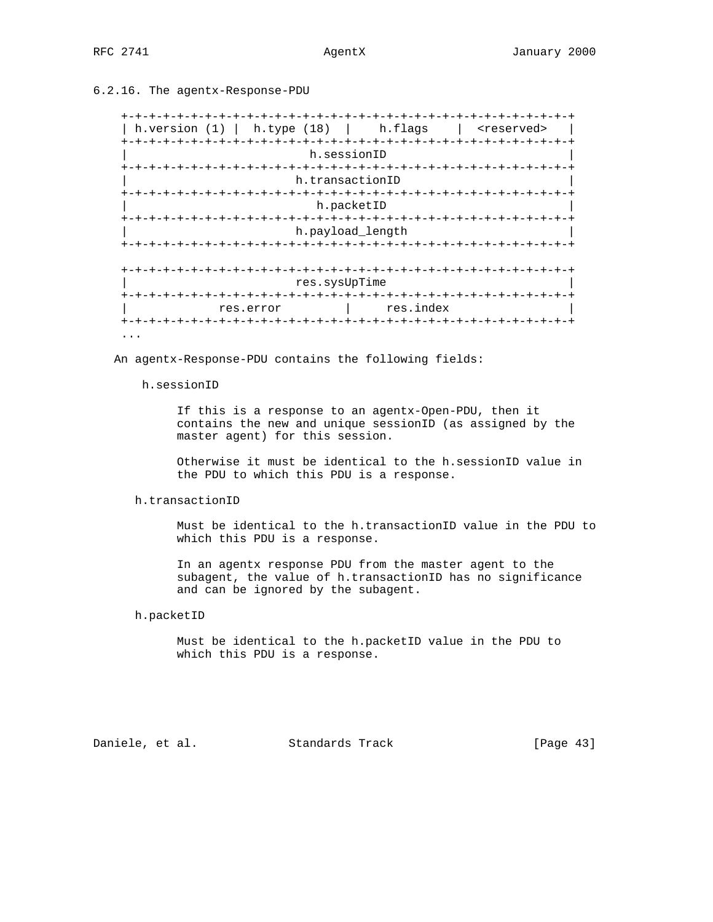### 6.2.16. The agentx-Response-PDU

```
+-+-+-+-+-+-+-+-+-+-+-+-+-+-+-+-+-+-+-+-+-+-+-+-+-+-+-+-+-+-+-+-+
| h.version (1) |  h.type (18)  |    h.flags    |  <reserved>   |
+-+-+-+-+-+-+-+-+-+-+-+-+-+-+-+-+-+-+-+-+-+-+-+-+-+-+-+-+-+-+-+-+
|                          h.sessionID                          |
+-+-+-+-+-+-+-+-+-+-+-+-+-+-+-+-+-+-+-+-+-+-+-+-+-+-+-+-+-+-+-+-+
|                        h.transactionID                        |
+-+-+-+-+-+-+-+-+-+-+-+-+-+-+-+-+-+-+-+-+-+-+-+-+-+-+-+-+-+-+-+-+
|                          h.packetID                           |
+-+-+-+-+-+-+-+-+-+-+-+-+-+-+-+-+-+-+-+-+-+-+-+-+-+-+-+-+-+-+-+-+
|                        h.payload_length                       |
+-+-+-+-+-+-+-+-+-+-+-+-+-+-+-+-+-+-+-+-+-+-+-+-+-+-+-+-+-+-+-+-+

+-+-+-+-+-+-+-+-+-+-+-+-+-+-+-+-+-+-+-+-+-+-+-+-+-+-+-+-+-+-+-+-+
|                        res.sysUpTime                          |
+-+-+-+-+-+-+-+-+-+-+-+-+-+-+-+-+-+-+-+-+-+-+-+-+-+-+-+-+-+-+-+-+
|             res.error         |     res.index                 |
+-+-+-+-+-+-+-+-+-+-+-+-+-+-+-+-+-+-+-+-+-+-+-+-+-+-+-+-+-+-+-+-+
...
```

An agentx-Response-PDU contains the following fields:

h.sessionID

If this is a response to an agentx-Open-PDU, then it contains the new and unique sessionID (as assigned by the master agent) for this session.

Otherwise it must be identical to the h.sessionID value in the PDU to which this PDU is a response.

h.transactionID

Must be identical to the h.transactionID value in the PDU to which this PDU is a response.

In an agentx response PDU from the master agent to the subagent, the value of h.transactionID has no significance and can be ignored by the subagent.

h.packetID

Must be identical to the h.packetID value in the PDU to which this PDU is a response.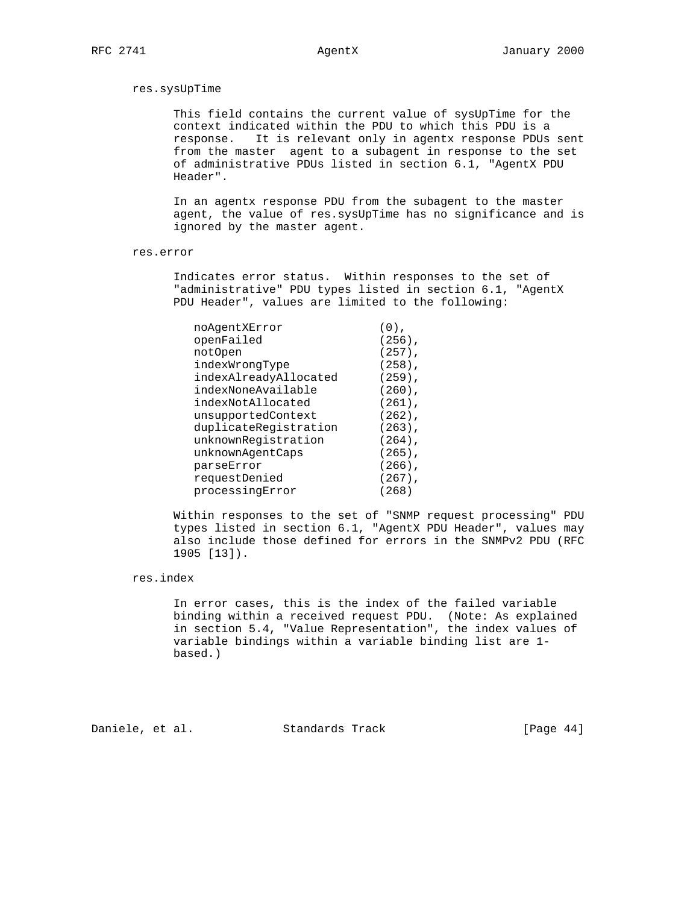res.sysUpTime

This field contains the current value of sysUpTime for the context indicated within the PDU to which this PDU is a response. It is relevant only in agentx response PDUs sent from the master agent to a subagent in response to the set of administrative PDUs listed in section 6.1, "AgentX PDU Header".

In an agentx response PDU from the subagent to the master agent, the value of res.sysUpTime has no significance and is ignored by the master agent.

res.error

Indicates error status. Within responses to the set of "administrative" PDU types listed in section 6.1, "AgentX PDU Header", values are limited to the following:

```
noAgentXError              (0),
openFailed                 (256),
notOpen                    (257),
indexWrongType             (258),
indexAlreadyAllocated      (259),
indexNoneAvailable         (260),
indexNotAllocated          (261),
unsupportedContext         (262),
duplicateRegistration      (263),
unknownRegistration        (264),
unknownAgentCaps           (265),
parseError                 (266),
requestDenied              (267),
processingError            (268)
```

Within responses to the set of "SNMP request processing" PDU types listed in section 6.1, "AgentX PDU Header", values may also include those defined for errors in the SNMPv2 PDU (RFC 1905 [13]).

res.index

In error cases, this is the index of the failed variable binding within a received request PDU. (Note: As explained in section 5.4, "Value Representation", the index values of variable bindings within a variable binding list are 1-based.)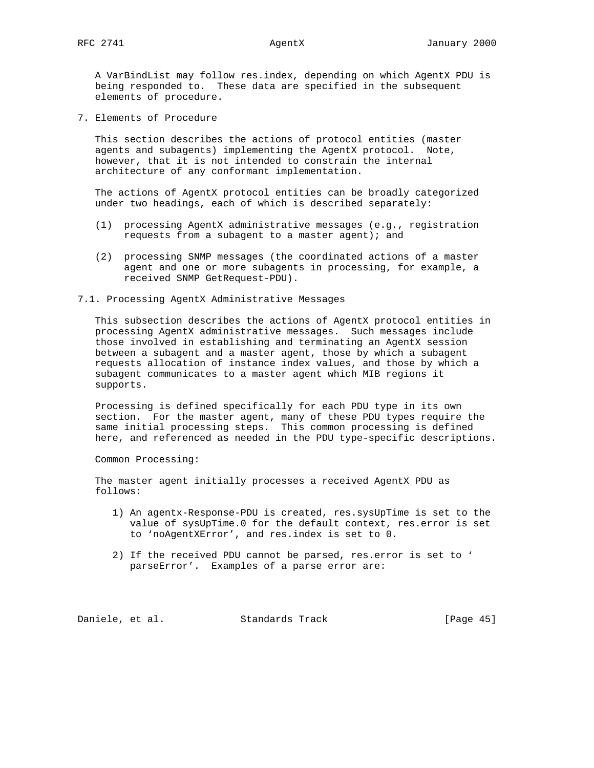A VarBindList may follow res.index, depending on which AgentX PDU is being responded to. These data are specified in the subsequent elements of procedure.

# 7. Elements of Procedure

This section describes the actions of protocol entities (master agents and subagents) implementing the AgentX protocol. Note, however, that it is not intended to constrain the internal architecture of any conformant implementation.

The actions of AgentX protocol entities can be broadly categorized under two headings, each of which is described separately:

(1) processing AgentX administrative messages (e.g., registration requests from a subagent to a master agent); and

(2) processing SNMP messages (the coordinated actions of a master agent and one or more subagents in processing, for example, a received SNMP GetRequest-PDU).

## 7.1. Processing AgentX Administrative Messages

This subsection describes the actions of AgentX protocol entities in processing AgentX administrative messages. Such messages include those involved in establishing and terminating an AgentX session between a subagent and a master agent, those by which a subagent requests allocation of instance index values, and those by which a subagent communicates to a master agent which MIB regions it supports.

Processing is defined specifically for each PDU type in its own section. For the master agent, many of these PDU types require the same initial processing steps. This common processing is defined here, and referenced as needed in the PDU type-specific descriptions.

Common Processing:

The master agent initially processes a received AgentX PDU as follows:

1) An agentx-Response-PDU is created, res.sysUpTime is set to the value of sysUpTime.0 for the default context, res.error is set to ‘noAgentXError’, and res.index is set to 0.

2) If the received PDU cannot be parsed, res.error is set to ‘parseError’. Examples of a parse error are: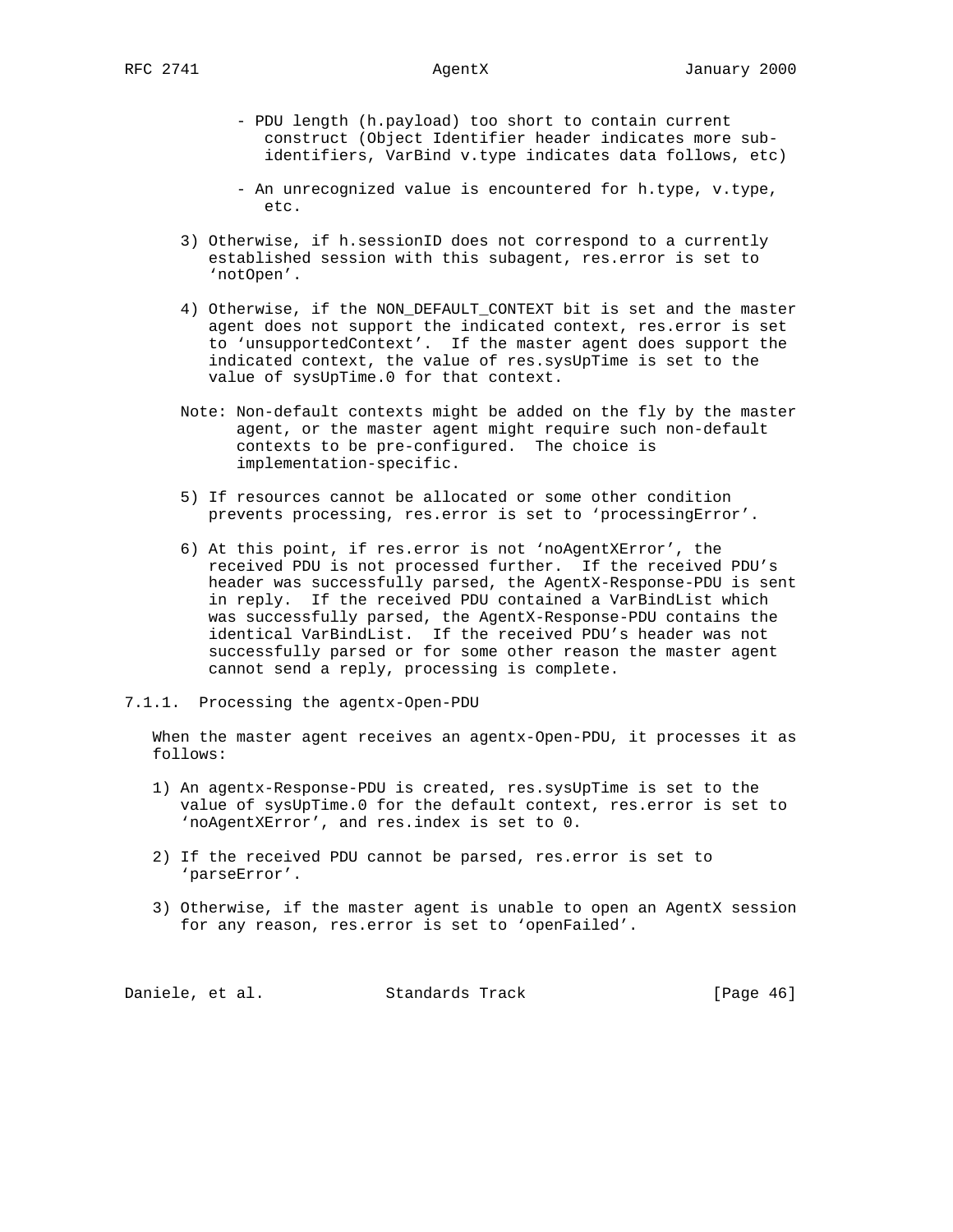- PDU length (h.payload) too short to contain current construct (Object Identifier header indicates more sub-identifiers, VarBind v.type indicates data follows, etc)

- An unrecognized value is encountered for h.type, v.type, etc.

3) Otherwise, if h.sessionID does not correspond to a currently established session with this subagent, res.error is set to 'notOpen'.

4) Otherwise, if the NON_DEFAULT_CONTEXT bit is set and the master agent does not support the indicated context, res.error is set to 'unsupportedContext'. If the master agent does support the indicated context, the value of res.sysUpTime is set to the value of sysUpTime.0 for that context.

Note: Non-default contexts might be added on the fly by the master agent, or the master agent might require such non-default contexts to be pre-configured. The choice is implementation-specific.

5) If resources cannot be allocated or some other condition prevents processing, res.error is set to 'processingError'.

6) At this point, if res.error is not 'noAgentXError', the received PDU is not processed further. If the received PDU's header was successfully parsed, the AgentX-Response-PDU is sent in reply. If the received PDU contained a VarBindList which was successfully parsed, the AgentX-Response-PDU contains the identical VarBindList. If the received PDU's header was not successfully parsed or for some other reason the master agent cannot send a reply, processing is complete.

#### 7.1.1. Processing the agentx-Open-PDU

When the master agent receives an agentx-Open-PDU, it processes it as follows:

1) An agentx-Response-PDU is created, res.sysUpTime is set to the value of sysUpTime.0 for the default context, res.error is set to 'noAgentXError', and res.index is set to 0.

2) If the received PDU cannot be parsed, res.error is set to 'parseError'.

3) Otherwise, if the master agent is unable to open an AgentX session for any reason, res.error is set to 'openFailed'.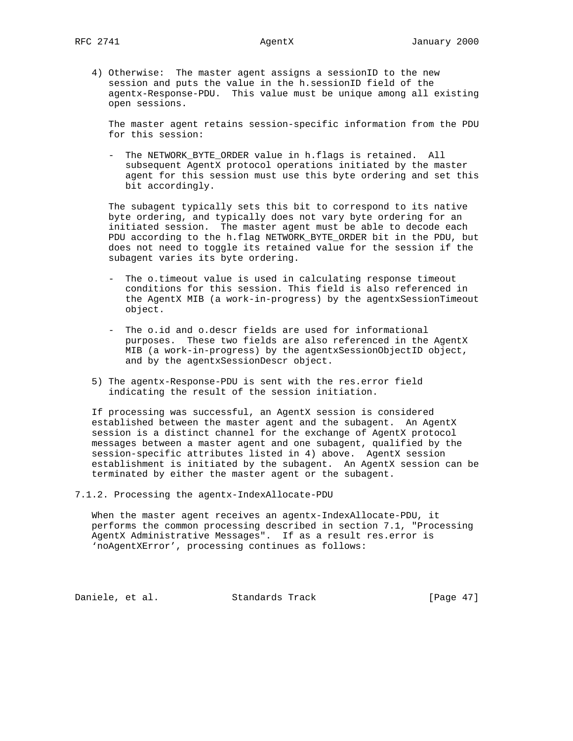4) Otherwise: The master agent assigns a sessionID to the new session and puts the value in the h.sessionID field of the agentx-Response-PDU. This value must be unique among all existing open sessions.

   The master agent retains session-specific information from the PDU for this session:

   - The NETWORK_BYTE_ORDER value in h.flags is retained. All subsequent AgentX protocol operations initiated by the master agent for this session must use this byte ordering and set this bit accordingly.

   The subagent typically sets this bit to correspond to its native byte ordering, and typically does not vary byte ordering for an initiated session. The master agent must be able to decode each PDU according to the h.flag NETWORK_BYTE_ORDER bit in the PDU, but does not need to toggle its retained value for the session if the subagent varies its byte ordering.

   - The o.timeout value is used in calculating response timeout conditions for this session. This field is also referenced in the AgentX MIB (a work-in-progress) by the agentxSessionTimeout object.

   - The o.id and o.descr fields are used for informational purposes. These two fields are also referenced in the AgentX MIB (a work-in-progress) by the agentxSessionObjectID object, and by the agentxSessionDescr object.

5) The agentx-Response-PDU is sent with the res.error field indicating the result of the session initiation.

If processing was successful, an AgentX session is considered established between the master agent and the subagent. An AgentX session is a distinct channel for the exchange of AgentX protocol messages between a master agent and one subagent, qualified by the session-specific attributes listed in 4) above. AgentX session establishment is initiated by the subagent. An AgentX session can be terminated by either the master agent or the subagent.

### 7.1.2. Processing the agentx-IndexAllocate-PDU

When the master agent receives an agentx-IndexAllocate-PDU, it performs the common processing described in section 7.1, "Processing AgentX Administrative Messages". If as a result res.error is 'noAgentXError', processing continues as follows: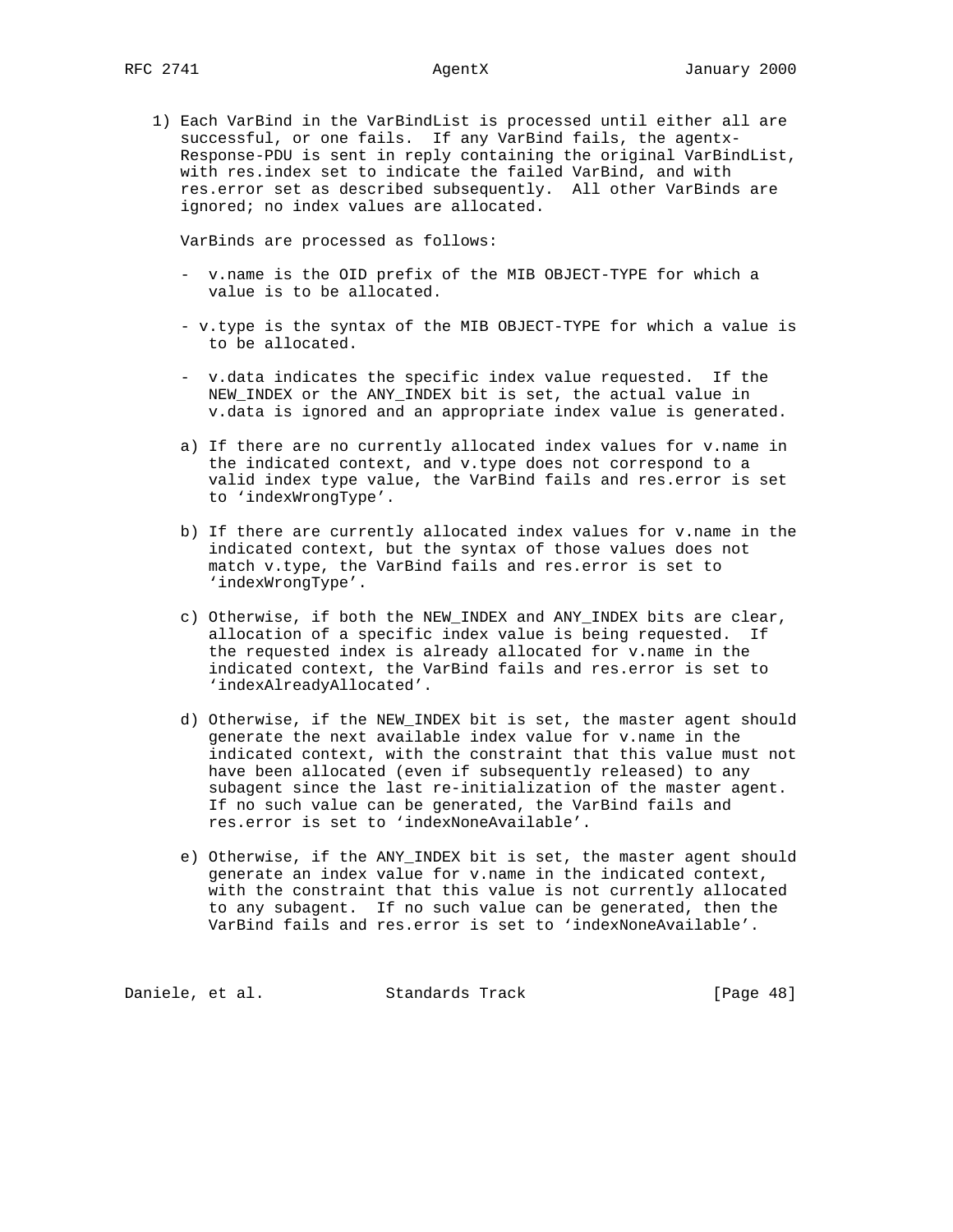1) Each VarBind in the VarBindList is processed until either all are successful, or one fails. If any VarBind fails, the agentx-Response-PDU is sent in reply containing the original VarBindList, with res.index set to indicate the failed VarBind, and with res.error set as described subsequently. All other VarBinds are ignored; no index values are allocated.

   VarBinds are processed as follows:

   - v.name is the OID prefix of the MIB OBJECT-TYPE for which a value is to be allocated.

   - v.type is the syntax of the MIB OBJECT-TYPE for which a value is to be allocated.

   - v.data indicates the specific index value requested. If the NEW_INDEX or the ANY_INDEX bit is set, the actual value in v.data is ignored and an appropriate index value is generated.

   a) If there are no currently allocated index values for v.name in the indicated context, and v.type does not correspond to a valid index type value, the VarBind fails and res.error is set to 'indexWrongType'.

   b) If there are currently allocated index values for v.name in the indicated context, but the syntax of those values does not match v.type, the VarBind fails and res.error is set to 'indexWrongType'.

   c) Otherwise, if both the NEW_INDEX and ANY_INDEX bits are clear, allocation of a specific index value is being requested. If the requested index is already allocated for v.name in the indicated context, the VarBind fails and res.error is set to 'indexAlreadyAllocated'.

   d) Otherwise, if the NEW_INDEX bit is set, the master agent should generate the next available index value for v.name in the indicated context, with the constraint that this value must not have been allocated (even if subsequently released) to any subagent since the last re-initialization of the master agent. If no such value can be generated, the VarBind fails and res.error is set to 'indexNoneAvailable'.

   e) Otherwise, if the ANY_INDEX bit is set, the master agent should generate an index value for v.name in the indicated context, with the constraint that this value is not currently allocated to any subagent. If no such value can be generated, then the VarBind fails and res.error is set to 'indexNoneAvailable'.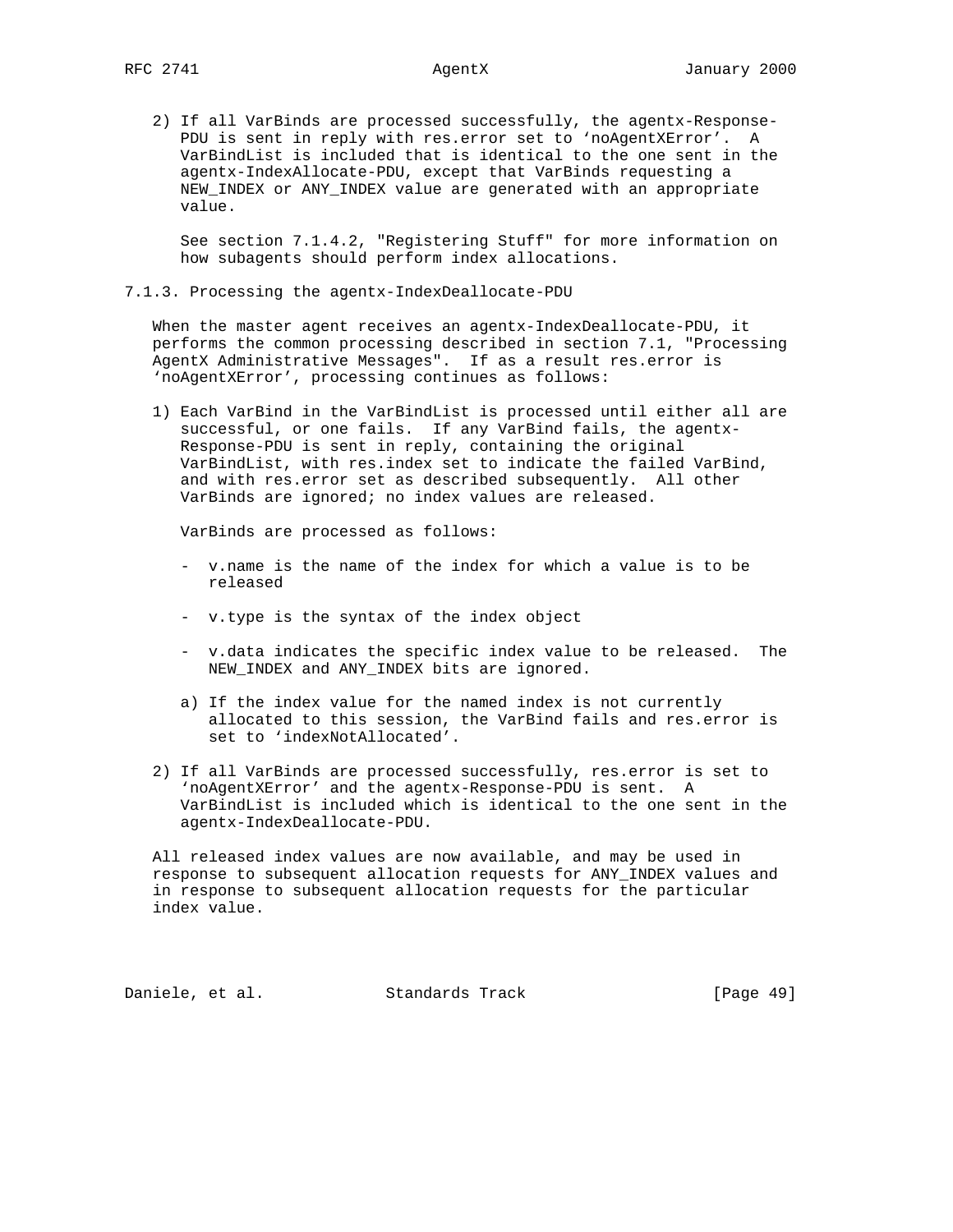2) If all VarBinds are processed successfully, the agentx-Response-PDU is sent in reply with res.error set to 'noAgentXError'. A VarBindList is included that is identical to the one sent in the agentx-IndexAllocate-PDU, except that VarBinds requesting a NEW_INDEX or ANY_INDEX value are generated with an appropriate value.

   See section 7.1.4.2, "Registering Stuff" for more information on how subagents should perform index allocations.

### 7.1.3. Processing the agentx-IndexDeallocate-PDU

When the master agent receives an agentx-IndexDeallocate-PDU, it performs the common processing described in section 7.1, "Processing AgentX Administrative Messages". If as a result res.error is 'noAgentXError', processing continues as follows:

1) Each VarBind in the VarBindList is processed until either all are successful, or one fails. If any VarBind fails, the agentx-Response-PDU is sent in reply, containing the original VarBindList, with res.index set to indicate the failed VarBind, and with res.error set as described subsequently. All other VarBinds are ignored; no index values are released.

   VarBinds are processed as follows:

   - v.name is the name of the index for which a value is to be released

   - v.type is the syntax of the index object

   - v.data indicates the specific index value to be released. The NEW_INDEX and ANY_INDEX bits are ignored.

   a) If the index value for the named index is not currently allocated to this session, the VarBind fails and res.error is set to 'indexNotAllocated'.

2) If all VarBinds are processed successfully, res.error is set to 'noAgentXError' and the agentx-Response-PDU is sent. A VarBindList is included which is identical to the one sent in the agentx-IndexDeallocate-PDU.

All released index values are now available, and may be used in response to subsequent allocation requests for ANY_INDEX values and in response to subsequent allocation requests for the particular index value.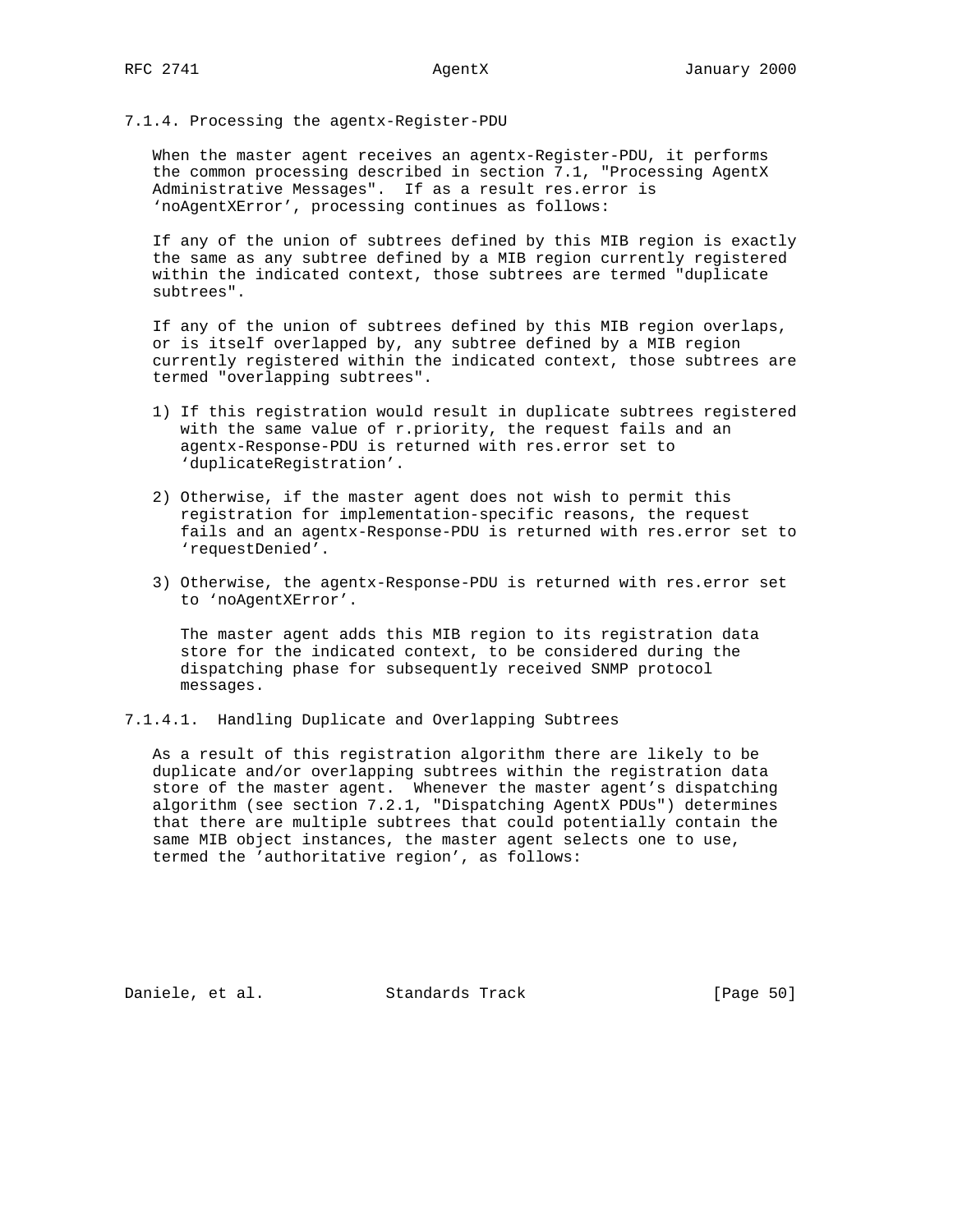### 7.1.4. Processing the agentx-Register-PDU

When the master agent receives an agentx-Register-PDU, it performs the common processing described in section 7.1, "Processing AgentX Administrative Messages". If as a result res.error is 'noAgentXError', processing continues as follows:

If any of the union of subtrees defined by this MIB region is exactly the same as any subtree defined by a MIB region currently registered within the indicated context, those subtrees are termed "duplicate subtrees".

If any of the union of subtrees defined by this MIB region overlaps, or is itself overlapped by, any subtree defined by a MIB region currently registered within the indicated context, those subtrees are termed "overlapping subtrees".

1) If this registration would result in duplicate subtrees registered with the same value of r.priority, the request fails and an agentx-Response-PDU is returned with res.error set to 'duplicateRegistration'.

2) Otherwise, if the master agent does not wish to permit this registration for implementation-specific reasons, the request fails and an agentx-Response-PDU is returned with res.error set to 'requestDenied'.

3) Otherwise, the agentx-Response-PDU is returned with res.error set to 'noAgentXError'.

   The master agent adds this MIB region to its registration data store for the indicated context, to be considered during the dispatching phase for subsequently received SNMP protocol messages.

#### 7.1.4.1. Handling Duplicate and Overlapping Subtrees

As a result of this registration algorithm there are likely to be duplicate and/or overlapping subtrees within the registration data store of the master agent. Whenever the master agent's dispatching algorithm (see section 7.2.1, "Dispatching AgentX PDUs") determines that there are multiple subtrees that could potentially contain the same MIB object instances, the master agent selects one to use, termed the 'authoritative region', as follows: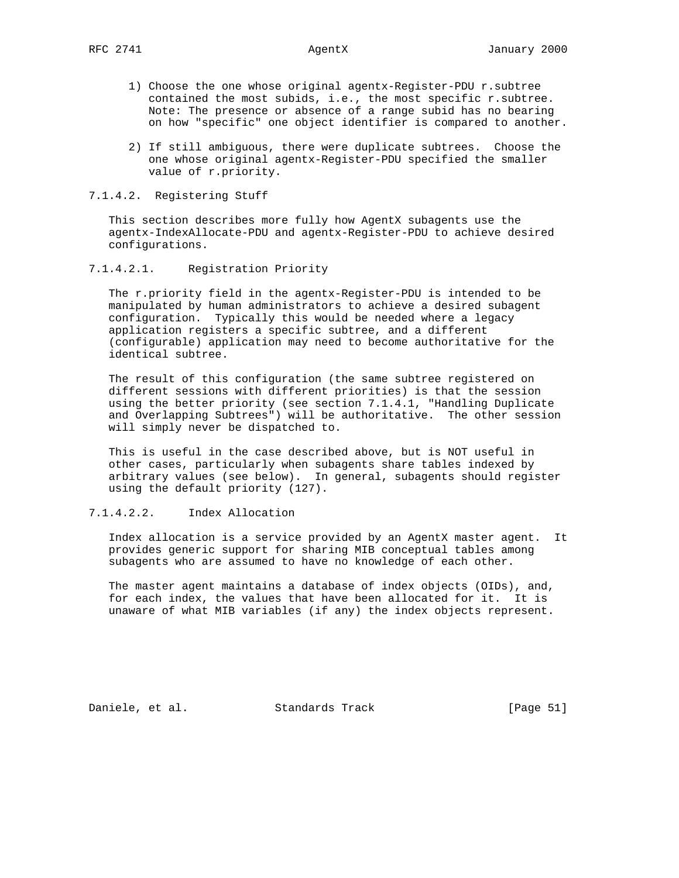1) Choose the one whose original agentx-Register-PDU r.subtree contained the most subids, i.e., the most specific r.subtree. Note: The presence or absence of a range subid has no bearing on how "specific" one object identifier is compared to another.

2) If still ambiguous, there were duplicate subtrees. Choose the one whose original agentx-Register-PDU specified the smaller value of r.priority.

### 7.1.4.2. Registering Stuff

This section describes more fully how AgentX subagents use the agentx-IndexAllocate-PDU and agentx-Register-PDU to achieve desired configurations.

#### 7.1.4.2.1. Registration Priority

The r.priority field in the agentx-Register-PDU is intended to be manipulated by human administrators to achieve a desired subagent configuration. Typically this would be needed where a legacy application registers a specific subtree, and a different (configurable) application may need to become authoritative for the identical subtree.

The result of this configuration (the same subtree registered on different sessions with different priorities) is that the session using the better priority (see section 7.1.4.1, "Handling Duplicate and Overlapping Subtrees") will be authoritative. The other session will simply never be dispatched to.

This is useful in the case described above, but is NOT useful in other cases, particularly when subagents share tables indexed by arbitrary values (see below). In general, subagents should register using the default priority (127).

#### 7.1.4.2.2. Index Allocation

Index allocation is a service provided by an AgentX master agent. It provides generic support for sharing MIB conceptual tables among subagents who are assumed to have no knowledge of each other.

The master agent maintains a database of index objects (OIDs), and, for each index, the values that have been allocated for it. It is unaware of what MIB variables (if any) the index objects represent.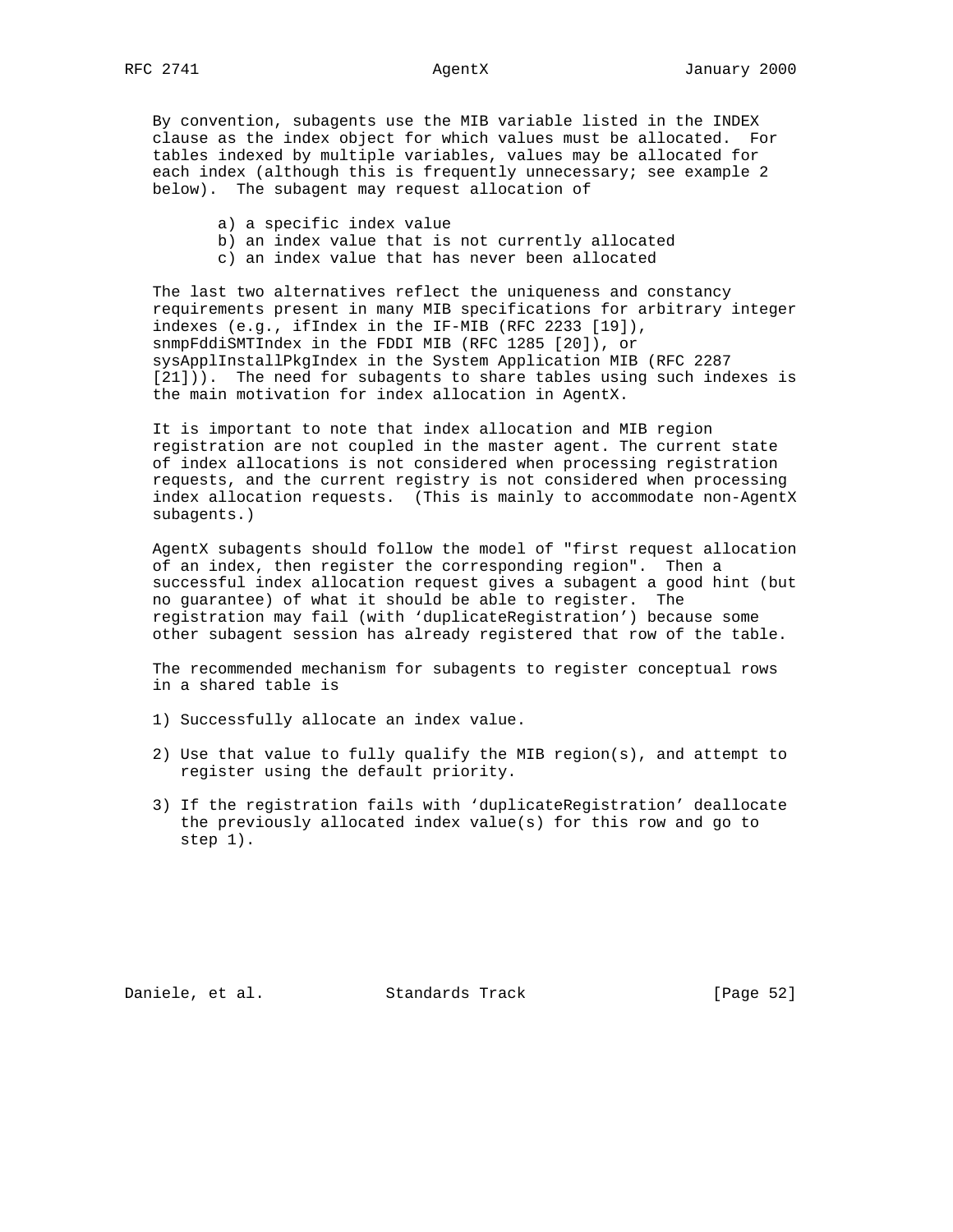By convention, subagents use the MIB variable listed in the INDEX clause as the index object for which values must be allocated. For tables indexed by multiple variables, values may be allocated for each index (although this is frequently unnecessary; see example 2 below). The subagent may request allocation of

a) a specific index value
b) an index value that is not currently allocated
c) an index value that has never been allocated

The last two alternatives reflect the uniqueness and constancy requirements present in many MIB specifications for arbitrary integer indexes (e.g., ifIndex in the IF-MIB (RFC 2233 [19]), snmpFddiSMTIndex in the FDDI MIB (RFC 1285 [20]), or sysApplInstallPkgIndex in the System Application MIB (RFC 2287 [21])). The need for subagents to share tables using such indexes is the main motivation for index allocation in AgentX.

It is important to note that index allocation and MIB region registration are not coupled in the master agent. The current state of index allocations is not considered when processing registration requests, and the current registry is not considered when processing index allocation requests. (This is mainly to accommodate non-AgentX subagents.)

AgentX subagents should follow the model of "first request allocation of an index, then register the corresponding region". Then a successful index allocation request gives a subagent a good hint (but no guarantee) of what it should be able to register. The registration may fail (with 'duplicateRegistration') because some other subagent session has already registered that row of the table.

The recommended mechanism for subagents to register conceptual rows in a shared table is

1) Successfully allocate an index value.

2) Use that value to fully qualify the MIB region(s), and attempt to register using the default priority.

3) If the registration fails with 'duplicateRegistration' deallocate the previously allocated index value(s) for this row and go to step 1).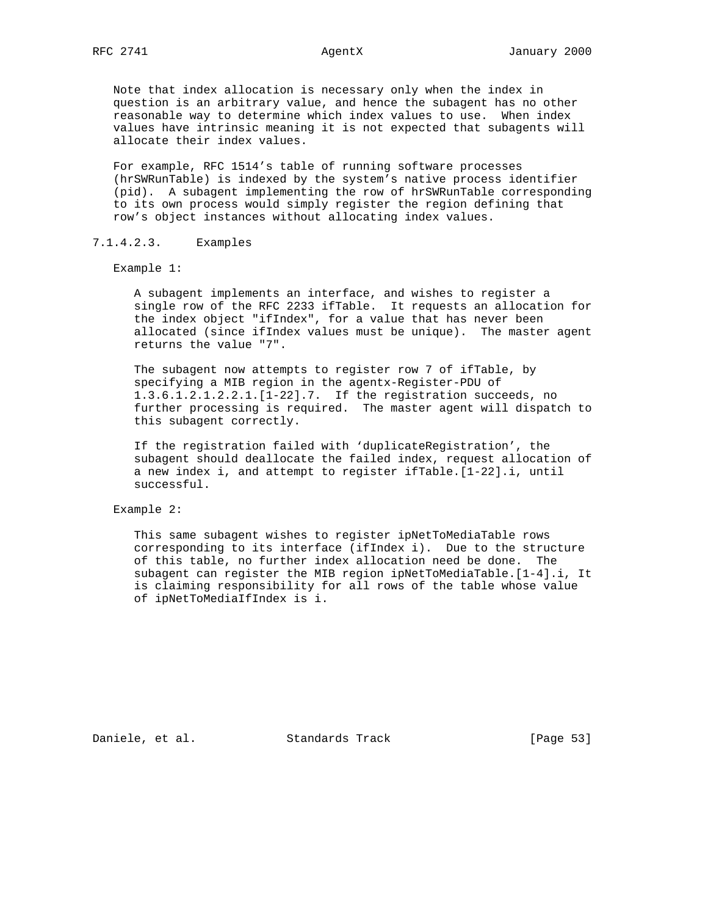Note that index allocation is necessary only when the index in question is an arbitrary value, and hence the subagent has no other reasonable way to determine which index values to use. When index values have intrinsic meaning it is not expected that subagents will allocate their index values.

For example, RFC 1514's table of running software processes (hrSWRunTable) is indexed by the system's native process identifier (pid). A subagent implementing the row of hrSWRunTable corresponding to its own process would simply register the region defining that row's object instances without allocating index values.

#### 7.1.4.2.3. Examples

Example 1:

A subagent implements an interface, and wishes to register a single row of the RFC 2233 ifTable. It requests an allocation for the index object "ifIndex", for a value that has never been allocated (since ifIndex values must be unique). The master agent returns the value "7".

The subagent now attempts to register row 7 of ifTable, by specifying a MIB region in the agentx-Register-PDU of 1.3.6.1.2.1.2.2.1.[1-22].7. If the registration succeeds, no further processing is required. The master agent will dispatch to this subagent correctly.

If the registration failed with 'duplicateRegistration', the subagent should deallocate the failed index, request allocation of a new index i, and attempt to register ifTable.[1-22].i, until successful.

Example 2:

This same subagent wishes to register ipNetToMediaTable rows corresponding to its interface (ifIndex i). Due to the structure of this table, no further index allocation need be done. The subagent can register the MIB region ipNetToMediaTable.[1-4].i, It is claiming responsibility for all rows of the table whose value of ipNetToMediaIfIndex is i.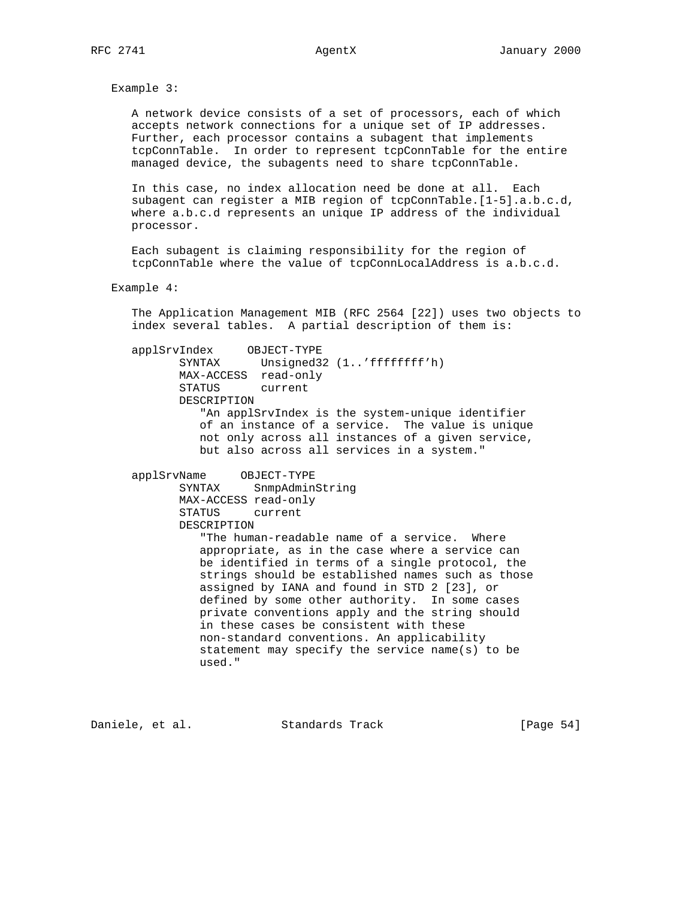Example 3:

A network device consists of a set of processors, each of which accepts network connections for a unique set of IP addresses. Further, each processor contains a subagent that implements tcpConnTable. In order to represent tcpConnTable for the entire managed device, the subagents need to share tcpConnTable.

In this case, no index allocation need be done at all. Each subagent can register a MIB region of tcpConnTable.[1-5].a.b.c.d, where a.b.c.d represents an unique IP address of the individual processor.

Each subagent is claiming responsibility for the region of tcpConnTable where the value of tcpConnLocalAddress is a.b.c.d.

Example 4:

The Application Management MIB (RFC 2564 [22]) uses two objects to index several tables. A partial description of them is:

```
applSrvIndex     OBJECT-TYPE
       SYNTAX      Unsigned32 (1..'ffffffff'h)
       MAX-ACCESS  read-only
       STATUS      current
       DESCRIPTION
          "An applSrvIndex is the system-unique identifier
          of an instance of a service.  The value is unique
          not only across all instances of a given service,
          but also across all services in a system."

applSrvName     OBJECT-TYPE
       SYNTAX     SnmpAdminString
       MAX-ACCESS read-only
       STATUS     current
       DESCRIPTION
          "The human-readable name of a service.  Where
          appropriate, as in the case where a service can
          be identified in terms of a single protocol, the
          strings should be established names such as those
          assigned by IANA and found in STD 2 [23], or
          defined by some other authority.  In some cases
          private conventions apply and the string should
          in these cases be consistent with these
          non-standard conventions. An applicability
          statement may specify the service name(s) to be
          used."
```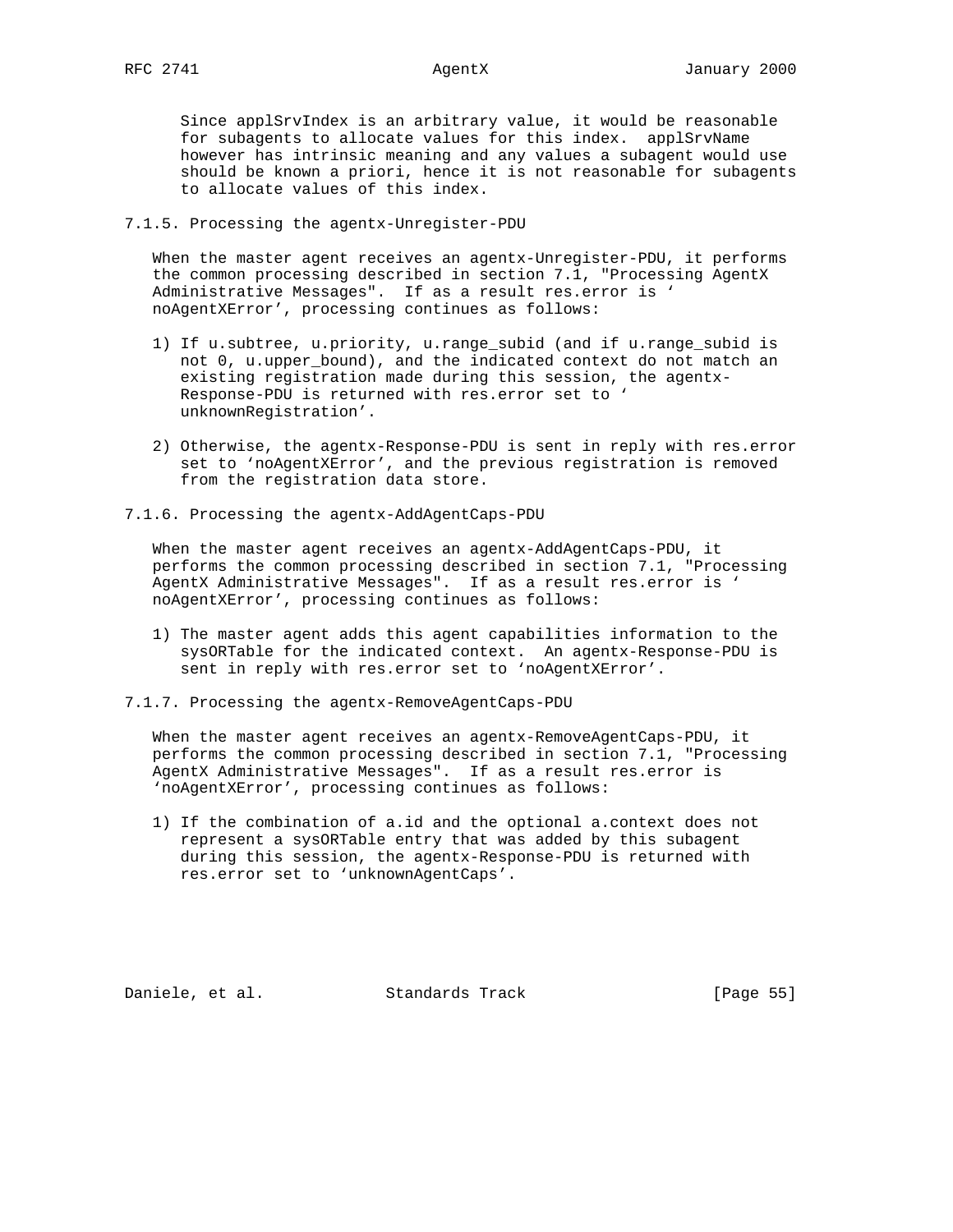Since applSrvIndex is an arbitrary value, it would be reasonable for subagents to allocate values for this index. applSrvName however has intrinsic meaning and any values a subagent would use should be known a priori, hence it is not reasonable for subagents to allocate values of this index.

### 7.1.5. Processing the agentx-Unregister-PDU

When the master agent receives an agentx-Unregister-PDU, it performs the common processing described in section 7.1, "Processing AgentX Administrative Messages". If as a result res.error is ‘noAgentXError’, processing continues as follows:

1) If u.subtree, u.priority, u.range_subid (and if u.range_subid is not 0, u.upper_bound), and the indicated context do not match an existing registration made during this session, the agentx-Response-PDU is returned with res.error set to ‘unknownRegistration’.

2) Otherwise, the agentx-Response-PDU is sent in reply with res.error set to ‘noAgentXError’, and the previous registration is removed from the registration data store.

### 7.1.6. Processing the agentx-AddAgentCaps-PDU

When the master agent receives an agentx-AddAgentCaps-PDU, it performs the common processing described in section 7.1, "Processing AgentX Administrative Messages". If as a result res.error is ‘noAgentXError’, processing continues as follows:

1) The master agent adds this agent capabilities information to the sysORTable for the indicated context. An agentx-Response-PDU is sent in reply with res.error set to ‘noAgentXError’.

### 7.1.7. Processing the agentx-RemoveAgentCaps-PDU

When the master agent receives an agentx-RemoveAgentCaps-PDU, it performs the common processing described in section 7.1, "Processing AgentX Administrative Messages". If as a result res.error is ‘noAgentXError’, processing continues as follows:

1) If the combination of a.id and the optional a.context does not represent a sysORTable entry that was added by this subagent during this session, the agentx-Response-PDU is returned with res.error set to ‘unknownAgentCaps’.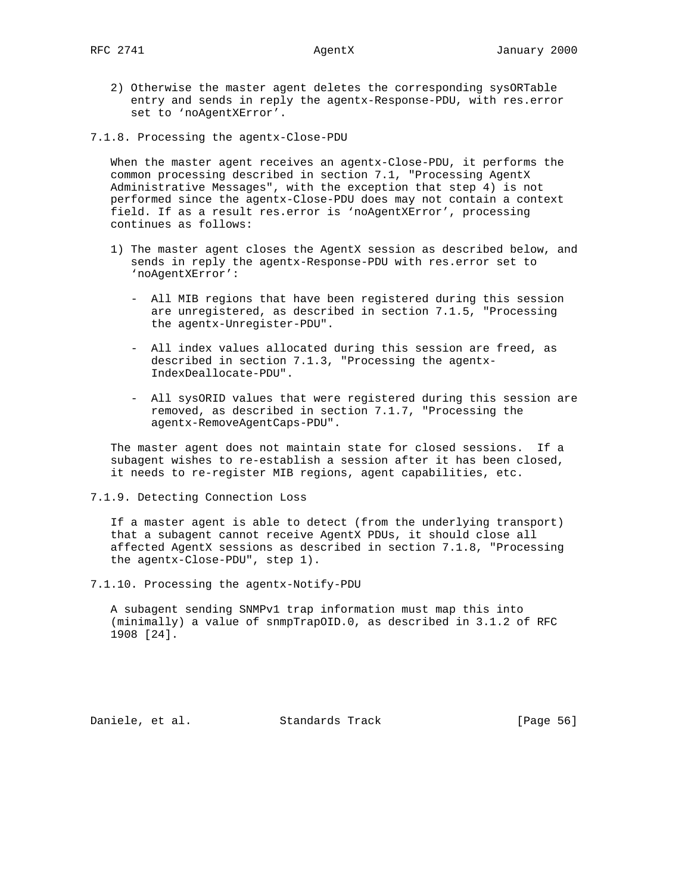2) Otherwise the master agent deletes the corresponding sysORTable entry and sends in reply the agentx-Response-PDU, with res.error set to 'noAgentXError'.

### 7.1.8. Processing the agentx-Close-PDU

When the master agent receives an agentx-Close-PDU, it performs the common processing described in section 7.1, "Processing AgentX Administrative Messages", with the exception that step 4) is not performed since the agentx-Close-PDU does may not contain a context field. If as a result res.error is 'noAgentXError', processing continues as follows:

1) The master agent closes the AgentX session as described below, and sends in reply the agentx-Response-PDU with res.error set to 'noAgentXError':

   - All MIB regions that have been registered during this session are unregistered, as described in section 7.1.5, "Processing the agentx-Unregister-PDU".

   - All index values allocated during this session are freed, as described in section 7.1.3, "Processing the agentx-IndexDeallocate-PDU".

   - All sysORID values that were registered during this session are removed, as described in section 7.1.7, "Processing the agentx-RemoveAgentCaps-PDU".

The master agent does not maintain state for closed sessions. If a subagent wishes to re-establish a session after it has been closed, it needs to re-register MIB regions, agent capabilities, etc.

### 7.1.9. Detecting Connection Loss

If a master agent is able to detect (from the underlying transport) that a subagent cannot receive AgentX PDUs, it should close all affected AgentX sessions as described in section 7.1.8, "Processing the agentx-Close-PDU", step 1).

### 7.1.10. Processing the agentx-Notify-PDU

A subagent sending SNMPv1 trap information must map this into (minimally) a value of snmpTrapOID.0, as described in 3.1.2 of RFC 1908 [24].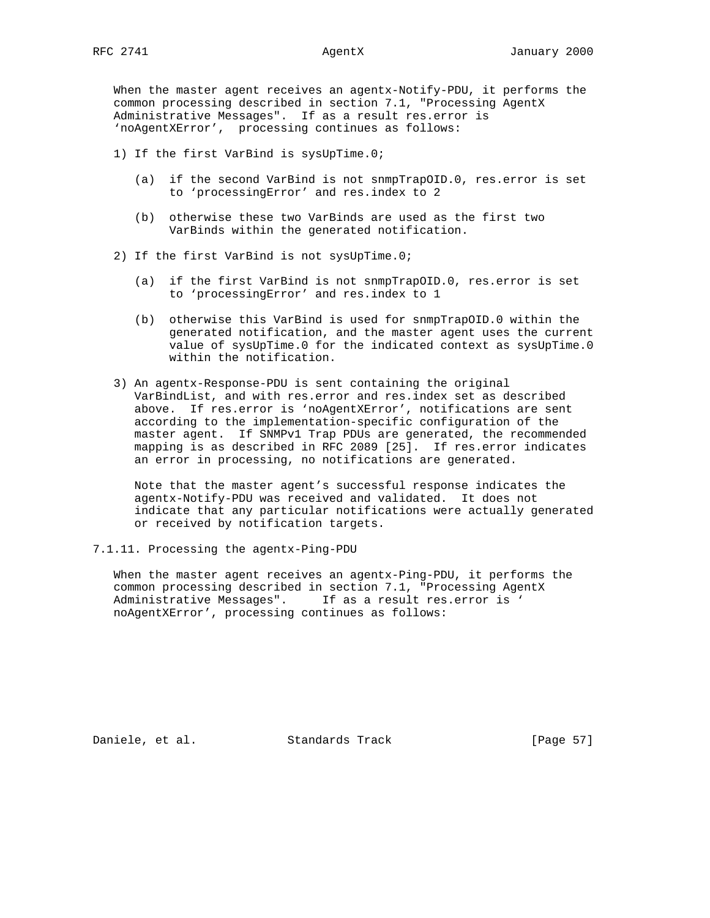When the master agent receives an agentx-Notify-PDU, it performs the common processing described in section 7.1, "Processing AgentX Administrative Messages". If as a result res.error is 'noAgentXError', processing continues as follows:

1) If the first VarBind is sysUpTime.0;

   (a) if the second VarBind is not snmpTrapOID.0, res.error is set to 'processingError' and res.index to 2

   (b) otherwise these two VarBinds are used as the first two VarBinds within the generated notification.

2) If the first VarBind is not sysUpTime.0;

   (a) if the first VarBind is not snmpTrapOID.0, res.error is set to 'processingError' and res.index to 1

   (b) otherwise this VarBind is used for snmpTrapOID.0 within the generated notification, and the master agent uses the current value of sysUpTime.0 for the indicated context as sysUpTime.0 within the notification.

3) An agentx-Response-PDU is sent containing the original VarBindList, and with res.error and res.index set as described above. If res.error is 'noAgentXError', notifications are sent according to the implementation-specific configuration of the master agent. If SNMPv1 Trap PDUs are generated, the recommended mapping is as described in RFC 2089 [25]. If res.error indicates an error in processing, no notifications are generated.

   Note that the master agent's successful response indicates the agentx-Notify-PDU was received and validated. It does not indicate that any particular notifications were actually generated or received by notification targets.

### 7.1.11. Processing the agentx-Ping-PDU

When the master agent receives an agentx-Ping-PDU, it performs the common processing described in section 7.1, "Processing AgentX Administrative Messages". If as a result res.error is ' noAgentXError', processing continues as follows: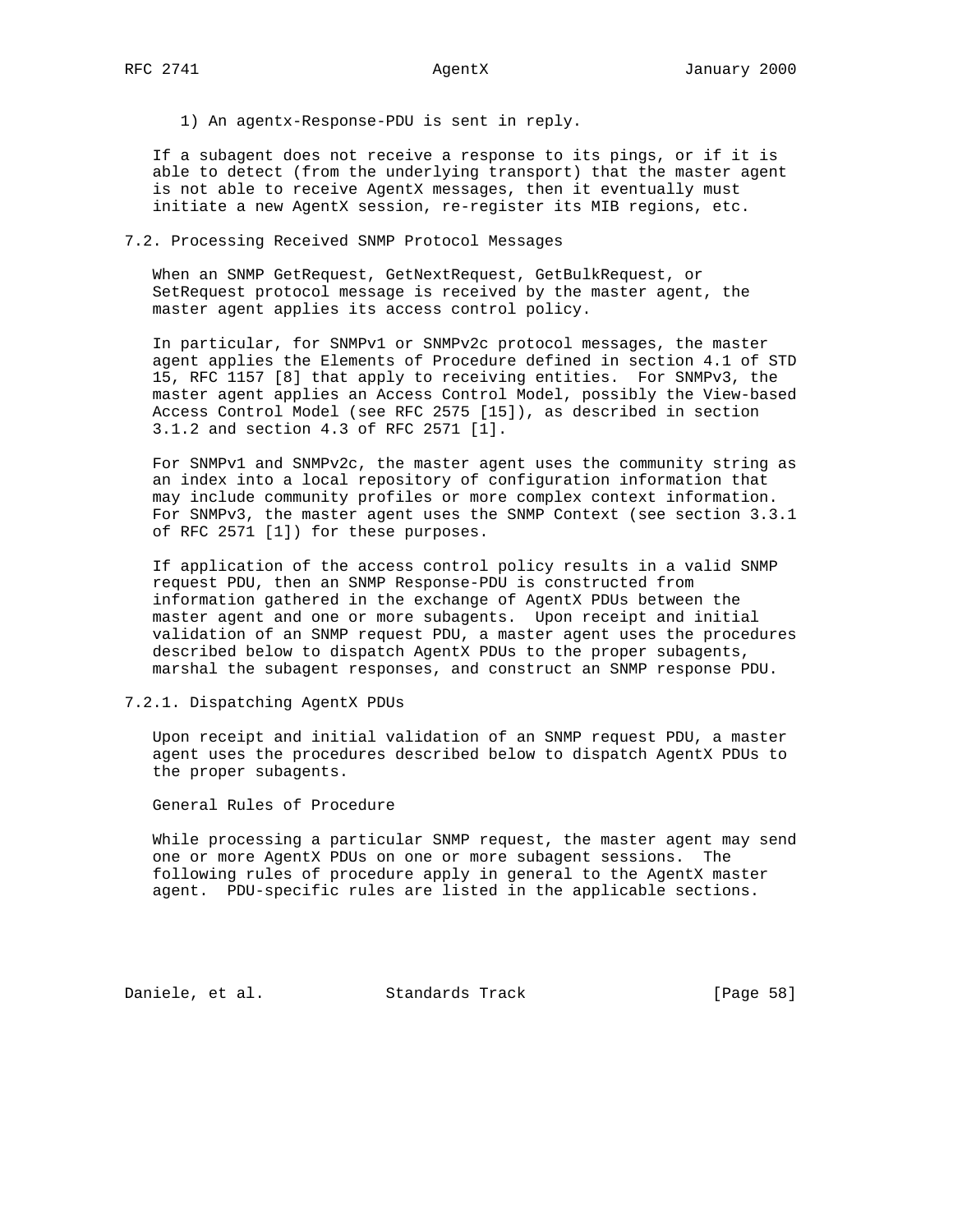1) An agentx-Response-PDU is sent in reply.

If a subagent does not receive a response to its pings, or if it is able to detect (from the underlying transport) that the master agent is not able to receive AgentX messages, then it eventually must initiate a new AgentX session, re-register its MIB regions, etc.

## 7.2. Processing Received SNMP Protocol Messages

When an SNMP GetRequest, GetNextRequest, GetBulkRequest, or SetRequest protocol message is received by the master agent, the master agent applies its access control policy.

In particular, for SNMPv1 or SNMPv2c protocol messages, the master agent applies the Elements of Procedure defined in section 4.1 of STD 15, RFC 1157 [8] that apply to receiving entities. For SNMPv3, the master agent applies an Access Control Model, possibly the View-based Access Control Model (see RFC 2575 [15]), as described in section 3.1.2 and section 4.3 of RFC 2571 [1].

For SNMPv1 and SNMPv2c, the master agent uses the community string as an index into a local repository of configuration information that may include community profiles or more complex context information. For SNMPv3, the master agent uses the SNMP Context (see section 3.3.1 of RFC 2571 [1]) for these purposes.

If application of the access control policy results in a valid SNMP request PDU, then an SNMP Response-PDU is constructed from information gathered in the exchange of AgentX PDUs between the master agent and one or more subagents. Upon receipt and initial validation of an SNMP request PDU, a master agent uses the procedures described below to dispatch AgentX PDUs to the proper subagents, marshal the subagent responses, and construct an SNMP response PDU.

### 7.2.1. Dispatching AgentX PDUs

Upon receipt and initial validation of an SNMP request PDU, a master agent uses the procedures described below to dispatch AgentX PDUs to the proper subagents.

General Rules of Procedure

While processing a particular SNMP request, the master agent may send one or more AgentX PDUs on one or more subagent sessions. The following rules of procedure apply in general to the AgentX master agent. PDU-specific rules are listed in the applicable sections.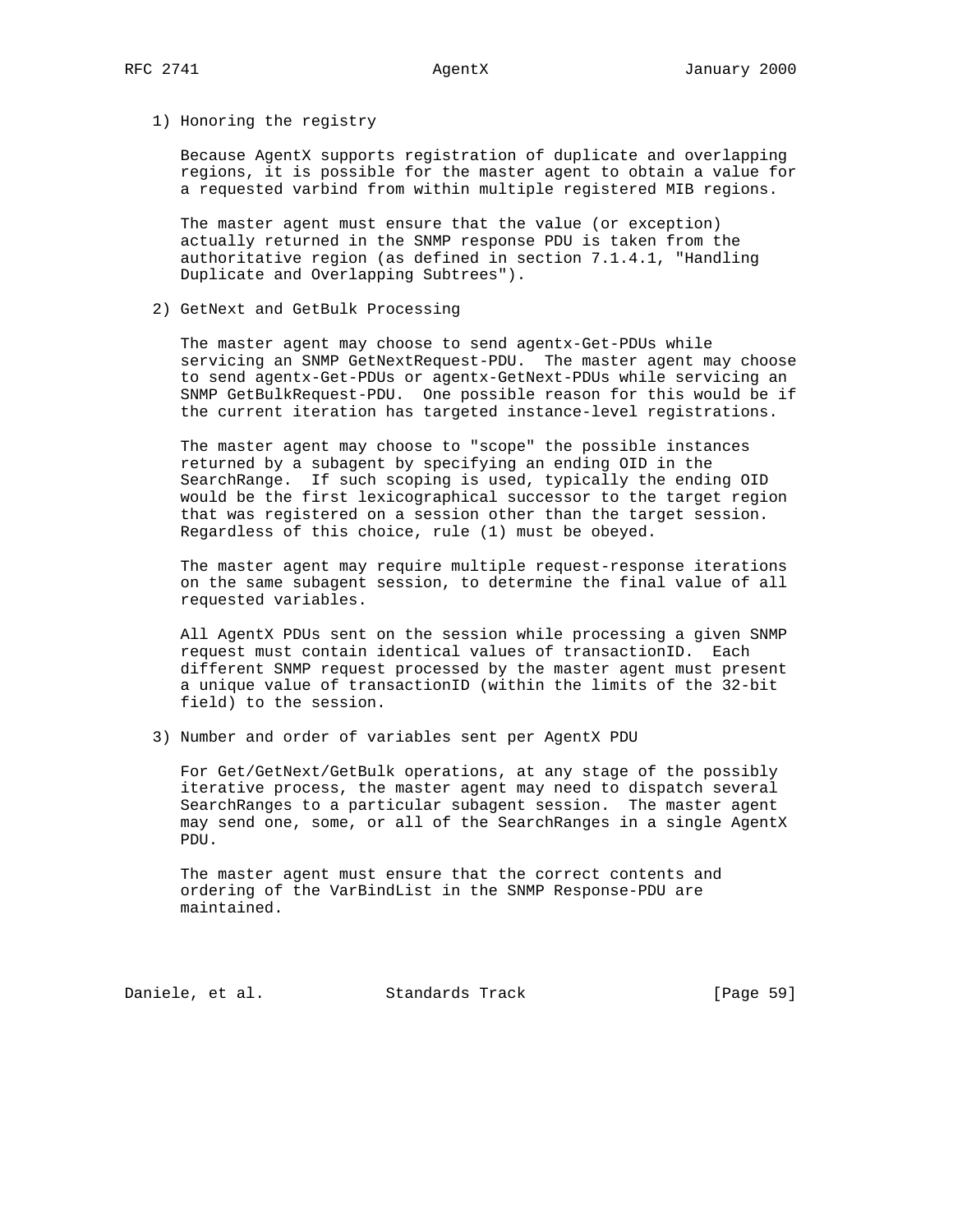1) Honoring the registry

   Because AgentX supports registration of duplicate and overlapping regions, it is possible for the master agent to obtain a value for a requested varbind from within multiple registered MIB regions.

   The master agent must ensure that the value (or exception) actually returned in the SNMP response PDU is taken from the authoritative region (as defined in section 7.1.4.1, "Handling Duplicate and Overlapping Subtrees").

2) GetNext and GetBulk Processing

   The master agent may choose to send agentx-Get-PDUs while servicing an SNMP GetNextRequest-PDU. The master agent may choose to send agentx-Get-PDUs or agentx-GetNext-PDUs while servicing an SNMP GetBulkRequest-PDU. One possible reason for this would be if the current iteration has targeted instance-level registrations.

   The master agent may choose to "scope" the possible instances returned by a subagent by specifying an ending OID in the SearchRange. If such scoping is used, typically the ending OID would be the first lexicographical successor to the target region that was registered on a session other than the target session. Regardless of this choice, rule (1) must be obeyed.

   The master agent may require multiple request-response iterations on the same subagent session, to determine the final value of all requested variables.

   All AgentX PDUs sent on the session while processing a given SNMP request must contain identical values of transactionID. Each different SNMP request processed by the master agent must present a unique value of transactionID (within the limits of the 32-bit field) to the session.

3) Number and order of variables sent per AgentX PDU

   For Get/GetNext/GetBulk operations, at any stage of the possibly iterative process, the master agent may need to dispatch several SearchRanges to a particular subagent session. The master agent may send one, some, or all of the SearchRanges in a single AgentX PDU.

   The master agent must ensure that the correct contents and ordering of the VarBindList in the SNMP Response-PDU are maintained.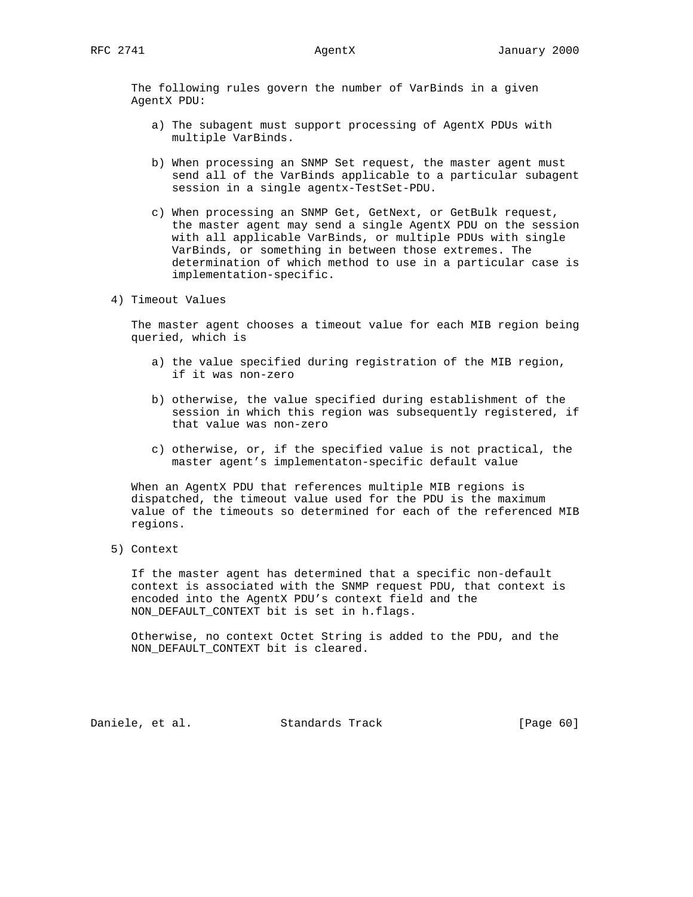The following rules govern the number of VarBinds in a given AgentX PDU:

a) The subagent must support processing of AgentX PDUs with multiple VarBinds.

b) When processing an SNMP Set request, the master agent must send all of the VarBinds applicable to a particular subagent session in a single agentx-TestSet-PDU.

c) When processing an SNMP Get, GetNext, or GetBulk request, the master agent may send a single AgentX PDU on the session with all applicable VarBinds, or multiple PDUs with single VarBinds, or something in between those extremes. The determination of which method to use in a particular case is implementation-specific.

4) Timeout Values

The master agent chooses a timeout value for each MIB region being queried, which is

a) the value specified during registration of the MIB region, if it was non-zero

b) otherwise, the value specified during establishment of the session in which this region was subsequently registered, if that value was non-zero

c) otherwise, or, if the specified value is not practical, the master agent's implementaton-specific default value

When an AgentX PDU that references multiple MIB regions is dispatched, the timeout value used for the PDU is the maximum value of the timeouts so determined for each of the referenced MIB regions.

5) Context

If the master agent has determined that a specific non-default context is associated with the SNMP request PDU, that context is encoded into the AgentX PDU's context field and the NON_DEFAULT_CONTEXT bit is set in h.flags.

Otherwise, no context Octet String is added to the PDU, and the NON_DEFAULT_CONTEXT bit is cleared.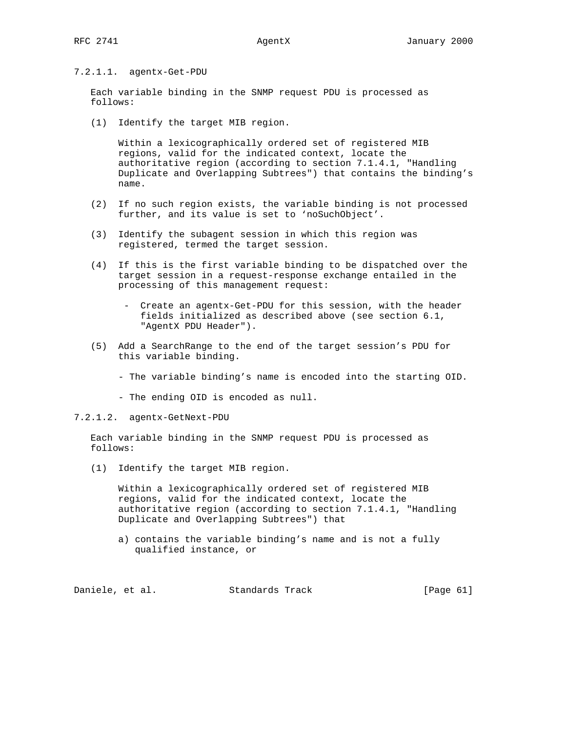#### 7.2.1.1. agentx-Get-PDU

Each variable binding in the SNMP request PDU is processed as follows:

(1) Identify the target MIB region.

Within a lexicographically ordered set of registered MIB regions, valid for the indicated context, locate the authoritative region (according to section 7.1.4.1, "Handling Duplicate and Overlapping Subtrees") that contains the binding's name.

(2) If no such region exists, the variable binding is not processed further, and its value is set to 'noSuchObject'.

(3) Identify the subagent session in which this region was registered, termed the target session.

(4) If this is the first variable binding to be dispatched over the target session in a request-response exchange entailed in the processing of this management request:

- Create an agentx-Get-PDU for this session, with the header fields initialized as described above (see section 6.1, "AgentX PDU Header").

(5) Add a SearchRange to the end of the target session's PDU for this variable binding.

- The variable binding's name is encoded into the starting OID.

- The ending OID is encoded as null.

#### 7.2.1.2. agentx-GetNext-PDU

Each variable binding in the SNMP request PDU is processed as follows:

(1) Identify the target MIB region.

Within a lexicographically ordered set of registered MIB regions, valid for the indicated context, locate the authoritative region (according to section 7.1.4.1, "Handling Duplicate and Overlapping Subtrees") that

a) contains the variable binding's name and is not a fully qualified instance, or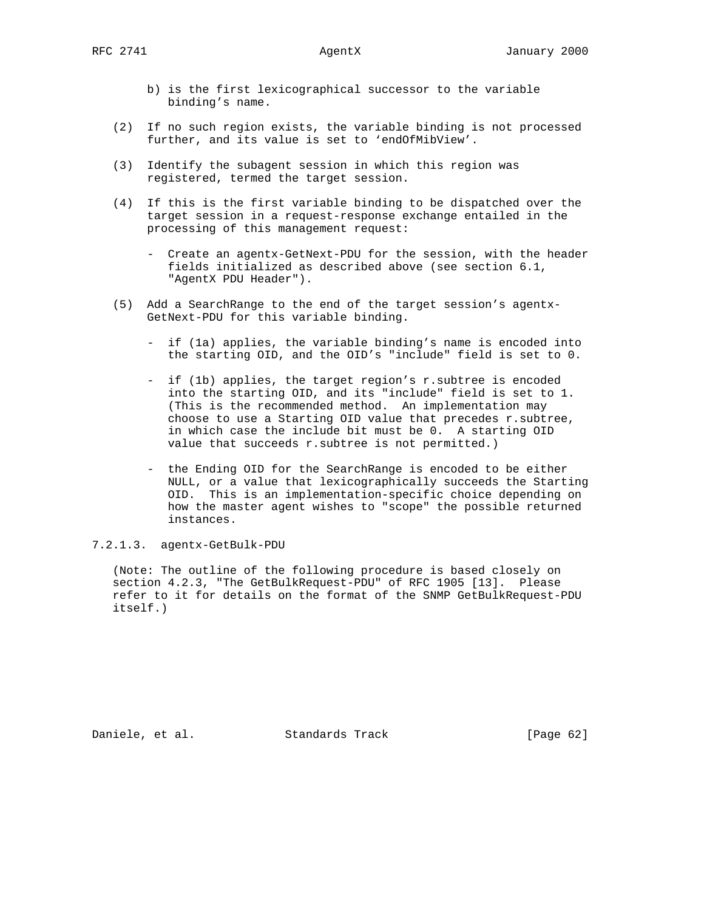b) is the first lexicographical successor to the variable binding's name.

(2) If no such region exists, the variable binding is not processed further, and its value is set to 'endOfMibView'.

(3) Identify the subagent session in which this region was registered, termed the target session.

(4) If this is the first variable binding to be dispatched over the target session in a request-response exchange entailed in the processing of this management request:

- Create an agentx-GetNext-PDU for the session, with the header fields initialized as described above (see section 6.1, "AgentX PDU Header").

(5) Add a SearchRange to the end of the target session's agentx-GetNext-PDU for this variable binding.

- if (1a) applies, the variable binding's name is encoded into the starting OID, and the OID's "include" field is set to 0.

- if (1b) applies, the target region's r.subtree is encoded into the starting OID, and its "include" field is set to 1. (This is the recommended method. An implementation may choose to use a Starting OID value that precedes r.subtree, in which case the include bit must be 0. A starting OID value that succeeds r.subtree is not permitted.)

- the Ending OID for the SearchRange is encoded to be either NULL, or a value that lexicographically succeeds the Starting OID. This is an implementation-specific choice depending on how the master agent wishes to "scope" the possible returned instances.

#### 7.2.1.3. agentx-GetBulk-PDU

(Note: The outline of the following procedure is based closely on section 4.2.3, "The GetBulkRequest-PDU" of RFC 1905 [13]. Please refer to it for details on the format of the SNMP GetBulkRequest-PDU itself.)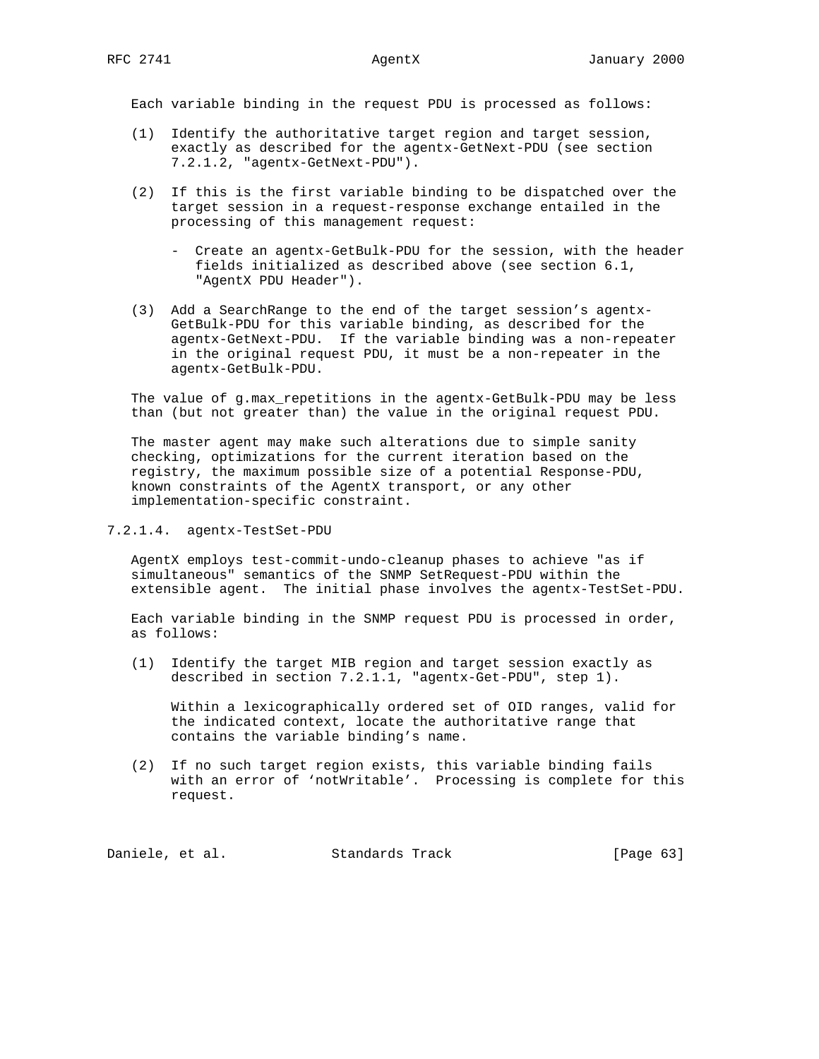Each variable binding in the request PDU is processed as follows:

(1) Identify the authoritative target region and target session, exactly as described for the agentx-GetNext-PDU (see section 7.2.1.2, "agentx-GetNext-PDU").

(2) If this is the first variable binding to be dispatched over the target session in a request-response exchange entailed in the processing of this management request:

   - Create an agentx-GetBulk-PDU for the session, with the header fields initialized as described above (see section 6.1, "AgentX PDU Header").

(3) Add a SearchRange to the end of the target session's agentx-GetBulk-PDU for this variable binding, as described for the agentx-GetNext-PDU. If the variable binding was a non-repeater in the original request PDU, it must be a non-repeater in the agentx-GetBulk-PDU.

The value of g.max_repetitions in the agentx-GetBulk-PDU may be less than (but not greater than) the value in the original request PDU.

The master agent may make such alterations due to simple sanity checking, optimizations for the current iteration based on the registry, the maximum possible size of a potential Response-PDU, known constraints of the AgentX transport, or any other implementation-specific constraint.

#### 7.2.1.4. agentx-TestSet-PDU

AgentX employs test-commit-undo-cleanup phases to achieve "as if simultaneous" semantics of the SNMP SetRequest-PDU within the extensible agent. The initial phase involves the agentx-TestSet-PDU.

Each variable binding in the SNMP request PDU is processed in order, as follows:

(1) Identify the target MIB region and target session exactly as described in section 7.2.1.1, "agentx-Get-PDU", step 1).

   Within a lexicographically ordered set of OID ranges, valid for the indicated context, locate the authoritative range that contains the variable binding's name.

(2) If no such target region exists, this variable binding fails with an error of 'notWritable'. Processing is complete for this request.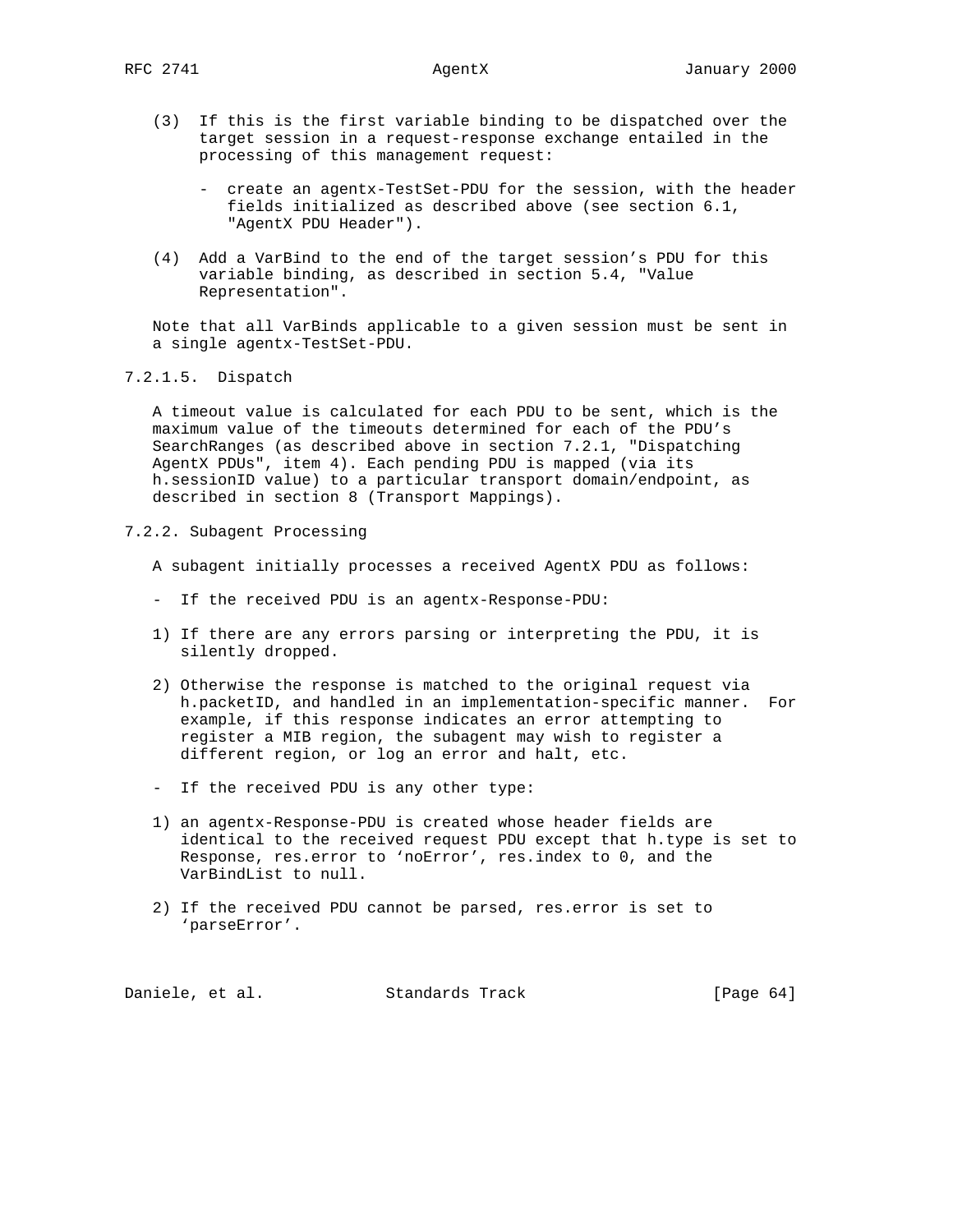(3) If this is the first variable binding to be dispatched over the target session in a request-response exchange entailed in the processing of this management request:

   - create an agentx-TestSet-PDU for the session, with the header fields initialized as described above (see section 6.1, "AgentX PDU Header").

(4) Add a VarBind to the end of the target session's PDU for this variable binding, as described in section 5.4, "Value Representation".

Note that all VarBinds applicable to a given session must be sent in a single agentx-TestSet-PDU.

#### 7.2.1.5. Dispatch

A timeout value is calculated for each PDU to be sent, which is the maximum value of the timeouts determined for each of the PDU's SearchRanges (as described above in section 7.2.1, "Dispatching AgentX PDUs", item 4). Each pending PDU is mapped (via its h.sessionID value) to a particular transport domain/endpoint, as described in section 8 (Transport Mappings).

### 7.2.2. Subagent Processing

A subagent initially processes a received AgentX PDU as follows:

- If the received PDU is an agentx-Response-PDU:

1) If there are any errors parsing or interpreting the PDU, it is silently dropped.

2) Otherwise the response is matched to the original request via h.packetID, and handled in an implementation-specific manner. For example, if this response indicates an error attempting to register a MIB region, the subagent may wish to register a different region, or log an error and halt, etc.

- If the received PDU is any other type:

1) an agentx-Response-PDU is created whose header fields are identical to the received request PDU except that h.type is set to Response, res.error to 'noError', res.index to 0, and the VarBindList to null.

2) If the received PDU cannot be parsed, res.error is set to 'parseError'.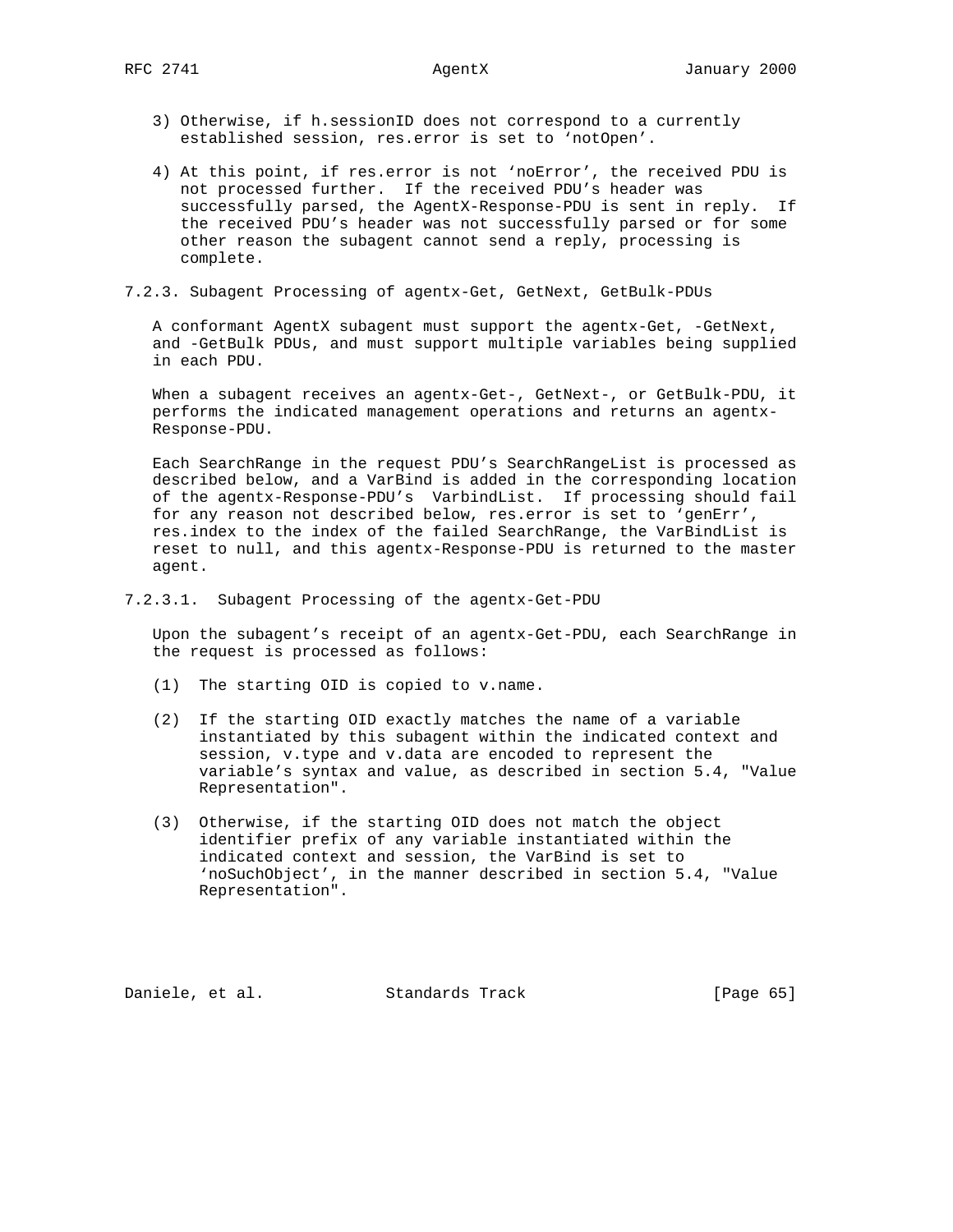3) Otherwise, if h.sessionID does not correspond to a currently established session, res.error is set to 'notOpen'.

4) At this point, if res.error is not 'noError', the received PDU is not processed further. If the received PDU's header was successfully parsed, the AgentX-Response-PDU is sent in reply. If the received PDU's header was not successfully parsed or for some other reason the subagent cannot send a reply, processing is complete.

### 7.2.3. Subagent Processing of agentx-Get, GetNext, GetBulk-PDUs

A conformant AgentX subagent must support the agentx-Get, -GetNext, and -GetBulk PDUs, and must support multiple variables being supplied in each PDU.

When a subagent receives an agentx-Get-, GetNext-, or GetBulk-PDU, it performs the indicated management operations and returns an agentx-Response-PDU.

Each SearchRange in the request PDU's SearchRangeList is processed as described below, and a VarBind is added in the corresponding location of the agentx-Response-PDU's VarbindList. If processing should fail for any reason not described below, res.error is set to 'genErr', res.index to the index of the failed SearchRange, the VarBindList is reset to null, and this agentx-Response-PDU is returned to the master agent.

#### 7.2.3.1. Subagent Processing of the agentx-Get-PDU

Upon the subagent's receipt of an agentx-Get-PDU, each SearchRange in the request is processed as follows:

(1) The starting OID is copied to v.name.

(2) If the starting OID exactly matches the name of a variable instantiated by this subagent within the indicated context and session, v.type and v.data are encoded to represent the variable's syntax and value, as described in section 5.4, "Value Representation".

(3) Otherwise, if the starting OID does not match the object identifier prefix of any variable instantiated within the indicated context and session, the VarBind is set to 'noSuchObject', in the manner described in section 5.4, "Value Representation".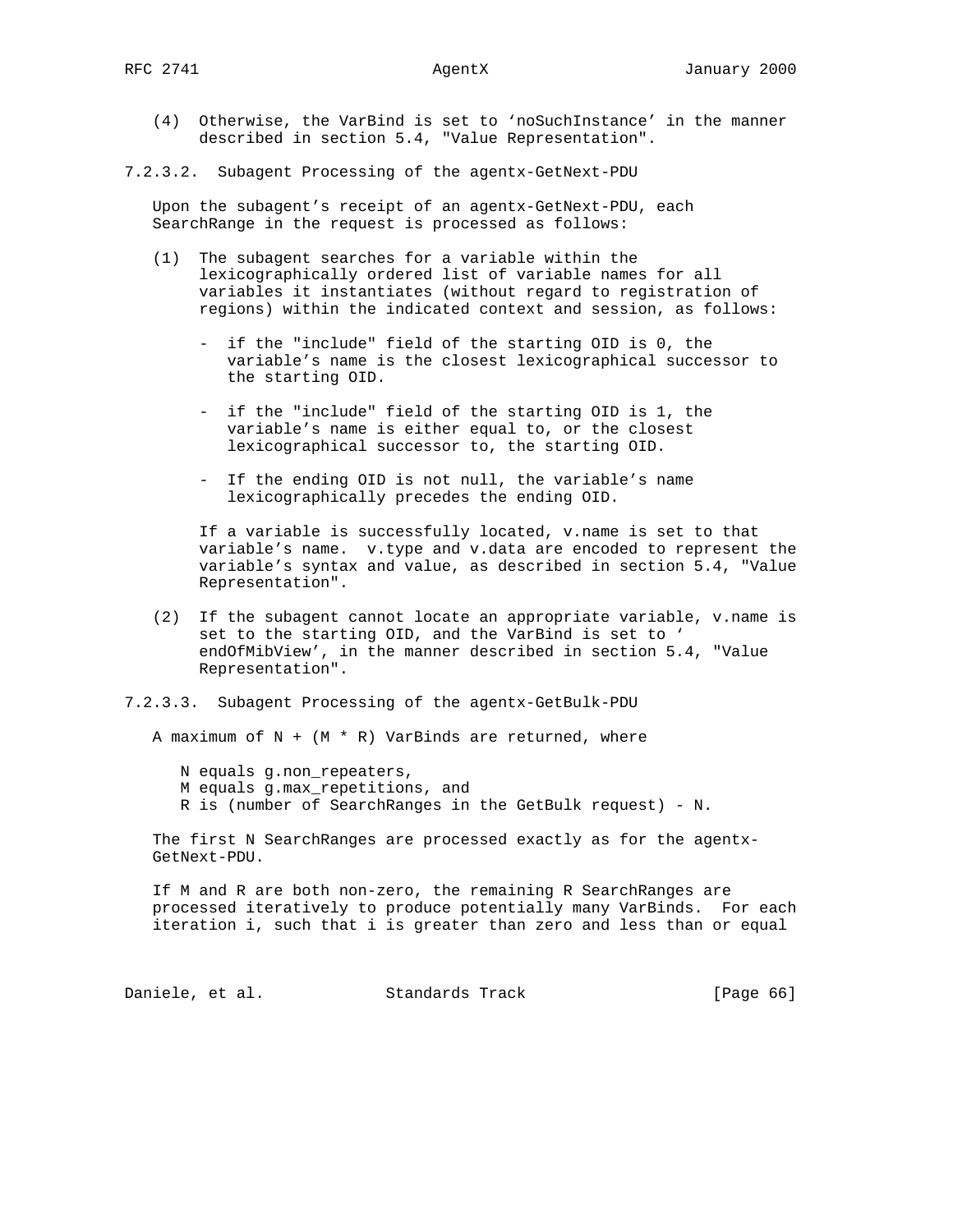(4) Otherwise, the VarBind is set to 'noSuchInstance' in the manner described in section 5.4, "Value Representation".

### 7.2.3.2. Subagent Processing of the agentx-GetNext-PDU

Upon the subagent's receipt of an agentx-GetNext-PDU, each SearchRange in the request is processed as follows:

(1) The subagent searches for a variable within the lexicographically ordered list of variable names for all variables it instantiates (without regard to registration of regions) within the indicated context and session, as follows:

- if the "include" field of the starting OID is 0, the variable's name is the closest lexicographical successor to the starting OID.

- if the "include" field of the starting OID is 1, the variable's name is either equal to, or the closest lexicographical successor to, the starting OID.

- If the ending OID is not null, the variable's name lexicographically precedes the ending OID.

If a variable is successfully located, v.name is set to that variable's name. v.type and v.data are encoded to represent the variable's syntax and value, as described in section 5.4, "Value Representation".

(2) If the subagent cannot locate an appropriate variable, v.name is set to the starting OID, and the VarBind is set to 'endOfMibView', in the manner described in section 5.4, "Value Representation".

### 7.2.3.3. Subagent Processing of the agentx-GetBulk-PDU

A maximum of N + (M * R) VarBinds are returned, where

N equals g.non_repeaters,
M equals g.max_repetitions, and
R is (number of SearchRanges in the GetBulk request) - N.

The first N SearchRanges are processed exactly as for the agentx-GetNext-PDU.

If M and R are both non-zero, the remaining R SearchRanges are processed iteratively to produce potentially many VarBinds. For each iteration i, such that i is greater than zero and less than or equal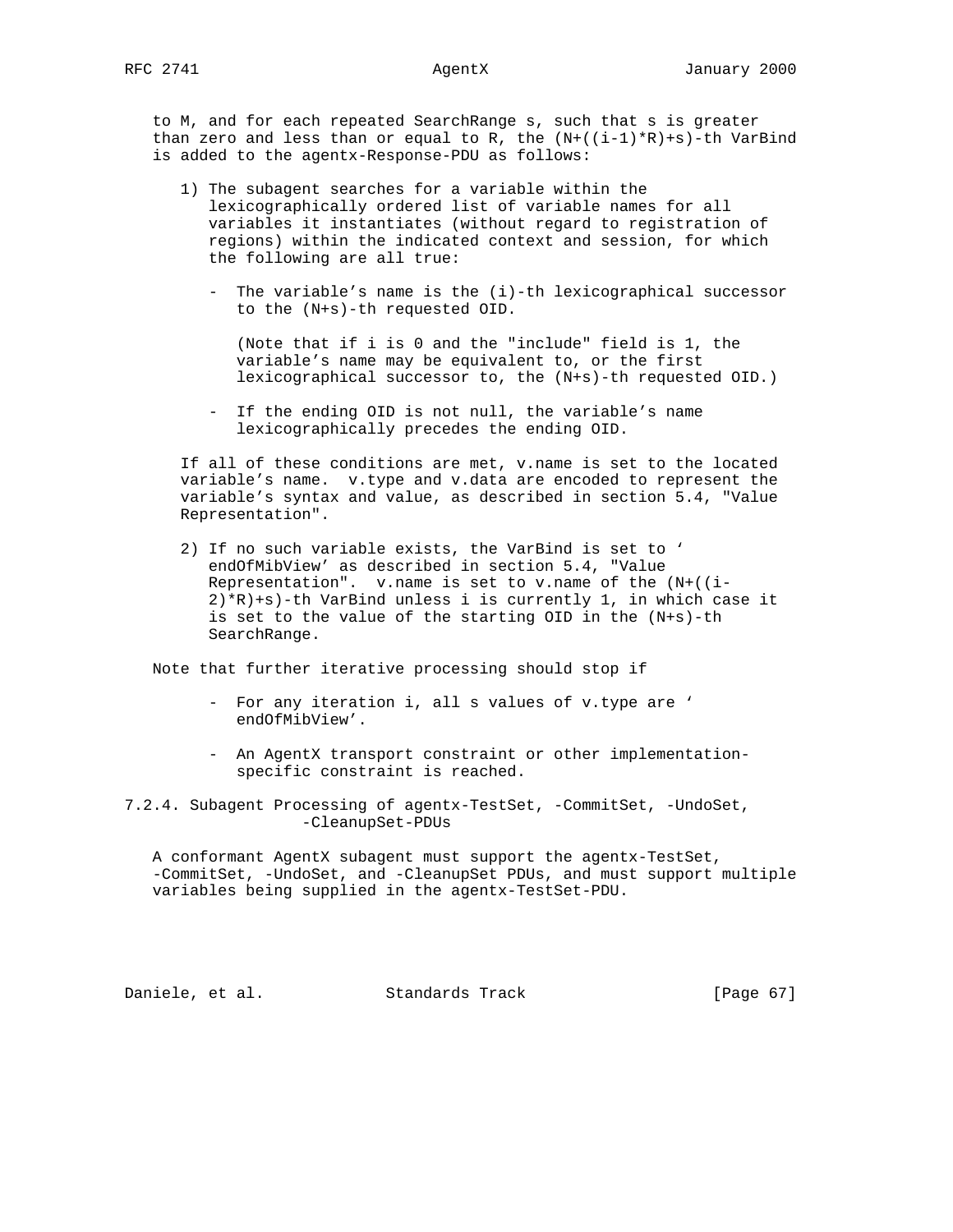to M, and for each repeated SearchRange s, such that s is greater than zero and less than or equal to R, the (N+((i-1)*R)+s)-th VarBind is added to the agentx-Response-PDU as follows:

1) The subagent searches for a variable within the lexicographically ordered list of variable names for all variables it instantiates (without regard to registration of regions) within the indicated context and session, for which the following are all true:

   - The variable's name is the (i)-th lexicographical successor to the (N+s)-th requested OID.

     (Note that if i is 0 and the "include" field is 1, the variable's name may be equivalent to, or the first lexicographical successor to, the (N+s)-th requested OID.)

   - If the ending OID is not null, the variable's name lexicographically precedes the ending OID.

   If all of these conditions are met, v.name is set to the located variable's name. v.type and v.data are encoded to represent the variable's syntax and value, as described in section 5.4, "Value Representation".

2) If no such variable exists, the VarBind is set to 'endOfMibView' as described in section 5.4, "Value Representation". v.name is set to v.name of the (N+((i-2)*R)+s)-th VarBind unless i is currently 1, in which case it is set to the value of the starting OID in the (N+s)-th SearchRange.

Note that further iterative processing should stop if

   - For any iteration i, all s values of v.type are 'endOfMibView'.

   - An AgentX transport constraint or other implementation-specific constraint is reached.

### 7.2.4. Subagent Processing of agentx-TestSet, -CommitSet, -UndoSet, -CleanupSet-PDUs

A conformant AgentX subagent must support the agentx-TestSet, -CommitSet, -UndoSet, and -CleanupSet PDUs, and must support multiple variables being supplied in the agentx-TestSet-PDU.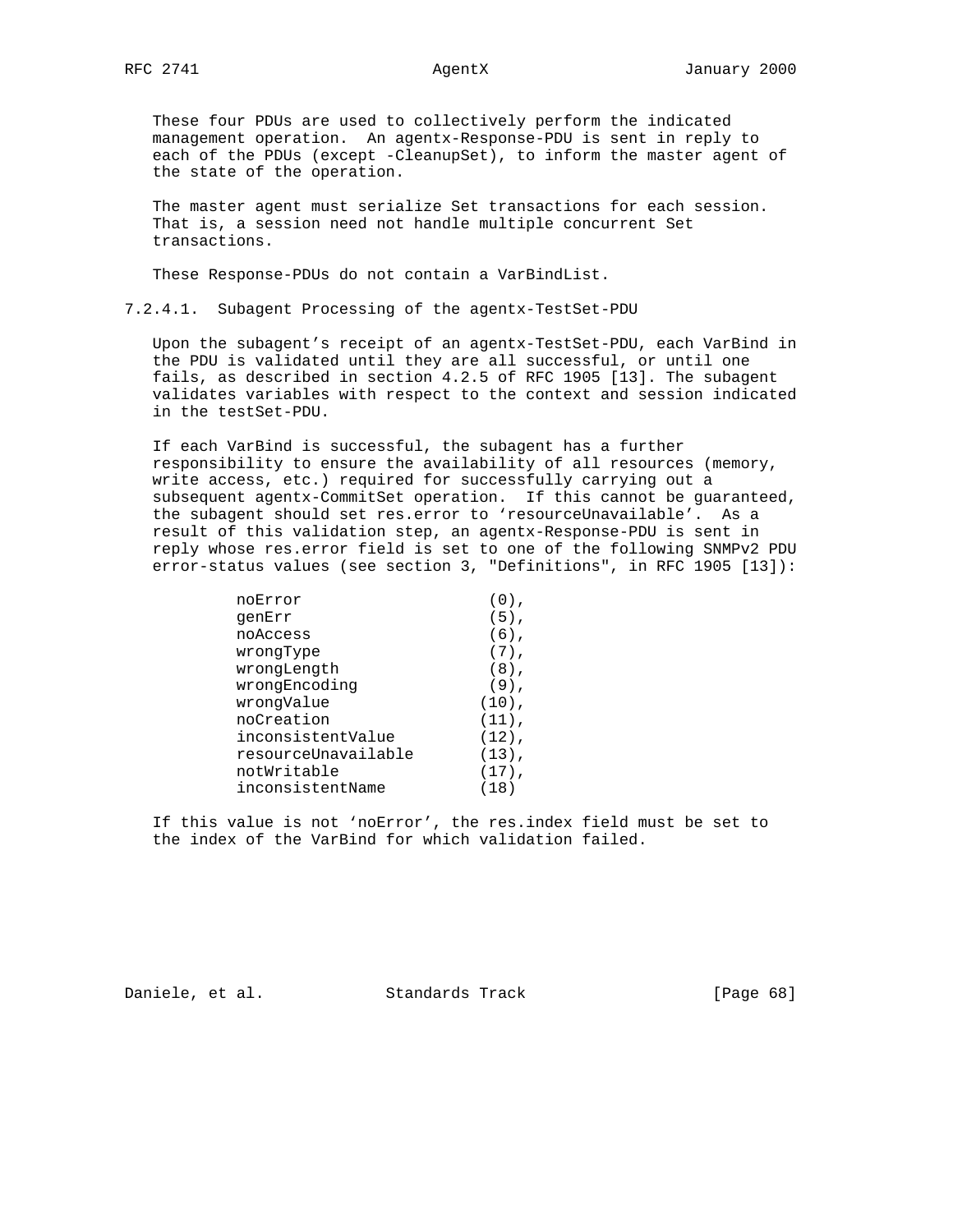These four PDUs are used to collectively perform the indicated management operation. An agentx-Response-PDU is sent in reply to each of the PDUs (except -CleanupSet), to inform the master agent of the state of the operation.

The master agent must serialize Set transactions for each session. That is, a session need not handle multiple concurrent Set transactions.

These Response-PDUs do not contain a VarBindList.

#### 7.2.4.1. Subagent Processing of the agentx-TestSet-PDU

Upon the subagent's receipt of an agentx-TestSet-PDU, each VarBind in the PDU is validated until they are all successful, or until one fails, as described in section 4.2.5 of RFC 1905 [13]. The subagent validates variables with respect to the context and session indicated in the testSet-PDU.

If each VarBind is successful, the subagent has a further responsibility to ensure the availability of all resources (memory, write access, etc.) required for successfully carrying out a subsequent agentx-CommitSet operation. If this cannot be guaranteed, the subagent should set res.error to 'resourceUnavailable'. As a result of this validation step, an agentx-Response-PDU is sent in reply whose res.error field is set to one of the following SNMPv2 PDU error-status values (see section 3, "Definitions", in RFC 1905 [13]):

```
noError                  (0),
genErr                   (5),
noAccess                 (6),
wrongType                (7),
wrongLength              (8),
wrongEncoding            (9),
wrongValue              (10),
noCreation              (11),
inconsistentValue       (12),
resourceUnavailable     (13),
notWritable             (17),
inconsistentName        (18)
```

If this value is not 'noError', the res.index field must be set to the index of the VarBind for which validation failed.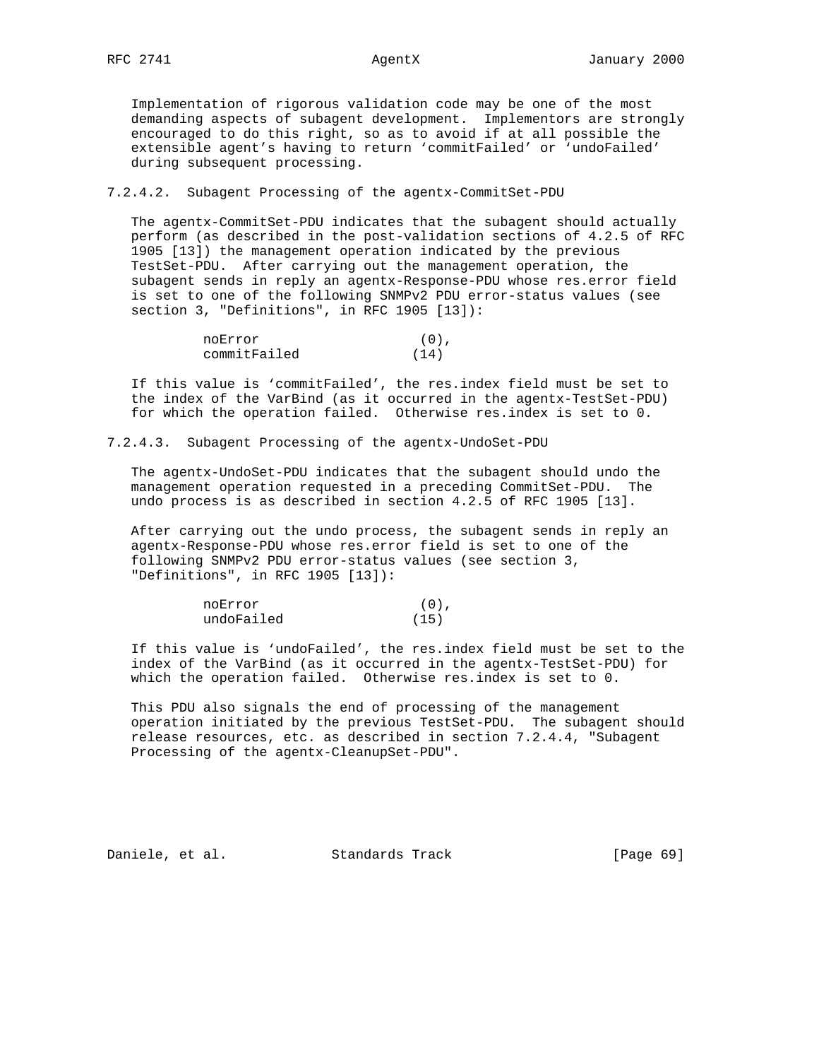Implementation of rigorous validation code may be one of the most demanding aspects of subagent development. Implementors are strongly encouraged to do this right, so as to avoid if at all possible the extensible agent's having to return 'commitFailed' or 'undoFailed' during subsequent processing.

#### 7.2.4.2. Subagent Processing of the agentx-CommitSet-PDU

The agentx-CommitSet-PDU indicates that the subagent should actually perform (as described in the post-validation sections of 4.2.5 of RFC 1905 [13]) the management operation indicated by the previous TestSet-PDU. After carrying out the management operation, the subagent sends in reply an agentx-Response-PDU whose res.error field is set to one of the following SNMPv2 PDU error-status values (see section 3, "Definitions", in RFC 1905 [13]):

```
noError                  (0),
commitFailed            (14)
```

If this value is 'commitFailed', the res.index field must be set to the index of the VarBind (as it occurred in the agentx-TestSet-PDU) for which the operation failed. Otherwise res.index is set to 0.

#### 7.2.4.3. Subagent Processing of the agentx-UndoSet-PDU

The agentx-UndoSet-PDU indicates that the subagent should undo the management operation requested in a preceding CommitSet-PDU. The undo process is as described in section 4.2.5 of RFC 1905 [13].

After carrying out the undo process, the subagent sends in reply an agentx-Response-PDU whose res.error field is set to one of the following SNMPv2 PDU error-status values (see section 3, "Definitions", in RFC 1905 [13]):

```
noError                  (0),
undoFailed              (15)
```

If this value is 'undoFailed', the res.index field must be set to the index of the VarBind (as it occurred in the agentx-TestSet-PDU) for which the operation failed. Otherwise res.index is set to 0.

This PDU also signals the end of processing of the management operation initiated by the previous TestSet-PDU. The subagent should release resources, etc. as described in section 7.2.4.4, "Subagent Processing of the agentx-CleanupSet-PDU".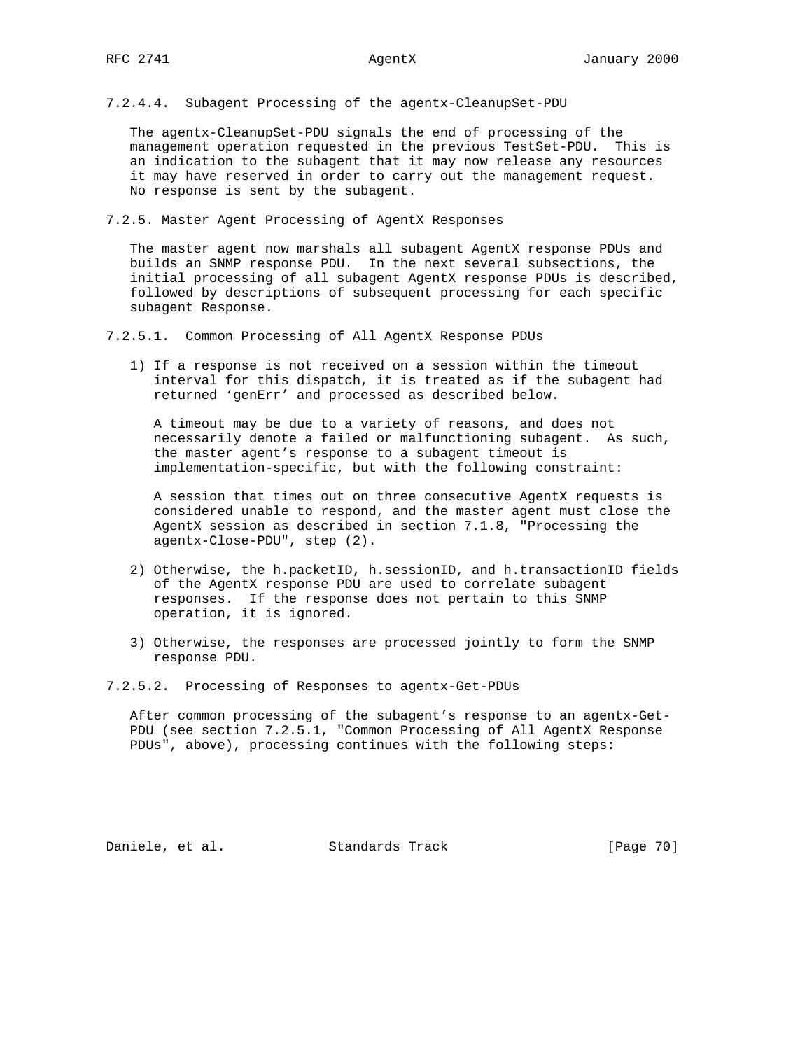#### 7.2.4.4. Subagent Processing of the agentx-CleanupSet-PDU

The agentx-CleanupSet-PDU signals the end of processing of the management operation requested in the previous TestSet-PDU. This is an indication to the subagent that it may now release any resources it may have reserved in order to carry out the management request. No response is sent by the subagent.

### 7.2.5. Master Agent Processing of AgentX Responses

The master agent now marshals all subagent AgentX response PDUs and builds an SNMP response PDU. In the next several subsections, the initial processing of all subagent AgentX response PDUs is described, followed by descriptions of subsequent processing for each specific subagent Response.

#### 7.2.5.1. Common Processing of All AgentX Response PDUs

1) If a response is not received on a session within the timeout interval for this dispatch, it is treated as if the subagent had returned 'genErr' and processed as described below.

   A timeout may be due to a variety of reasons, and does not necessarily denote a failed or malfunctioning subagent. As such, the master agent's response to a subagent timeout is implementation-specific, but with the following constraint:

   A session that times out on three consecutive AgentX requests is considered unable to respond, and the master agent must close the AgentX session as described in section 7.1.8, "Processing the agentx-Close-PDU", step (2).

2) Otherwise, the h.packetID, h.sessionID, and h.transactionID fields of the AgentX response PDU are used to correlate subagent responses. If the response does not pertain to this SNMP operation, it is ignored.

3) Otherwise, the responses are processed jointly to form the SNMP response PDU.

#### 7.2.5.2. Processing of Responses to agentx-Get-PDUs

After common processing of the subagent's response to an agentx-Get-PDU (see section 7.2.5.1, "Common Processing of All AgentX Response PDUs", above), processing continues with the following steps: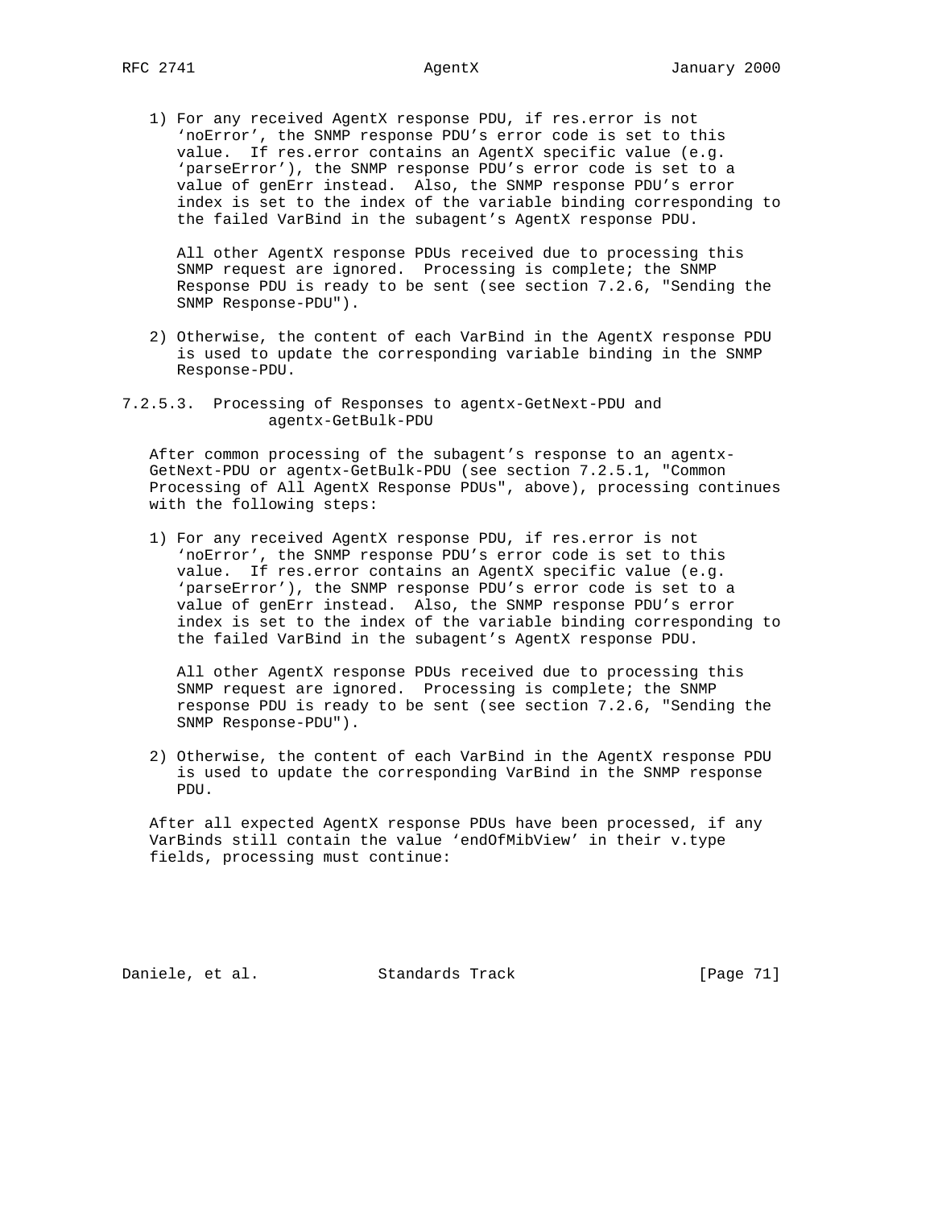1) For any received AgentX response PDU, if res.error is not 'noError', the SNMP response PDU's error code is set to this value. If res.error contains an AgentX specific value (e.g. 'parseError'), the SNMP response PDU's error code is set to a value of genErr instead. Also, the SNMP response PDU's error index is set to the index of the variable binding corresponding to the failed VarBind in the subagent's AgentX response PDU.

   All other AgentX response PDUs received due to processing this SNMP request are ignored. Processing is complete; the SNMP Response PDU is ready to be sent (see section 7.2.6, "Sending the SNMP Response-PDU").

2) Otherwise, the content of each VarBind in the AgentX response PDU is used to update the corresponding variable binding in the SNMP Response-PDU.

### 7.2.5.3. Processing of Responses to agentx-GetNext-PDU and agentx-GetBulk-PDU

After common processing of the subagent's response to an agentx-GetNext-PDU or agentx-GetBulk-PDU (see section 7.2.5.1, "Common Processing of All AgentX Response PDUs", above), processing continues with the following steps:

1) For any received AgentX response PDU, if res.error is not 'noError', the SNMP response PDU's error code is set to this value. If res.error contains an AgentX specific value (e.g. 'parseError'), the SNMP response PDU's error code is set to a value of genErr instead. Also, the SNMP response PDU's error index is set to the index of the variable binding corresponding to the failed VarBind in the subagent's AgentX response PDU.

   All other AgentX response PDUs received due to processing this SNMP request are ignored. Processing is complete; the SNMP response PDU is ready to be sent (see section 7.2.6, "Sending the SNMP Response-PDU").

2) Otherwise, the content of each VarBind in the AgentX response PDU is used to update the corresponding VarBind in the SNMP response PDU.

After all expected AgentX response PDUs have been processed, if any VarBinds still contain the value 'endOfMibView' in their v.type fields, processing must continue: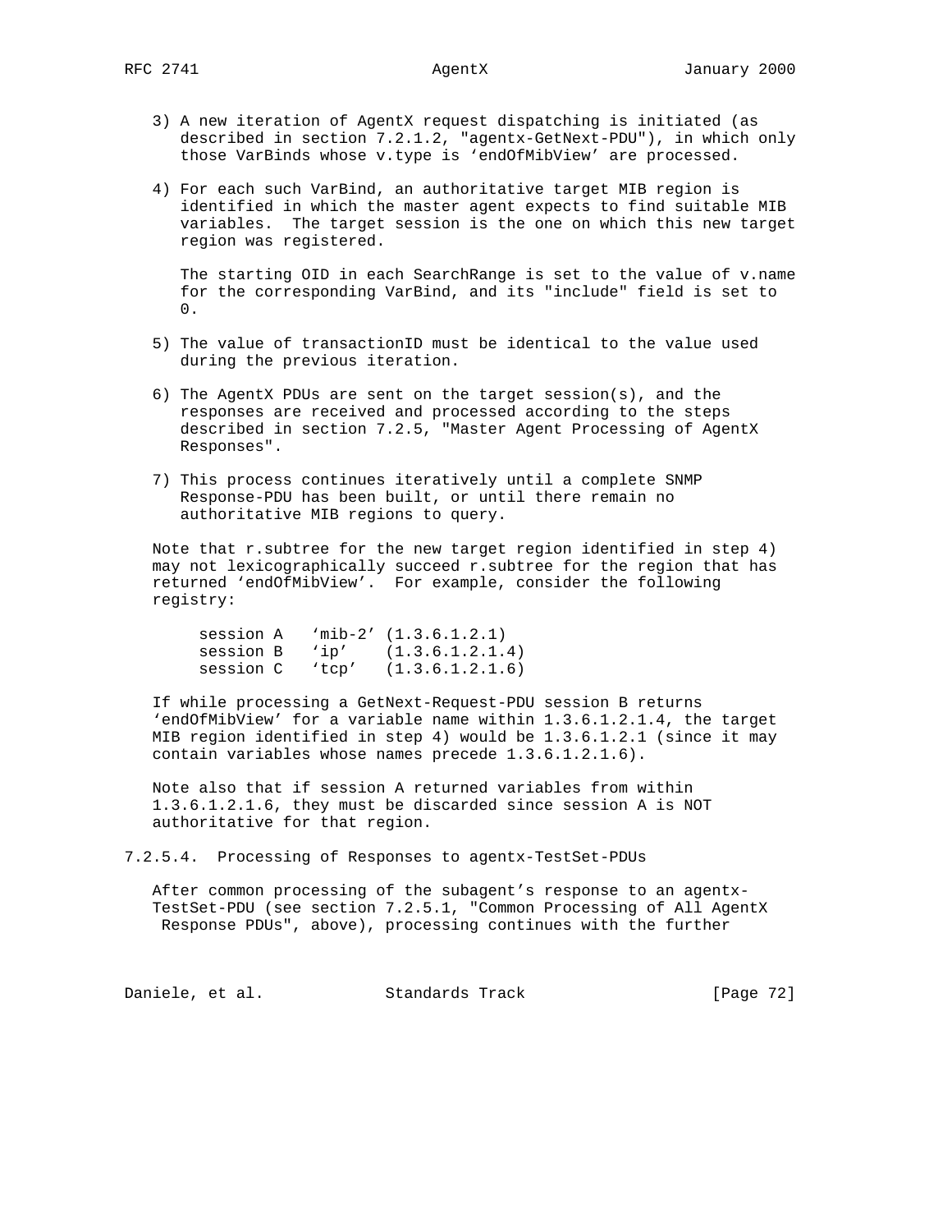3) A new iteration of AgentX request dispatching is initiated (as described in section 7.2.1.2, "agentx-GetNext-PDU"), in which only those VarBinds whose v.type is 'endOfMibView' are processed.

4) For each such VarBind, an authoritative target MIB region is identified in which the master agent expects to find suitable MIB variables. The target session is the one on which this new target region was registered.

   The starting OID in each SearchRange is set to the value of v.name for the corresponding VarBind, and its "include" field is set to 0.

5) The value of transactionID must be identical to the value used during the previous iteration.

6) The AgentX PDUs are sent on the target session(s), and the responses are received and processed according to the steps described in section 7.2.5, "Master Agent Processing of AgentX Responses".

7) This process continues iteratively until a complete SNMP Response-PDU has been built, or until there remain no authoritative MIB regions to query.

Note that r.subtree for the new target region identified in step 4) may not lexicographically succeed r.subtree for the region that has returned 'endOfMibView'. For example, consider the following registry:

```
session A   'mib-2' (1.3.6.1.2.1)
session B   'ip'    (1.3.6.1.2.1.4)
session C   'tcp'   (1.3.6.1.2.1.6)
```

If while processing a GetNext-Request-PDU session B returns 'endOfMibView' for a variable name within 1.3.6.1.2.1.4, the target MIB region identified in step 4) would be 1.3.6.1.2.1 (since it may contain variables whose names precede 1.3.6.1.2.1.6).

Note also that if session A returned variables from within 1.3.6.1.2.1.6, they must be discarded since session A is NOT authoritative for that region.

### 7.2.5.4. Processing of Responses to agentx-TestSet-PDUs

After common processing of the subagent's response to an agentx-TestSet-PDU (see section 7.2.5.1, "Common Processing of All AgentX Response PDUs", above), processing continues with the further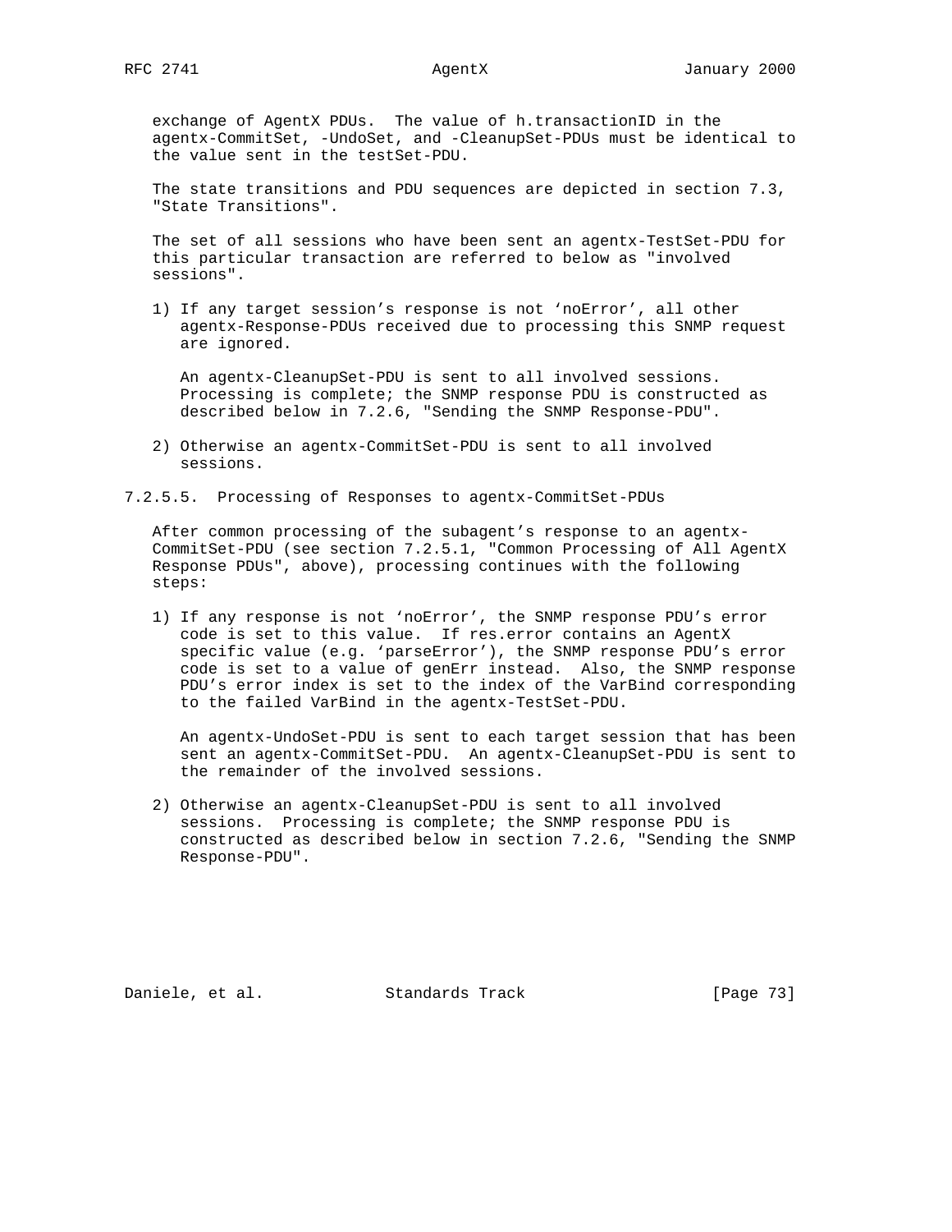exchange of AgentX PDUs. The value of h.transactionID in the agentx-CommitSet, -UndoSet, and -CleanupSet-PDUs must be identical to the value sent in the testSet-PDU.

The state transitions and PDU sequences are depicted in section 7.3, "State Transitions".

The set of all sessions who have been sent an agentx-TestSet-PDU for this particular transaction are referred to below as "involved sessions".

1) If any target session's response is not 'noError', all other agentx-Response-PDUs received due to processing this SNMP request are ignored.

   An agentx-CleanupSet-PDU is sent to all involved sessions. Processing is complete; the SNMP response PDU is constructed as described below in 7.2.6, "Sending the SNMP Response-PDU".

2) Otherwise an agentx-CommitSet-PDU is sent to all involved sessions.

#### 7.2.5.5. Processing of Responses to agentx-CommitSet-PDUs

After common processing of the subagent's response to an agentx-CommitSet-PDU (see section 7.2.5.1, "Common Processing of All AgentX Response PDUs", above), processing continues with the following steps:

1) If any response is not 'noError', the SNMP response PDU's error code is set to this value. If res.error contains an AgentX specific value (e.g. 'parseError'), the SNMP response PDU's error code is set to a value of genErr instead. Also, the SNMP response PDU's error index is set to the index of the VarBind corresponding to the failed VarBind in the agentx-TestSet-PDU.

   An agentx-UndoSet-PDU is sent to each target session that has been sent an agentx-CommitSet-PDU. An agentx-CleanupSet-PDU is sent to the remainder of the involved sessions.

2) Otherwise an agentx-CleanupSet-PDU is sent to all involved sessions. Processing is complete; the SNMP response PDU is constructed as described below in section 7.2.6, "Sending the SNMP Response-PDU".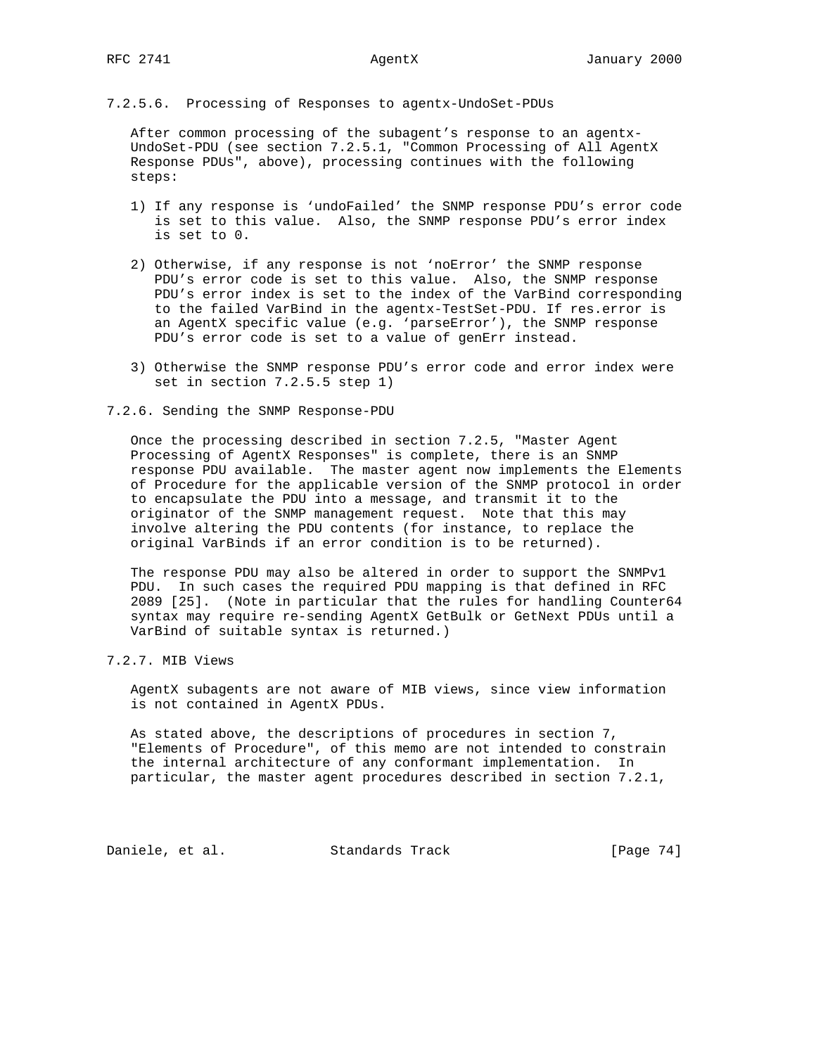#### 7.2.5.6. Processing of Responses to agentx-UndoSet-PDUs

After common processing of the subagent's response to an agentx-UndoSet-PDU (see section 7.2.5.1, "Common Processing of All AgentX Response PDUs", above), processing continues with the following steps:

1) If any response is 'undoFailed' the SNMP response PDU's error code is set to this value. Also, the SNMP response PDU's error index is set to 0.

2) Otherwise, if any response is not 'noError' the SNMP response PDU's error code is set to this value. Also, the SNMP response PDU's error index is set to the index of the VarBind corresponding to the failed VarBind in the agentx-TestSet-PDU. If res.error is an AgentX specific value (e.g. 'parseError'), the SNMP response PDU's error code is set to a value of genErr instead.

3) Otherwise the SNMP response PDU's error code and error index were set in section 7.2.5.5 step 1)

### 7.2.6. Sending the SNMP Response-PDU

Once the processing described in section 7.2.5, "Master Agent Processing of AgentX Responses" is complete, there is an SNMP response PDU available. The master agent now implements the Elements of Procedure for the applicable version of the SNMP protocol in order to encapsulate the PDU into a message, and transmit it to the originator of the SNMP management request. Note that this may involve altering the PDU contents (for instance, to replace the original VarBinds if an error condition is to be returned).

The response PDU may also be altered in order to support the SNMPv1 PDU. In such cases the required PDU mapping is that defined in RFC 2089 [25]. (Note in particular that the rules for handling Counter64 syntax may require re-sending AgentX GetBulk or GetNext PDUs until a VarBind of suitable syntax is returned.)

### 7.2.7. MIB Views

AgentX subagents are not aware of MIB views, since view information is not contained in AgentX PDUs.

As stated above, the descriptions of procedures in section 7, "Elements of Procedure", of this memo are not intended to constrain the internal architecture of any conformant implementation. In particular, the master agent procedures described in section 7.2.1,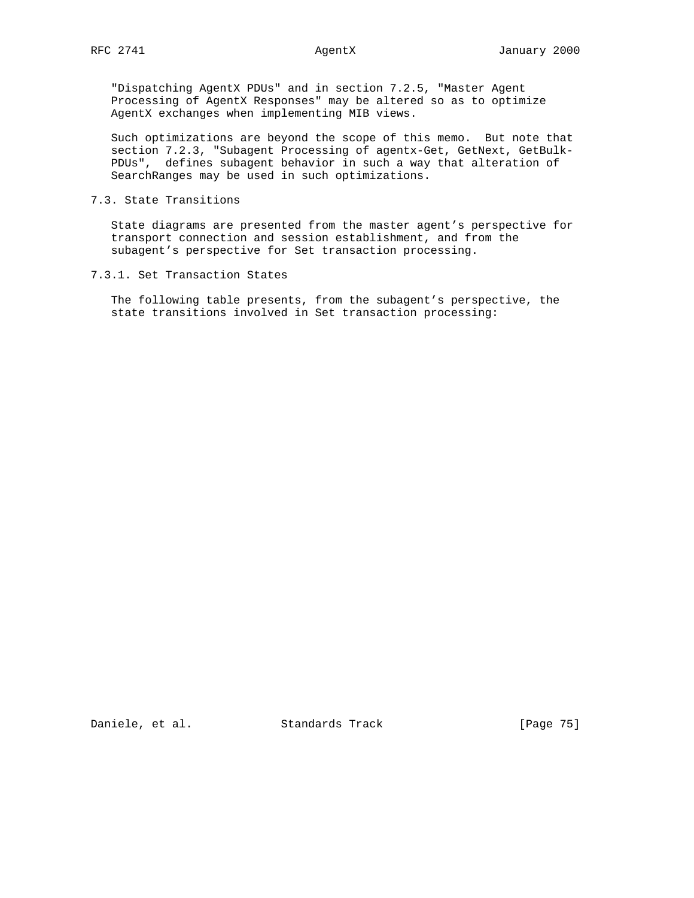"Dispatching AgentX PDUs" and in section 7.2.5, "Master Agent Processing of AgentX Responses" may be altered so as to optimize AgentX exchanges when implementing MIB views.

Such optimizations are beyond the scope of this memo. But note that section 7.2.3, "Subagent Processing of agentx-Get, GetNext, GetBulk-PDUs", defines subagent behavior in such a way that alteration of SearchRanges may be used in such optimizations.

## 7.3. State Transitions

State diagrams are presented from the master agent's perspective for transport connection and session establishment, and from the subagent's perspective for Set transaction processing.

### 7.3.1. Set Transaction States

The following table presents, from the subagent's perspective, the state transitions involved in Set transaction processing: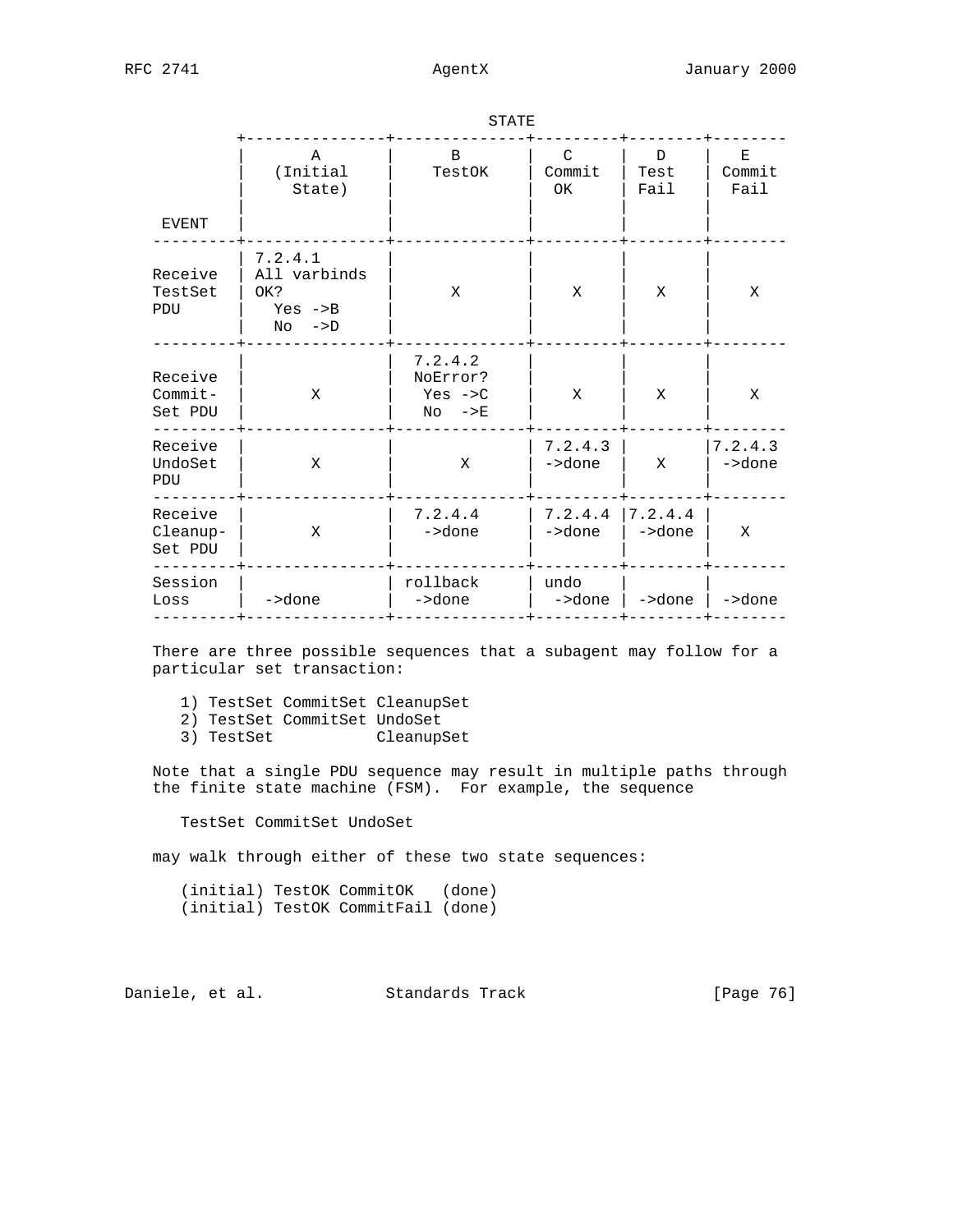STATE

| EVENT | A (Initial State) | B TestOK | C Commit OK | D Test Fail | E Commit Fail |
|---|---|---|---|---|---|
| Receive TestSet PDU | 7.2.4.1 All varbinds OK? Yes ->B No ->D | X | X | X | X |
| Receive Commit-Set PDU | X | 7.2.4.2 NoError? Yes ->C No ->E | X | X | X |
| Receive UndoSet PDU | X | X | 7.2.4.3 ->done | X | 7.2.4.3 ->done |
| Receive Cleanup-Set PDU | X | 7.2.4.4 ->done | 7.2.4.4 ->done | 7.2.4.4 ->done | X |
| Session Loss | ->done | rollback ->done | undo ->done | ->done | ->done |

There are three possible sequences that a subagent may follow for a particular set transaction:

```
1) TestSet CommitSet CleanupSet
2) TestSet CommitSet UndoSet
3) TestSet           CleanupSet
```

Note that a single PDU sequence may result in multiple paths through the finite state machine (FSM). For example, the sequence

```
TestSet CommitSet UndoSet
```

may walk through either of these two state sequences:

```
(initial) TestOK CommitOK   (done)
(initial) TestOK CommitFail (done)
```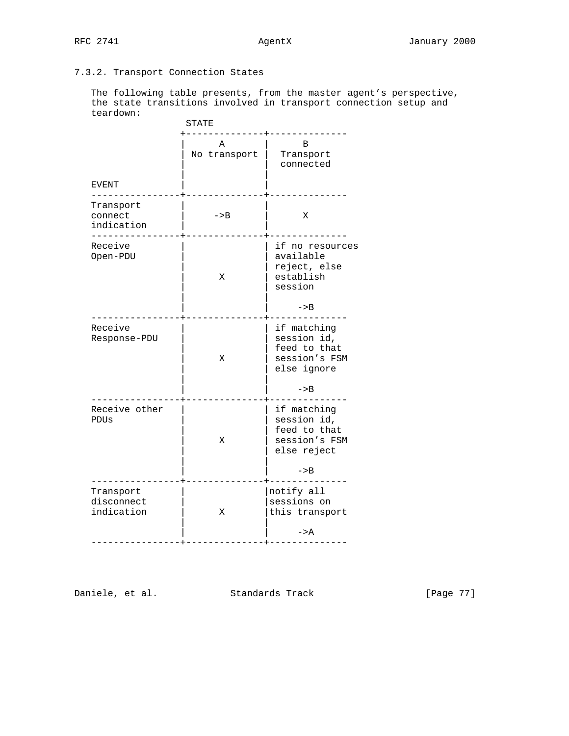### 7.3.2. Transport Connection States

The following table presents, from the master agent's perspective, the state transitions involved in transport connection setup and teardown:

| EVENT | STATE A: No transport | STATE B: Transport connected |
|---|---|---|
| Transport connect indication | ->B | X |
| Receive Open-PDU | X | if no resources available reject, else establish session<br><br>->B |
| Receive Response-PDU | X | if matching session id, feed to that session's FSM else ignore<br><br>->B |
| Receive other PDUs | X | if matching session id, feed to that session's FSM else reject<br><br>->B |
| Transport disconnect indication | X | notify all sessions on this transport<br><br>->A |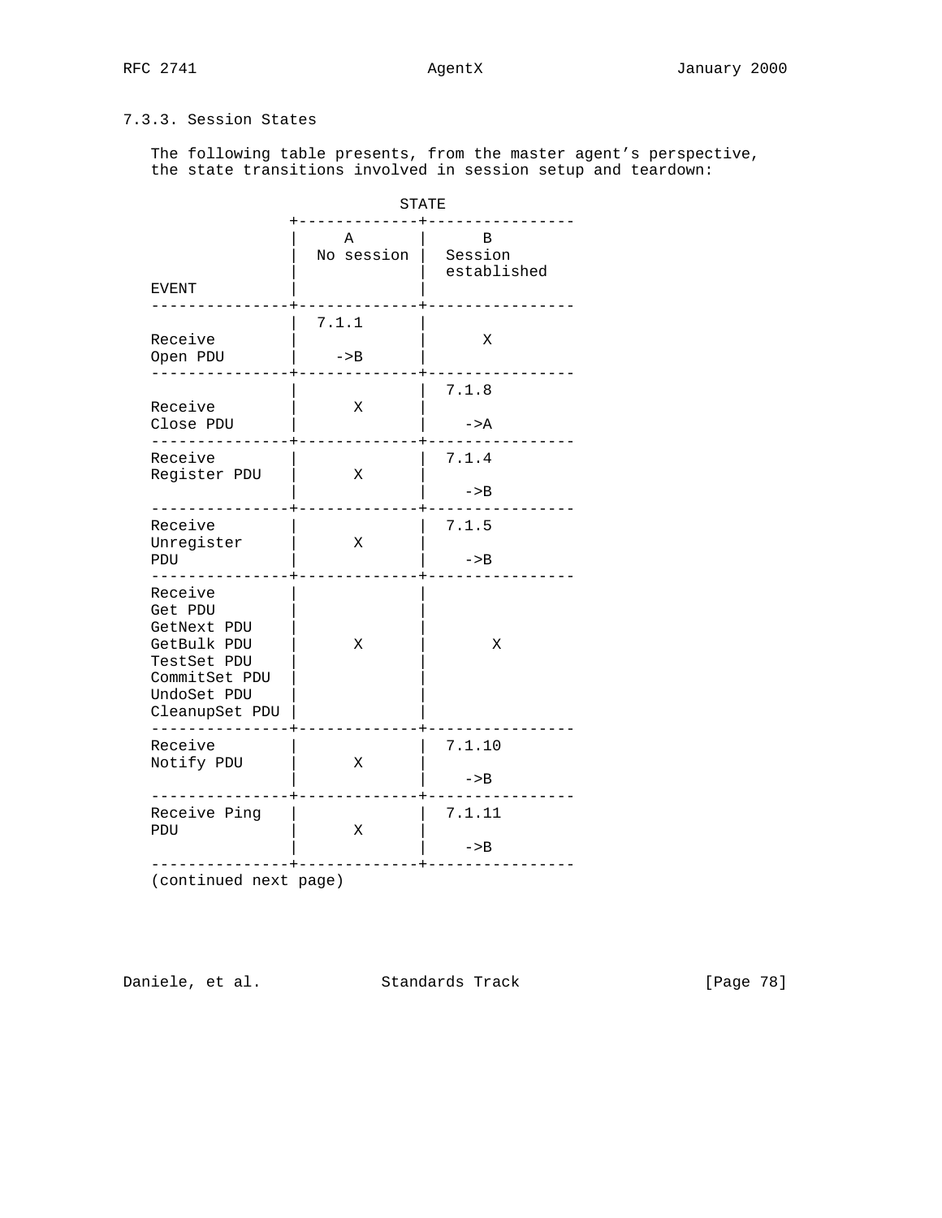### 7.3.3. Session States

The following table presents, from the master agent's perspective, the state transitions involved in session setup and teardown:

| EVENT | STATE: A No session | STATE: B Session established |
|---|---|---|
| Receive Open PDU | 7.1.1 ->B | X |
| Receive Close PDU | X | 7.1.8 ->A |
| Receive Register PDU | X | 7.1.4 ->B |
| Receive Unregister PDU | X | 7.1.5 ->B |
| Receive Get PDU GetNext PDU GetBulk PDU TestSet PDU CommitSet PDU UndoSet PDU CleanupSet PDU | X | X |
| Receive Notify PDU | X | 7.1.10 ->B |
| Receive Ping PDU | X | 7.1.11 ->B |

(continued next page)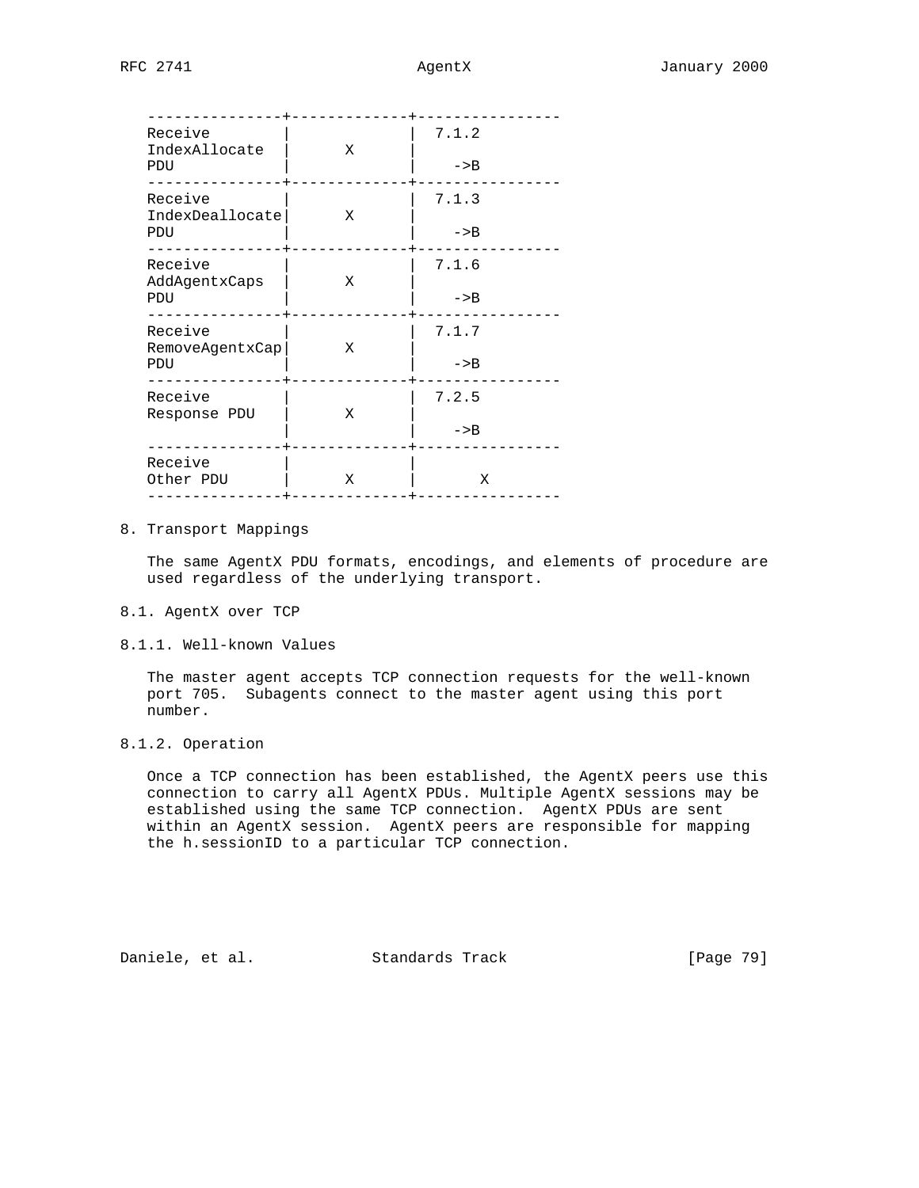| | | |
|---|---|---|
| Receive IndexAllocate PDU | X | 7.1.2 ->B |
| Receive IndexDeallocate PDU | X | 7.1.3 ->B |
| Receive AddAgentxCaps PDU | X | 7.1.6 ->B |
| Receive RemoveAgentxCap PDU | X | 7.1.7 ->B |
| Receive Response PDU | X | 7.2.5 ->B |
| Receive Other PDU | X | X |

## 8. Transport Mappings

The same AgentX PDU formats, encodings, and elements of procedure are used regardless of the underlying transport.

### 8.1. AgentX over TCP

#### 8.1.1. Well-known Values

The master agent accepts TCP connection requests for the well-known port 705. Subagents connect to the master agent using this port number.

#### 8.1.2. Operation

Once a TCP connection has been established, the AgentX peers use this connection to carry all AgentX PDUs. Multiple AgentX sessions may be established using the same TCP connection. AgentX PDUs are sent within an AgentX session. AgentX peers are responsible for mapping the h.sessionID to a particular TCP connection.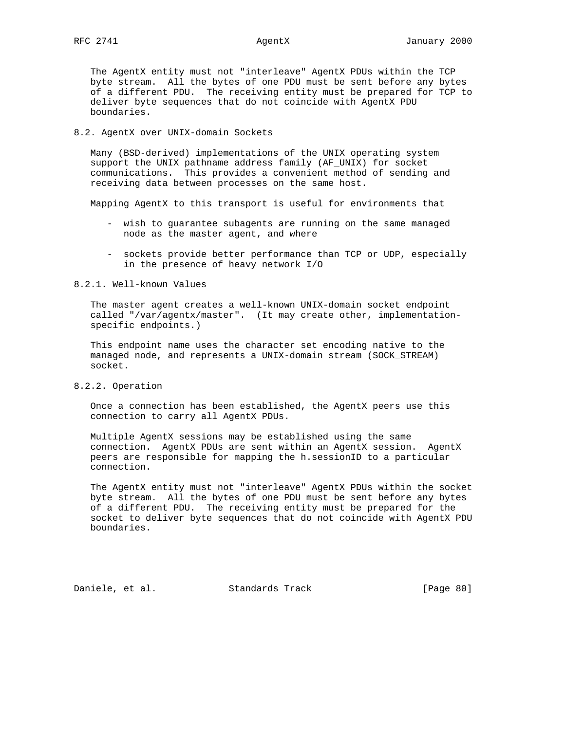The AgentX entity must not "interleave" AgentX PDUs within the TCP byte stream. All the bytes of one PDU must be sent before any bytes of a different PDU. The receiving entity must be prepared for TCP to deliver byte sequences that do not coincide with AgentX PDU boundaries.

## 8.2. AgentX over UNIX-domain Sockets

Many (BSD-derived) implementations of the UNIX operating system support the UNIX pathname address family (AF_UNIX) for socket communications. This provides a convenient method of sending and receiving data between processes on the same host.

Mapping AgentX to this transport is useful for environments that

- wish to guarantee subagents are running on the same managed node as the master agent, and where

- sockets provide better performance than TCP or UDP, especially in the presence of heavy network I/O

### 8.2.1. Well-known Values

The master agent creates a well-known UNIX-domain socket endpoint called "/var/agentx/master". (It may create other, implementation-specific endpoints.)

This endpoint name uses the character set encoding native to the managed node, and represents a UNIX-domain stream (SOCK_STREAM) socket.

### 8.2.2. Operation

Once a connection has been established, the AgentX peers use this connection to carry all AgentX PDUs.

Multiple AgentX sessions may be established using the same connection. AgentX PDUs are sent within an AgentX session. AgentX peers are responsible for mapping the h.sessionID to a particular connection.

The AgentX entity must not "interleave" AgentX PDUs within the socket byte stream. All the bytes of one PDU must be sent before any bytes of a different PDU. The receiving entity must be prepared for the socket to deliver byte sequences that do not coincide with AgentX PDU boundaries.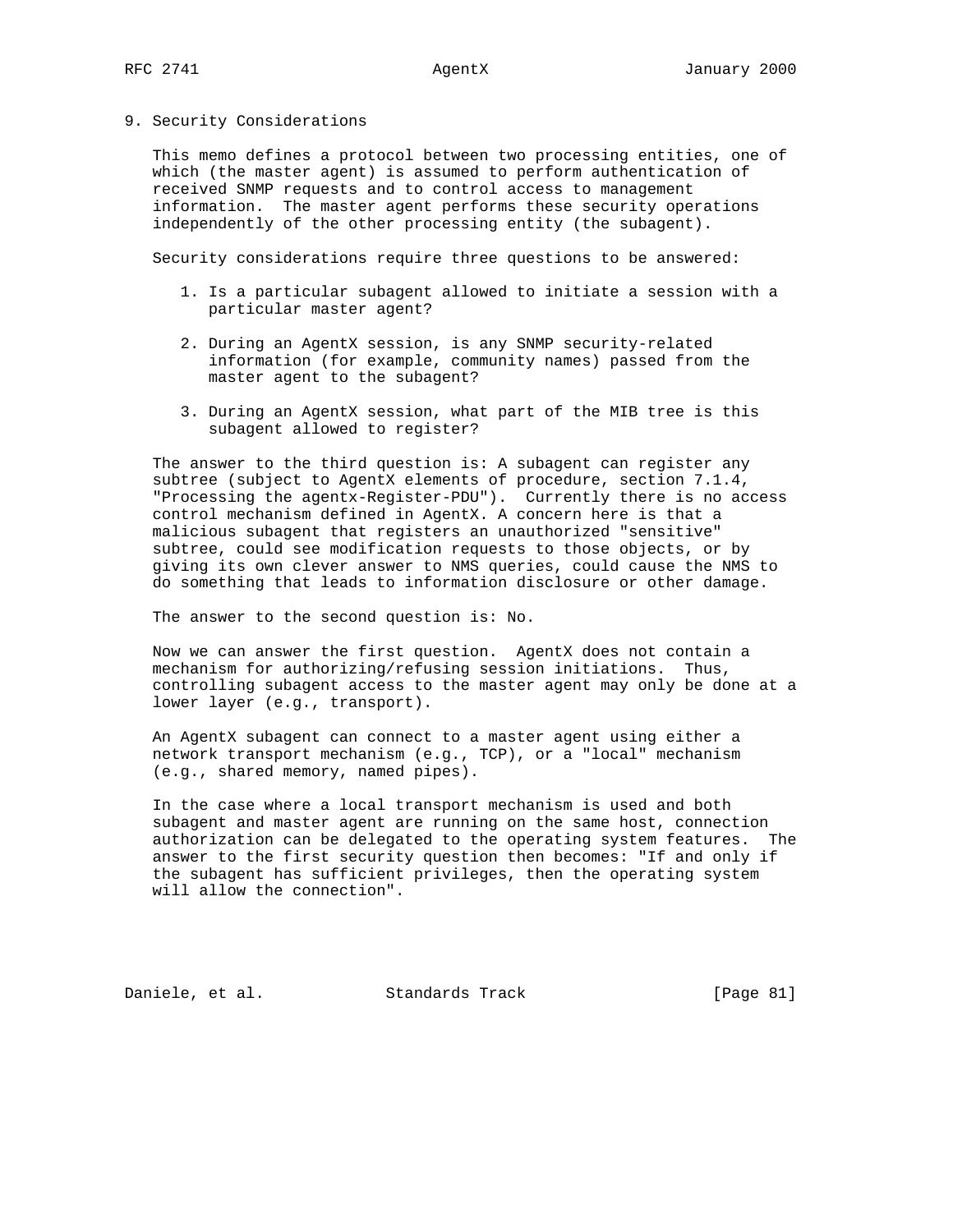# 9. Security Considerations

This memo defines a protocol between two processing entities, one of which (the master agent) is assumed to perform authentication of received SNMP requests and to control access to management information. The master agent performs these security operations independently of the other processing entity (the subagent).

Security considerations require three questions to be answered:

1. Is a particular subagent allowed to initiate a session with a particular master agent?
2. During an AgentX session, is any SNMP security-related information (for example, community names) passed from the master agent to the subagent?
3. During an AgentX session, what part of the MIB tree is this subagent allowed to register?

The answer to the third question is: A subagent can register any subtree (subject to AgentX elements of procedure, section 7.1.4, "Processing the agentx-Register-PDU"). Currently there is no access control mechanism defined in AgentX. A concern here is that a malicious subagent that registers an unauthorized "sensitive" subtree, could see modification requests to those objects, or by giving its own clever answer to NMS queries, could cause the NMS to do something that leads to information disclosure or other damage.

The answer to the second question is: No.

Now we can answer the first question. AgentX does not contain a mechanism for authorizing/refusing session initiations. Thus, controlling subagent access to the master agent may only be done at a lower layer (e.g., transport).

An AgentX subagent can connect to a master agent using either a network transport mechanism (e.g., TCP), or a "local" mechanism (e.g., shared memory, named pipes).

In the case where a local transport mechanism is used and both subagent and master agent are running on the same host, connection authorization can be delegated to the operating system features. The answer to the first security question then becomes: "If and only if the subagent has sufficient privileges, then the operating system will allow the connection".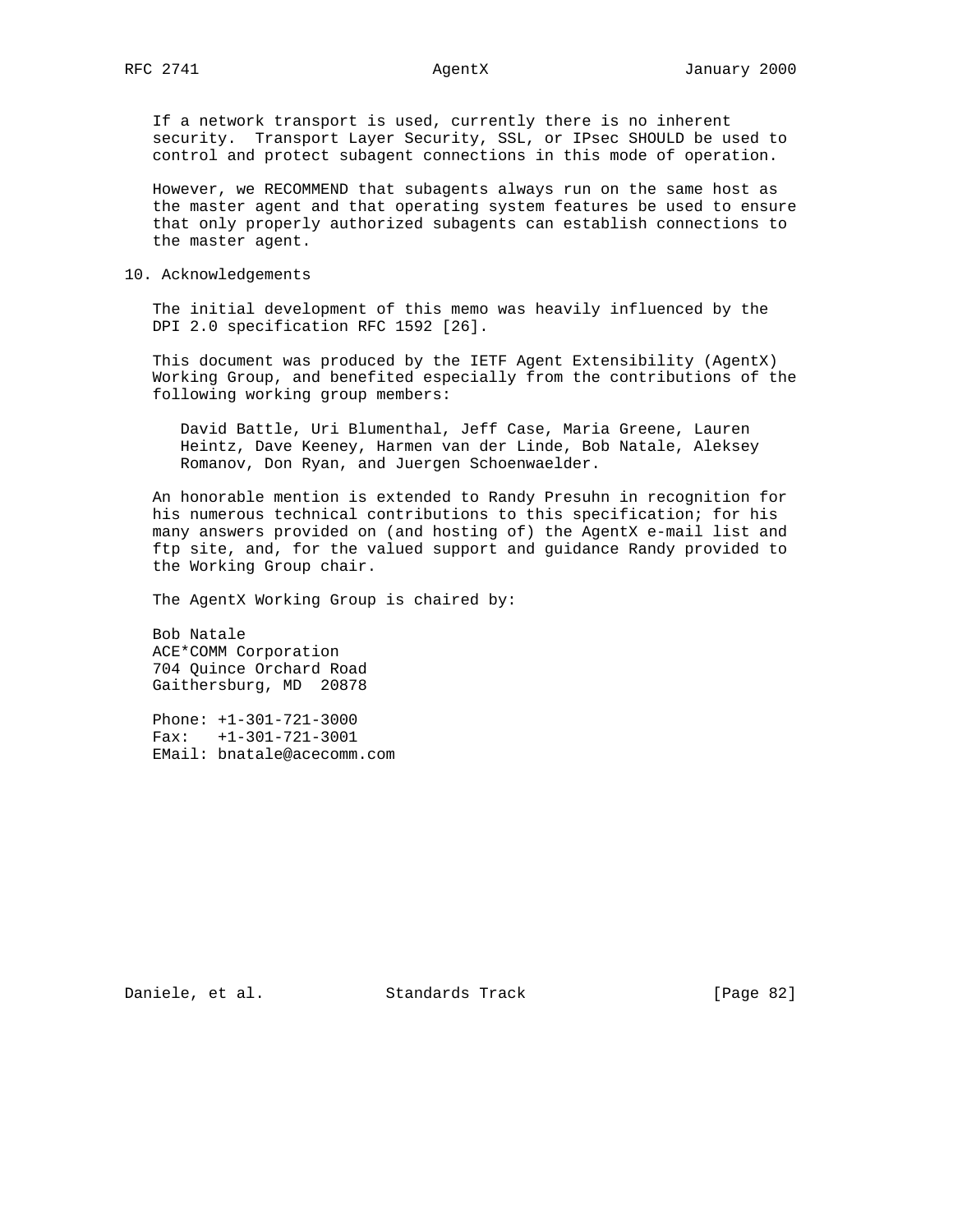If a network transport is used, currently there is no inherent security. Transport Layer Security, SSL, or IPsec SHOULD be used to control and protect subagent connections in this mode of operation.

However, we RECOMMEND that subagents always run on the same host as the master agent and that operating system features be used to ensure that only properly authorized subagents can establish connections to the master agent.

## 10. Acknowledgements

The initial development of this memo was heavily influenced by the DPI 2.0 specification RFC 1592 [26].

This document was produced by the IETF Agent Extensibility (AgentX) Working Group, and benefited especially from the contributions of the following working group members:

> David Battle, Uri Blumenthal, Jeff Case, Maria Greene, Lauren Heintz, Dave Keeney, Harmen van der Linde, Bob Natale, Aleksey Romanov, Don Ryan, and Juergen Schoenwaelder.

An honorable mention is extended to Randy Presuhn in recognition for his numerous technical contributions to this specification; for his many answers provided on (and hosting of) the AgentX e-mail list and ftp site, and, for the valued support and guidance Randy provided to the Working Group chair.

The AgentX Working Group is chaired by:

Bob Natale
ACE*COMM Corporation
704 Quince Orchard Road
Gaithersburg, MD  20878

Phone: +1-301-721-3000
Fax:   +1-301-721-3001
EMail: bnatale@acecomm.com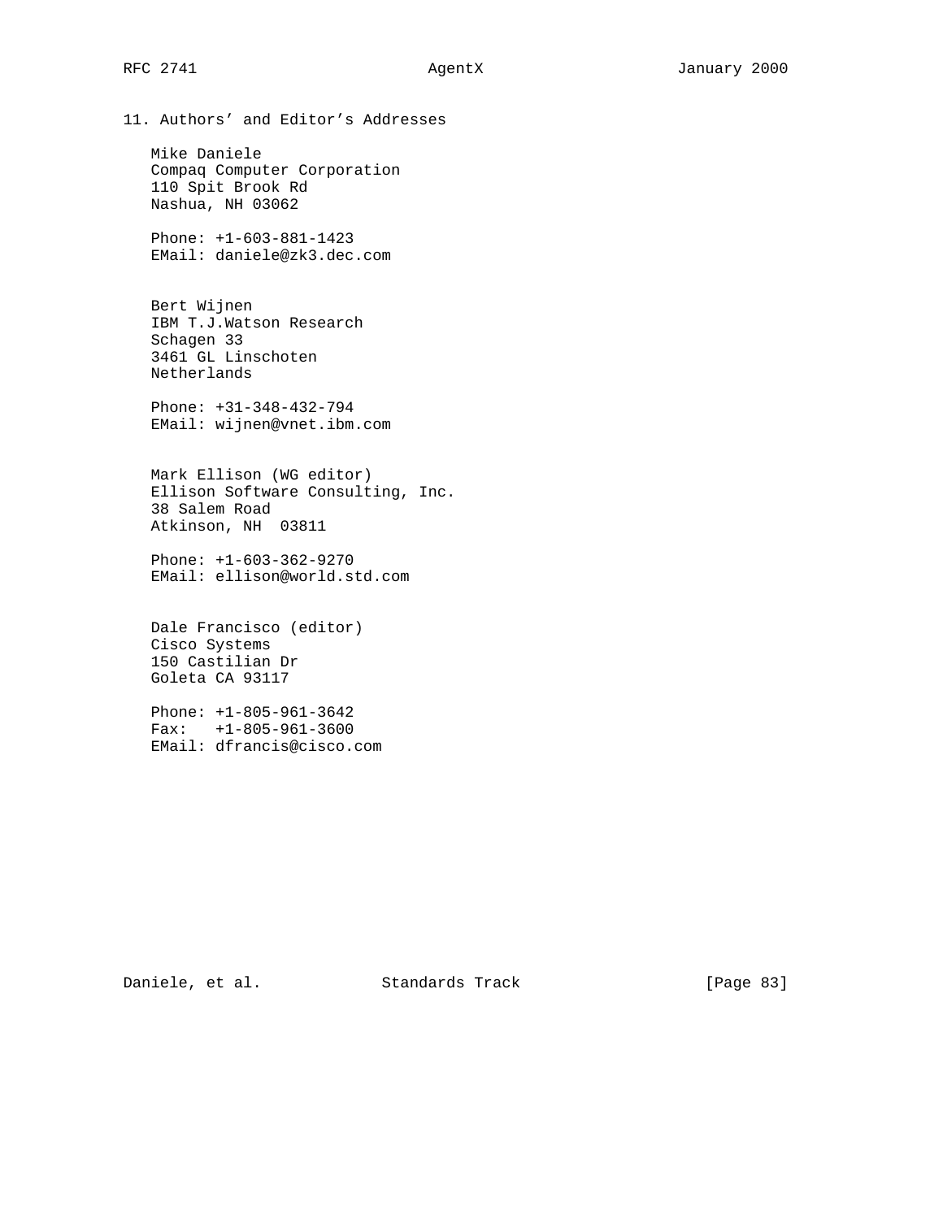## 11. Authors' and Editor's Addresses

Mike Daniele
Compaq Computer Corporation
110 Spit Brook Rd
Nashua, NH 03062

Phone: +1-603-881-1423
EMail: daniele@zk3.dec.com

Bert Wijnen
IBM T.J.Watson Research
Schagen 33
3461 GL Linschoten
Netherlands

Phone: +31-348-432-794
EMail: wijnen@vnet.ibm.com

Mark Ellison (WG editor)
Ellison Software Consulting, Inc.
38 Salem Road
Atkinson, NH 03811

Phone: +1-603-362-9270
EMail: ellison@world.std.com

Dale Francisco (editor)
Cisco Systems
150 Castilian Dr
Goleta CA 93117

Phone: +1-805-961-3642
Fax: +1-805-961-3600
EMail: dfrancis@cisco.com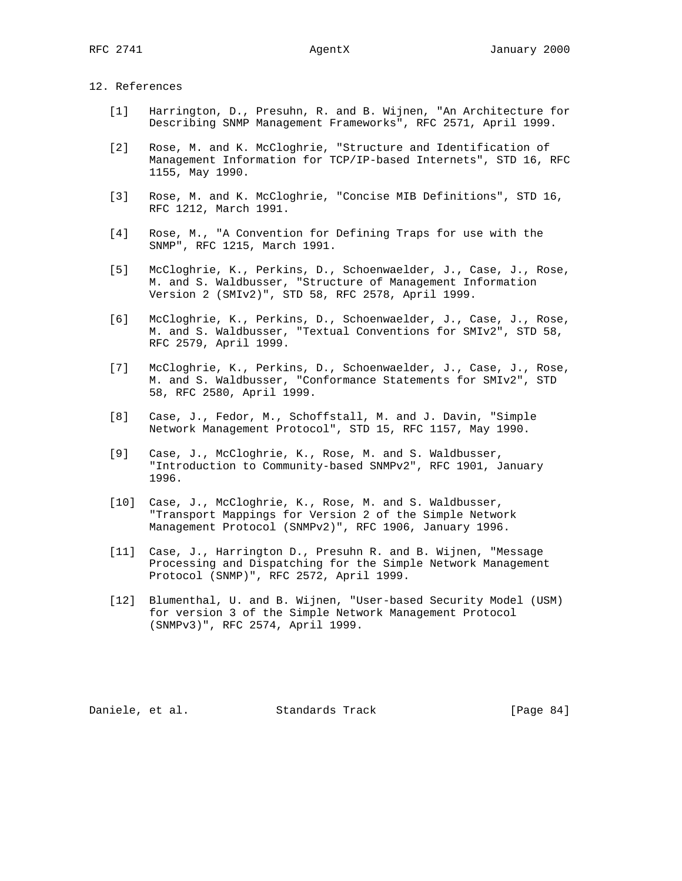## 12. References

[1] Harrington, D., Presuhn, R. and B. Wijnen, "An Architecture for Describing SNMP Management Frameworks", RFC 2571, April 1999.

[2] Rose, M. and K. McCloghrie, "Structure and Identification of Management Information for TCP/IP-based Internets", STD 16, RFC 1155, May 1990.

[3] Rose, M. and K. McCloghrie, "Concise MIB Definitions", STD 16, RFC 1212, March 1991.

[4] Rose, M., "A Convention for Defining Traps for use with the SNMP", RFC 1215, March 1991.

[5] McCloghrie, K., Perkins, D., Schoenwaelder, J., Case, J., Rose, M. and S. Waldbusser, "Structure of Management Information Version 2 (SMIv2)", STD 58, RFC 2578, April 1999.

[6] McCloghrie, K., Perkins, D., Schoenwaelder, J., Case, J., Rose, M. and S. Waldbusser, "Textual Conventions for SMIv2", STD 58, RFC 2579, April 1999.

[7] McCloghrie, K., Perkins, D., Schoenwaelder, J., Case, J., Rose, M. and S. Waldbusser, "Conformance Statements for SMIv2", STD 58, RFC 2580, April 1999.

[8] Case, J., Fedor, M., Schoffstall, M. and J. Davin, "Simple Network Management Protocol", STD 15, RFC 1157, May 1990.

[9] Case, J., McCloghrie, K., Rose, M. and S. Waldbusser, "Introduction to Community-based SNMPv2", RFC 1901, January 1996.

[10] Case, J., McCloghrie, K., Rose, M. and S. Waldbusser, "Transport Mappings for Version 2 of the Simple Network Management Protocol (SNMPv2)", RFC 1906, January 1996.

[11] Case, J., Harrington D., Presuhn R. and B. Wijnen, "Message Processing and Dispatching for the Simple Network Management Protocol (SNMP)", RFC 2572, April 1999.

[12] Blumenthal, U. and B. Wijnen, "User-based Security Model (USM) for version 3 of the Simple Network Management Protocol (SNMPv3)", RFC 2574, April 1999.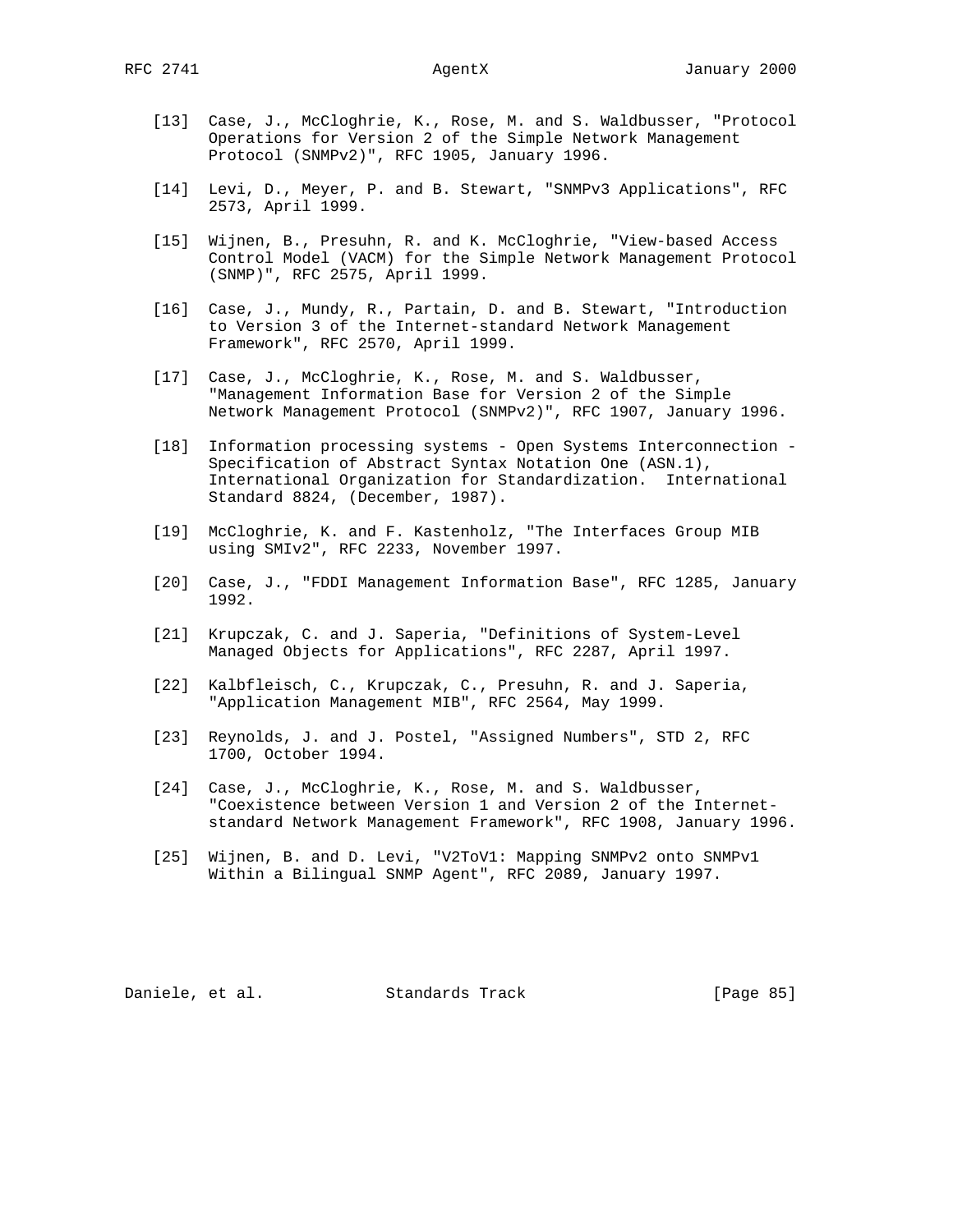[13] Case, J., McCloghrie, K., Rose, M. and S. Waldbusser, "Protocol Operations for Version 2 of the Simple Network Management Protocol (SNMPv2)", RFC 1905, January 1996.

[14] Levi, D., Meyer, P. and B. Stewart, "SNMPv3 Applications", RFC 2573, April 1999.

[15] Wijnen, B., Presuhn, R. and K. McCloghrie, "View-based Access Control Model (VACM) for the Simple Network Management Protocol (SNMP)", RFC 2575, April 1999.

[16] Case, J., Mundy, R., Partain, D. and B. Stewart, "Introduction to Version 3 of the Internet-standard Network Management Framework", RFC 2570, April 1999.

[17] Case, J., McCloghrie, K., Rose, M. and S. Waldbusser, "Management Information Base for Version 2 of the Simple Network Management Protocol (SNMPv2)", RFC 1907, January 1996.

[18] Information processing systems - Open Systems Interconnection - Specification of Abstract Syntax Notation One (ASN.1), International Organization for Standardization. International Standard 8824, (December, 1987).

[19] McCloghrie, K. and F. Kastenholz, "The Interfaces Group MIB using SMIv2", RFC 2233, November 1997.

[20] Case, J., "FDDI Management Information Base", RFC 1285, January 1992.

[21] Krupczak, C. and J. Saperia, "Definitions of System-Level Managed Objects for Applications", RFC 2287, April 1997.

[22] Kalbfleisch, C., Krupczak, C., Presuhn, R. and J. Saperia, "Application Management MIB", RFC 2564, May 1999.

[23] Reynolds, J. and J. Postel, "Assigned Numbers", STD 2, RFC 1700, October 1994.

[24] Case, J., McCloghrie, K., Rose, M. and S. Waldbusser, "Coexistence between Version 1 and Version 2 of the Internet-standard Network Management Framework", RFC 1908, January 1996.

[25] Wijnen, B. and D. Levi, "V2ToV1: Mapping SNMPv2 onto SNMPv1 Within a Bilingual SNMP Agent", RFC 2089, January 1997.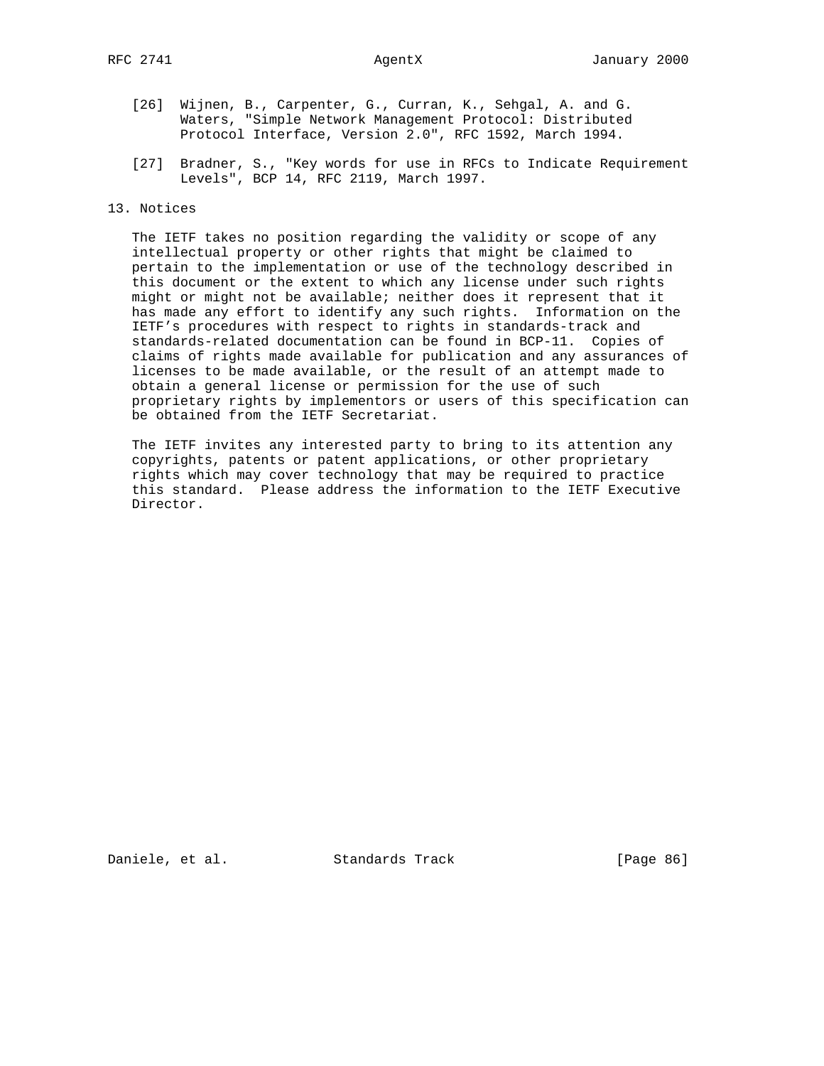[26] Wijnen, B., Carpenter, G., Curran, K., Sehgal, A. and G. Waters, "Simple Network Management Protocol: Distributed Protocol Interface, Version 2.0", RFC 1592, March 1994.

[27] Bradner, S., "Key words for use in RFCs to Indicate Requirement Levels", BCP 14, RFC 2119, March 1997.

## 13. Notices

The IETF takes no position regarding the validity or scope of any intellectual property or other rights that might be claimed to pertain to the implementation or use of the technology described in this document or the extent to which any license under such rights might or might not be available; neither does it represent that it has made any effort to identify any such rights. Information on the IETF's procedures with respect to rights in standards-track and standards-related documentation can be found in BCP-11. Copies of claims of rights made available for publication and any assurances of licenses to be made available, or the result of an attempt made to obtain a general license or permission for the use of such proprietary rights by implementors or users of this specification can be obtained from the IETF Secretariat.

The IETF invites any interested party to bring to its attention any copyrights, patents or patent applications, or other proprietary rights which may cover technology that may be required to practice this standard. Please address the information to the IETF Executive Director.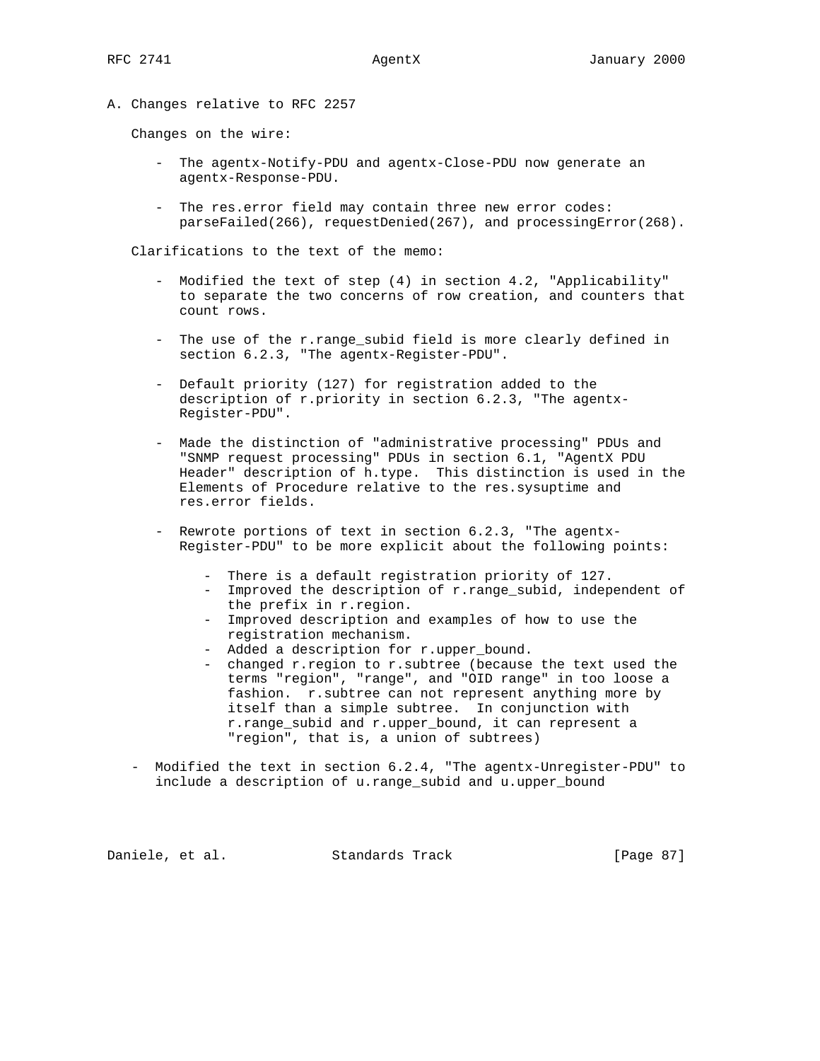# A. Changes relative to RFC 2257

Changes on the wire:

- The agentx-Notify-PDU and agentx-Close-PDU now generate an agentx-Response-PDU.

- The res.error field may contain three new error codes: parseFailed(266), requestDenied(267), and processingError(268).

Clarifications to the text of the memo:

- Modified the text of step (4) in section 4.2, "Applicability" to separate the two concerns of row creation, and counters that count rows.

- The use of the r.range_subid field is more clearly defined in section 6.2.3, "The agentx-Register-PDU".

- Default priority (127) for registration added to the description of r.priority in section 6.2.3, "The agentx-Register-PDU".

- Made the distinction of "administrative processing" PDUs and "SNMP request processing" PDUs in section 6.1, "AgentX PDU Header" description of h.type. This distinction is used in the Elements of Procedure relative to the res.sysuptime and res.error fields.

- Rewrote portions of text in section 6.2.3, "The agentx-Register-PDU" to be more explicit about the following points:

  - There is a default registration priority of 127.
  - Improved the description of r.range_subid, independent of the prefix in r.region.
  - Improved description and examples of how to use the registration mechanism.
  - Added a description for r.upper_bound.
  - changed r.region to r.subtree (because the text used the terms "region", "range", and "OID range" in too loose a fashion. r.subtree can not represent anything more by itself than a simple subtree. In conjunction with r.range_subid and r.upper_bound, it can represent a "region", that is, a union of subtrees)

- Modified the text in section 6.2.4, "The agentx-Unregister-PDU" to include a description of u.range_subid and u.upper_bound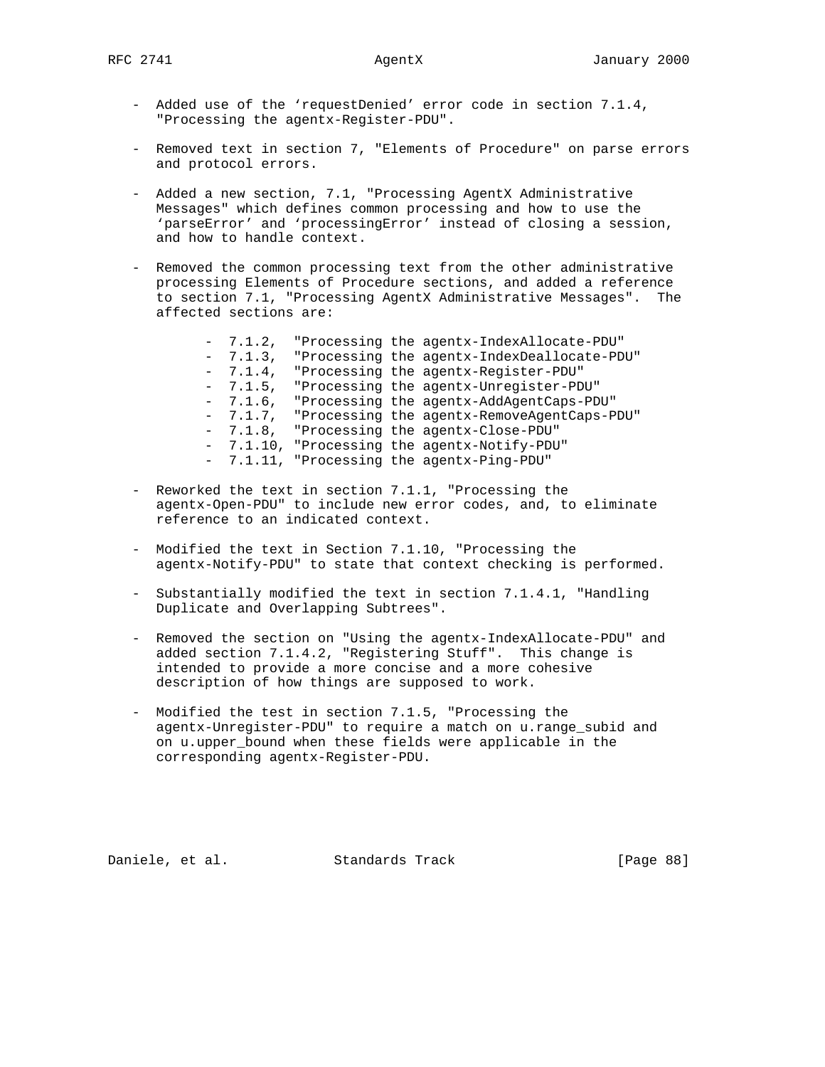- Added use of the 'requestDenied' error code in section 7.1.4, "Processing the agentx-Register-PDU".

- Removed text in section 7, "Elements of Procedure" on parse errors and protocol errors.

- Added a new section, 7.1, "Processing AgentX Administrative Messages" which defines common processing and how to use the 'parseError' and 'processingError' instead of closing a session, and how to handle context.

- Removed the common processing text from the other administrative processing Elements of Procedure sections, and added a reference to section 7.1, "Processing AgentX Administrative Messages". The affected sections are:

  - 7.1.2, "Processing the agentx-IndexAllocate-PDU"
  - 7.1.3, "Processing the agentx-IndexDeallocate-PDU"
  - 7.1.4, "Processing the agentx-Register-PDU"
  - 7.1.5, "Processing the agentx-Unregister-PDU"
  - 7.1.6, "Processing the agentx-AddAgentCaps-PDU"
  - 7.1.7, "Processing the agentx-RemoveAgentCaps-PDU"
  - 7.1.8, "Processing the agentx-Close-PDU"
  - 7.1.10, "Processing the agentx-Notify-PDU"
  - 7.1.11, "Processing the agentx-Ping-PDU"

- Reworked the text in section 7.1.1, "Processing the agentx-Open-PDU" to include new error codes, and, to eliminate reference to an indicated context.

- Modified the text in Section 7.1.10, "Processing the agentx-Notify-PDU" to state that context checking is performed.

- Substantially modified the text in section 7.1.4.1, "Handling Duplicate and Overlapping Subtrees".

- Removed the section on "Using the agentx-IndexAllocate-PDU" and added section 7.1.4.2, "Registering Stuff". This change is intended to provide a more concise and a more cohesive description of how things are supposed to work.

- Modified the test in section 7.1.5, "Processing the agentx-Unregister-PDU" to require a match on u.range_subid and on u.upper_bound when these fields were applicable in the corresponding agentx-Register-PDU.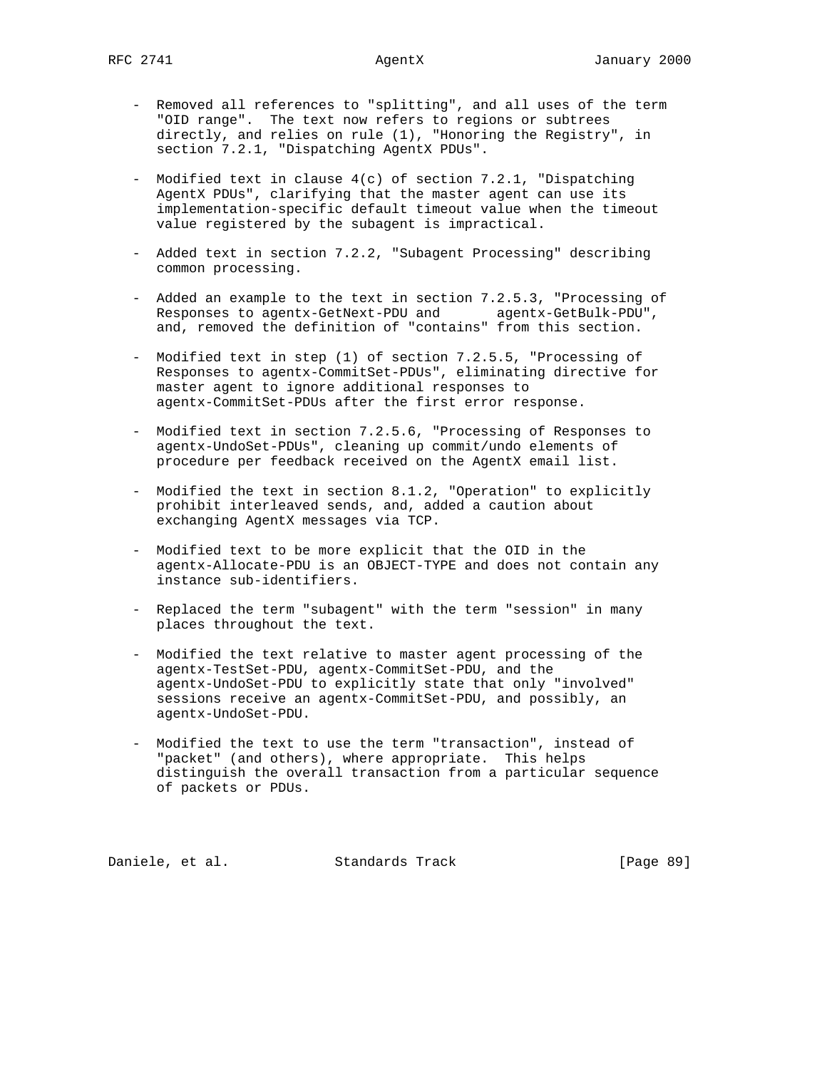- Removed all references to "splitting", and all uses of the term "OID range". The text now refers to regions or subtrees directly, and relies on rule (1), "Honoring the Registry", in section 7.2.1, "Dispatching AgentX PDUs".

- Modified text in clause 4(c) of section 7.2.1, "Dispatching AgentX PDUs", clarifying that the master agent can use its implementation-specific default timeout value when the timeout value registered by the subagent is impractical.

- Added text in section 7.2.2, "Subagent Processing" describing common processing.

- Added an example to the text in section 7.2.5.3, "Processing of Responses to agentx-GetNext-PDU and agentx-GetBulk-PDU", and, removed the definition of "contains" from this section.

- Modified text in step (1) of section 7.2.5.5, "Processing of Responses to agentx-CommitSet-PDUs", eliminating directive for master agent to ignore additional responses to agentx-CommitSet-PDUs after the first error response.

- Modified text in section 7.2.5.6, "Processing of Responses to agentx-UndoSet-PDUs", cleaning up commit/undo elements of procedure per feedback received on the AgentX email list.

- Modified the text in section 8.1.2, "Operation" to explicitly prohibit interleaved sends, and, added a caution about exchanging AgentX messages via TCP.

- Modified text to be more explicit that the OID in the agentx-Allocate-PDU is an OBJECT-TYPE and does not contain any instance sub-identifiers.

- Replaced the term "subagent" with the term "session" in many places throughout the text.

- Modified the text relative to master agent processing of the agentx-TestSet-PDU, agentx-CommitSet-PDU, and the agentx-UndoSet-PDU to explicitly state that only "involved" sessions receive an agentx-CommitSet-PDU, and possibly, an agentx-UndoSet-PDU.

- Modified the text to use the term "transaction", instead of "packet" (and others), where appropriate. This helps distinguish the overall transaction from a particular sequence of packets or PDUs.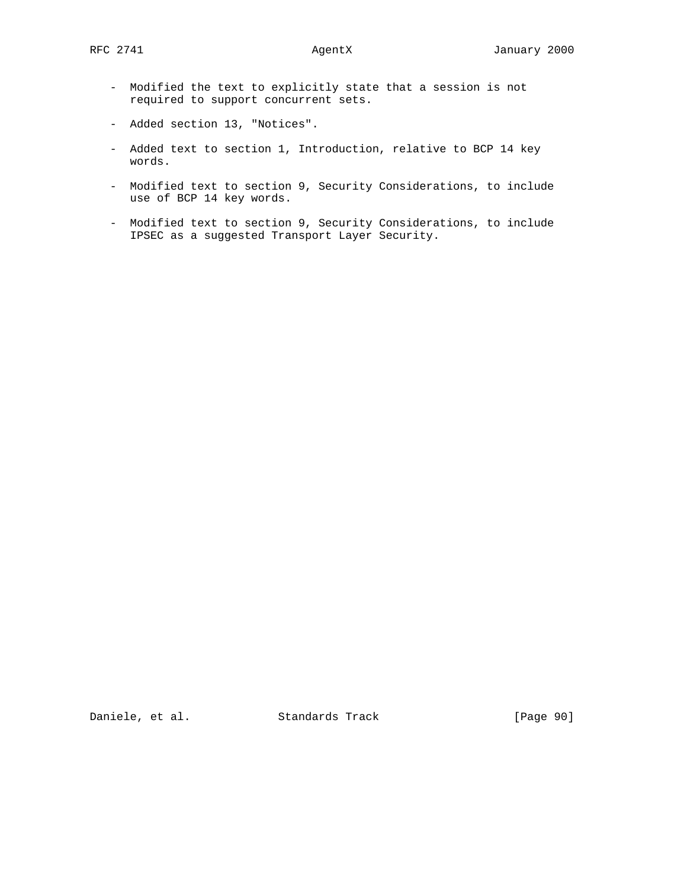- Modified the text to explicitly state that a session is not required to support concurrent sets.

- Added section 13, "Notices".

- Added text to section 1, Introduction, relative to BCP 14 key words.

- Modified text to section 9, Security Considerations, to include use of BCP 14 key words.

- Modified text to section 9, Security Considerations, to include IPSEC as a suggested Transport Layer Security.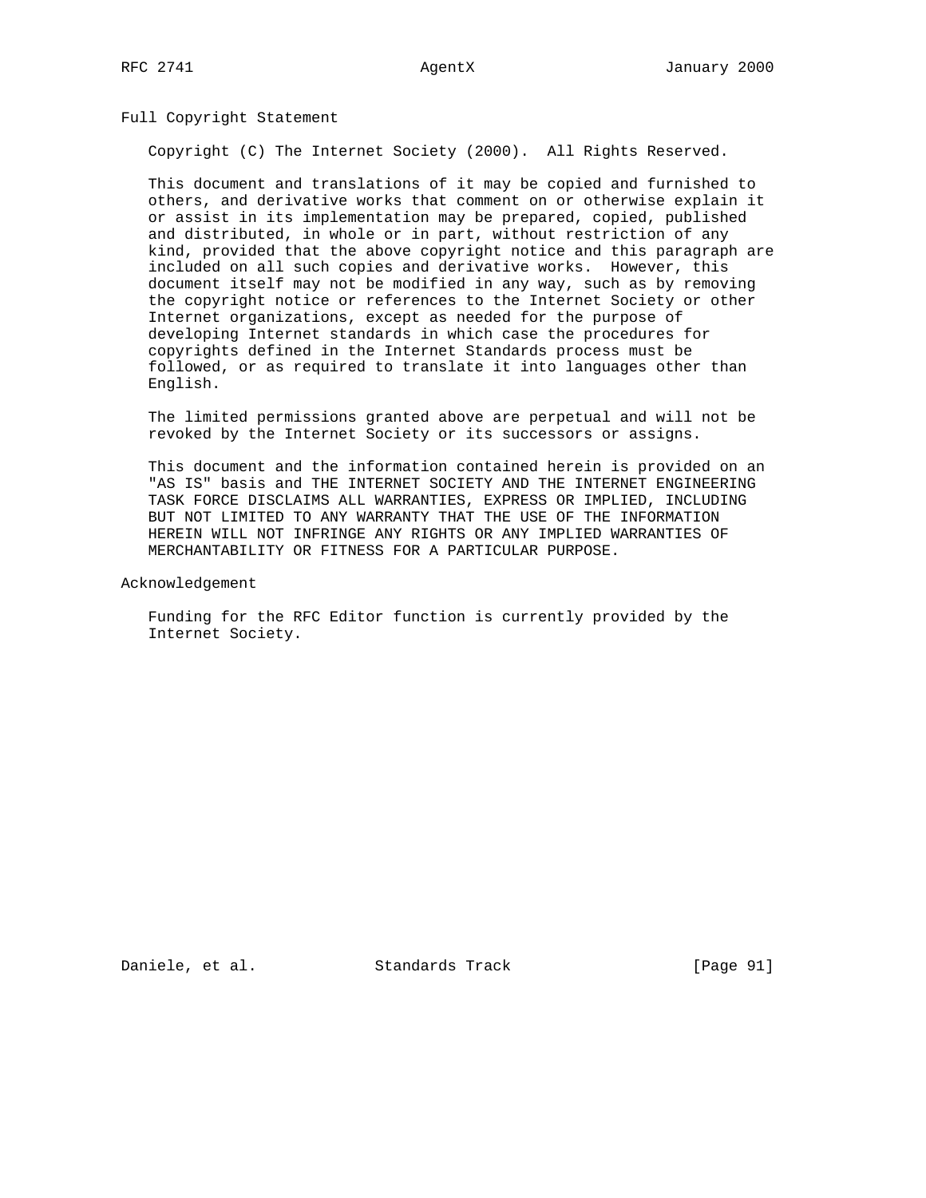## Full Copyright Statement

Copyright (C) The Internet Society (2000). All Rights Reserved.

This document and translations of it may be copied and furnished to others, and derivative works that comment on or otherwise explain it or assist in its implementation may be prepared, copied, published and distributed, in whole or in part, without restriction of any kind, provided that the above copyright notice and this paragraph are included on all such copies and derivative works. However, this document itself may not be modified in any way, such as by removing the copyright notice or references to the Internet Society or other Internet organizations, except as needed for the purpose of developing Internet standards in which case the procedures for copyrights defined in the Internet Standards process must be followed, or as required to translate it into languages other than English.

The limited permissions granted above are perpetual and will not be revoked by the Internet Society or its successors or assigns.

This document and the information contained herein is provided on an "AS IS" basis and THE INTERNET SOCIETY AND THE INTERNET ENGINEERING TASK FORCE DISCLAIMS ALL WARRANTIES, EXPRESS OR IMPLIED, INCLUDING BUT NOT LIMITED TO ANY WARRANTY THAT THE USE OF THE INFORMATION HEREIN WILL NOT INFRINGE ANY RIGHTS OR ANY IMPLIED WARRANTIES OF MERCHANTABILITY OR FITNESS FOR A PARTICULAR PURPOSE.

## Acknowledgement

Funding for the RFC Editor function is currently provided by the Internet Society.